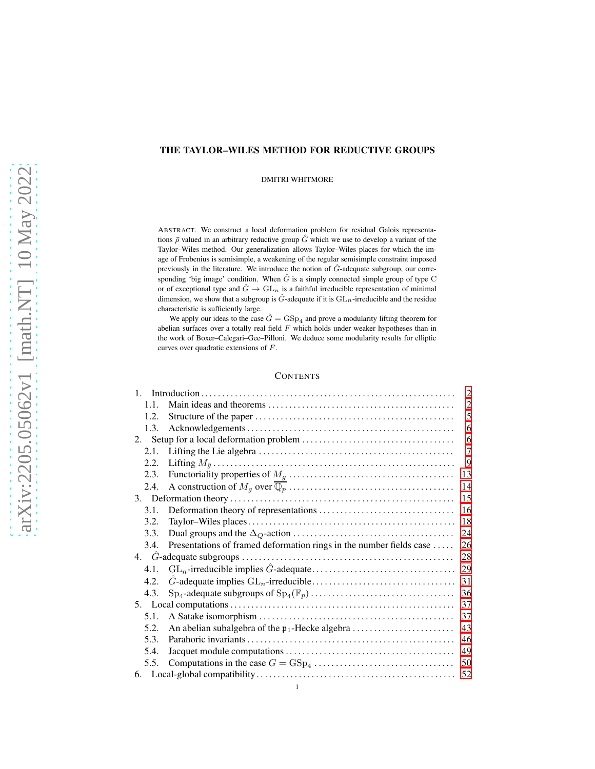# THE TAYLOR–WILES METHOD FOR REDUCTIVE GROUPS

DMITRI WHITMORE

ABSTRACT. We construct a local deformation problem for residual Galois representations $\bar{\rho}$ valued in an arbitrary reductive group $\hat{G}$ which we use to develop a variant of the Taylor–Wiles method. Our generalization allows Taylor–Wiles places for which the image of Frobenius is semisimple, a weakening of the regular semisimple constraint imposed previously in the literature. We introduce the notion of $\hat{G}$-adequate subgroup, our corresponding 'big image' condition. When $\hat{G}$ is a simply connected simple group of type C or of exceptional type and $\hat{G} \to \mathrm{GL}_n$ is a faithful irreducible representation of minimal dimension, we show that a subgroup is $\hat{G}$-adequate if it is $\mathrm{GL}_n$-irreducible and the residue characteristic is sufficiently large.

We apply our ideas to the case $\hat{G} = \mathrm{GSp}_4$ and prove a modularity lifting theorem for abelian surfaces over a totally real field $F$ which holds under weaker hypotheses than in the work of Boxer–Calegari–Gee–Pilloni. We deduce some modularity results for elliptic curves over quadratic extensions of $F$.

CONTENTS

1. Introduction ... 2
   - 1.1. Main ideas and theorems ... 2
   - 1.2. Structure of the paper ... 5
   - 1.3. Acknowledgements ... 6
2. Setup for a local deformation problem ... 6
   - 2.1. Lifting the Lie algebra ... 7
   - 2.2. Lifting $M_{\bar{g}}$ ... 9
   - 2.3. Functoriality properties of $M_g$ ... 13
   - 2.4. A construction of $M_g$ over $\overline{\mathbb{Q}}_p$ ... 14
3. Deformation theory ... 15
   - 3.1. Deformation theory of representations ... 16
   - 3.2. Taylor–Wiles places ... 18
   - 3.3. Dual groups and the $\Delta_Q$-action ... 24
   - 3.4. Presentations of framed deformation rings in the number fields case ... 26
4. $\hat{G}$-adequate subgroups ... 28
   - 4.1. $\mathrm{GL}_n$-irreducible implies $\hat{G}$-adequate ... 29
   - 4.2. $\hat{G}$-adequate implies $\mathrm{GL}_n$-irreducible ... 31
   - 4.3. $\mathrm{Sp}_4$-adequate subgroups of $\mathrm{Sp}_4(\mathbb{F}_p)$ ... 36
5. Local computations ... 37
   - 5.1. A Satake isomorphism ... 37
   - 5.2. An abelian subalgebra of the $\mathfrak{p}_1$-Hecke algebra ... 43
   - 5.3. Parahoric invariants ... 46
   - 5.4. Jacquet module computations ... 49
   - 5.5. Computations in the case $G = \mathrm{GSp}_4$ ... 50
6. Local-global compatibility ... 52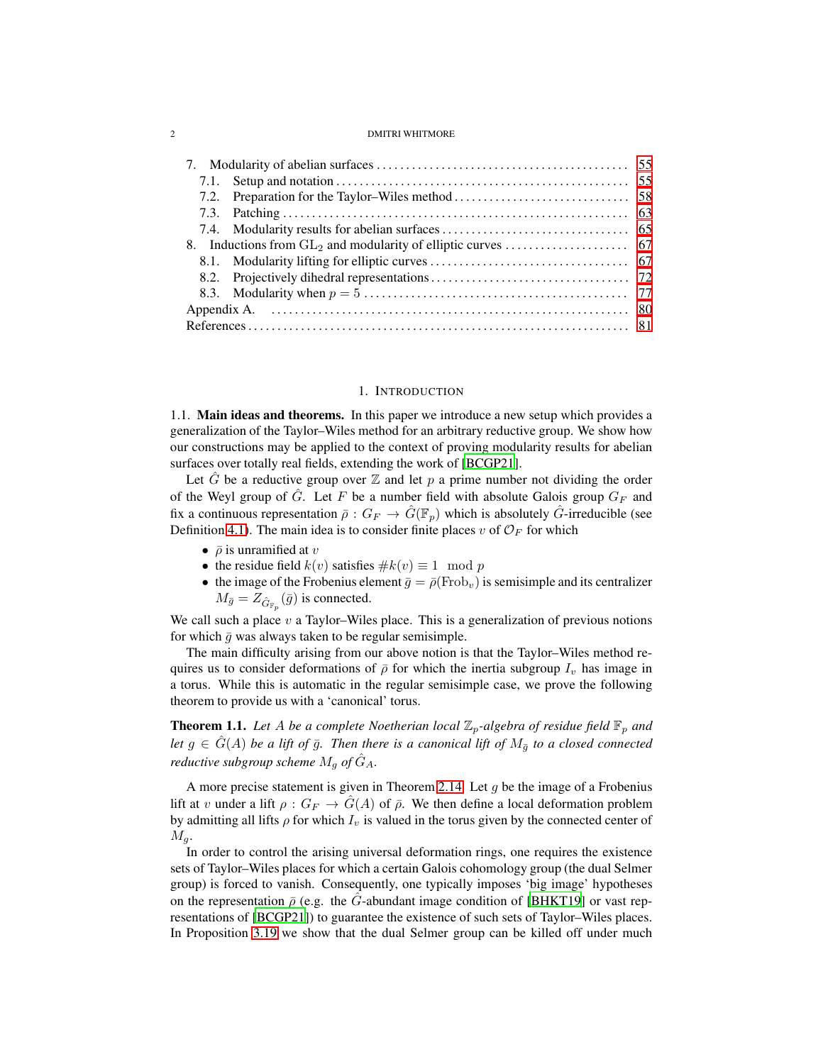7. Modularity of abelian surfaces ... 55
 7.1. Setup and notation ... 55
 7.2. Preparation for the Taylor–Wiles method ... 58
 7.3. Patching ... 63
 7.4. Modularity results for abelian surfaces ... 65
8. Inductions from $\mathrm{GL}_2$ and modularity of elliptic curves ... 67
 8.1. Modularity lifting for elliptic curves ... 67
 8.2. Projectively dihedral representations ... 72
 8.3. Modularity when $p = 5$ ... 77
Appendix A. ... 80
References ... 81

## 1. Introduction

1.1. **Main ideas and theorems.** In this paper we introduce a new setup which provides a generalization of the Taylor–Wiles method for an arbitrary reductive group. We show how our constructions may be applied to the context of proving modularity results for abelian surfaces over totally real fields, extending the work of [BCGP21].

Let $\hat{G}$ be a reductive group over $\mathbb{Z}$ and let $p$ a prime number not dividing the order of the Weyl group of $\hat{G}$. Let $F$ be a number field with absolute Galois group $G_F$ and fix a continuous representation $\bar{\rho} : G_F \to \hat{G}(\mathbb{F}_p)$ which is absolutely $\hat{G}$-irreducible (see Definition 4.1). The main idea is to consider finite places $v$ of $\mathcal{O}_F$ for which

- $\bar{\rho}$ is unramified at $v$
- the residue field $k(v)$ satisfies $\#k(v) \equiv 1 \mod p$
- the image of the Frobenius element $\bar{g} = \bar{\rho}(\mathrm{Frob}_v)$ is semisimple and its centralizer $M_{\bar{g}} = Z_{\hat{G}_{\mathbb{F}_p}}(\bar{g})$ is connected.

We call such a place $v$ a Taylor–Wiles place. This is a generalization of previous notions for which $\bar{g}$ was always taken to be regular semisimple.

The main difficulty arising from our above notion is that the Taylor–Wiles method requires us to consider deformations of $\bar{\rho}$ for which the inertia subgroup $I_v$ has image in a torus. While this is automatic in the regular semisimple case, we prove the following theorem to provide us with a 'canonical' torus.

**Theorem 1.1.** *Let $A$ be a complete Noetherian local $\mathbb{Z}_p$-algebra of residue field $\mathbb{F}_p$ and let $g \in \hat{G}(A)$ be a lift of $\bar{g}$. Then there is a canonical lift of $M_{\bar{g}}$ to a closed connected reductive subgroup scheme $M_g$ of $\hat{G}_A$.*

A more precise statement is given in Theorem 2.14. Let $g$ be the image of a Frobenius lift at $v$ under a lift $\rho : G_F \to \hat{G}(A)$ of $\bar{\rho}$. We then define a local deformation problem by admitting all lifts $\rho$ for which $I_v$ is valued in the torus given by the connected center of $M_g$.

In order to control the arising universal deformation rings, one requires the existence sets of Taylor–Wiles places for which a certain Galois cohomology group (the dual Selmer group) is forced to vanish. Consequently, one typically imposes 'big image' hypotheses on the representation $\bar{\rho}$ (e.g. the $\hat{G}$-abundant image condition of [BHKT19] or vast representations of [BCGP21]) to guarantee the existence of such sets of Taylor–Wiles places. In Proposition 3.19 we show that the dual Selmer group can be killed off under much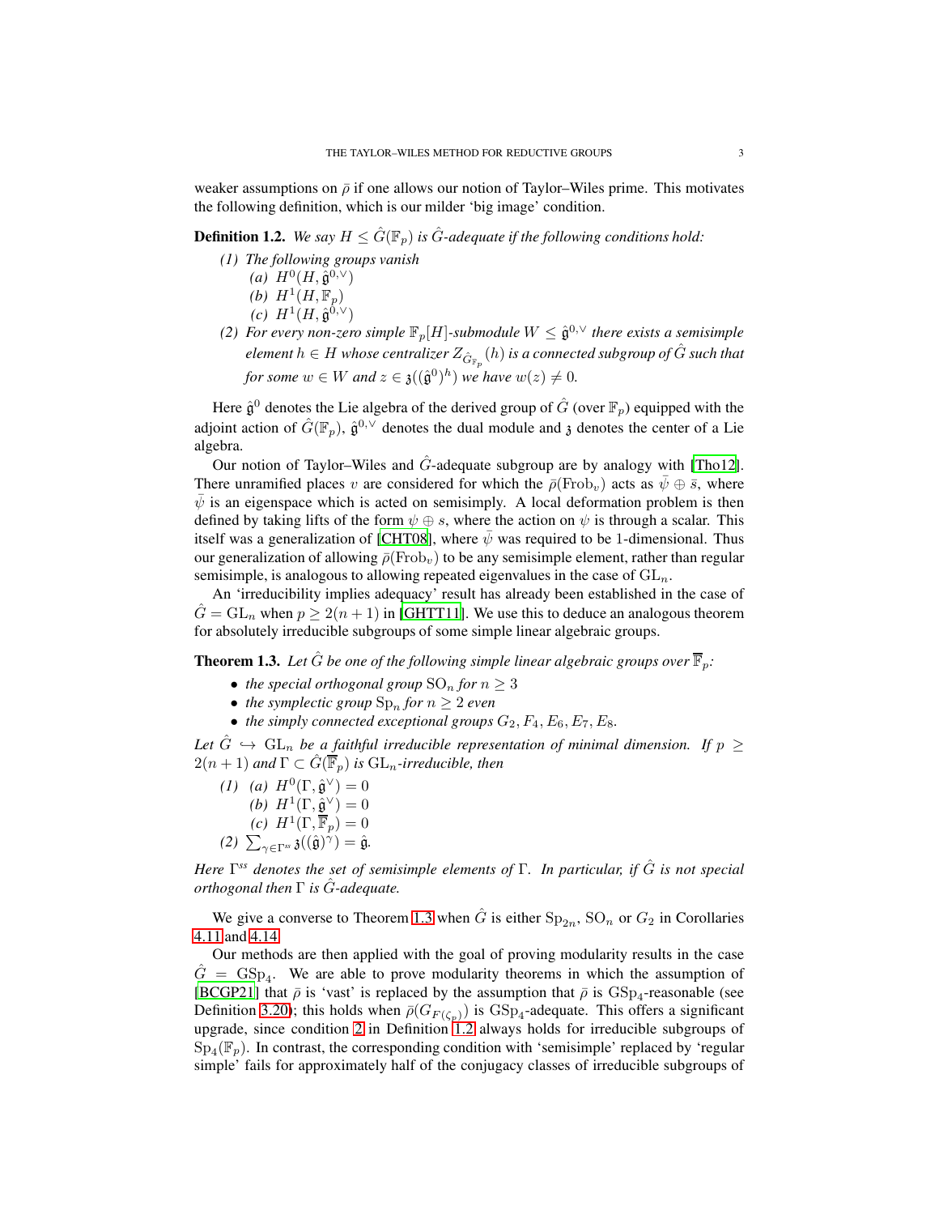weaker assumptions on $\bar{\rho}$ if one allows our notion of Taylor–Wiles prime. This motivates the following definition, which is our milder 'big image' condition.

**Definition 1.2.** *We say $H \leq \hat{G}(\mathbb{F}_p)$ is $\hat{G}$-adequate if the following conditions hold:*

*(1) The following groups vanish*
  - *(a) $H^0(H, \hat{\mathfrak{g}}^{0,\vee})$*
  - *(b) $H^1(H, \mathbb{F}_p)$*
  - *(c) $H^1(H, \hat{\mathfrak{g}}^{0,\vee})$*

*(2) For every non-zero simple $\mathbb{F}_p[H]$-submodule $W \leq \hat{\mathfrak{g}}^{0,\vee}$ there exists a semisimple element $h \in H$ whose centralizer $Z_{\hat{G}_{\mathbb{F}_p}}(h)$ is a connected subgroup of $\hat{G}$ such that for some $w \in W$ and $z \in \mathfrak{z}((\hat{\mathfrak{g}}^0)^h)$ we have $w(z) \neq 0$.*

Here $\hat{\mathfrak{g}}^0$ denotes the Lie algebra of the derived group of $\hat{G}$ (over $\mathbb{F}_p$) equipped with the adjoint action of $\hat{G}(\mathbb{F}_p)$, $\hat{\mathfrak{g}}^{0,\vee}$ denotes the dual module and $\mathfrak{z}$ denotes the center of a Lie algebra.

Our notion of Taylor–Wiles and $\hat{G}$-adequate subgroup are by analogy with [Tho12]. There unramified places $v$ are considered for which the $\bar{\rho}(\mathrm{Frob}_v)$ acts as $\bar{\psi} \oplus \bar{s}$, where $\bar{\psi}$ is an eigenspace which is acted on semisimply. A local deformation problem is then defined by taking lifts of the form $\psi \oplus s$, where the action on $\psi$ is through a scalar. This itself was a generalization of [CHT08], where $\bar{\psi}$ was required to be 1-dimensional. Thus our generalization of allowing $\bar{\rho}(\mathrm{Frob}_v)$ to be any semisimple element, rather than regular semisimple, is analogous to allowing repeated eigenvalues in the case of $\mathrm{GL}_n$.

An 'irreducibility implies adequacy' result has already been established in the case of $\hat{G} = \mathrm{GL}_n$ when $p \geq 2(n+1)$ in [GHTT11]. We use this to deduce an analogous theorem for absolutely irreducible subgroups of some simple linear algebraic groups.

**Theorem 1.3.** *Let $\hat{G}$ be one of the following simple linear algebraic groups over $\overline{\mathbb{F}}_p$:*

- *the special orthogonal group $\mathrm{SO}_n$ for $n \geq 3$*
- *the symplectic group $\mathrm{Sp}_n$ for $n \geq 2$ even*
- *the simply connected exceptional groups $G_2, F_4, E_6, E_7, E_8$.*

*Let $\hat{G} \hookrightarrow \mathrm{GL}_n$ be a faithful irreducible representation of minimal dimension. If $p \geq 2(n+1)$ and $\Gamma \subset \hat{G}(\overline{\mathbb{F}}_p)$ is $\mathrm{GL}_n$-irreducible, then*

*(1)*
  - *(a) $H^0(\Gamma, \hat{\mathfrak{g}}^\vee) = 0$*
  - *(b) $H^1(\Gamma, \hat{\mathfrak{g}}^\vee) = 0$*
  - *(c) $H^1(\Gamma, \overline{\mathbb{F}}_p) = 0$*

*(2) $\sum_{\gamma \in \Gamma^{ss}} \mathfrak{z}((\hat{\mathfrak{g}})^\gamma) = \hat{\mathfrak{g}}$.*

*Here $\Gamma^{ss}$ denotes the set of semisimple elements of $\Gamma$. In particular, if $\hat{G}$ is not special orthogonal then $\Gamma$ is $\hat{G}$-adequate.*

We give a converse to Theorem 1.3 when $\hat{G}$ is either $\mathrm{Sp}_{2n}$, $\mathrm{SO}_n$ or $G_2$ in Corollaries 4.11 and 4.14.

Our methods are then applied with the goal of proving modularity results in the case $\hat{G} = \mathrm{GSp}_4$. We are able to prove modularity theorems in which the assumption of [BCGP21] that $\bar{\rho}$ is 'vast' is replaced by the assumption that $\bar{\rho}$ is $\mathrm{GSp}_4$-reasonable (see Definition 3.20); this holds when $\bar{\rho}(G_{F(\zeta_p)})$ is $\mathrm{GSp}_4$-adequate. This offers a significant upgrade, since condition 2 in Definition 1.2 always holds for irreducible subgroups of $\mathrm{Sp}_4(\mathbb{F}_p)$. In contrast, the corresponding condition with 'semisimple' replaced by 'regular simple' fails for approximately half of the conjugacy classes of irreducible subgroups of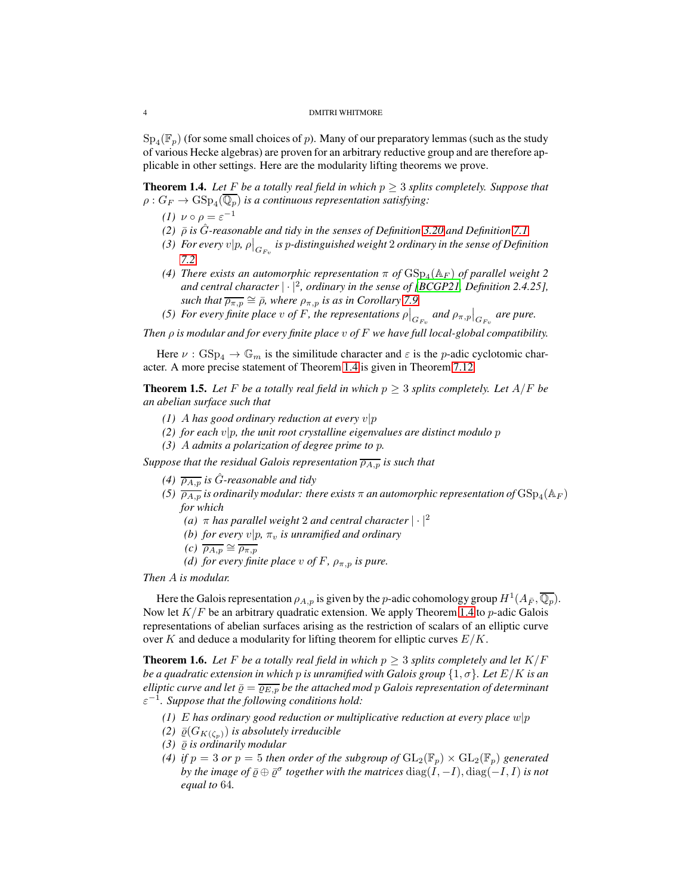$\mathrm{Sp}_4(\mathbb{F}_p)$ (for some small choices of $p$). Many of our preparatory lemmas (such as the study of various Hecke algebras) are proven for an arbitrary reductive group and are therefore applicable in other settings. Here are the modularity lifting theorems we prove.

**Theorem 1.4.** *Let $F$ be a totally real field in which $p \geq 3$ splits completely. Suppose that $\rho : G_F \to \mathrm{GSp}_4(\overline{\mathbb{Q}_p})$ is a continuous representation satisfying:*

1. *$\nu \circ \rho = \varepsilon^{-1}$*
2. *$\bar{\rho}$ is $\hat{G}$-reasonable and tidy in the senses of Definition 3.20 and Definition 7.1*
3. *For every $v|p$, $\rho\big|_{G_{F_v}}$ is $p$-distinguished weight 2 ordinary in the sense of Definition 7.2*
4. *There exists an automorphic representation $\pi$ of $\mathrm{GSp}_4(\mathbb{A}_F)$ of parallel weight 2 and central character $|\cdot|^2$, ordinary in the sense of [BCGP21, Definition 2.4.25], such that $\overline{\rho_{\pi,p}} \cong \bar{\rho}$, where $\rho_{\pi,p}$ is as in Corollary 7.9*
5. *For every finite place $v$ of $F$, the representations $\rho\big|_{G_{F_v}}$ and $\rho_{\pi,p}\big|_{G_{F_v}}$ are pure.*

*Then $\rho$ is modular and for every finite place $v$ of $F$ we have full local-global compatibility.*

Here $\nu : \mathrm{GSp}_4 \to \mathbb{G}_m$ is the similitude character and $\varepsilon$ is the $p$-adic cyclotomic character. A more precise statement of Theorem 1.4 is given in Theorem 7.12.

**Theorem 1.5.** *Let $F$ be a totally real field in which $p \geq 3$ splits completely. Let $A/F$ be an abelian surface such that*

1. *$A$ has good ordinary reduction at every $v|p$*
2. *for each $v|p$, the unit root crystalline eigenvalues are distinct modulo $p$*
3. *$A$ admits a polarization of degree prime to $p$.*

*Suppose that the residual Galois representation $\overline{\rho_{A,p}}$ is such that*

4. *$\overline{\rho_{A,p}}$ is $\hat{G}$-reasonable and tidy*
5. *$\overline{\rho_{A,p}}$ is ordinarily modular: there exists $\pi$ an automorphic representation of $\mathrm{GSp}_4(\mathbb{A}_F)$ for which*
   - *(a) $\pi$ has parallel weight 2 and central character $|\cdot|^2$*
   - *(b) for every $v|p$, $\pi_v$ is unramified and ordinary*
   - *(c) $\overline{\rho_{A,p}} \cong \overline{\rho_{\pi,p}}$*
   - *(d) for every finite place $v$ of $F$, $\rho_{\pi,p}$ is pure.*

*Then $A$ is modular.*

Here the Galois representation $\rho_{A,p}$ is given by the $p$-adic cohomology group $H^1(A_{\bar{F}}, \overline{\mathbb{Q}_p})$. Now let $K/F$ be an arbitrary quadratic extension. We apply Theorem 1.4 to $p$-adic Galois representations of abelian surfaces arising as the restriction of scalars of an elliptic curve over $K$ and deduce a modularity for lifting theorem for elliptic curves $E/K$.

**Theorem 1.6.** *Let $F$ be a totally real field in which $p \geq 3$ splits completely and let $K/F$ be a quadratic extension in which $p$ is unramified with Galois group $\{1, \sigma\}$. Let $E/K$ is an elliptic curve and let $\bar{\varrho} = \overline{\varrho_{E,p}}$ be the attached mod $p$ Galois representation of determinant $\varepsilon^{-1}$. Suppose that the following conditions hold:*

1. *$E$ has ordinary good reduction or multiplicative reduction at every place $w|p$*
2. *$\bar{\varrho}(G_{K(\zeta_p)})$ is absolutely irreducible*
3. *$\bar{\varrho}$ is ordinarily modular*
4. *if $p = 3$ or $p = 5$ then order of the subgroup of $\mathrm{GL}_2(\mathbb{F}_p) \times \mathrm{GL}_2(\mathbb{F}_p)$ generated by the image of $\bar{\varrho} \oplus \bar{\varrho}^\sigma$ together with the matrices $\mathrm{diag}(I, -I), \mathrm{diag}(-I, I)$ is not equal to 64.*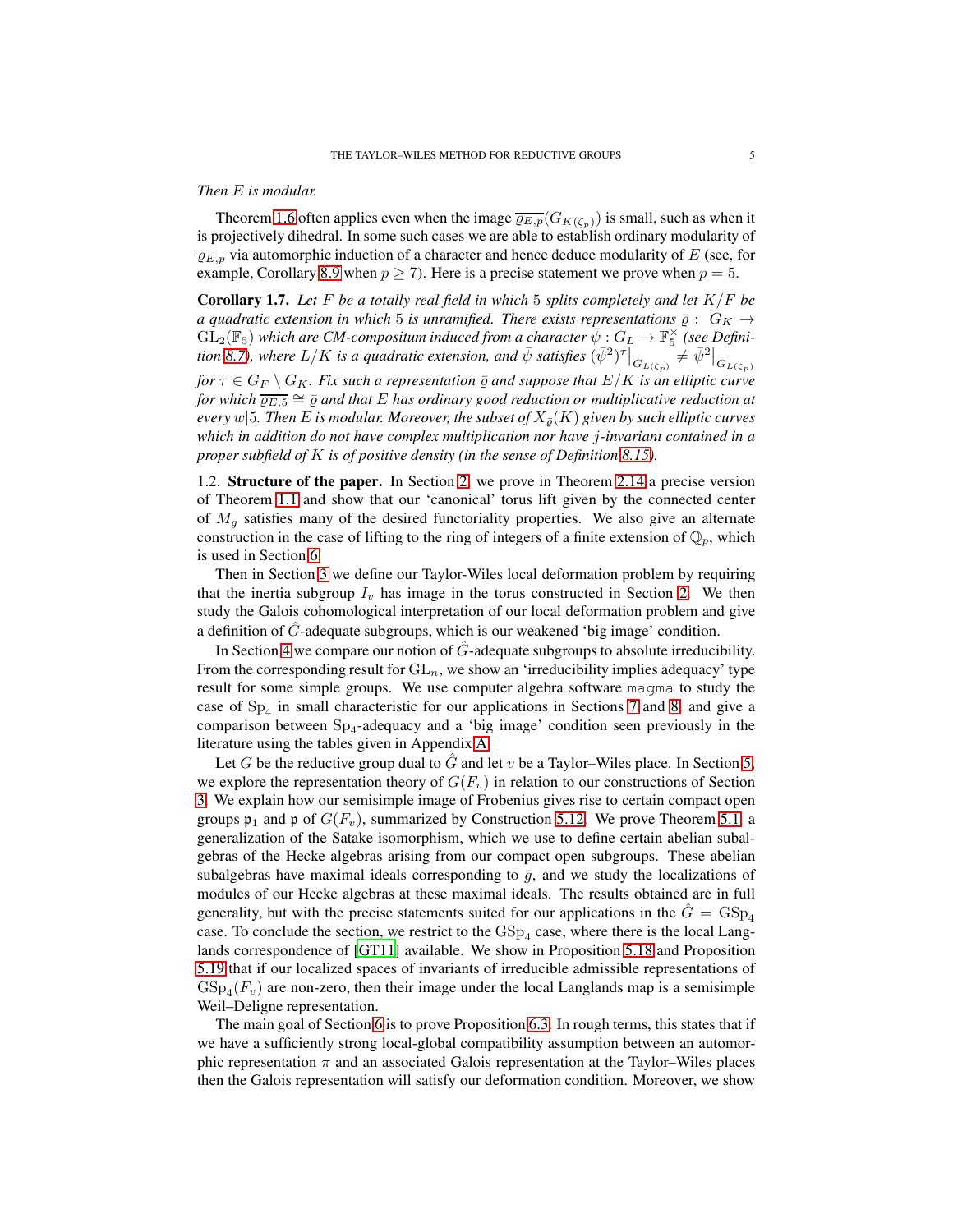*Then $E$ is modular.*

Theorem 1.6 often applies even when the image $\overline{\varrho_{E,p}}(G_{K(\zeta_p)})$ is small, such as when it is projectively dihedral. In some such cases we are able to establish ordinary modularity of $\overline{\varrho_{E,p}}$ via automorphic induction of a character and hence deduce modularity of $E$ (see, for example, Corollary 8.9 when $p \geq 7$). Here is a precise statement we prove when $p = 5$.

**Corollary 1.7.** *Let $F$ be a totally real field in which $5$ splits completely and let $K/F$ be a quadratic extension in which $5$ is unramified. There exists representations $\bar{\varrho} : G_K \to \mathrm{GL}_2(\mathbb{F}_5)$ which are CM-compositum induced from a character $\bar{\psi} : G_L \to \mathbb{F}_5^\times$ (see Definition 8.7), where $L/K$ is a quadratic extension, and $\bar{\psi}$ satisfies $(\bar{\psi}^2)^\tau|_{G_{L(\zeta_p)}} \neq \bar{\psi}^2|_{G_{L(\zeta_p)}}$ for $\tau \in G_F \setminus G_K$. Fix such a representation $\bar{\varrho}$ and suppose that $E/K$ is an elliptic curve for which $\overline{\varrho_{E,5}} \cong \bar{\varrho}$ and that $E$ has ordinary good reduction or multiplicative reduction at every $w|5$. Then $E$ is modular. Moreover, the subset of $X_{\bar{\varrho}}(K)$ given by such elliptic curves which in addition do not have complex multiplication nor have $j$-invariant contained in a proper subfield of $K$ is of positive density (in the sense of Definition 8.15).*

1.2. **Structure of the paper.** In Section 2, we prove in Theorem 2.14 a precise version of Theorem 1.1 and show that our 'canonical' torus lift given by the connected center of $M_g$ satisfies many of the desired functoriality properties. We also give an alternate construction in the case of lifting to the ring of integers of a finite extension of $\mathbb{Q}_p$, which is used in Section 6.

Then in Section 3 we define our Taylor-Wiles local deformation problem by requiring that the inertia subgroup $I_v$ has image in the torus constructed in Section 2. We then study the Galois cohomological interpretation of our local deformation problem and give a definition of $\hat{G}$-adequate subgroups, which is our weakened 'big image' condition.

In Section 4 we compare our notion of $\hat{G}$-adequate subgroups to absolute irreducibility. From the corresponding result for $\mathrm{GL}_n$, we show an 'irreducibility implies adequacy' type result for some simple groups. We use computer algebra software `magma` to study the case of $\mathrm{Sp}_4$ in small characteristic for our applications in Sections 7 and 8, and give a comparison between $\mathrm{Sp}_4$-adequacy and a 'big image' condition seen previously in the literature using the tables given in Appendix A.

Let $G$ be the reductive group dual to $\hat{G}$ and let $v$ be a Taylor–Wiles place. In Section 5, we explore the representation theory of $G(F_v)$ in relation to our constructions of Section 3. We explain how our semisimple image of Frobenius gives rise to certain compact open groups $\mathfrak{p}_1$ and $\mathfrak{p}$ of $G(F_v)$, summarized by Construction 5.12. We prove Theorem 5.1, a generalization of the Satake isomorphism, which we use to define certain abelian subalgebras of the Hecke algebras arising from our compact open subgroups. These abelian subalgebras have maximal ideals corresponding to $\bar{g}$, and we study the localizations of modules of our Hecke algebras at these maximal ideals. The results obtained are in full generality, but with the precise statements suited for our applications in the $\hat{G} = \mathrm{GSp}_4$ case. To conclude the section, we restrict to the $\mathrm{GSp}_4$ case, where there is the local Langlands correspondence of [GT11] available. We show in Proposition 5.18 and Proposition 5.19 that if our localized spaces of invariants of irreducible admissible representations of $\mathrm{GSp}_4(F_v)$ are non-zero, then their image under the local Langlands map is a semisimple Weil–Deligne representation.

The main goal of Section 6 is to prove Proposition 6.3. In rough terms, this states that if we have a sufficiently strong local-global compatibility assumption between an automorphic representation $\pi$ and an associated Galois representation at the Taylor–Wiles places then the Galois representation will satisfy our deformation condition. Moreover, we show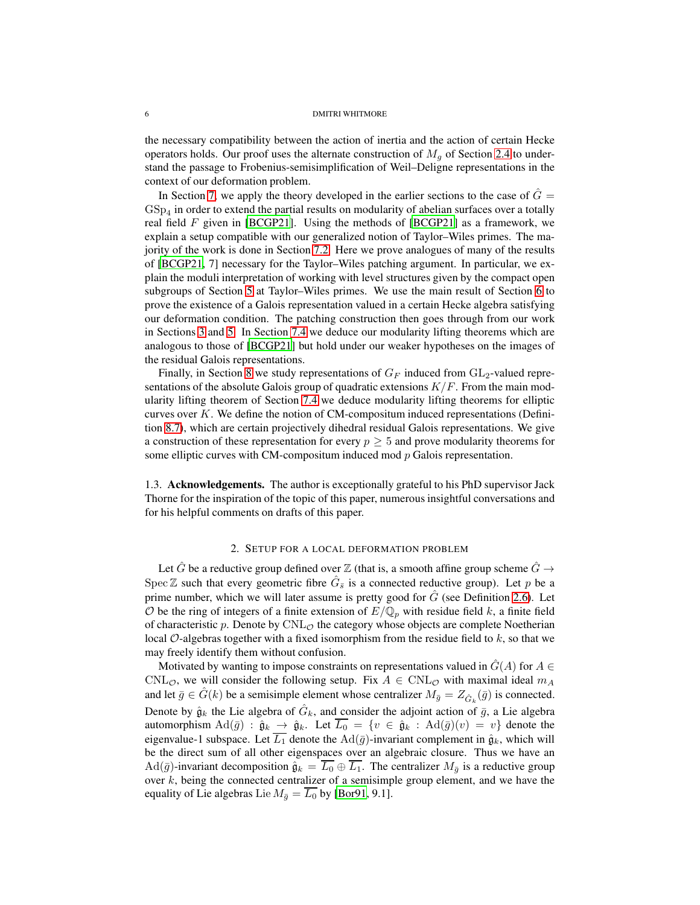the necessary compatibility between the action of inertia and the action of certain Hecke operators holds. Our proof uses the alternate construction of $M_g$ of Section 2.4 to understand the passage to Frobenius-semisimplification of Weil–Deligne representations in the context of our deformation problem.

In Section 7, we apply the theory developed in the earlier sections to the case of $\hat{G} = \mathrm{GSp}_4$ in order to extend the partial results on modularity of abelian surfaces over a totally real field $F$ given in [BCGP21]. Using the methods of [BCGP21] as a framework, we explain a setup compatible with our generalized notion of Taylor–Wiles primes. The majority of the work is done in Section 7.2. Here we prove analogues of many of the results of [BCGP21, 7] necessary for the Taylor–Wiles patching argument. In particular, we explain the moduli interpretation of working with level structures given by the compact open subgroups of Section 5 at Taylor–Wiles primes. We use the main result of Section 6 to prove the existence of a Galois representation valued in a certain Hecke algebra satisfying our deformation condition. The patching construction then goes through from our work in Sections 3 and 5. In Section 7.4 we deduce our modularity lifting theorems which are analogous to those of [BCGP21] but hold under our weaker hypotheses on the images of the residual Galois representations.

Finally, in Section 8 we study representations of $G_F$ induced from $\mathrm{GL}_2$-valued representations of the absolute Galois group of quadratic extensions $K/F$. From the main modularity lifting theorem of Section 7.4 we deduce modularity lifting theorems for elliptic curves over $K$. We define the notion of CM-compositum induced representations (Definition 8.7), which are certain projectively dihedral residual Galois representations. We give a construction of these representation for every $p \geq 5$ and prove modularity theorems for some elliptic curves with CM-compositum induced mod $p$ Galois representation.

### 1.3. Acknowledgements.

The author is exceptionally grateful to his PhD supervisor Jack Thorne for the inspiration of the topic of this paper, numerous insightful conversations and for his helpful comments on drafts of this paper.

## 2. Setup for a local deformation problem

Let $\hat{G}$ be a reductive group defined over $\mathbb{Z}$ (that is, a smooth affine group scheme $\hat{G} \to \operatorname{Spec} \mathbb{Z}$ such that every geometric fibre $\hat{G}_{\bar{s}}$ is a connected reductive group). Let $p$ be a prime number, which we will later assume is pretty good for $\hat{G}$ (see Definition 2.6). Let $\mathcal{O}$ be the ring of integers of a finite extension of $E/\mathbb{Q}_p$ with residue field $k$, a finite field of characteristic $p$. Denote by $\mathrm{CNL}_{\mathcal{O}}$ the category whose objects are complete Noetherian local $\mathcal{O}$-algebras together with a fixed isomorphism from the residue field to $k$, so that we may freely identify them without confusion.

Motivated by wanting to impose constraints on representations valued in $\hat{G}(A)$ for $A \in \mathrm{CNL}_{\mathcal{O}}$, we will consider the following setup. Fix $A \in \mathrm{CNL}_{\mathcal{O}}$ with maximal ideal $m_A$ and let $\bar{g} \in \hat{G}(k)$ be a semisimple element whose centralizer $M_{\bar{g}} = Z_{\hat{G}_k}(\bar{g})$ is connected. Denote by $\hat{\mathfrak{g}}_k$ the Lie algebra of $\hat{G}_k$, and consider the adjoint action of $\bar{g}$, a Lie algebra automorphism $\mathrm{Ad}(\bar{g}) : \hat{\mathfrak{g}}_k \to \hat{\mathfrak{g}}_k$. Let $\overline{L_0} = \{v \in \hat{\mathfrak{g}}_k : \mathrm{Ad}(\bar{g})(v) = v\}$ denote the eigenvalue-1 subspace. Let $\overline{L_1}$ denote the $\mathrm{Ad}(\bar{g})$-invariant complement in $\hat{\mathfrak{g}}_k$, which will be the direct sum of all other eigenspaces over an algebraic closure. Thus we have an $\mathrm{Ad}(\bar{g})$-invariant decomposition $\hat{\mathfrak{g}}_k = \overline{L_0} \oplus \overline{L_1}$. The centralizer $M_{\bar{g}}$ is a reductive group over $k$, being the connected centralizer of a semisimple group element, and we have the equality of Lie algebras $\operatorname{Lie} M_{\bar{g}} = \overline{L_0}$ by [Bor91, 9.1].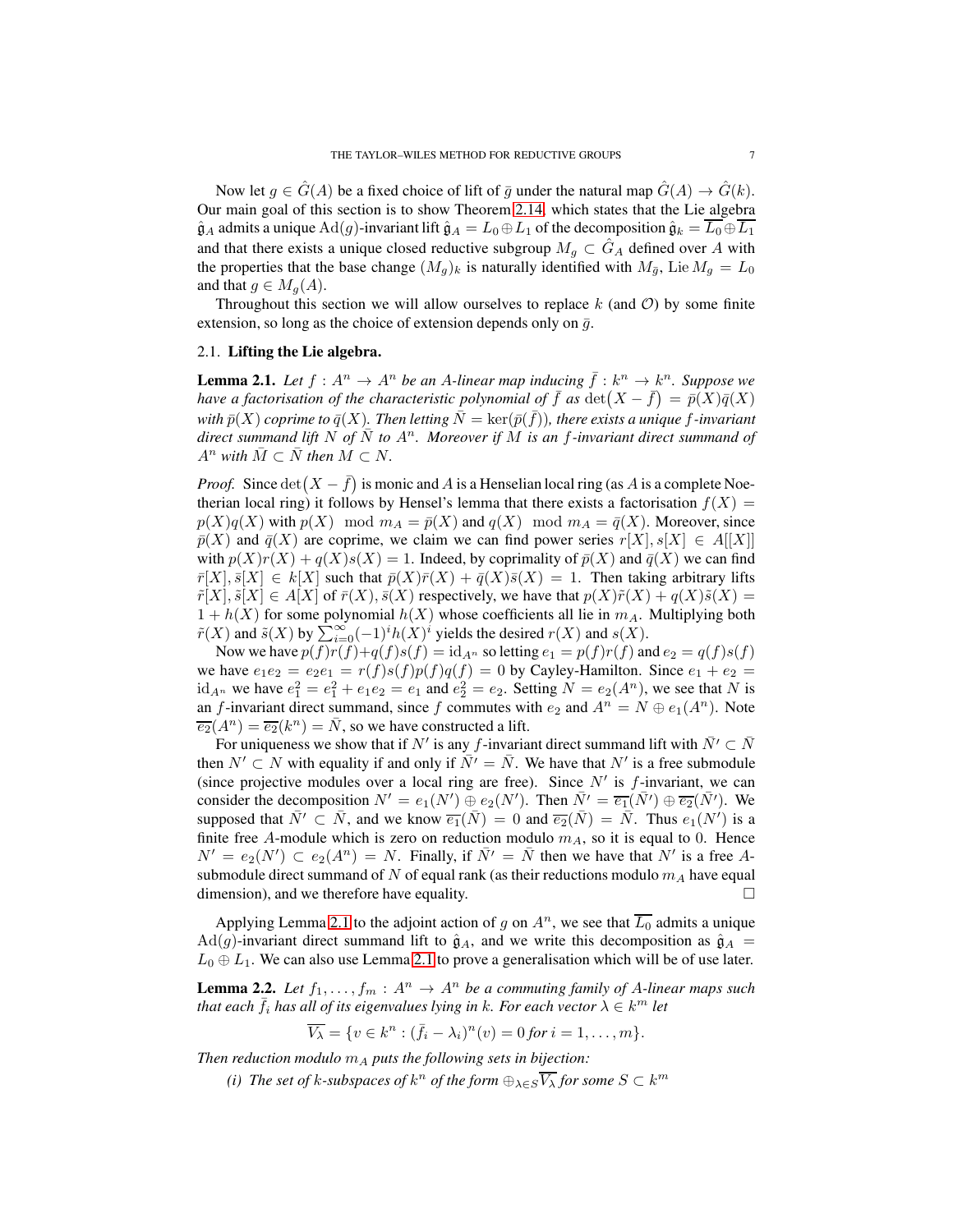Now let $g \in \hat{G}(A)$ be a fixed choice of lift of $\bar{g}$ under the natural map $\hat{G}(A) \to \hat{G}(k)$. Our main goal of this section is to show Theorem 2.14, which states that the Lie algebra $\hat{\mathfrak{g}}_A$ admits a unique $\mathrm{Ad}(g)$-invariant lift $\hat{\mathfrak{g}}_A = L_0 \oplus L_1$ of the decomposition $\hat{\mathfrak{g}}_k = \overline{L_0} \oplus \overline{L_1}$ and that there exists a unique closed reductive subgroup $M_g \subset \hat{G}_A$ defined over $A$ with the properties that the base change $(M_g)_k$ is naturally identified with $M_{\bar{g}}$, $\mathrm{Lie}\, M_g = L_0$ and that $g \in M_g(A)$.

Throughout this section we will allow ourselves to replace $k$ (and $\mathcal{O}$) by some finite extension, so long as the choice of extension depends only on $\bar{g}$.

## 2.1. Lifting the Lie algebra.

**Lemma 2.1.** *Let $f : A^n \to A^n$ be an $A$-linear map inducing $\bar{f} : k^n \to k^n$. Suppose we have a factorisation of the characteristic polynomial of $\bar{f}$ as $\det\big(X - \bar{f}\big) = \bar{p}(X)\bar{q}(X)$ with $\bar{p}(X)$ coprime to $\bar{q}(X)$. Then letting $\bar{N} = \ker(\bar{p}(\bar{f}))$, there exists a unique $f$-invariant direct summand lift $N$ of $\bar{N}$ to $A^n$. Moreover if $M$ is an $f$-invariant direct summand of $A^n$ with $\bar{M} \subset \bar{N}$ then $M \subset N$.*

*Proof.* Since $\det\big(X - \bar{f}\big)$ is monic and $A$ is a Henselian local ring (as $A$ is a complete Noetherian local ring) it follows by Hensel's lemma that there exists a factorisation $f(X) = p(X)q(X)$ with $p(X) \mod m_A = \bar{p}(X)$ and $q(X) \mod m_A = \bar{q}(X)$. Moreover, since $\bar{p}(X)$ and $\bar{q}(X)$ are coprime, we claim we can find power series $r[X], s[X] \in A[[X]]$ with $p(X)r(X) + q(X)s(X) = 1$. Indeed, by coprimality of $\bar{p}(X)$ and $\bar{q}(X)$ we can find $\bar{r}[X], \bar{s}[X] \in k[X]$ such that $\bar{p}(X)\bar{r}(X) + \bar{q}(X)\bar{s}(X) = 1$. Then taking arbitrary lifts $\tilde{r}[X], \tilde{s}[X] \in A[X]$ of $\bar{r}(X), \bar{s}(X)$ respectively, we have that $p(X)\tilde{r}(X) + q(X)\tilde{s}(X) = 1 + h(X)$ for some polynomial $h(X)$ whose coefficients all lie in $m_A$. Multiplying both $\tilde{r}(X)$ and $\tilde{s}(X)$ by $\sum_{i=0}^{\infty}(-1)^i h(X)^i$ yields the desired $r(X)$ and $s(X)$.

Now we have $p(f)r(f)+q(f)s(f) = \mathrm{id}_{A^n}$ so letting $e_1 = p(f)r(f)$ and $e_2 = q(f)s(f)$ we have $e_1e_2 = e_2e_1 = r(f)s(f)p(f)q(f) = 0$ by Cayley-Hamilton. Since $e_1 + e_2 = \mathrm{id}_{A^n}$ we have $e_1^2 = e_1^2 + e_1e_2 = e_1$ and $e_2^2 = e_2$. Setting $N = e_2(A^n)$, we see that $N$ is an $f$-invariant direct summand, since $f$ commutes with $e_2$ and $A^n = N \oplus e_1(A^n)$. Note $\overline{e_2}(A^n) = \overline{e_2}(k^n) = \bar{N}$, so we have constructed a lift.

For uniqueness we show that if $N'$ is any $f$-invariant direct summand lift with $\bar{N}' \subset \bar{N}$ then $N' \subset N$ with equality if and only if $\bar{N}' = \bar{N}$. We have that $N'$ is a free submodule (since projective modules over a local ring are free). Since $N'$ is $f$-invariant, we can consider the decomposition $N' = e_1(N') \oplus e_2(N')$. Then $\bar{N}' = \overline{e_1}(\bar{N}') \oplus \overline{e_2}(\bar{N}')$. We supposed that $\bar{N}' \subset \bar{N}$, and we know $\overline{e_1}(\bar{N}) = 0$ and $\overline{e_2}(\bar{N}) = \bar{N}$. Thus $e_1(N')$ is a finite free $A$-module which is zero on reduction modulo $m_A$, so it is equal to 0. Hence $N' = e_2(N') \subset e_2(A^n) = N$. Finally, if $\bar{N}' = \bar{N}$ then we have that $N'$ is a free $A$-submodule direct summand of $N$ of equal rank (as their reductions modulo $m_A$ have equal dimension), and we therefore have equality. $\square$

Applying Lemma 2.1 to the adjoint action of $g$ on $A^n$, we see that $\overline{L_0}$ admits a unique $\mathrm{Ad}(g)$-invariant direct summand lift to $\hat{\mathfrak{g}}_A$, and we write this decomposition as $\hat{\mathfrak{g}}_A = L_0 \oplus L_1$. We can also use Lemma 2.1 to prove a generalisation which will be of use later.

**Lemma 2.2.** *Let $f_1, \ldots, f_m : A^n \to A^n$ be a commuting family of $A$-linear maps such that each $\bar{f}_i$ has all of its eigenvalues lying in $k$. For each vector $\lambda \in k^m$ let*

$$\overline{V_\lambda} = \{v \in k^n : (\bar{f}_i - \lambda_i)^n(v) = 0 \text{ for } i = 1, \ldots, m\}.$$

*Then reduction modulo $m_A$ puts the following sets in bijection:*

*(i) The set of $k$-subspaces of $k^n$ of the form $\oplus_{\lambda \in S}\overline{V_\lambda}$ for some $S \subset k^m$*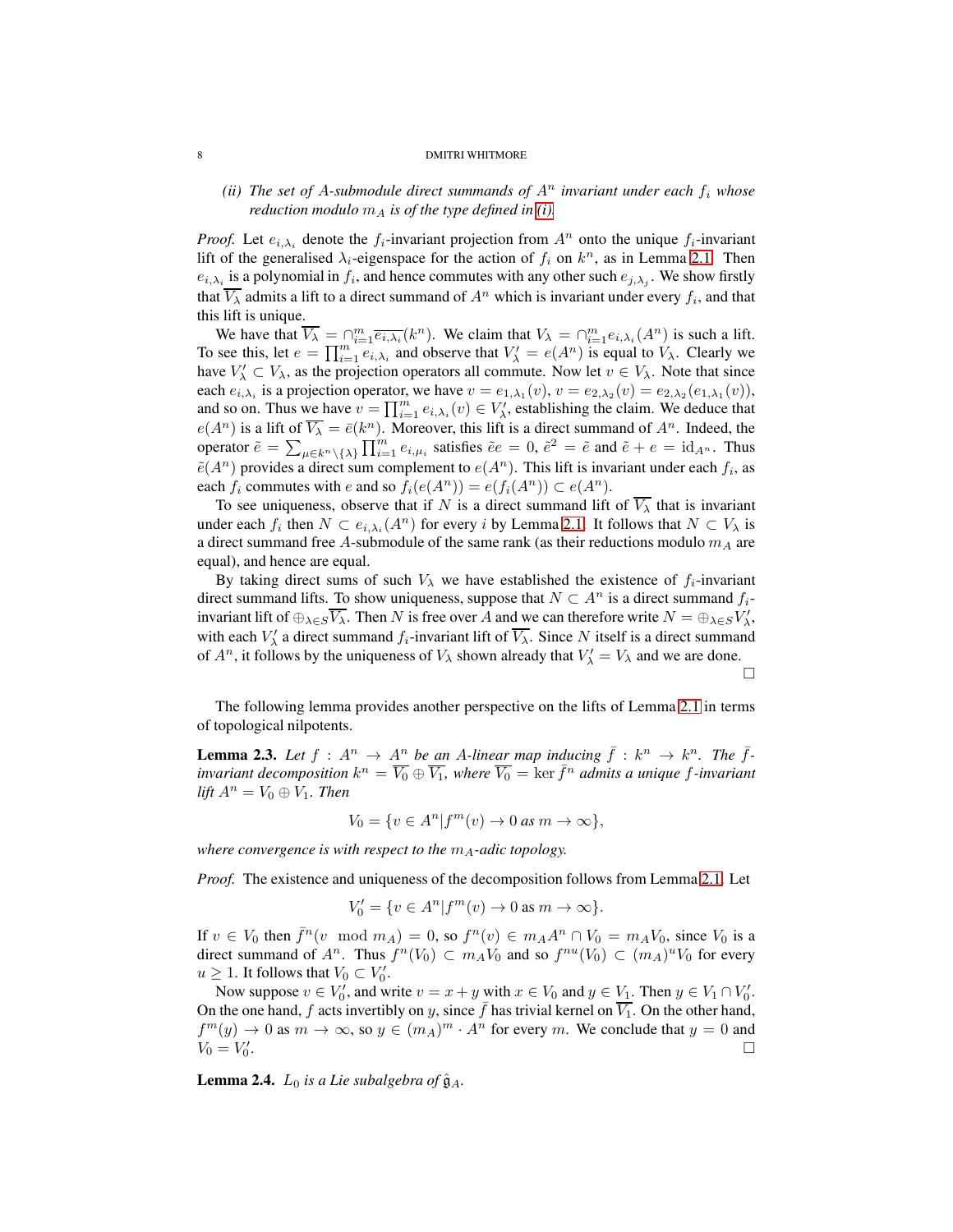*(ii) The set of $A$-submodule direct summands of $A^n$ invariant under each $f_i$ whose reduction modulo $m_A$ is of the type defined in (i).*

*Proof.* Let $e_{i,\lambda_i}$ denote the $f_i$-invariant projection from $A^n$ onto the unique $f_i$-invariant lift of the generalised $\lambda_i$-eigenspace for the action of $f_i$ on $k^n$, as in Lemma 2.1. Then $e_{i,\lambda_i}$ is a polynomial in $f_i$, and hence commutes with any other such $e_{j,\lambda_j}$. We show firstly that $\overline{V_\lambda}$ admits a lift to a direct summand of $A^n$ which is invariant under every $f_i$, and that this lift is unique.

We have that $\overline{V_\lambda} = \cap_{i=1}^m \overline{e_{i,\lambda_i}}(k^n)$. We claim that $V_\lambda = \cap_{i=1}^m e_{i,\lambda_i}(A^n)$ is such a lift. To see this, let $e = \prod_{i=1}^m e_{i,\lambda_i}$ and observe that $V'_\lambda = e(A^n)$ is equal to $V_\lambda$. Clearly we have $V'_\lambda \subset V_\lambda$, as the projection operators all commute. Now let $v \in V_\lambda$. Note that since each $e_{i,\lambda_i}$ is a projection operator, we have $v = e_{1,\lambda_1}(v)$, $v = e_{2,\lambda_2}(v) = e_{2,\lambda_2}(e_{1,\lambda_1}(v))$, and so on. Thus we have $v = \prod_{i=1}^m e_{i,\lambda_i}(v) \in V'_\lambda$, establishing the claim. We deduce that $e(A^n)$ is a lift of $\overline{V_\lambda} = \bar{e}(k^n)$. Moreover, this lift is a direct summand of $A^n$. Indeed, the operator $\tilde{e} = \sum_{\mu \in k^n \setminus \{\lambda\}} \prod_{i=1}^m e_{i,\mu_i}$ satisfies $\tilde{e}e = 0$, $\tilde{e}^2 = \tilde{e}$ and $\tilde{e} + e = \mathrm{id}_{A^n}$. Thus $\tilde{e}(A^n)$ provides a direct sum complement to $e(A^n)$. This lift is invariant under each $f_i$, as each $f_i$ commutes with $e$ and so $f_i(e(A^n)) = e(f_i(A^n)) \subset e(A^n)$.

To see uniqueness, observe that if $N$ is a direct summand lift of $\overline{V_\lambda}$ that is invariant under each $f_i$ then $N \subset e_{i,\lambda_i}(A^n)$ for every $i$ by Lemma 2.1. It follows that $N \subset V_\lambda$ is a direct summand free $A$-submodule of the same rank (as their reductions modulo $m_A$ are equal), and hence are equal.

By taking direct sums of such $V_\lambda$ we have established the existence of $f_i$-invariant direct summand lifts. To show uniqueness, suppose that $N \subset A^n$ is a direct summand $f_i$-invariant lift of $\oplus_{\lambda \in S}\overline{V_\lambda}$. Then $N$ is free over $A$ and we can therefore write $N = \oplus_{\lambda \in S} V'_\lambda$, with each $V'_\lambda$ a direct summand $f_i$-invariant lift of $\overline{V_\lambda}$. Since $N$ itself is a direct summand of $A^n$, it follows by the uniqueness of $V_\lambda$ shown already that $V'_\lambda = V_\lambda$ and we are done. $\square$

The following lemma provides another perspective on the lifts of Lemma 2.1 in terms of topological nilpotents.

**Lemma 2.3.** *Let $f : A^n \to A^n$ be an $A$-linear map inducing $\bar{f} : k^n \to k^n$. The $\bar{f}$-invariant decomposition $k^n = \overline{V_0} \oplus \overline{V_1}$, where $\overline{V_0} = \ker \bar{f}^n$ admits a unique $f$-invariant lift $A^n = V_0 \oplus V_1$. Then*

$$V_0 = \{v \in A^n | f^m(v) \to 0 \text{ as } m \to \infty\},$$

*where convergence is with respect to the $m_A$-adic topology.*

*Proof.* The existence and uniqueness of the decomposition follows from Lemma 2.1. Let

$$V'_0 = \{v \in A^n | f^m(v) \to 0 \text{ as } m \to \infty\}.$$

If $v \in V_0$ then $\bar{f}^n(v \mod m_A) = 0$, so $f^n(v) \in m_A A^n \cap V_0 = m_A V_0$, since $V_0$ is a direct summand of $A^n$. Thus $f^n(V_0) \subset m_A V_0$ and so $f^{nu}(V_0) \subset (m_A)^u V_0$ for every $u \geq 1$. It follows that $V_0 \subset V'_0$.

Now suppose $v \in V'_0$, and write $v = x + y$ with $x \in V_0$ and $y \in V_1$. Then $y \in V_1 \cap V'_0$. On the one hand, $f$ acts invertibly on $y$, since $\bar{f}$ has trivial kernel on $\overline{V_1}$. On the other hand, $f^m(y) \to 0$ as $m \to \infty$, so $y \in (m_A)^m \cdot A^n$ for every $m$. We conclude that $y = 0$ and $V_0 = V'_0$. $\square$

**Lemma 2.4.** *$L_0$ is a Lie subalgebra of $\hat{\mathfrak{g}}_A$.*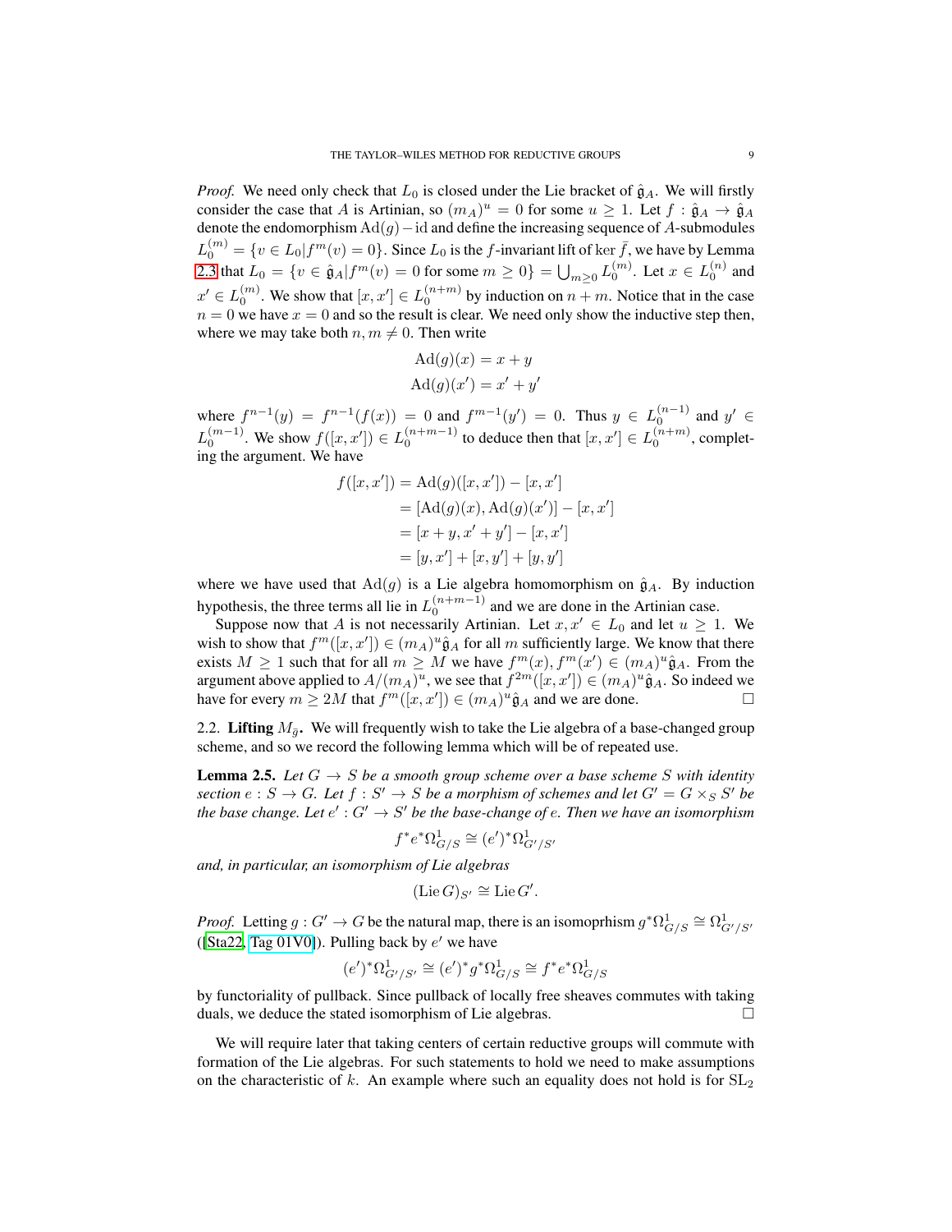*Proof.* We need only check that $L_0$ is closed under the Lie bracket of $\hat{\mathfrak{g}}_A$. We will firstly consider the case that $A$ is Artinian, so $(m_A)^u = 0$ for some $u \geq 1$. Let $f : \hat{\mathfrak{g}}_A \to \hat{\mathfrak{g}}_A$ denote the endomorphism $\mathrm{Ad}(g) - \mathrm{id}$ and define the increasing sequence of $A$-submodules $L_0^{(m)} = \{v \in L_0 | f^m(v) = 0\}$. Since $L_0$ is the $f$-invariant lift of $\ker \bar{f}$, we have by Lemma 2.3 that $L_0 = \{v \in \hat{\mathfrak{g}}_A | f^m(v) = 0 \text{ for some } m \geq 0\} = \bigcup_{m \geq 0} L_0^{(m)}$. Let $x \in L_0^{(n)}$ and $x' \in L_0^{(m)}$. We show that $[x, x'] \in L_0^{(n+m)}$ by induction on $n + m$. Notice that in the case $n = 0$ we have $x = 0$ and so the result is clear. We need only show the inductive step then, where we may take both $n, m \neq 0$. Then write

$$\mathrm{Ad}(g)(x) = x + y$$
$$\mathrm{Ad}(g)(x') = x' + y'$$

where $f^{n-1}(y) = f^{n-1}(f(x)) = 0$ and $f^{m-1}(y') = 0$. Thus $y \in L_0^{(n-1)}$ and $y' \in L_0^{(m-1)}$. We show $f([x, x']) \in L_0^{(n+m-1)}$ to deduce then that $[x, x'] \in L_0^{(n+m)}$, completing the argument. We have

$$\begin{aligned} f([x, x']) &= \mathrm{Ad}(g)([x, x']) - [x, x'] \\ &= [\mathrm{Ad}(g)(x), \mathrm{Ad}(g)(x')] - [x, x'] \\ &= [x + y, x' + y'] - [x, x'] \\ &= [y, x'] + [x, y'] + [y, y'] \end{aligned}$$

where we have used that $\mathrm{Ad}(g)$ is a Lie algebra homomorphism on $\hat{\mathfrak{g}}_A$. By induction hypothesis, the three terms all lie in $L_0^{(n+m-1)}$ and we are done in the Artinian case.

Suppose now that $A$ is not necessarily Artinian. Let $x, x' \in L_0$ and let $u \geq 1$. We wish to show that $f^m([x, x']) \in (m_A)^u \hat{\mathfrak{g}}_A$ for all $m$ sufficiently large. We know that there exists $M \geq 1$ such that for all $m \geq M$ we have $f^m(x), f^m(x') \in (m_A)^u \hat{\mathfrak{g}}_A$. From the argument above applied to $A/(m_A)^u$, we see that $f^{2m}([x, x']) \in (m_A)^u \hat{\mathfrak{g}}_A$. So indeed we have for every $m \geq 2M$ that $f^m([x, x']) \in (m_A)^u \hat{\mathfrak{g}}_A$ and we are done. ☐

## 2.2. Lifting $M_{\bar{g}}$.

We will frequently wish to take the Lie algebra of a base-changed group scheme, and so we record the following lemma which will be of repeated use.

**Lemma 2.5.** *Let $G \to S$ be a smooth group scheme over a base scheme $S$ with identity section $e : S \to G$. Let $f : S' \to S$ be a morphism of schemes and let $G' = G \times_S S'$ be the base change. Let $e' : G' \to S'$ be the base-change of $e$. Then we have an isomorphism*

$$f^* e^* \Omega^1_{G/S} \cong (e')^* \Omega^1_{G'/S'}$$

*and, in particular, an isomorphism of Lie algebras*

$$(\mathrm{Lie}\, G)_{S'} \cong \mathrm{Lie}\, G'.$$

*Proof.* Letting $g : G' \to G$ be the natural map, there is an isomoprhism $g^* \Omega^1_{G/S} \cong \Omega^1_{G'/S'}$ ([Sta22, Tag 01V0]). Pulling back by $e'$ we have

$$(e')^* \Omega^1_{G'/S'} \cong (e')^* g^* \Omega^1_{G/S} \cong f^* e^* \Omega^1_{G/S}$$

by functoriality of pullback. Since pullback of locally free sheaves commutes with taking duals, we deduce the stated isomorphism of Lie algebras. ☐

We will require later that taking centers of certain reductive groups will commute with formation of the Lie algebras. For such statements to hold we need to make assumptions on the characteristic of $k$. An example where such an equality does not hold is for $\mathrm{SL}_2$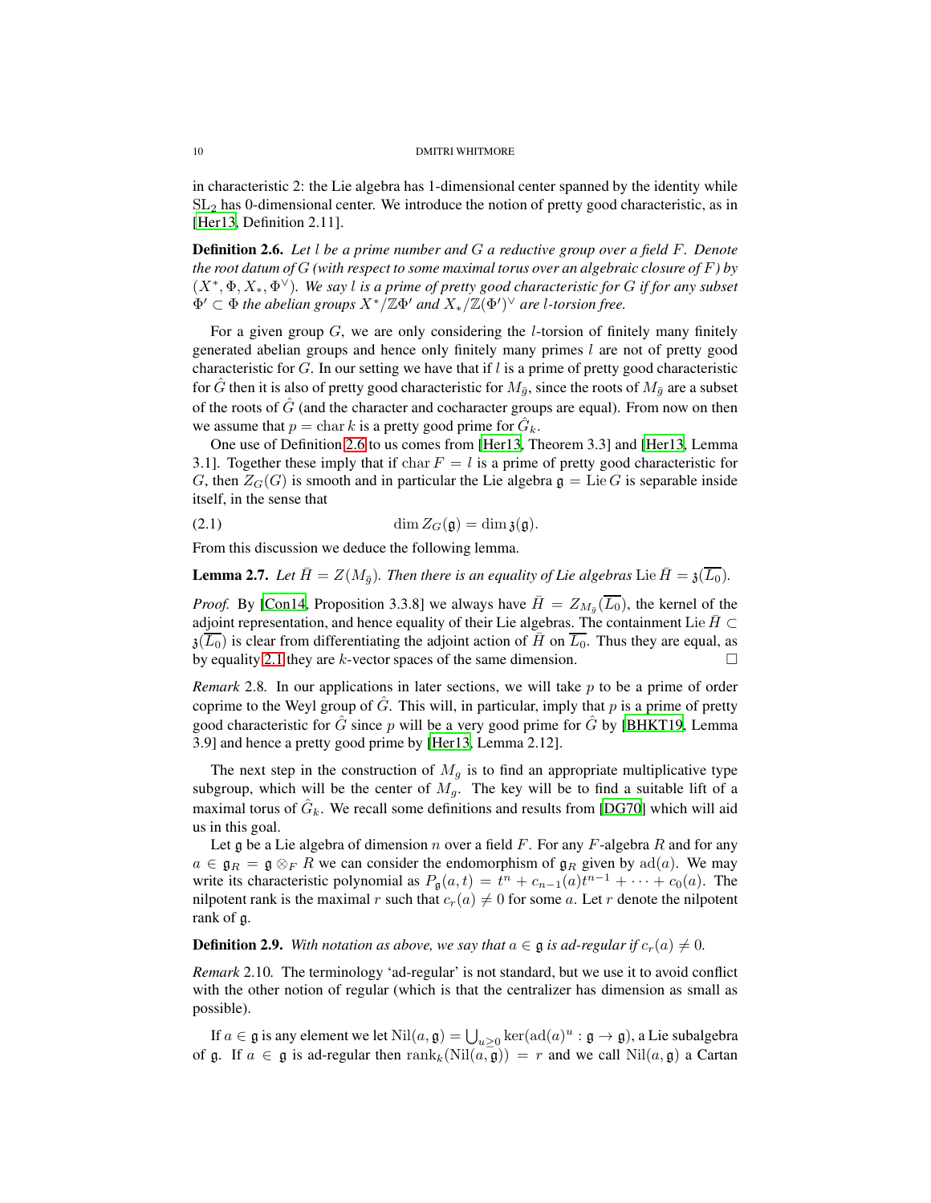in characteristic 2: the Lie algebra has 1-dimensional center spanned by the identity while $\mathrm{SL}_2$ has 0-dimensional center. We introduce the notion of pretty good characteristic, as in [Her13, Definition 2.11].

**Definition 2.6.** *Let $l$ be a prime number and $G$ a reductive group over a field $F$. Denote the root datum of $G$ (with respect to some maximal torus over an algebraic closure of $F$) by $(X^*, \Phi, X_*, \Phi^\vee)$. We say $l$ is a prime of pretty good characteristic for $G$ if for any subset $\Phi' \subset \Phi$ the abelian groups $X^*/\mathbb{Z}\Phi'$ and $X_*/\mathbb{Z}(\Phi')^\vee$ are $l$-torsion free.*

For a given group $G$, we are only considering the $l$-torsion of finitely many finitely generated abelian groups and hence only finitely many primes $l$ are not of pretty good characteristic for $G$. In our setting we have that if $l$ is a prime of pretty good characteristic for $\hat{G}$ then it is also of pretty good characteristic for $M_{\bar{g}}$, since the roots of $M_{\bar{g}}$ are a subset of the roots of $\hat{G}$ (and the character and cocharacter groups are equal). From now on then we assume that $p = \operatorname{char} k$ is a pretty good prime for $\hat{G}_k$.

One use of Definition 2.6 to us comes from [Her13, Theorem 3.3] and [Her13, Lemma 3.1]. Together these imply that if $\operatorname{char} F = l$ is a prime of pretty good characteristic for $G$, then $Z_G(G)$ is smooth and in particular the Lie algebra $\mathfrak{g} = \operatorname{Lie} G$ is separable inside itself, in the sense that

$$\dim Z_G(\mathfrak{g}) = \dim \mathfrak{z}(\mathfrak{g}). \tag{2.1}$$

From this discussion we deduce the following lemma.

**Lemma 2.7.** *Let $\bar{H} = Z(M_{\bar{g}})$. Then there is an equality of Lie algebras $\operatorname{Lie} \bar{H} = \mathfrak{z}(\overline{L_0})$.*

*Proof.* By [Con14, Proposition 3.3.8] we always have $\bar{H} = Z_{M_{\bar{g}}}(\overline{L_0})$, the kernel of the adjoint representation, and hence equality of their Lie algebras. The containment $\operatorname{Lie} \bar{H} \subset \mathfrak{z}(\overline{L_0})$ is clear from differentiating the adjoint action of $\bar{H}$ on $\overline{L_0}$. Thus they are equal, as by equality 2.1 they are $k$-vector spaces of the same dimension. □

*Remark* 2.8. In our applications in later sections, we will take $p$ to be a prime of order coprime to the Weyl group of $\hat{G}$. This will, in particular, imply that $p$ is a prime of pretty good characteristic for $\hat{G}$ since $p$ will be a very good prime for $\hat{G}$ by [BHKT19, Lemma 3.9] and hence a pretty good prime by [Her13, Lemma 2.12].

The next step in the construction of $M_g$ is to find an appropriate multiplicative type subgroup, which will be the center of $M_g$. The key will be to find a suitable lift of a maximal torus of $\hat{G}_k$. We recall some definitions and results from [DG70] which will aid us in this goal.

Let $\mathfrak{g}$ be a Lie algebra of dimension $n$ over a field $F$. For any $F$-algebra $R$ and for any $a \in \mathfrak{g}_R = \mathfrak{g} \otimes_F R$ we can consider the endomorphism of $\mathfrak{g}_R$ given by $\operatorname{ad}(a)$. We may write its characteristic polynomial as $P_{\mathfrak{g}}(a, t) = t^n + c_{n-1}(a)t^{n-1} + \cdots + c_0(a)$. The nilpotent rank is the maximal $r$ such that $c_r(a) \neq 0$ for some $a$. Let $r$ denote the nilpotent rank of $\mathfrak{g}$.

**Definition 2.9.** *With notation as above, we say that $a \in \mathfrak{g}$ is ad-regular if $c_r(a) \neq 0$.*

*Remark* 2.10. The terminology 'ad-regular' is not standard, but we use it to avoid conflict with the other notion of regular (which is that the centralizer has dimension as small as possible).

If $a \in \mathfrak{g}$ is any element we let $\operatorname{Nil}(a, \mathfrak{g}) = \bigcup_{u \geq 0} \ker(\operatorname{ad}(a)^u : \mathfrak{g} \to \mathfrak{g})$, a Lie subalgebra of $\mathfrak{g}$. If $a \in \mathfrak{g}$ is ad-regular then $\operatorname{rank}_k(\operatorname{Nil}(a, \mathfrak{g})) = r$ and we call $\operatorname{Nil}(a, \mathfrak{g})$ a Cartan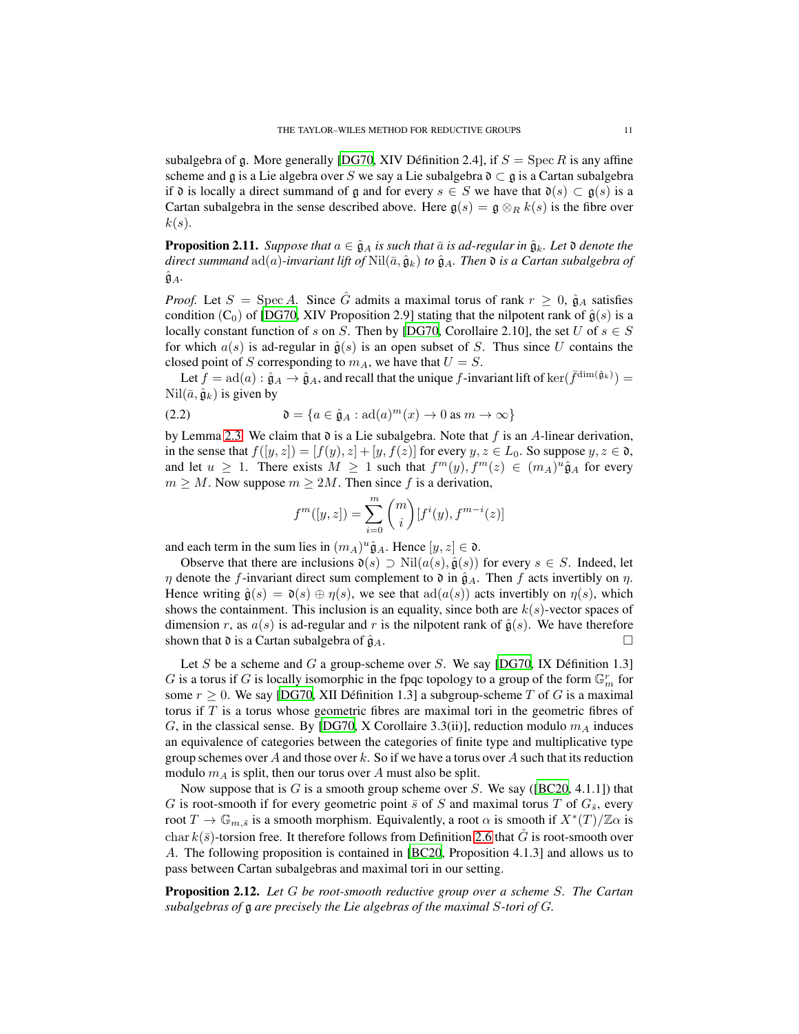subalgebra of $\mathfrak{g}$. More generally [DG70, XIV Définition 2.4], if $S = \operatorname{Spec} R$ is any affine scheme and $\mathfrak{g}$ is a Lie algebra over $S$ we say a Lie subalgebra $\mathfrak{d} \subset \mathfrak{g}$ is a Cartan subalgebra if $\mathfrak{d}$ is locally a direct summand of $\mathfrak{g}$ and for every $s \in S$ we have that $\mathfrak{d}(s) \subset \mathfrak{g}(s)$ is a Cartan subalgebra in the sense described above. Here $\mathfrak{g}(s) = \mathfrak{g} \otimes_R k(s)$ is the fibre over $k(s)$.

**Proposition 2.11.** *Suppose that $a \in \hat{\mathfrak{g}}_A$ is such that $\bar{a}$ is ad-regular in $\hat{\mathfrak{g}}_k$. Let $\mathfrak{d}$ denote the direct summand $\operatorname{ad}(a)$-invariant lift of $\operatorname{Nil}(\bar{a}, \hat{\mathfrak{g}}_k)$ to $\hat{\mathfrak{g}}_A$. Then $\mathfrak{d}$ is a Cartan subalgebra of $\hat{\mathfrak{g}}_A$.*

*Proof.* Let $S = \operatorname{Spec} A$. Since $\hat{G}$ admits a maximal torus of rank $r \geq 0$, $\hat{\mathfrak{g}}_A$ satisfies condition $(\mathrm{C}_0)$ of [DG70, XIV Proposition 2.9] stating that the nilpotent rank of $\hat{\mathfrak{g}}(s)$ is a locally constant function of $s$ on $S$. Then by [DG70, Corollaire 2.10], the set $U$ of $s \in S$ for which $a(s)$ is ad-regular in $\hat{\mathfrak{g}}(s)$ is an open subset of $S$. Thus since $U$ contains the closed point of $S$ corresponding to $m_A$, we have that $U = S$.

Let $f = \operatorname{ad}(a) : \hat{\mathfrak{g}}_A \to \hat{\mathfrak{g}}_A$, and recall that the unique $f$-invariant lift of $\ker(\bar{f}^{\dim(\hat{\mathfrak{g}}_k)}) = \operatorname{Nil}(\bar{a}, \hat{\mathfrak{g}}_k)$ is given by

$$\mathfrak{d} = \{a \in \hat{\mathfrak{g}}_A : \operatorname{ad}(a)^m(x) \to 0 \text{ as } m \to \infty\} \tag{2.2}$$

by Lemma 2.3. We claim that $\mathfrak{d}$ is a Lie subalgebra. Note that $f$ is an $A$-linear derivation, in the sense that $f([y, z]) = [f(y), z] + [y, f(z)]$ for every $y, z \in L_0$. So suppose $y, z \in \mathfrak{d}$, and let $u \geq 1$. There exists $M \geq 1$ such that $f^m(y), f^m(z) \in (m_A)^u \hat{\mathfrak{g}}_A$ for every $m \geq M$. Now suppose $m \geq 2M$. Then since $f$ is a derivation,

$$f^m([y, z]) = \sum_{i=0}^{m} \binom{m}{i} [f^i(y), f^{m-i}(z)]$$

and each term in the sum lies in $(m_A)^u \hat{\mathfrak{g}}_A$. Hence $[y, z] \in \mathfrak{d}$.

Observe that there are inclusions $\mathfrak{d}(s) \supset \operatorname{Nil}(a(s), \hat{\mathfrak{g}}(s))$ for every $s \in S$. Indeed, let $\eta$ denote the $f$-invariant direct sum complement to $\mathfrak{d}$ in $\hat{\mathfrak{g}}_A$. Then $f$ acts invertibly on $\eta$. Hence writing $\hat{\mathfrak{g}}(s) = \mathfrak{d}(s) \oplus \eta(s)$, we see that $\operatorname{ad}(a(s))$ acts invertibly on $\eta(s)$, which shows the containment. This inclusion is an equality, since both are $k(s)$-vector spaces of dimension $r$, as $a(s)$ is ad-regular and $r$ is the nilpotent rank of $\hat{\mathfrak{g}}(s)$. We have therefore shown that $\mathfrak{d}$ is a Cartan subalgebra of $\hat{\mathfrak{g}}_A$. □

Let $S$ be a scheme and $G$ a group-scheme over $S$. We say [DG70, IX Définition 1.3] $G$ is a torus if $G$ is locally isomorphic in the fpqc topology to a group of the form $\mathbb{G}_m^r$ for some $r \geq 0$. We say [DG70, XII Définition 1.3] a subgroup-scheme $T$ of $G$ is a maximal torus if $T$ is a torus whose geometric fibres are maximal tori in the geometric fibres of $G$, in the classical sense. By [DG70, X Corollaire 3.3(ii)], reduction modulo $m_A$ induces an equivalence of categories between the categories of finite type and multiplicative type group schemes over $A$ and those over $k$. So if we have a torus over $A$ such that its reduction modulo $m_A$ is split, then our torus over $A$ must also be split.

Now suppose that is $G$ is a smooth group scheme over $S$. We say ([BC20, 4.1.1]) that $G$ is root-smooth if for every geometric point $\bar{s}$ of $S$ and maximal torus $T$ of $G_{\bar{s}}$, every root $T \to \mathbb{G}_{m,\bar{s}}$ is a smooth morphism. Equivalently, a root $\alpha$ is smooth if $X^*(T)/\mathbb{Z}\alpha$ is $\operatorname{char} k(\bar{s})$-torsion free. It therefore follows from Definition 2.6 that $\hat{G}$ is root-smooth over $A$. The following proposition is contained in [BC20, Proposition 4.1.3] and allows us to pass between Cartan subalgebras and maximal tori in our setting.

**Proposition 2.12.** *Let $G$ be root-smooth reductive group over a scheme $S$. The Cartan subalgebras of $\mathfrak{g}$ are precisely the Lie algebras of the maximal $S$-tori of $G$.*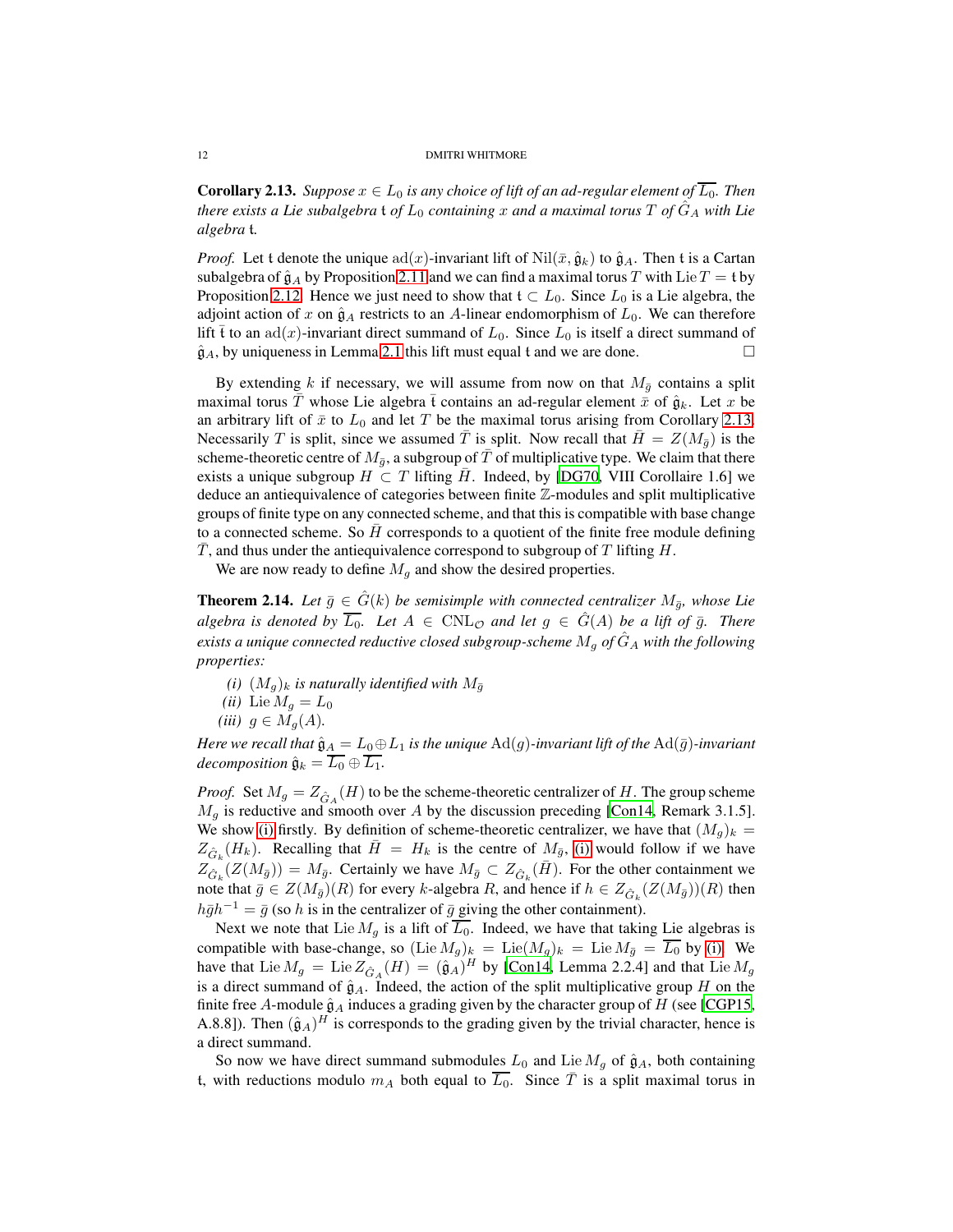**Corollary 2.13.** *Suppose $x \in L_0$ is any choice of lift of an ad-regular element of $\overline{L_0}$. Then there exists a Lie subalgebra $\mathfrak{t}$ of $L_0$ containing $x$ and a maximal torus $T$ of $\hat{G}_A$ with Lie algebra $\mathfrak{t}$.*

*Proof.* Let $\mathfrak{t}$ denote the unique $\mathrm{ad}(x)$-invariant lift of $\mathrm{Nil}(\bar{x}, \hat{\mathfrak{g}}_k)$ to $\hat{\mathfrak{g}}_A$. Then $\mathfrak{t}$ is a Cartan subalgebra of $\hat{\mathfrak{g}}_A$ by Proposition 2.11 and we can find a maximal torus $T$ with $\mathrm{Lie}\, T = \mathfrak{t}$ by Proposition 2.12. Hence we just need to show that $\mathfrak{t} \subset L_0$. Since $L_0$ is a Lie algebra, the adjoint action of $x$ on $\hat{\mathfrak{g}}_A$ restricts to an $A$-linear endomorphism of $L_0$. We can therefore lift $\bar{\mathfrak{t}}$ to an $\mathrm{ad}(x)$-invariant direct summand of $L_0$. Since $L_0$ is itself a direct summand of $\hat{\mathfrak{g}}_A$, by uniqueness in Lemma 2.1 this lift must equal $\mathfrak{t}$ and we are done. □

By extending $k$ if necessary, we will assume from now on that $M_{\bar{g}}$ contains a split maximal torus $\bar{T}$ whose Lie algebra $\bar{\mathfrak{t}}$ contains an ad-regular element $\bar{x}$ of $\hat{\mathfrak{g}}_k$. Let $x$ be an arbitrary lift of $\bar{x}$ to $L_0$ and let $T$ be the maximal torus arising from Corollary 2.13. Necessarily $T$ is split, since we assumed $\bar{T}$ is split. Now recall that $\bar{H} = Z(M_{\bar{g}})$ is the scheme-theoretic centre of $M_{\bar{g}}$, a subgroup of $\bar{T}$ of multiplicative type. We claim that there exists a unique subgroup $H \subset T$ lifting $\bar{H}$. Indeed, by [DG70, VIII Corollaire 1.6] we deduce an antiequivalence of categories between finite $\mathbb{Z}$-modules and split multiplicative groups of finite type on any connected scheme, and that this is compatible with base change to a connected scheme. So $\bar{H}$ corresponds to a quotient of the finite free module defining $\bar{T}$, and thus under the antiequivalence correspond to subgroup of $T$ lifting $H$.

We are now ready to define $M_g$ and show the desired properties.

**Theorem 2.14.** *Let $\bar{g} \in \hat{G}(k)$ be semisimple with connected centralizer $M_{\bar{g}}$, whose Lie algebra is denoted by $\overline{L_0}$. Let $A \in \mathrm{CNL}_{\mathcal{O}}$ and let $g \in \hat{G}(A)$ be a lift of $\bar{g}$. There exists a unique connected reductive closed subgroup-scheme $M_g$ of $\hat{G}_A$ with the following properties:*

*(i) $(M_g)_k$ is naturally identified with $M_{\bar{g}}$*
*(ii) $\mathrm{Lie}\, M_g = L_0$*
*(iii) $g \in M_g(A)$.*

*Here we recall that $\hat{\mathfrak{g}}_A = L_0 \oplus L_1$ is the unique $\mathrm{Ad}(g)$-invariant lift of the $\mathrm{Ad}(\bar{g})$-invariant decomposition $\hat{\mathfrak{g}}_k = \overline{L_0} \oplus \overline{L_1}$.*

*Proof.* Set $M_g = Z_{\hat{G}_A}(H)$ to be the scheme-theoretic centralizer of $H$. The group scheme $M_g$ is reductive and smooth over $A$ by the discussion preceding [Con14, Remark 3.1.5]. We show (i) firstly. By definition of scheme-theoretic centralizer, we have that $(M_g)_k = Z_{\hat{G}_k}(H_k)$. Recalling that $\bar{H} = H_k$ is the centre of $M_{\bar{g}}$, (i) would follow if we have $Z_{\hat{G}_k}(Z(M_{\bar{g}})) = M_{\bar{g}}$. Certainly we have $M_{\bar{g}} \subset Z_{\hat{G}_k}(\bar{H})$. For the other containment we note that $\bar{g} \in Z(M_{\bar{g}})(R)$ for every $k$-algebra $R$, and hence if $h \in Z_{\hat{G}_k}(Z(M_{\bar{g}}))(R)$ then $h\bar{g}h^{-1} = \bar{g}$ (so $h$ is in the centralizer of $\bar{g}$ giving the other containment).

Next we note that $\mathrm{Lie}\, M_g$ is a lift of $\overline{L_0}$. Indeed, we have that taking Lie algebras is compatible with base-change, so $(\mathrm{Lie}\, M_g)_k = \mathrm{Lie}(M_g)_k = \mathrm{Lie}\, M_{\bar{g}} = \overline{L_0}$ by (i). We have that $\mathrm{Lie}\, M_g = \mathrm{Lie}\, Z_{\hat{G}_A}(H) = (\hat{\mathfrak{g}}_A)^H$ by [Con14, Lemma 2.2.4] and that $\mathrm{Lie}\, M_g$ is a direct summand of $\hat{\mathfrak{g}}_A$. Indeed, the action of the split multiplicative group $H$ on the finite free $A$-module $\hat{\mathfrak{g}}_A$ induces a grading given by the character group of $H$ (see [CGP15, A.8.8]). Then $(\hat{\mathfrak{g}}_A)^H$ is corresponds to the grading given by the trivial character, hence is a direct summand.

So now we have direct summand submodules $L_0$ and $\mathrm{Lie}\, M_g$ of $\hat{\mathfrak{g}}_A$, both containing $\mathfrak{t}$, with reductions modulo $m_A$ both equal to $\overline{L_0}$. Since $\bar{T}$ is a split maximal torus in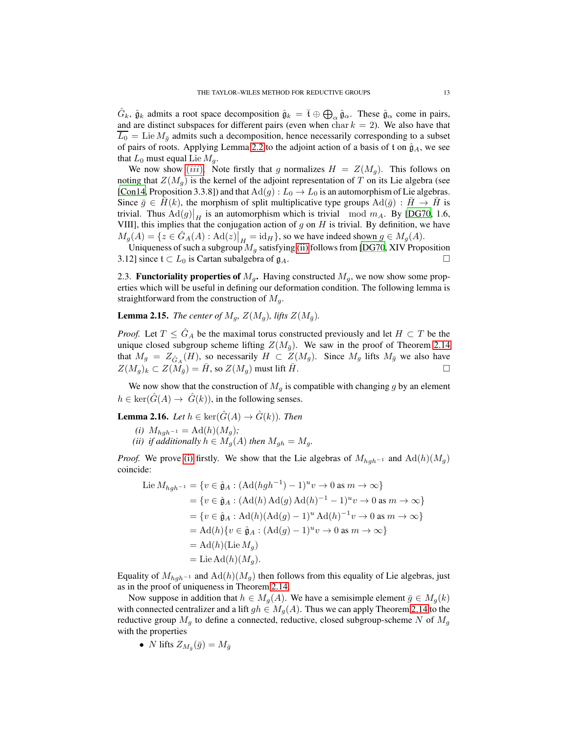$\hat{G}_k$, $\hat{\mathfrak{g}}_k$ admits a root space decomposition $\hat{\mathfrak{g}}_k = \bar{\mathfrak{t}} \oplus \bigoplus_\alpha \hat{\mathfrak{g}}_\alpha$. These $\hat{\mathfrak{g}}_\alpha$ come in pairs, and are distinct subspaces for different pairs (even when $\operatorname{char} k = 2$). We also have that $\overline{L_0} = \operatorname{Lie} M_{\bar{g}}$ admits such a decomposition, hence necessarily corresponding to a subset of pairs of roots. Applying Lemma 2.2 to the adjoint action of a basis of $\mathfrak{t}$ on $\hat{\mathfrak{g}}_A$, we see that $L_0$ must equal $\operatorname{Lie} M_g$.

We now show $(iii)$. Note firstly that $g$ normalizes $H = Z(M_g)$. This follows on noting that $Z(M_g)$ is the kernel of the adjoint representation of $T$ on its Lie algebra (see [Con14, Proposition 3.3.8]) and that $\operatorname{Ad}(g) : L_0 \to L_0$ is an automorphism of Lie algebras. Since $\bar{g} \in \bar{H}(k)$, the morphism of split multiplicative type groups $\operatorname{Ad}(\bar{g}) : \bar{H} \to \bar{H}$ is trivial. Thus $\operatorname{Ad}(g)\big|_H$ is an automorphism which is trivial $\mod m_A$. By [DG70, 1.6, VIII], this implies that the conjugation action of $g$ on $H$ is trivial. By definition, we have $M_g(A) = \{z \in \hat{G}_A(A) : \operatorname{Ad}(z)\big|_H = \operatorname{id}_H\}$, so we have indeed shown $g \in M_g(A)$.

Uniqueness of such a subgroup $M_g$ satisfying (ii) follows from [DG70, XIV Proposition 3.12] since $\mathfrak{t} \subset L_0$ is Cartan subalgebra of $\mathfrak{g}_A$. $\square$

## 2.3. Functoriality properties of $M_g$.

Having constructed $M_g$, we now show some properties which will be useful in defining our deformation condition. The following lemma is straightforward from the construction of $M_g$.

**Lemma 2.15.** *The center of $M_g$, $Z(M_g)$, lifts $Z(M_{\bar{g}})$.*

*Proof.* Let $T \leq \hat{G}_A$ be the maximal torus constructed previously and let $H \subset T$ be the unique closed subgroup scheme lifting $Z(M_{\bar{g}})$. We saw in the proof of Theorem 2.14 that $M_g = Z_{\hat{G}_A}(H)$, so necessarily $H \subset Z(M_g)$. Since $M_g$ lifts $M_{\bar{g}}$ we also have $Z(M_g)_k \subset Z(M_{\bar{g}}) = \bar{H}$, so $Z(M_g)$ must lift $\bar{H}$. $\square$

We now show that the construction of $M_g$ is compatible with changing $g$ by an element $h \in \ker(\hat{G}(A) \to \hat{G}(k))$, in the following senses.

**Lemma 2.16.** *Let $h \in \ker(\hat{G}(A) \to \hat{G}(k))$. Then*

- *(i) $M_{hgh^{-1}} = \operatorname{Ad}(h)(M_g)$;*
- *(ii) if additionally $h \in M_g(A)$ then $M_{gh} = M_g$.*

*Proof.* We prove (i) firstly. We show that the Lie algebras of $M_{hgh^{-1}}$ and $\operatorname{Ad}(h)(M_g)$ coincide:

$$
\begin{aligned}
\operatorname{Lie} M_{hgh^{-1}} &= \{v \in \hat{\mathfrak{g}}_A : (\operatorname{Ad}(hgh^{-1}) - 1)^u v \to 0 \text{ as } m \to \infty\} \\
&= \{v \in \hat{\mathfrak{g}}_A : (\operatorname{Ad}(h)\operatorname{Ad}(g)\operatorname{Ad}(h)^{-1} - 1)^u v \to 0 \text{ as } m \to \infty\} \\
&= \{v \in \hat{\mathfrak{g}}_A : \operatorname{Ad}(h)(\operatorname{Ad}(g) - 1)^u \operatorname{Ad}(h)^{-1} v \to 0 \text{ as } m \to \infty\} \\
&= \operatorname{Ad}(h)\{v \in \hat{\mathfrak{g}}_A : (\operatorname{Ad}(g) - 1)^u v \to 0 \text{ as } m \to \infty\} \\
&= \operatorname{Ad}(h)(\operatorname{Lie} M_g) \\
&= \operatorname{Lie} \operatorname{Ad}(h)(M_g).
\end{aligned}
$$

Equality of $M_{hgh^{-1}}$ and $\operatorname{Ad}(h)(M_g)$ then follows from this equality of Lie algebras, just as in the proof of uniqueness in Theorem 2.14.

Now suppose in addition that $h \in M_g(A)$. We have a semisimple element $\bar{g} \in M_g(k)$ with connected centralizer and a lift $gh \in M_g(A)$. Thus we can apply Theorem 2.14 to the reductive group $M_g$ to define a connected, reductive, closed subgroup-scheme $N$ of $M_g$ with the properties

- $N$ lifts $Z_{M_{\bar{g}}}(\bar{g}) = M_{\bar{g}}$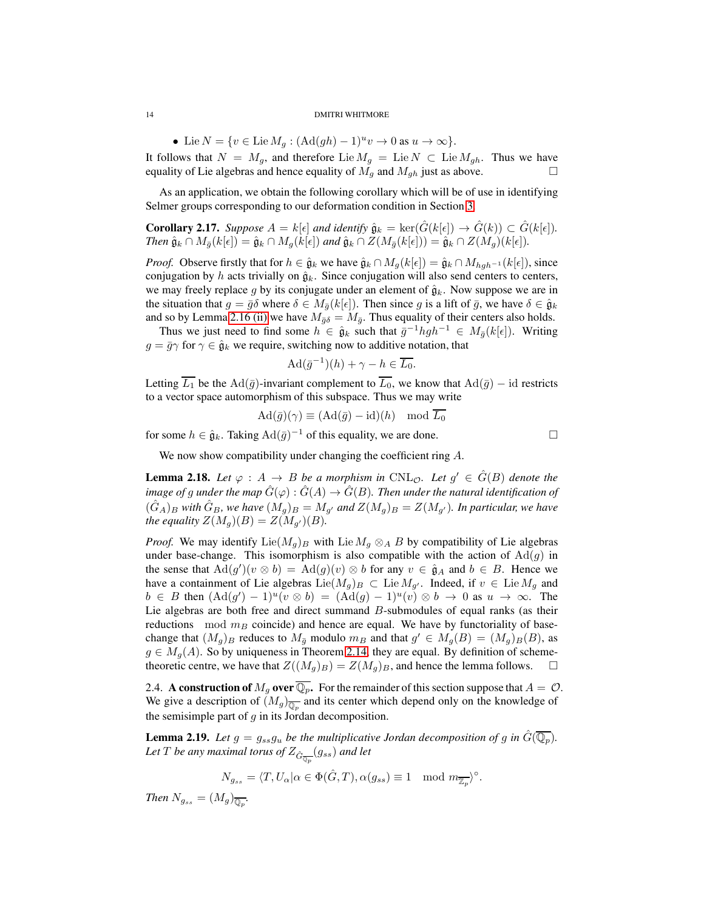- $\operatorname{Lie} N = \{v \in \operatorname{Lie} M_g : (\operatorname{Ad}(gh) - 1)^u v \to 0 \text{ as } u \to \infty\}$.

It follows that $N = M_g$, and therefore $\operatorname{Lie} M_g = \operatorname{Lie} N \subset \operatorname{Lie} M_{gh}$. Thus we have equality of Lie algebras and hence equality of $M_g$ and $M_{gh}$ just as above. □

As an application, we obtain the following corollary which will be of use in identifying Selmer groups corresponding to our deformation condition in Section 3.

**Corollary 2.17.** *Suppose $A = k[\epsilon]$ and identify $\hat{\mathfrak{g}}_k = \ker(\hat{G}(k[\epsilon]) \to \hat{G}(k)) \subset \hat{G}(k[\epsilon])$. Then $\hat{\mathfrak{g}}_k \cap M_{\bar{g}}(k[\epsilon]) = \hat{\mathfrak{g}}_k \cap M_g(k[\epsilon])$ and $\hat{\mathfrak{g}}_k \cap Z(M_{\bar{g}}(k[\epsilon])) = \hat{\mathfrak{g}}_k \cap Z(M_g)(k[\epsilon])$.*

*Proof.* Observe firstly that for $h \in \hat{\mathfrak{g}}_k$ we have $\hat{\mathfrak{g}}_k \cap M_g(k[\epsilon]) = \hat{\mathfrak{g}}_k \cap M_{hgh^{-1}}(k[\epsilon])$, since conjugation by $h$ acts trivially on $\hat{\mathfrak{g}}_k$. Since conjugation will also send centers to centers, we may freely replace $g$ by its conjugate under an element of $\hat{\mathfrak{g}}_k$. Now suppose we are in the situation that $g = \bar{g}\delta$ where $\delta \in M_{\bar{g}}(k[\epsilon])$. Then since $g$ is a lift of $\bar{g}$, we have $\delta \in \hat{\mathfrak{g}}_k$ and so by Lemma 2.16 (ii) we have $M_{\bar{g}\delta} = M_{\bar{g}}$. Thus equality of their centers also holds.

Thus we just need to find some $h \in \hat{\mathfrak{g}}_k$ such that $\bar{g}^{-1}hgh^{-1} \in M_{\bar{g}}(k[\epsilon])$. Writing $g = \bar{g}\gamma$ for $\gamma \in \hat{\mathfrak{g}}_k$ we require, switching now to additive notation, that

$$\operatorname{Ad}(\bar{g}^{-1})(h) + \gamma - h \in \overline{L_0}.$$

Letting $\overline{L_1}$ be the $\operatorname{Ad}(\bar{g})$-invariant complement to $\overline{L_0}$, we know that $\operatorname{Ad}(\bar{g}) - \operatorname{id}$ restricts to a vector space automorphism of this subspace. Thus we may write

$$\operatorname{Ad}(\bar{g})(\gamma) \equiv (\operatorname{Ad}(\bar{g}) - \operatorname{id})(h) \mod \overline{L_0}$$

for some $h \in \hat{\mathfrak{g}}_k$. Taking $\operatorname{Ad}(\bar{g})^{-1}$ of this equality, we are done. □

We now show compatibility under changing the coefficient ring $A$.

**Lemma 2.18.** *Let $\varphi : A \to B$ be a morphism in $\mathrm{CNL}_{\mathcal{O}}$. Let $g' \in \hat{G}(B)$ denote the image of $g$ under the map $\hat{G}(\varphi) : \hat{G}(A) \to \hat{G}(B)$. Then under the natural identification of $(\hat{G}_A)_B$ with $\hat{G}_B$, we have $(M_g)_B = M_{g'}$ and $Z(M_g)_B = Z(M_{g'})$. In particular, we have the equality $Z(M_g)(B) = Z(M_{g'})(B)$.*

*Proof.* We may identify $\operatorname{Lie}(M_g)_B$ with $\operatorname{Lie} M_g \otimes_A B$ by compatibility of Lie algebras under base-change. This isomorphism is also compatible with the action of $\operatorname{Ad}(g)$ in the sense that $\operatorname{Ad}(g')(v \otimes b) = \operatorname{Ad}(g)(v) \otimes b$ for any $v \in \hat{\mathfrak{g}}_A$ and $b \in B$. Hence we have a containment of Lie algebras $\operatorname{Lie}(M_g)_B \subset \operatorname{Lie} M_{g'}$. Indeed, if $v \in \operatorname{Lie} M_g$ and $b \in B$ then $(\operatorname{Ad}(g') - 1)^u(v \otimes b) = (\operatorname{Ad}(g) - 1)^u(v) \otimes b \to 0$ as $u \to \infty$. The Lie algebras are both free and direct summand $B$-submodules of equal ranks (as their reductions $\mod m_B$ coincide) and hence are equal. We have by functoriality of base-change that $(M_g)_B$ reduces to $M_{\bar{g}}$ modulo $m_B$ and that $g' \in M_g(B) = (M_g)_B(B)$, as $g \in M_g(A)$. So by uniqueness in Theorem 2.14, they are equal. By definition of scheme-theoretic centre, we have that $Z((M_g)_B) = Z(M_g)_B$, and hence the lemma follows. □

2.4. **A construction of $M_g$ over $\overline{\mathbb{Q}_p}$.** For the remainder of this section suppose that $A = \mathcal{O}$. We give a description of $(M_g)_{\overline{\mathbb{Q}_p}}$ and its center which depend only on the knowledge of the semisimple part of $g$ in its Jordan decomposition.

**Lemma 2.19.** *Let $g = g_{ss}g_u$ be the multiplicative Jordan decomposition of $g$ in $\hat{G}(\overline{\mathbb{Q}_p})$. Let $T$ be any maximal torus of $Z_{\hat{G}_{\overline{\mathbb{Q}_p}}}(g_{ss})$ and let*

$$N_{g_{ss}} = \langle T, U_\alpha | \alpha \in \Phi(\hat{G}, T), \alpha(g_{ss}) \equiv 1 \mod m_{\overline{\mathbb{Z}_p}} \rangle^\circ.$$

*Then $N_{g_{ss}} = (M_g)_{\overline{\mathbb{Q}_p}}$.*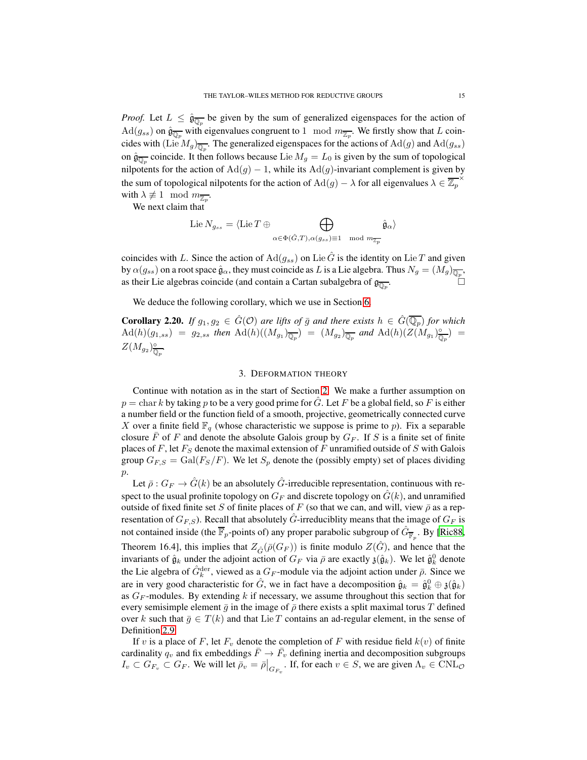*Proof.* Let $L \leq \hat{\mathfrak{g}}_{\overline{\mathbb{Q}_p}}$ be given by the sum of generalized eigenspaces for the action of $\mathrm{Ad}(g_{ss})$ on $\hat{\mathfrak{g}}_{\overline{\mathbb{Q}_p}}$ with eigenvalues congruent to $1 \mod m_{\overline{\mathbb{Z}_p}}$. We firstly show that $L$ coincides with $(\mathrm{Lie}\, M_g)_{\overline{\mathbb{Q}_p}}$. The generalized eigenspaces for the actions of $\mathrm{Ad}(g)$ and $\mathrm{Ad}(g_{ss})$ on $\hat{\mathfrak{g}}_{\overline{\mathbb{Q}_p}}$ coincide. It then follows because $\mathrm{Lie}\, M_g = L_0$ is given by the sum of topological nilpotents for the action of $\mathrm{Ad}(g) - 1$, while its $\mathrm{Ad}(g)$-invariant complement is given by the sum of topological nilpotents for the action of $\mathrm{Ad}(g) - \lambda$ for all eigenvalues $\lambda \in \overline{\mathbb{Z}_p}^\times$ with $\lambda \not\equiv 1 \mod m_{\overline{\mathbb{Z}_p}}$.

We next claim that

$$\mathrm{Lie}\, N_{g_{ss}} = \langle \mathrm{Lie}\, T \oplus \bigoplus_{\alpha \in \Phi(\hat{G},T), \alpha(g_{ss}) \equiv 1 \mod m_{\overline{\mathbb{Z}_p}}} \hat{\mathfrak{g}}_\alpha \rangle$$

coincides with $L$. Since the action of $\mathrm{Ad}(g_{ss})$ on $\mathrm{Lie}\, \hat{G}$ is the identity on $\mathrm{Lie}\, T$ and given by $\alpha(g_{ss})$ on a root space $\hat{\mathfrak{g}}_\alpha$, they must coincide as $L$ is a Lie algebra. Thus $N_g = (M_g)_{\overline{\mathbb{Q}_p}}$, as their Lie algebras coincide (and contain a Cartan subalgebra of $\mathfrak{g}_{\overline{\mathbb{Q}_p}}$. $\square$

We deduce the following corollary, which we use in Section 6.

**Corollary 2.20.** *If $g_1, g_2 \in \hat{G}(\mathcal{O})$ are lifts of $\bar{g}$ and there exists $h \in \hat{G}(\overline{\mathbb{Q}_p})$ for which $\mathrm{Ad}(h)(g_{1,ss}) = g_{2,ss}$ then $\mathrm{Ad}(h)((M_{g_1})_{\overline{\mathbb{Q}_p}}) = (M_{g_2})_{\overline{\mathbb{Q}_p}}$ and $\mathrm{Ad}(h)(Z(M_{g_1})^\circ_{\overline{\mathbb{Q}_p}}) = Z(M_{g_2})^\circ_{\overline{\mathbb{Q}_p}}$.*

## 3. Deformation theory

Continue with notation as in the start of Section 2. We make a further assumption on $p = \mathrm{char}\, k$ by taking $p$ to be a very good prime for $\hat{G}$. Let $F$ be a global field, so $F$ is either a number field or the function field of a smooth, projective, geometrically connected curve $X$ over a finite field $\mathbb{F}_q$ (whose characteristic we suppose is prime to $p$). Fix a separable closure $\bar{F}$ of $F$ and denote the absolute Galois group by $G_F$. If $S$ is a finite set of finite places of $F$, let $F_S$ denote the maximal extension of $F$ unramified outside of $S$ with Galois group $G_{F,S} = \mathrm{Gal}(F_S/F)$. We let $S_p$ denote the (possibly empty) set of places dividing $p$.

Let $\bar{\rho} : G_F \to \hat{G}(k)$ be an absolutely $\hat{G}$-irreducible representation, continuous with respect to the usual profinite topology on $G_F$ and discrete topology on $\hat{G}(k)$, and unramified outside of fixed finite set $S$ of finite places of $F$ (so that we can, and will, view $\bar{\rho}$ as a representation of $G_{F,S}$). Recall that absolutely $\hat{G}$-irreduciblity means that the image of $G_F$ is not contained inside (the $\overline{\mathbb{F}}_p$-points of) any proper parabolic subgroup of $\hat{G}_{\overline{\mathbb{F}}_p}$. By [Ric88, Theorem 16.4], this implies that $Z_{\hat{G}}(\bar{\rho}(G_F))$ is finite modulo $Z(\hat{G})$, and hence that the invariants of $\hat{\mathfrak{g}}_k$ under the adjoint action of $G_F$ via $\bar{\rho}$ are exactly $\mathfrak{z}(\hat{\mathfrak{g}}_k)$. We let $\hat{\mathfrak{g}}_k^0$ denote the Lie algebra of $\hat{G}_k^{\mathrm{der}}$, viewed as a $G_F$-module via the adjoint action under $\bar{\rho}$. Since we are in very good characteristic for $\hat{G}$, we in fact have a decomposition $\hat{\mathfrak{g}}_k = \hat{\mathfrak{g}}_k^0 \oplus \mathfrak{z}(\hat{\mathfrak{g}}_k)$ as $G_F$-modules. By extending $k$ if necessary, we assume throughout this section that for every semisimple element $\bar{g}$ in the image of $\bar{\rho}$ there exists a split maximal torus $T$ defined over $k$ such that $\bar{g} \in T(k)$ and that $\mathrm{Lie}\, T$ contains an ad-regular element, in the sense of Definition 2.9.

If $v$ is a place of $F$, let $F_v$ denote the completion of $F$ with residue field $k(v)$ of finite cardinality $q_v$ and fix embeddings $\bar{F} \to \bar{F}_v$ defining inertia and decomposition subgroups $I_v \subset G_{F_v} \subset G_F$. We will let $\bar{\rho}_v = \bar{\rho}|_{G_{F_v}}$. If, for each $v \in S$, we are given $\Lambda_v \in \mathrm{CNL}_{\mathcal{O}}$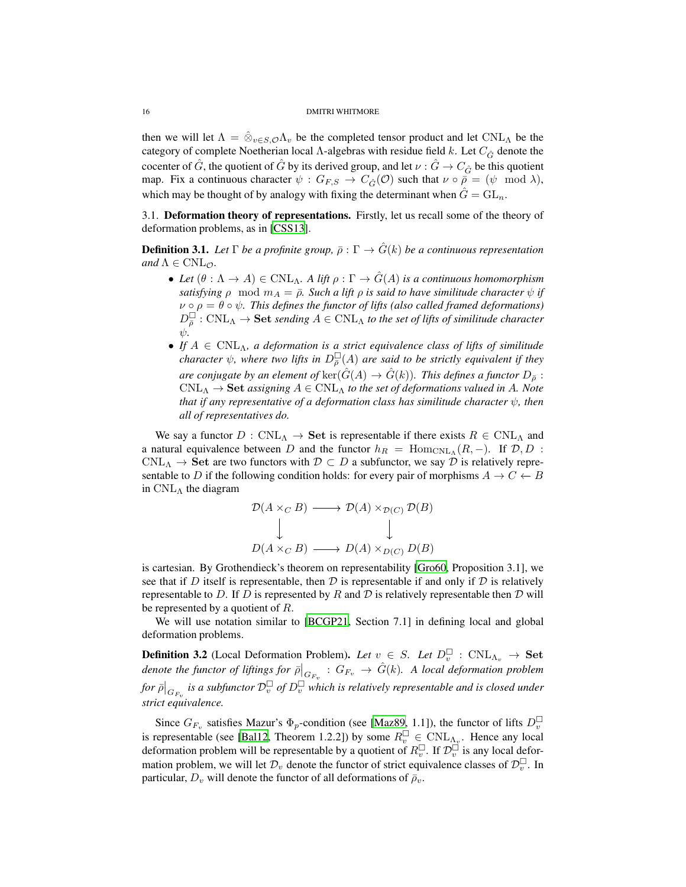then we will let $\Lambda = \hat{\otimes}_{v \in S, \mathcal{O}} \Lambda_v$ be the completed tensor product and let $\mathrm{CNL}_\Lambda$ be the category of complete Noetherian local $\Lambda$-algebras with residue field $k$. Let $C_{\hat{G}}$ denote the cocenter of $\hat{G}$, the quotient of $\hat{G}$ by its derived group, and let $\nu : \hat{G} \to C_{\hat{G}}$ be this quotient map. Fix a continuous character $\psi : G_{F,S} \to C_{\hat{G}}(\mathcal{O})$ such that $\nu \circ \bar{\rho} = (\psi \mod \lambda)$, which may be thought of by analogy with fixing the determinant when $\hat{G} = \mathrm{GL}_n$.

## 3.1. Deformation theory of representations.

Firstly, let us recall some of the theory of deformation problems, as in [CSS13].

**Definition 3.1.** *Let $\Gamma$ be a profinite group, $\bar{\rho} : \Gamma \to \hat{G}(k)$ be a continuous representation and $\Lambda \in \mathrm{CNL}_\mathcal{O}$.*

- *Let $(\theta : \Lambda \to A) \in \mathrm{CNL}_\Lambda$. A lift $\rho : \Gamma \to \hat{G}(A)$ is a continuous homomorphism satisfying $\rho \mod m_A = \bar{\rho}$. Such a lift $\rho$ is said to have similitude character $\psi$ if $\nu \circ \rho = \theta \circ \psi$. This defines the functor of lifts (also called framed deformations) $D^\square_{\bar{\rho}} : \mathrm{CNL}_\Lambda \to \mathbf{Set}$ sending $A \in \mathrm{CNL}_\Lambda$ to the set of lifts of similitude character $\psi$.*
- *If $A \in \mathrm{CNL}_\Lambda$, a deformation is a strict equivalence class of lifts of similitude character $\psi$, where two lifts in $D^\square_{\bar{\rho}}(A)$ are said to be strictly equivalent if they are conjugate by an element of $\ker(\hat{G}(A) \to \hat{G}(k))$. This defines a functor $D_{\bar{\rho}} : \mathrm{CNL}_\Lambda \to \mathbf{Set}$ assigning $A \in \mathrm{CNL}_\Lambda$ to the set of deformations valued in $A$. Note that if any representative of a deformation class has similitude character $\psi$, then all of representatives do.*

We say a functor $D : \mathrm{CNL}_\Lambda \to \mathbf{Set}$ is representable if there exists $R \in \mathrm{CNL}_\Lambda$ and a natural equivalence between $D$ and the functor $h_R = \mathrm{Hom}_{\mathrm{CNL}_\Lambda}(R, -)$. If $\mathcal{D}, D : \mathrm{CNL}_\Lambda \to \mathbf{Set}$ are two functors with $\mathcal{D} \subset D$ a subfunctor, we say $\mathcal{D}$ is relatively representable to $D$ if the following condition holds: for every pair of morphisms $A \to C \leftarrow B$ in $\mathrm{CNL}_\Lambda$ the diagram

$$\begin{array}{ccc} \mathcal{D}(A \times_C B) & \longrightarrow & \mathcal{D}(A) \times_{\mathcal{D}(C)} \mathcal{D}(B) \\ \downarrow & & \downarrow \\ D(A \times_C B) & \longrightarrow & D(A) \times_{D(C)} D(B) \end{array}$$

is cartesian. By Grothendieck's theorem on representability [Gro60, Proposition 3.1], we see that if $D$ itself is representable, then $\mathcal{D}$ is representable if and only if $\mathcal{D}$ is relatively representable to $D$. If $D$ is represented by $R$ and $\mathcal{D}$ is relatively representable then $\mathcal{D}$ will be represented by a quotient of $R$.

We will use notation similar to [BCGP21, Section 7.1] in defining local and global deformation problems.

**Definition 3.2** (Local Deformation Problem)**.** *Let $v \in S$. Let $D^\square_v : \mathrm{CNL}_{\Lambda_v} \to \mathbf{Set}$ denote the functor of liftings for $\bar{\rho}\big|_{G_{F_v}} : G_{F_v} \to \hat{G}(k)$. A local deformation problem for $\bar{\rho}\big|_{G_{F_v}}$ is a subfunctor $\mathcal{D}^\square_v$ of $D^\square_v$ which is relatively representable and is closed under strict equivalence.*

Since $G_{F_v}$ satisfies Mazur's $\Phi_p$-condition (see [Maz89, 1.1]), the functor of lifts $D^\square_v$ is representable (see [Bal12, Theorem 1.2.2]) by some $R^\square_v \in \mathrm{CNL}_{\Lambda_v}$. Hence any local deformation problem will be representable by a quotient of $R^\square_v$. If $\mathcal{D}^\square_v$ is any local deformation problem, we will let $\mathcal{D}_v$ denote the functor of strict equivalence classes of $\mathcal{D}^\square_v$. In particular, $D_v$ will denote the functor of all deformations of $\bar{\rho}_v$.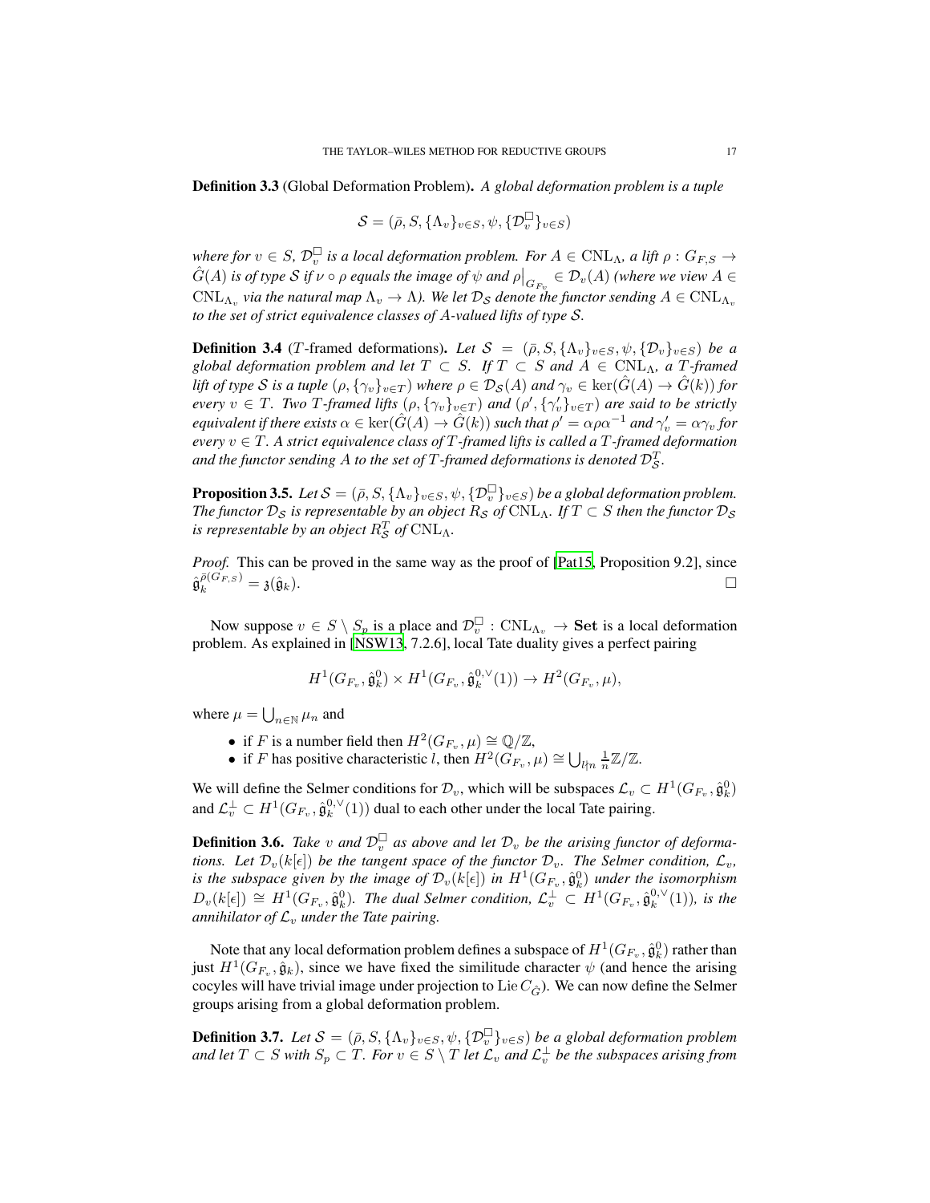**Definition 3.3** (Global Deformation Problem)**.** *A global deformation problem is a tuple*

$$\mathcal{S} = (\bar{\rho}, S, \{\Lambda_v\}_{v \in S}, \psi, \{\mathcal{D}_v^{\square}\}_{v \in S})$$

*where for $v \in S$, $\mathcal{D}_v^{\square}$ is a local deformation problem. For $A \in \mathrm{CNL}_{\Lambda}$, a lift $\rho : G_{F,S} \to \hat{G}(A)$ is of type $\mathcal{S}$ if $\nu \circ \rho$ equals the image of $\psi$ and $\rho\big|_{G_{F_v}} \in \mathcal{D}_v(A)$ (where we view $A \in \mathrm{CNL}_{\Lambda_v}$ via the natural map $\Lambda_v \to \Lambda$). We let $\mathcal{D}_{\mathcal{S}}$ denote the functor sending $A \in \mathrm{CNL}_{\Lambda_v}$ to the set of strict equivalence classes of $A$-valued lifts of type $\mathcal{S}$.*

**Definition 3.4** ($T$-framed deformations)**.** *Let $\mathcal{S} = (\bar{\rho}, S, \{\Lambda_v\}_{v \in S}, \psi, \{\mathcal{D}_v\}_{v \in S})$ be a global deformation problem and let $T \subset S$. If $T \subset S$ and $A \in \mathrm{CNL}_{\Lambda}$, a $T$-framed lift of type $\mathcal{S}$ is a tuple $(\rho, \{\gamma_v\}_{v \in T})$ where $\rho \in \mathcal{D}_{\mathcal{S}}(A)$ and $\gamma_v \in \ker(\hat{G}(A) \to \hat{G}(k))$ for every $v \in T$. Two $T$-framed lifts $(\rho, \{\gamma_v\}_{v \in T})$ and $(\rho', \{\gamma_v'\}_{v \in T})$ are said to be strictly equivalent if there exists $\alpha \in \ker(\hat{G}(A) \to \hat{G}(k))$ such that $\rho' = \alpha\rho\alpha^{-1}$ and $\gamma_v' = \alpha\gamma_v$ for every $v \in T$. A strict equivalence class of $T$-framed lifts is called a $T$-framed deformation and the functor sending $A$ to the set of $T$-framed deformations is denoted $\mathcal{D}_{\mathcal{S}}^T$.*

**Proposition 3.5.** *Let $\mathcal{S} = (\bar{\rho}, S, \{\Lambda_v\}_{v \in S}, \psi, \{\mathcal{D}_v^{\square}\}_{v \in S})$ be a global deformation problem. The functor $\mathcal{D}_{\mathcal{S}}$ is representable by an object $R_{\mathcal{S}}$ of $\mathrm{CNL}_{\Lambda}$. If $T \subset S$ then the functor $\mathcal{D}_{\mathcal{S}}$ is representable by an object $R_{\mathcal{S}}^T$ of $\mathrm{CNL}_{\Lambda}$.*

*Proof.* This can be proved in the same way as the proof of [Pat15, Proposition 9.2], since $\hat{\mathfrak{g}}_k^{\bar{\rho}(G_{F,S})} = \mathfrak{z}(\hat{\mathfrak{g}}_k)$. □

Now suppose $v \in S \setminus S_p$ is a place and $\mathcal{D}_v^{\square} : \mathrm{CNL}_{\Lambda_v} \to \mathbf{Set}$ is a local deformation problem. As explained in [NSW13, 7.2.6], local Tate duality gives a perfect pairing

$$H^1(G_{F_v}, \hat{\mathfrak{g}}_k^0) \times H^1(G_{F_v}, \hat{\mathfrak{g}}_k^{0,\vee}(1)) \to H^2(G_{F_v}, \mu),$$

where $\mu = \bigcup_{n \in \mathbb{N}} \mu_n$ and

- if $F$ is a number field then $H^2(G_{F_v}, \mu) \cong \mathbb{Q}/\mathbb{Z}$,
- if $F$ has positive characteristic $l$, then $H^2(G_{F_v}, \mu) \cong \bigcup_{l \nmid n} \frac{1}{n}\mathbb{Z}/\mathbb{Z}$.

We will define the Selmer conditions for $\mathcal{D}_v$, which will be subspaces $\mathcal{L}_v \subset H^1(G_{F_v}, \hat{\mathfrak{g}}_k^0)$ and $\mathcal{L}_v^{\perp} \subset H^1(G_{F_v}, \hat{\mathfrak{g}}_k^{0,\vee}(1))$ dual to each other under the local Tate pairing.

**Definition 3.6.** *Take $v$ and $\mathcal{D}_v^{\square}$ as above and let $\mathcal{D}_v$ be the arising functor of deformations. Let $\mathcal{D}_v(k[\epsilon])$ be the tangent space of the functor $\mathcal{D}_v$. The Selmer condition, $\mathcal{L}_v$, is the subspace given by the image of $\mathcal{D}_v(k[\epsilon])$ in $H^1(G_{F_v}, \hat{\mathfrak{g}}_k^0)$ under the isomorphism $D_v(k[\epsilon]) \cong H^1(G_{F_v}, \hat{\mathfrak{g}}_k^0)$. The dual Selmer condition, $\mathcal{L}_v^{\perp} \subset H^1(G_{F_v}, \hat{\mathfrak{g}}_k^{0,\vee}(1))$, is the annihilator of $\mathcal{L}_v$ under the Tate pairing.*

Note that any local deformation problem defines a subspace of $H^1(G_{F_v}, \hat{\mathfrak{g}}_k^0)$ rather than just $H^1(G_{F_v}, \hat{\mathfrak{g}}_k)$, since we have fixed the similitude character $\psi$ (and hence the arising cocyles will have trivial image under projection to $\mathrm{Lie}\, C_{\hat{G}}$). We can now define the Selmer groups arising from a global deformation problem.

**Definition 3.7.** *Let $\mathcal{S} = (\bar{\rho}, S, \{\Lambda_v\}_{v \in S}, \psi, \{\mathcal{D}_v^{\square}\}_{v \in S})$ be a global deformation problem and let $T \subset S$ with $S_p \subset T$. For $v \in S \setminus T$ let $\mathcal{L}_v$ and $\mathcal{L}_v^{\perp}$ be the subspaces arising from*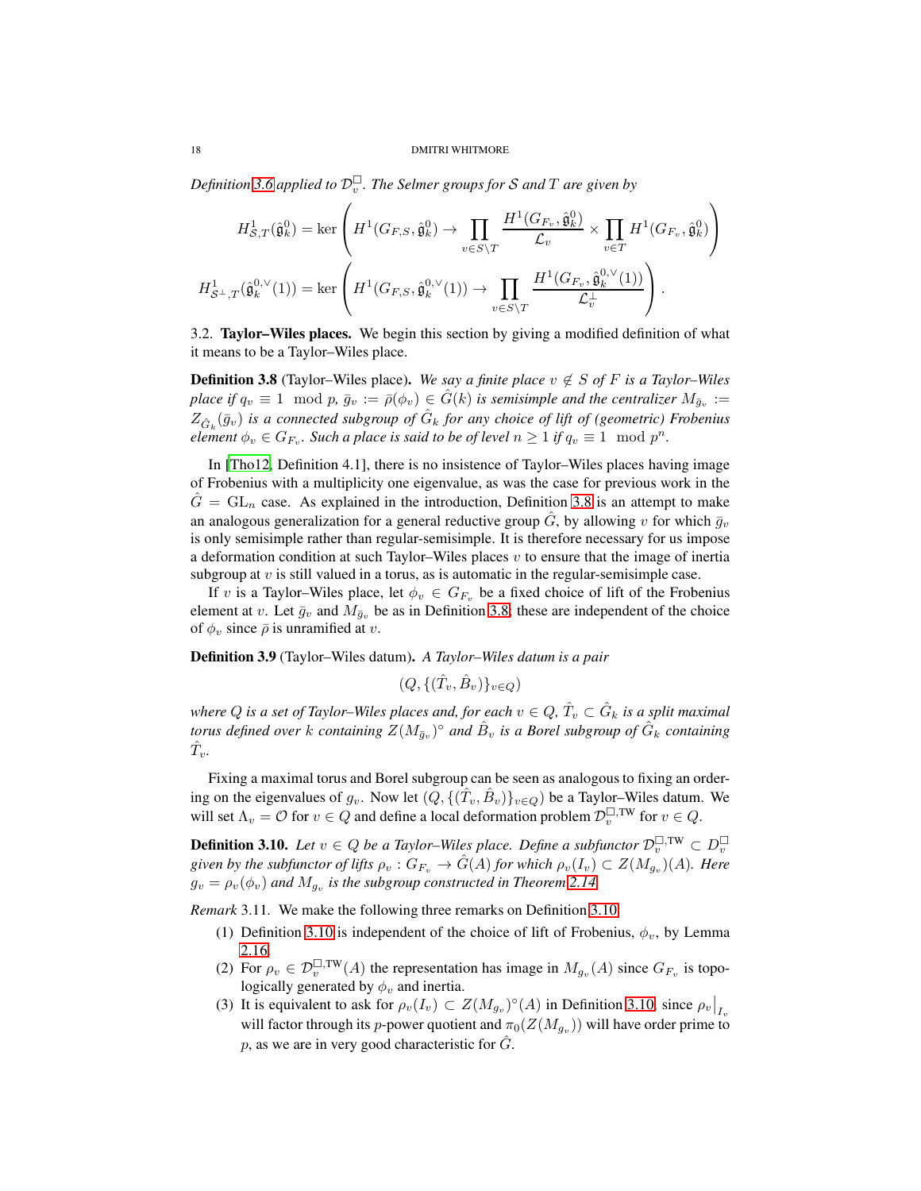*Definition 3.6 applied to $\mathcal{D}_v^\square$. The Selmer groups for $\mathcal{S}$ and $T$ are given by*

$$H^1_{\mathcal{S},T}(\hat{\mathfrak{g}}^0_k) = \ker\left( H^1(G_{F,S}, \hat{\mathfrak{g}}^0_k) \to \prod_{v \in S\setminus T} \frac{H^1(G_{F_v}, \hat{\mathfrak{g}}^0_k)}{\mathcal{L}_v} \times \prod_{v\in T} H^1(G_{F_v}, \hat{\mathfrak{g}}^0_k) \right)$$

$$H^1_{\mathcal{S}^\perp,T}(\hat{\mathfrak{g}}^{0,\vee}_k(1)) = \ker\left( H^1(G_{F,S}, \hat{\mathfrak{g}}^{0,\vee}_k(1)) \to \prod_{v \in S\setminus T} \frac{H^1(G_{F_v}, \hat{\mathfrak{g}}^{0,\vee}_k(1))}{\mathcal{L}_v^\perp} \right).$$

3.2. **Taylor–Wiles places.** We begin this section by giving a modified definition of what it means to be a Taylor–Wiles place.

**Definition 3.8** (Taylor–Wiles place). *We say a finite place $v \notin S$ of $F$ is a Taylor–Wiles place if $q_v \equiv 1 \mod p$, $\bar{g}_v := \bar{\rho}(\phi_v) \in \hat{G}(k)$ is semisimple and the centralizer $M_{\bar{g}_v} := Z_{\hat{G}_k}(\bar{g}_v)$ is a connected subgroup of $\hat{G}_k$ for any choice of lift of (geometric) Frobenius element $\phi_v \in G_{F_v}$. Such a place is said to be of level $n \geq 1$ if $q_v \equiv 1 \mod p^n$.*

In [Tho12, Definition 4.1], there is no insistence of Taylor–Wiles places having image of Frobenius with a multiplicity one eigenvalue, as was the case for previous work in the $\hat{G} = \mathrm{GL}_n$ case. As explained in the introduction, Definition 3.8 is an attempt to make an analogous generalization for a general reductive group $\hat{G}$, by allowing $v$ for which $\bar{g}_v$ is only semisimple rather than regular-semisimple. It is therefore necessary for us impose a deformation condition at such Taylor–Wiles places $v$ to ensure that the image of inertia subgroup at $v$ is still valued in a torus, as is automatic in the regular-semisimple case.

If $v$ is a Taylor–Wiles place, let $\phi_v \in G_{F_v}$ be a fixed choice of lift of the Frobenius element at $v$. Let $\bar{g}_v$ and $M_{\bar{g}_v}$ be as in Definition 3.8; these are independent of the choice of $\phi_v$ since $\bar{\rho}$ is unramified at $v$.

**Definition 3.9** (Taylor–Wiles datum). *A Taylor–Wiles datum is a pair*

$$(Q, \{(\hat{T}_v, \hat{B}_v)\}_{v\in Q})$$

*where $Q$ is a set of Taylor–Wiles places and, for each $v \in Q$, $\hat{T}_v \subset \hat{G}_k$ is a split maximal torus defined over $k$ containing $Z(M_{\bar{g}_v})^\circ$ and $\hat{B}_v$ is a Borel subgroup of $\hat{G}_k$ containing $\hat{T}_v$.*

Fixing a maximal torus and Borel subgroup can be seen as analogous to fixing an ordering on the eigenvalues of $g_v$. Now let $(Q, \{(\hat{T}_v, \hat{B}_v)\}_{v\in Q})$ be a Taylor–Wiles datum. We will set $\Lambda_v = \mathcal{O}$ for $v \in Q$ and define a local deformation problem $\mathcal{D}_v^{\square,\mathrm{TW}}$ for $v \in Q$.

**Definition 3.10.** *Let $v \in Q$ be a Taylor–Wiles place. Define a subfunctor $\mathcal{D}_v^{\square,\mathrm{TW}} \subset D_v^\square$ given by the subfunctor of lifts $\rho_v : G_{F_v} \to \hat{G}(A)$ for which $\rho_v(I_v) \subset Z(M_{g_v})(A)$. Here $g_v = \rho_v(\phi_v)$ and $M_{g_v}$ is the subgroup constructed in Theorem 2.14.*

*Remark* 3.11. We make the following three remarks on Definition 3.10.

1. Definition 3.10 is independent of the choice of lift of Frobenius, $\phi_v$, by Lemma 2.16.
2. For $\rho_v \in \mathcal{D}_v^{\square,\mathrm{TW}}(A)$ the representation has image in $M_{g_v}(A)$ since $G_{F_v}$ is topologically generated by $\phi_v$ and inertia.
3. It is equivalent to ask for $\rho_v(I_v) \subset Z(M_{g_v})^\circ(A)$ in Definition 3.10, since $\rho_v\big|_{I_v}$ will factor through its $p$-power quotient and $\pi_0(Z(M_{g_v}))$ will have order prime to $p$, as we are in very good characteristic for $\hat{G}$.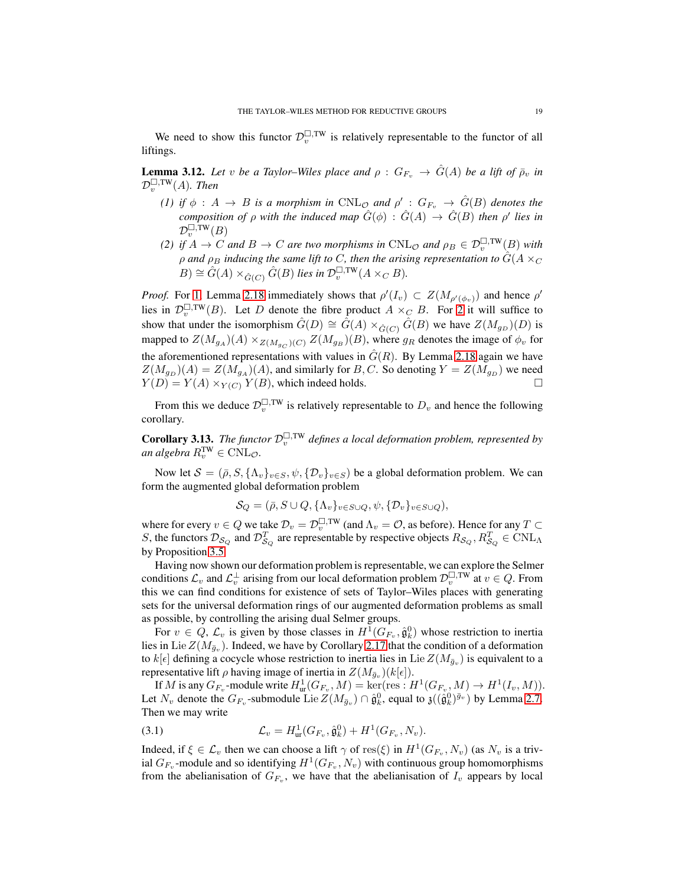We need to show this functor $\mathcal{D}_v^{\square,\mathrm{TW}}$ is relatively representable to the functor of all liftings.

**Lemma 3.12.** *Let $v$ be a Taylor–Wiles place and $\rho : G_{F_v} \to \hat{G}(A)$ be a lift of $\bar{\rho}_v$ in $\mathcal{D}_v^{\square,\mathrm{TW}}(A)$. Then*

1. *if $\phi : A \to B$ is a morphism in $\mathrm{CNL}_{\mathcal{O}}$ and $\rho' : G_{F_v} \to \hat{G}(B)$ denotes the composition of $\rho$ with the induced map $\hat{G}(\phi) : \hat{G}(A) \to \hat{G}(B)$ then $\rho'$ lies in $\mathcal{D}_v^{\square,\mathrm{TW}}(B)$*
2. *if $A \to C$ and $B \to C$ are two morphisms in $\mathrm{CNL}_{\mathcal{O}}$ and $\rho_B \in \mathcal{D}_v^{\square,\mathrm{TW}}(B)$ with $\rho$ and $\rho_B$ inducing the same lift to $C$, then the arising representation to $\hat{G}(A \times_C B) \cong \hat{G}(A) \times_{\hat{G}(C)} \hat{G}(B)$ lies in $\mathcal{D}_v^{\square,\mathrm{TW}}(A \times_C B)$.*

*Proof.* For 1, Lemma 2.18 immediately shows that $\rho'(I_v) \subset Z(M_{\rho'(\phi_v)})$ and hence $\rho'$ lies in $\mathcal{D}_v^{\square,\mathrm{TW}}(B)$. Let $D$ denote the fibre product $A \times_C B$. For 2 it will suffice to show that under the isomorphism $\hat{G}(D) \cong \hat{G}(A) \times_{\hat{G}(C)} \hat{G}(B)$ we have $Z(M_{g_D})(D)$ is mapped to $Z(M_{g_A})(A) \times_{Z(M_{g_C})(C)} Z(M_{g_B})(B)$, where $g_R$ denotes the image of $\phi_v$ for the aforementioned representations with values in $\hat{G}(R)$. By Lemma 2.18 again we have $Z(M_{g_D})(A) = Z(M_{g_A})(A)$, and similarly for $B, C$. So denoting $Y = Z(M_{g_D})$ we need $Y(D) = Y(A) \times_{Y(C)} Y(B)$, which indeed holds. $\square$

From this we deduce $\mathcal{D}_v^{\square,\mathrm{TW}}$ is relatively representable to $D_v$ and hence the following corollary.

**Corollary 3.13.** *The functor $\mathcal{D}_v^{\square,\mathrm{TW}}$ defines a local deformation problem, represented by an algebra $R_v^{\mathrm{TW}} \in \mathrm{CNL}_{\mathcal{O}}$.*

Now let $\mathcal{S} = (\bar{\rho}, S, \{\Lambda_v\}_{v\in S}, \psi, \{\mathcal{D}_v\}_{v\in S})$ be a global deformation problem. We can form the augmented global deformation problem

$$\mathcal{S}_Q = (\bar{\rho}, S \cup Q, \{\Lambda_v\}_{v\in S\cup Q}, \psi, \{\mathcal{D}_v\}_{v\in S\cup Q}),$$

where for every $v \in Q$ we take $\mathcal{D}_v = \mathcal{D}_v^{\square,\mathrm{TW}}$ (and $\Lambda_v = \mathcal{O}$, as before). Hence for any $T \subset S$, the functors $\mathcal{D}_{\mathcal{S}_Q}$ and $\mathcal{D}_{\mathcal{S}_Q}^T$ are representable by respective objects $R_{\mathcal{S}_Q}, R_{\mathcal{S}_Q}^T \in \mathrm{CNL}_\Lambda$ by Proposition 3.5.

Having now shown our deformation problem is representable, we can explore the Selmer conditions $\mathcal{L}_v$ and $\mathcal{L}_v^\perp$ arising from our local deformation problem $\mathcal{D}_v^{\square,\mathrm{TW}}$ at $v \in Q$. From this we can find conditions for existence of sets of Taylor–Wiles places with generating sets for the universal deformation rings of our augmented deformation problems as small as possible, by controlling the arising dual Selmer groups.

For $v \in Q$, $\mathcal{L}_v$ is given by those classes in $H^1(G_{F_v}, \hat{\mathfrak{g}}_k^0)$ whose restriction to inertia lies in $\operatorname{Lie} Z(M_{\bar{g}_v})$. Indeed, we have by Corollary 2.17 that the condition of a deformation to $k[\epsilon]$ defining a cocycle whose restriction to inertia lies in $\operatorname{Lie} Z(M_{\bar{g}_v})$ is equivalent to a representative lift $\rho$ having image of inertia in $Z(M_{\bar{g}_v})(k[\epsilon])$.

If $M$ is any $G_{F_v}$-module write $H^1_{\mathrm{ur}}(G_{F_v}, M) = \ker(\mathrm{res} : H^1(G_{F_v}, M) \to H^1(I_v, M))$. Let $N_v$ denote the $G_{F_v}$-submodule $\operatorname{Lie} Z(M_{\bar{g}_v}) \cap \hat{\mathfrak{g}}_k^0$, equal to $\mathfrak{z}((\hat{\mathfrak{g}}_k^0)^{\bar{g}_v})$ by Lemma 2.7. Then we may write

$$\mathcal{L}_v = H^1_{\mathrm{ur}}(G_{F_v}, \hat{\mathfrak{g}}_k^0) + H^1(G_{F_v}, N_v). \tag{3.1}$$

Indeed, if $\xi \in \mathcal{L}_v$ then we can choose a lift $\gamma$ of $\mathrm{res}(\xi)$ in $H^1(G_{F_v}, N_v)$ (as $N_v$ is a trivial $G_{F_v}$-module and so identifying $H^1(G_{F_v}, N_v)$ with continuous group homomorphisms from the abelianisation of $G_{F_v}$, we have that the abelianisation of $I_v$ appears by local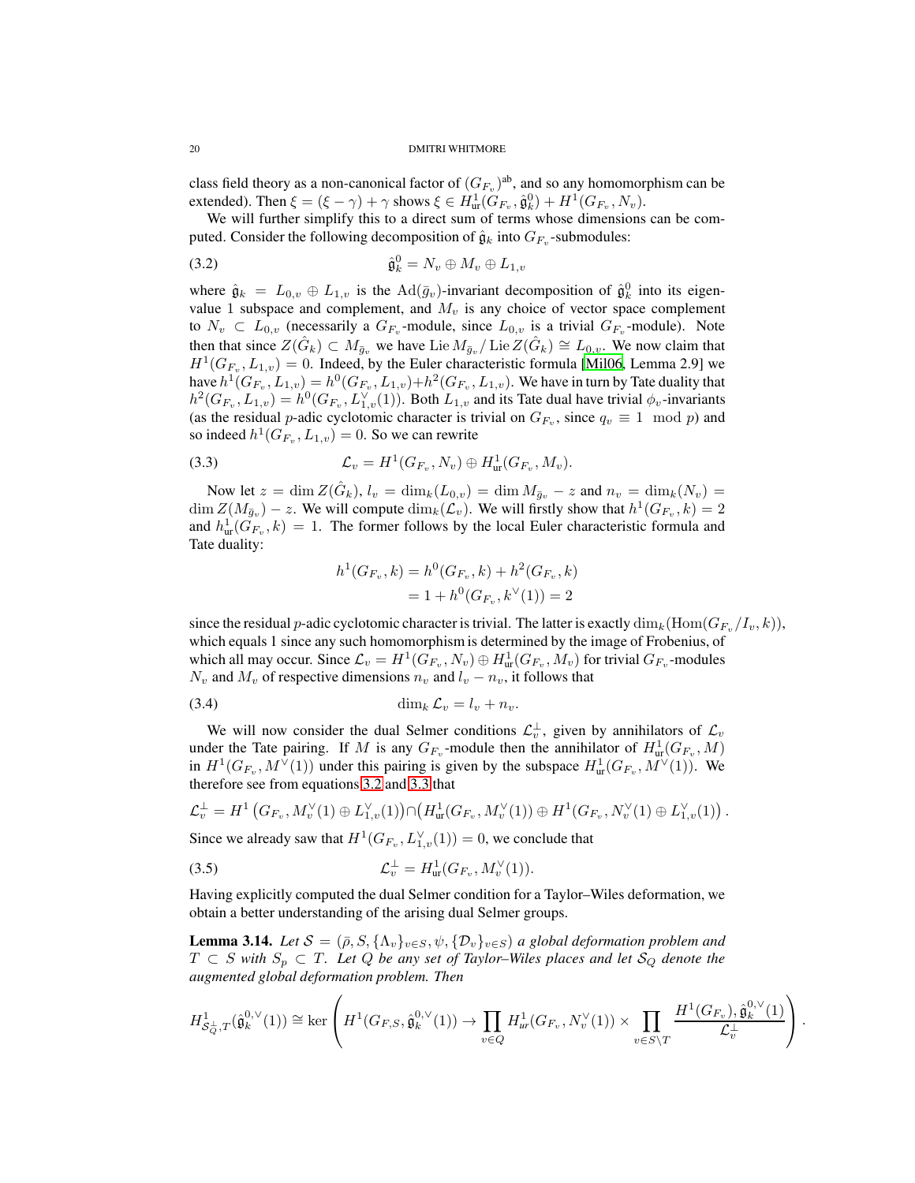class field theory as a non-canonical factor of $(G_{F_v})^{\text{ab}}$, and so any homomorphism can be extended). Then $\xi = (\xi - \gamma) + \gamma$ shows $\xi \in H^1_{\text{ur}}(G_{F_v}, \hat{\mathfrak{g}}_k^0) + H^1(G_{F_v}, N_v)$.

We will further simplify this to a direct sum of terms whose dimensions can be computed. Consider the following decomposition of $\hat{\mathfrak{g}}_k$ into $G_{F_v}$-submodules:

$$\hat{\mathfrak{g}}_k^0 = N_v \oplus M_v \oplus L_{1,v} \tag{3.2}$$

where $\hat{\mathfrak{g}}_k = L_{0,v} \oplus L_{1,v}$ is the $\text{Ad}(\bar{g}_v)$-invariant decomposition of $\hat{\mathfrak{g}}_k^0$ into its eigenvalue 1 subspace and complement, and $M_v$ is any choice of vector space complement to $N_v \subset L_{0,v}$ (necessarily a $G_{F_v}$-module, since $L_{0,v}$ is a trivial $G_{F_v}$-module). Note then that since $Z(\hat{G}_k) \subset M_{\bar{g}_v}$ we have $\text{Lie}\, M_{\bar{g}_v} / \text{Lie}\, Z(\hat{G}_k) \cong L_{0,v}$. We now claim that $H^1(G_{F_v}, L_{1,v}) = 0$. Indeed, by the Euler characteristic formula [Mil06, Lemma 2.9] we have $h^1(G_{F_v}, L_{1,v}) = h^0(G_{F_v}, L_{1,v}) + h^2(G_{F_v}, L_{1,v})$. We have in turn by Tate duality that $h^2(G_{F_v}, L_{1,v}) = h^0(G_{F_v}, L_{1,v}^\vee(1))$. Both $L_{1,v}$ and its Tate dual have trivial $\phi_v$-invariants (as the residual $p$-adic cyclotomic character is trivial on $G_{F_v}$, since $q_v \equiv 1 \mod p$) and so indeed $h^1(G_{F_v}, L_{1,v}) = 0$. So we can rewrite

$$\mathcal{L}_v = H^1(G_{F_v}, N_v) \oplus H^1_{\text{ur}}(G_{F_v}, M_v). \tag{3.3}$$

Now let $z = \dim Z(\hat{G}_k)$, $l_v = \dim_k(L_{0,v}) = \dim M_{\bar{g}_v} - z$ and $n_v = \dim_k(N_v) = \dim Z(M_{\bar{g}_v}) - z$. We will compute $\dim_k(\mathcal{L}_v)$. We will firstly show that $h^1(G_{F_v}, k) = 2$ and $h^1_{\text{ur}}(G_{F_v}, k) = 1$. The former follows by the local Euler characteristic formula and Tate duality:

$$\begin{aligned} h^1(G_{F_v}, k) &= h^0(G_{F_v}, k) + h^2(G_{F_v}, k) \\ &= 1 + h^0(G_{F_v}, k^\vee(1)) = 2 \end{aligned}$$

since the residual $p$-adic cyclotomic character is trivial. The latter is exactly $\dim_k(\text{Hom}(G_{F_v}/I_v, k))$, which equals 1 since any such homomorphism is determined by the image of Frobenius, of which all may occur. Since $\mathcal{L}_v = H^1(G_{F_v}, N_v) \oplus H^1_{\text{ur}}(G_{F_v}, M_v)$ for trivial $G_{F_v}$-modules $N_v$ and $M_v$ of respective dimensions $n_v$ and $l_v - n_v$, it follows that

$$\dim_k \mathcal{L}_v = l_v + n_v. \tag{3.4}$$

We will now consider the dual Selmer conditions $\mathcal{L}_v^\perp$, given by annihilators of $\mathcal{L}_v$ under the Tate pairing. If $M$ is any $G_{F_v}$-module then the annihilator of $H^1_{\text{ur}}(G_{F_v}, M)$ in $H^1(G_{F_v}, M^\vee(1))$ under this pairing is given by the subspace $H^1_{\text{ur}}(G_{F_v}, M^\vee(1))$. We therefore see from equations 3.2 and 3.3 that

$$\mathcal{L}_v^\perp = H^1\left(G_{F_v}, M_v^\vee(1) \oplus L_{1,v}^\vee(1)\right) \cap \left(H^1_{\text{ur}}(G_{F_v}, M_v^\vee(1)) \oplus H^1(G_{F_v}, N_v^\vee(1) \oplus L_{1,v}^\vee(1)\right).$$

Since we already saw that $H^1(G_{F_v}, L_{1,v}^\vee(1)) = 0$, we conclude that

$$\mathcal{L}_v^\perp = H^1_{\text{ur}}(G_{F_v}, M_v^\vee(1)). \tag{3.5}$$

Having explicitly computed the dual Selmer condition for a Taylor–Wiles deformation, we obtain a better understanding of the arising dual Selmer groups.

**Lemma 3.14.** *Let $\mathcal{S} = (\bar{\rho}, S, \{\Lambda_v\}_{v \in S}, \psi, \{\mathcal{D}_v\}_{v \in S})$ a global deformation problem and $T \subset S$ with $S_p \subset T$. Let $Q$ be any set of Taylor–Wiles places and let $\mathcal{S}_Q$ denote the augmented global deformation problem. Then*

$$H^1_{\mathcal{S}_Q^\perp, T}(\hat{\mathfrak{g}}_k^{0,\vee}(1)) \cong \ker\left(H^1(G_{F,S}, \hat{\mathfrak{g}}_k^{0,\vee}(1)) \to \prod_{v \in Q} H^1_{ur}(G_{F_v}, N_v^\vee(1)) \times \prod_{v \in S \setminus T} \frac{H^1(G_{F_v}), \hat{\mathfrak{g}}_k^{0,\vee}(1)}{\mathcal{L}_v^\perp}\right).$$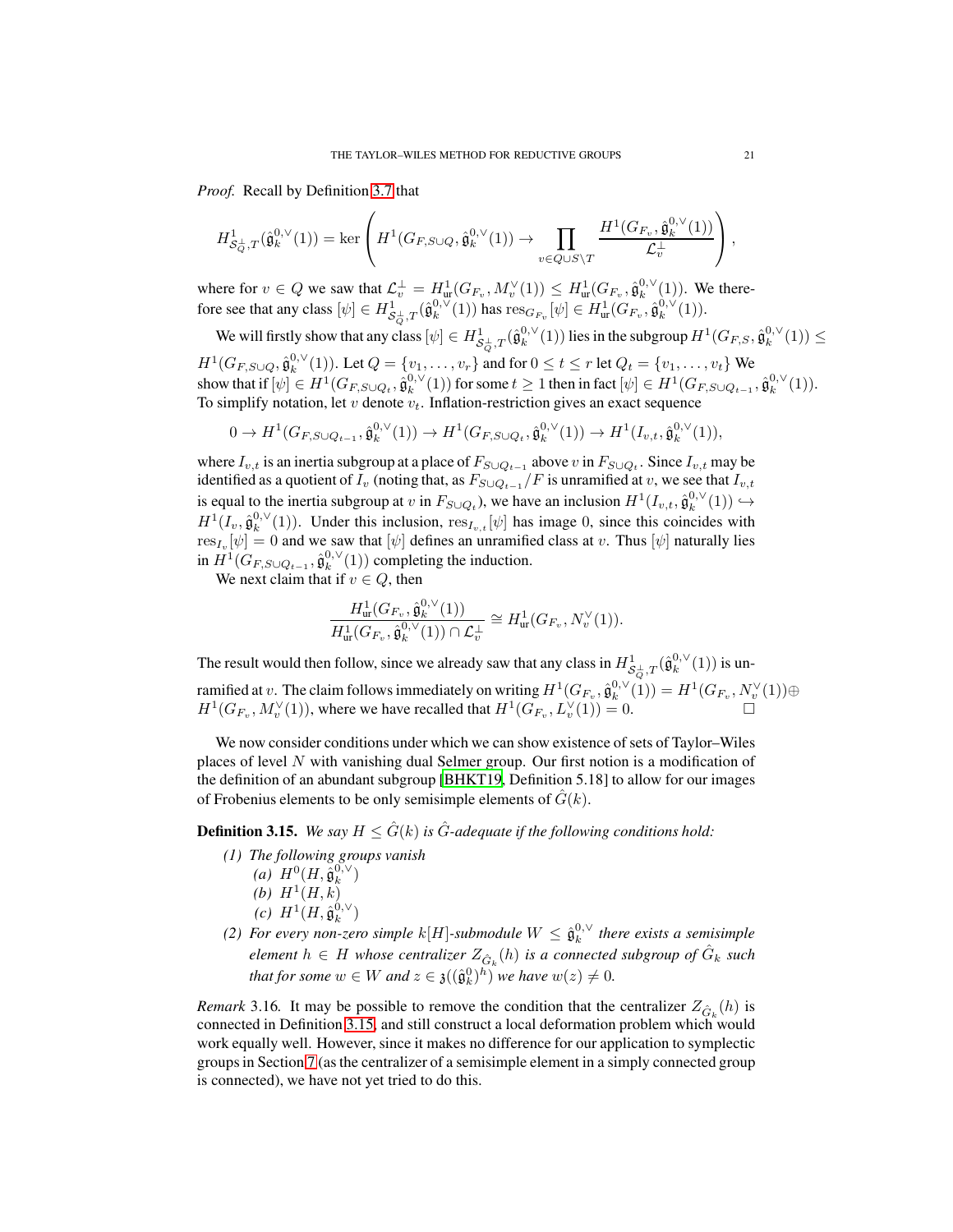*Proof.* Recall by Definition 3.7 that

$$H^1_{\mathcal{S}_Q^\perp,T}(\hat{\mathfrak{g}}_k^{0,\vee}(1)) = \ker\left(H^1(G_{F,S\cup Q}, \hat{\mathfrak{g}}_k^{0,\vee}(1)) \to \prod_{v\in Q\cup S\setminus T} \frac{H^1(G_{F_v}, \hat{\mathfrak{g}}_k^{0,\vee}(1))}{\mathcal{L}_v^\perp}\right),$$

where for $v \in Q$ we saw that $\mathcal{L}_v^\perp = H^1_{\mathrm{ur}}(G_{F_v}, M_v^\vee(1)) \le H^1_{\mathrm{ur}}(G_{F_v}, \hat{\mathfrak{g}}_k^{0,\vee}(1))$. We therefore see that any class $[\psi] \in H^1_{\mathcal{S}_Q^\perp,T}(\hat{\mathfrak{g}}_k^{0,\vee}(1))$ has $\mathrm{res}_{G_{F_v}}[\psi] \in H^1_{\mathrm{ur}}(G_{F_v}, \hat{\mathfrak{g}}_k^{0,\vee}(1))$.

We will firstly show that any class $[\psi] \in H^1_{\mathcal{S}_Q^\perp,T}(\hat{\mathfrak{g}}_k^{0,\vee}(1))$ lies in the subgroup $H^1(G_{F,S}, \hat{\mathfrak{g}}_k^{0,\vee}(1)) \le H^1(G_{F,S\cup Q}, \hat{\mathfrak{g}}_k^{0,\vee}(1))$. Let $Q = \{v_1, \ldots, v_r\}$ and for $0 \le t \le r$ let $Q_t = \{v_1, \ldots, v_t\}$ We show that if $[\psi] \in H^1(G_{F,S\cup Q_t}, \hat{\mathfrak{g}}_k^{0,\vee}(1))$ for some $t \ge 1$ then in fact $[\psi] \in H^1(G_{F,S\cup Q_{t-1}}, \hat{\mathfrak{g}}_k^{0,\vee}(1))$. To simplify notation, let $v$ denote $v_t$. Inflation-restriction gives an exact sequence

$$0 \to H^1(G_{F,S\cup Q_{t-1}}, \hat{\mathfrak{g}}_k^{0,\vee}(1)) \to H^1(G_{F,S\cup Q_t}, \hat{\mathfrak{g}}_k^{0,\vee}(1)) \to H^1(I_{v,t}, \hat{\mathfrak{g}}_k^{0,\vee}(1)),$$

where $I_{v,t}$ is an inertia subgroup at a place of $F_{S\cup Q_{t-1}}$ above $v$ in $F_{S\cup Q_t}$. Since $I_{v,t}$ may be identified as a quotient of $I_v$ (noting that, as $F_{S\cup Q_{t-1}}/F$ is unramified at $v$, we see that $I_{v,t}$ is equal to the inertia subgroup at $v$ in $F_{S\cup Q_t}$), we have an inclusion $H^1(I_{v,t}, \hat{\mathfrak{g}}_k^{0,\vee}(1)) \hookrightarrow H^1(I_v, \hat{\mathfrak{g}}_k^{0,\vee}(1))$. Under this inclusion, $\mathrm{res}_{I_{v,t}}[\psi]$ has image 0, since this coincides with $\mathrm{res}_{I_v}[\psi] = 0$ and we saw that $[\psi]$ defines an unramified class at $v$. Thus $[\psi]$ naturally lies in $H^1(G_{F,S\cup Q_{t-1}}, \hat{\mathfrak{g}}_k^{0,\vee}(1))$ completing the induction.

We next claim that if $v \in Q$, then

$$\frac{H^1_{\mathrm{ur}}(G_{F_v}, \hat{\mathfrak{g}}_k^{0,\vee}(1))}{H^1_{\mathrm{ur}}(G_{F_v}, \hat{\mathfrak{g}}_k^{0,\vee}(1)) \cap \mathcal{L}_v^\perp} \cong H^1_{\mathrm{ur}}(G_{F_v}, N_v^\vee(1)).$$

The result would then follow, since we already saw that any class in $H^1_{\mathcal{S}_Q^\perp,T}(\hat{\mathfrak{g}}_k^{0,\vee}(1))$ is unramified at $v$. The claim follows immediately on writing $H^1(G_{F_v}, \hat{\mathfrak{g}}_k^{0,\vee}(1)) = H^1(G_{F_v}, N_v^\vee(1)) \oplus H^1(G_{F_v}, M_v^\vee(1))$, where we have recalled that $H^1(G_{F_v}, L_v^\vee(1)) = 0$. □

We now consider conditions under which we can show existence of sets of Taylor–Wiles places of level $N$ with vanishing dual Selmer group. Our first notion is a modification of the definition of an abundant subgroup [BHKT19, Definition 5.18] to allow for our images of Frobenius elements to be only semisimple elements of $\hat{G}(k)$.

**Definition 3.15.** *We say $H \le \hat{G}(k)$ is $\hat{G}$-adequate if the following conditions hold:*

*(1) The following groups vanish*
 *(a) $H^0(H, \hat{\mathfrak{g}}_k^{0,\vee})$*
 *(b) $H^1(H, k)$*
 *(c) $H^1(H, \hat{\mathfrak{g}}_k^{0,\vee})$*

*(2) For every non-zero simple $k[H]$-submodule $W \le \hat{\mathfrak{g}}_k^{0,\vee}$ there exists a semisimple element $h \in H$ whose centralizer $Z_{\hat{G}_k}(h)$ is a connected subgroup of $\hat{G}_k$ such that for some $w \in W$ and $z \in \mathfrak{z}((\hat{\mathfrak{g}}_k^0)^h)$ we have $w(z) \ne 0$.*

*Remark* 3.16. It may be possible to remove the condition that the centralizer $Z_{\hat{G}_k}(h)$ is connected in Definition 3.15, and still construct a local deformation problem which would work equally well. However, since it makes no difference for our application to symplectic groups in Section 7 (as the centralizer of a semisimple element in a simply connected group is connected), we have not yet tried to do this.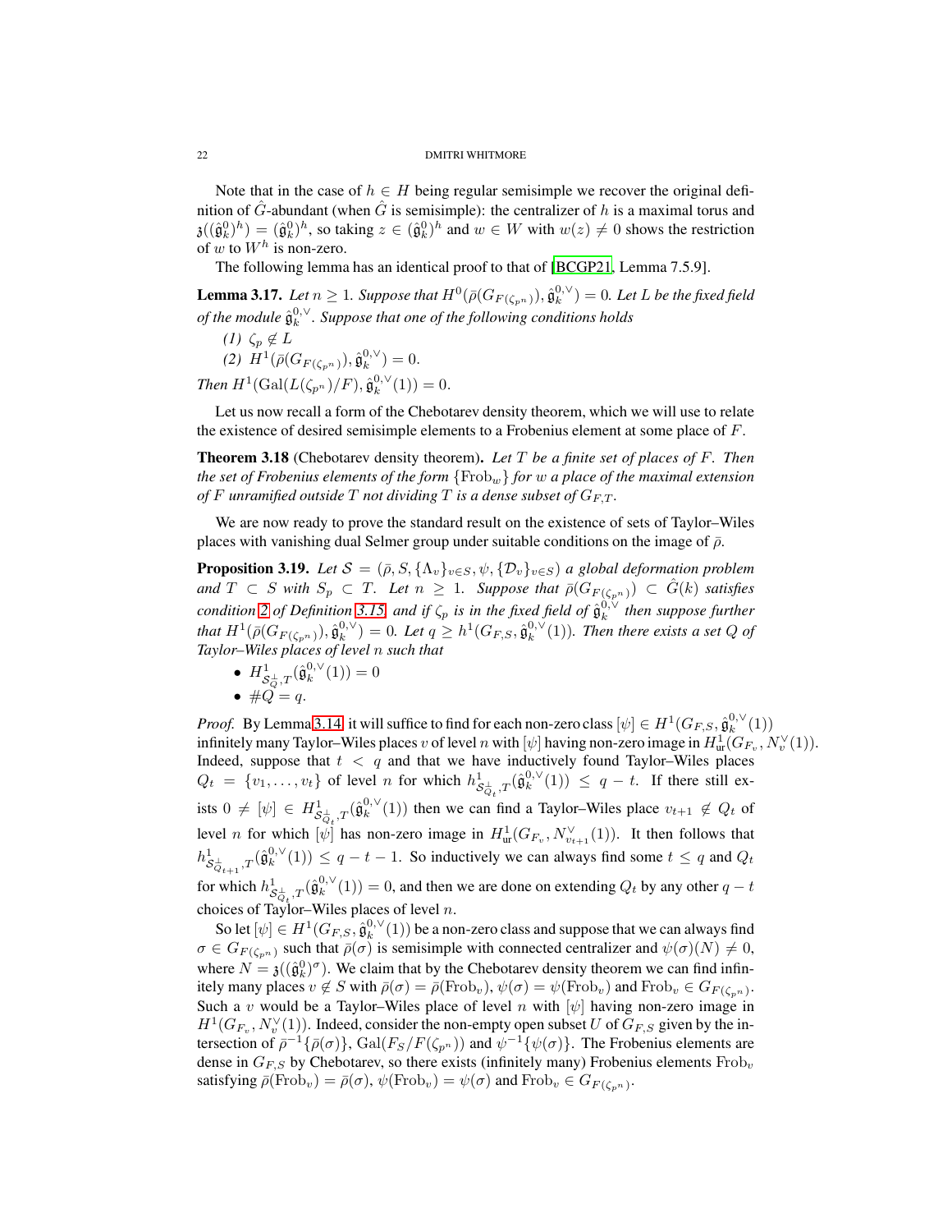Note that in the case of $h \in H$ being regular semisimple we recover the original definition of $\hat{G}$-abundant (when $\hat{G}$ is semisimple): the centralizer of $h$ is a maximal torus and $\mathfrak{z}((\hat{\mathfrak{g}}_k^0)^h) = (\hat{\mathfrak{g}}_k^0)^h$, so taking $z \in (\hat{\mathfrak{g}}_k^0)^h$ and $w \in W$ with $w(z) \neq 0$ shows the restriction of $w$ to $W^h$ is non-zero.

The following lemma has an identical proof to that of [BCGP21, Lemma 7.5.9].

**Lemma 3.17.** *Let $n \geq 1$. Suppose that $H^0(\bar{\rho}(G_{F(\zeta_{p^n})}), \hat{\mathfrak{g}}_k^{0,\vee}) = 0$. Let $L$ be the fixed field of the module $\hat{\mathfrak{g}}_k^{0,\vee}$. Suppose that one of the following conditions holds*

*(1) $\zeta_p \notin L$*

*(2) $H^1(\bar{\rho}(G_{F(\zeta_{p^n})}), \hat{\mathfrak{g}}_k^{0,\vee}) = 0$.*

*Then $H^1(\mathrm{Gal}(L(\zeta_{p^n})/F), \hat{\mathfrak{g}}_k^{0,\vee}(1)) = 0$.*

Let us now recall a form of the Chebotarev density theorem, which we will use to relate the existence of desired semisimple elements to a Frobenius element at some place of $F$.

**Theorem 3.18** (Chebotarev density theorem)**.** *Let $T$ be a finite set of places of $F$. Then the set of Frobenius elements of the form $\{\mathrm{Frob}_w\}$ for $w$ a place of the maximal extension of $F$ unramified outside $T$ not dividing $T$ is a dense subset of $G_{F,T}$.*

We are now ready to prove the standard result on the existence of sets of Taylor–Wiles places with vanishing dual Selmer group under suitable conditions on the image of $\bar{\rho}$.

**Proposition 3.19.** *Let $\mathcal{S} = (\bar{\rho}, S, \{\Lambda_v\}_{v \in S}, \psi, \{\mathcal{D}_v\}_{v \in S})$ a global deformation problem and $T \subset S$ with $S_p \subset T$. Let $n \geq 1$. Suppose that $\bar{\rho}(G_{F(\zeta_{p^n})}) \subset \hat{G}(k)$ satisfies condition 2 of Definition 3.15, and if $\zeta_p$ is in the fixed field of $\hat{\mathfrak{g}}_k^{0,\vee}$ then suppose further that $H^1(\bar{\rho}(G_{F(\zeta_{p^n})}), \hat{\mathfrak{g}}_k^{0,\vee}) = 0$. Let $q \geq h^1(G_{F,S}, \hat{\mathfrak{g}}_k^{0,\vee}(1))$. Then there exists a set $Q$ of Taylor–Wiles places of level $n$ such that*

- $H^1_{\mathcal{S}_Q^\perp, T}(\hat{\mathfrak{g}}_k^{0,\vee}(1)) = 0$
- $\# Q = q$.

*Proof.* By Lemma 3.14, it will suffice to find for each non-zero class $[\psi] \in H^1(G_{F,S}, \hat{\mathfrak{g}}_k^{0,\vee}(1))$ infinitely many Taylor–Wiles places $v$ of level $n$ with $[\psi]$ having non-zero image in $H^1_{\mathrm{ur}}(G_{F_v}, N_v^\vee(1))$. Indeed, suppose that $t < q$ and that we have inductively found Taylor–Wiles places $Q_t = \{v_1, \ldots, v_t\}$ of level $n$ for which $h^1_{\mathcal{S}_{Q_t}^\perp, T}(\hat{\mathfrak{g}}_k^{0,\vee}(1)) \leq q - t$. If there still exists $0 \neq [\psi] \in H^1_{\mathcal{S}_{Q_t}^\perp, T}(\hat{\mathfrak{g}}_k^{0,\vee}(1))$ then we can find a Taylor–Wiles place $v_{t+1} \notin Q_t$ of level $n$ for which $[\psi]$ has non-zero image in $H^1_{\mathrm{ur}}(G_{F_v}, N_{v_{t+1}}^\vee(1))$. It then follows that $h^1_{\mathcal{S}_{Q_{t+1}}^\perp, T}(\hat{\mathfrak{g}}_k^{0,\vee}(1)) \leq q - t - 1$. So inductively we can always find some $t \leq q$ and $Q_t$ for which $h^1_{\mathcal{S}_{Q_t}^\perp, T}(\hat{\mathfrak{g}}_k^{0,\vee}(1)) = 0$, and then we are done on extending $Q_t$ by any other $q - t$ choices of Taylor–Wiles places of level $n$.

So let $[\psi] \in H^1(G_{F,S}, \hat{\mathfrak{g}}_k^{0,\vee}(1))$ be a non-zero class and suppose that we can always find $\sigma \in G_{F(\zeta_{p^n})}$ such that $\bar{\rho}(\sigma)$ is semisimple with connected centralizer and $\psi(\sigma)(N) \neq 0$, where $N = \mathfrak{z}((\hat{\mathfrak{g}}_k^0)^\sigma)$. We claim that by the Chebotarev density theorem we can find infinitely many places $v \notin S$ with $\bar{\rho}(\sigma) = \bar{\rho}(\mathrm{Frob}_v)$, $\psi(\sigma) = \psi(\mathrm{Frob}_v)$ and $\mathrm{Frob}_v \in G_{F(\zeta_{p^n})}$. Such a $v$ would be a Taylor–Wiles place of level $n$ with $[\psi]$ having non-zero image in $H^1(G_{F_v}, N_v^\vee(1))$. Indeed, consider the non-empty open subset $U$ of $G_{F,S}$ given by the intersection of $\bar{\rho}^{-1}\{\bar{\rho}(\sigma)\}$, $\mathrm{Gal}(F_S/F(\zeta_{p^n}))$ and $\psi^{-1}\{\psi(\sigma)\}$. The Frobenius elements are dense in $G_{F,S}$ by Chebotarev, so there exists (infinitely many) Frobenius elements $\mathrm{Frob}_v$ satisfying $\bar{\rho}(\mathrm{Frob}_v) = \bar{\rho}(\sigma)$, $\psi(\mathrm{Frob}_v) = \psi(\sigma)$ and $\mathrm{Frob}_v \in G_{F(\zeta_{p^n})}$.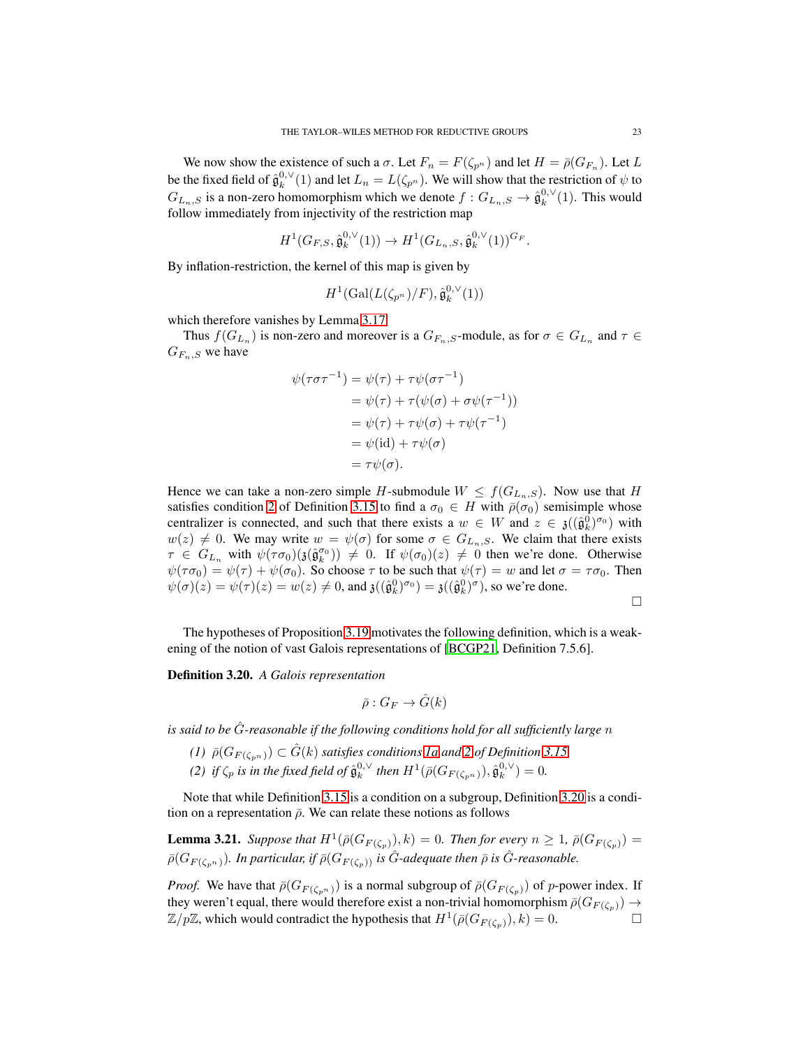We now show the existence of such a $\sigma$. Let $F_n = F(\zeta_{p^n})$ and let $H = \bar{\rho}(G_{F_n})$. Let $L$ be the fixed field of $\hat{\mathfrak{g}}_k^{0,\vee}(1)$ and let $L_n = L(\zeta_{p^n})$. We will show that the restriction of $\psi$ to $G_{L_n,S}$ is a non-zero homomorphism which we denote $f : G_{L_n,S} \to \hat{\mathfrak{g}}_k^{0,\vee}(1)$. This would follow immediately from injectivity of the restriction map

$$H^1(G_{F,S}, \hat{\mathfrak{g}}_k^{0,\vee}(1)) \to H^1(G_{L_n,S}, \hat{\mathfrak{g}}_k^{0,\vee}(1))^{G_F}.$$

By inflation-restriction, the kernel of this map is given by

$$H^1(\mathrm{Gal}(L(\zeta_{p^n})/F), \hat{\mathfrak{g}}_k^{0,\vee}(1))$$

which therefore vanishes by Lemma 3.17.

Thus $f(G_{L_n})$ is non-zero and moreover is a $G_{F_n,S}$-module, as for $\sigma \in G_{L_n}$ and $\tau \in G_{F_n,S}$ we have

$$\begin{aligned}
\psi(\tau\sigma\tau^{-1}) &= \psi(\tau) + \tau\psi(\sigma\tau^{-1}) \\
&= \psi(\tau) + \tau(\psi(\sigma) + \sigma\psi(\tau^{-1})) \\
&= \psi(\tau) + \tau\psi(\sigma) + \tau\psi(\tau^{-1}) \\
&= \psi(\mathrm{id}) + \tau\psi(\sigma) \\
&= \tau\psi(\sigma).
\end{aligned}$$

Hence we can take a non-zero simple $H$-submodule $W \leq f(G_{L_n,S})$. Now use that $H$ satisfies condition 2 of Definition 3.15 to find a $\sigma_0 \in H$ with $\bar{\rho}(\sigma_0)$ semisimple whose centralizer is connected, and such that there exists a $w \in W$ and $z \in \mathfrak{z}((\hat{\mathfrak{g}}_k^0)^{\sigma_0})$ with $w(z) \neq 0$. We may write $w = \psi(\sigma)$ for some $\sigma \in G_{L_n,S}$. We claim that there exists $\tau \in G_{L_n}$ with $\psi(\tau\sigma_0)(\mathfrak{z}(\hat{\mathfrak{g}}_k^{\sigma_0})) \neq 0$. If $\psi(\sigma_0)(z) \neq 0$ then we're done. Otherwise $\psi(\tau\sigma_0) = \psi(\tau) + \psi(\sigma_0)$. So choose $\tau$ to be such that $\psi(\tau) = w$ and let $\sigma = \tau\sigma_0$. Then $\psi(\sigma)(z) = \psi(\tau)(z) = w(z) \neq 0$, and $\mathfrak{z}((\hat{\mathfrak{g}}_k^0)^{\sigma_0}) = \mathfrak{z}((\hat{\mathfrak{g}}_k^0)^{\sigma})$, so we're done. $\square$

The hypotheses of Proposition 3.19 motivates the following definition, which is a weakening of the notion of vast Galois representations of [BCGP21, Definition 7.5.6].

**Definition 3.20.** *A Galois representation*

$$\bar{\rho} : G_F \to \hat{G}(k)$$

*is said to be $\hat{G}$-reasonable if the following conditions hold for all sufficiently large $n$*

1. *$\bar{\rho}(G_{F(\zeta_{p^n})}) \subset \hat{G}(k)$ satisfies conditions 1a and 2 of Definition 3.15*
2. *if $\zeta_p$ is in the fixed field of $\hat{\mathfrak{g}}_k^{0,\vee}$ then $H^1(\bar{\rho}(G_{F(\zeta_{p^n})}), \hat{\mathfrak{g}}_k^{0,\vee}) = 0$.*

Note that while Definition 3.15 is a condition on a subgroup, Definition 3.20 is a condition on a representation $\bar{\rho}$. We can relate these notions as follows

**Lemma 3.21.** *Suppose that $H^1(\bar{\rho}(G_{F(\zeta_p)}), k) = 0$. Then for every $n \geq 1$, $\bar{\rho}(G_{F(\zeta_p)}) = \bar{\rho}(G_{F(\zeta_{p^n})})$. In particular, if $\bar{\rho}(G_{F(\zeta_p)})$ is $\hat{G}$-adequate then $\bar{\rho}$ is $\hat{G}$-reasonable.*

*Proof.* We have that $\bar{\rho}(G_{F(\zeta_{p^n})})$ is a normal subgroup of $\bar{\rho}(G_{F(\zeta_p)})$ of $p$-power index. If they weren't equal, there would therefore exist a non-trivial homomorphism $\bar{\rho}(G_{F(\zeta_p)}) \to \mathbb{Z}/p\mathbb{Z}$, which would contradict the hypothesis that $H^1(\bar{\rho}(G_{F(\zeta_p)}), k) = 0$. $\square$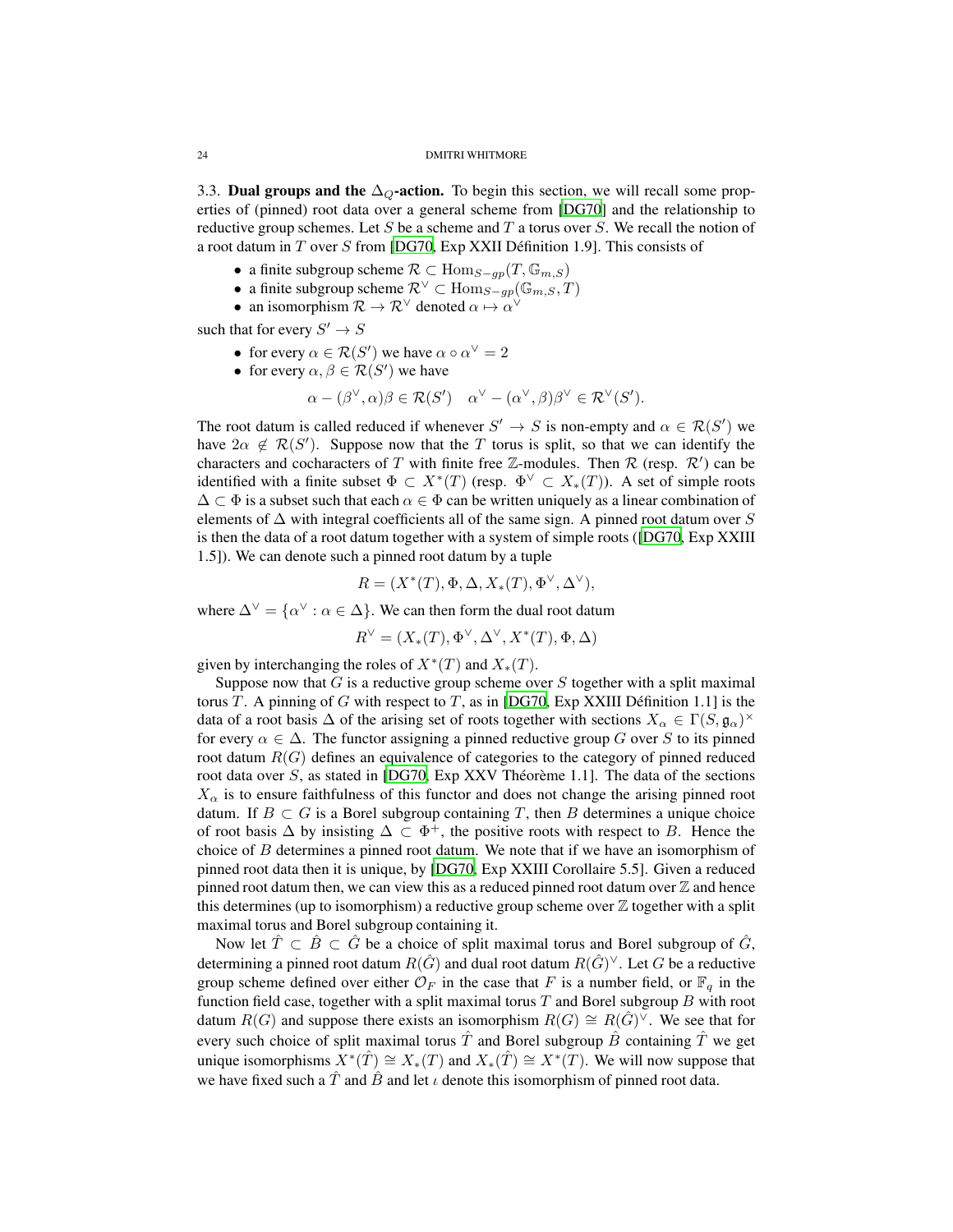3.3. **Dual groups and the $\Delta_Q$-action.** To begin this section, we will recall some properties of (pinned) root data over a general scheme from [DG70] and the relationship to reductive group schemes. Let $S$ be a scheme and $T$ a torus over $S$. We recall the notion of a root datum in $T$ over $S$ from [DG70, Exp XXII Définition 1.9]. This consists of

- a finite subgroup scheme $\mathcal{R} \subset \mathrm{Hom}_{S-gp}(T, \mathbb{G}_{m,S})$
- a finite subgroup scheme $\mathcal{R}^\vee \subset \mathrm{Hom}_{S-gp}(\mathbb{G}_{m,S}, T)$
- an isomorphism $\mathcal{R} \to \mathcal{R}^\vee$ denoted $\alpha \mapsto \alpha^\vee$

such that for every $S' \to S$

- for every $\alpha \in \mathcal{R}(S')$ we have $\alpha \circ \alpha^\vee = 2$
- for every $\alpha, \beta \in \mathcal{R}(S')$ we have

$$\alpha - (\beta^\vee, \alpha)\beta \in \mathcal{R}(S') \quad \alpha^\vee - (\alpha^\vee, \beta)\beta^\vee \in \mathcal{R}^\vee(S').$$

The root datum is called reduced if whenever $S' \to S$ is non-empty and $\alpha \in \mathcal{R}(S')$ we have $2\alpha \notin \mathcal{R}(S')$. Suppose now that the $T$ torus is split, so that we can identify the characters and cocharacters of $T$ with finite free $\mathbb{Z}$-modules. Then $\mathcal{R}$ (resp. $\mathcal{R}'$) can be identified with a finite subset $\Phi \subset X^*(T)$ (resp. $\Phi^\vee \subset X_*(T)$). A set of simple roots $\Delta \subset \Phi$ is a subset such that each $\alpha \in \Phi$ can be written uniquely as a linear combination of elements of $\Delta$ with integral coefficients all of the same sign. A pinned root datum over $S$ is then the data of a root datum together with a system of simple roots ([DG70, Exp XXIII 1.5]). We can denote such a pinned root datum by a tuple

$$R = (X^*(T), \Phi, \Delta, X_*(T), \Phi^\vee, \Delta^\vee),$$

where $\Delta^\vee = \{\alpha^\vee : \alpha \in \Delta\}$. We can then form the dual root datum

$$R^\vee = (X_*(T), \Phi^\vee, \Delta^\vee, X^*(T), \Phi, \Delta)$$

given by interchanging the roles of $X^*(T)$ and $X_*(T)$.

Suppose now that $G$ is a reductive group scheme over $S$ together with a split maximal torus $T$. A pinning of $G$ with respect to $T$, as in [DG70, Exp XXIII Définition 1.1] is the data of a root basis $\Delta$ of the arising set of roots together with sections $X_\alpha \in \Gamma(S, \mathfrak{g}_\alpha)^\times$ for every $\alpha \in \Delta$. The functor assigning a pinned reductive group $G$ over $S$ to its pinned root datum $R(G)$ defines an equivalence of categories to the category of pinned reduced root data over $S$, as stated in [DG70, Exp XXV Théorème 1.1]. The data of the sections $X_\alpha$ is to ensure faithfulness of this functor and does not change the arising pinned root datum. If $B \subset G$ is a Borel subgroup containing $T$, then $B$ determines a unique choice of root basis $\Delta$ by insisting $\Delta \subset \Phi^+$, the positive roots with respect to $B$. Hence the choice of $B$ determines a pinned root datum. We note that if we have an isomorphism of pinned root data then it is unique, by [DG70, Exp XXIII Corollaire 5.5]. Given a reduced pinned root datum then, we can view this as a reduced pinned root datum over $\mathbb{Z}$ and hence this determines (up to isomorphism) a reductive group scheme over $\mathbb{Z}$ together with a split maximal torus and Borel subgroup containing it.

Now let $\hat{T} \subset \hat{B} \subset \hat{G}$ be a choice of split maximal torus and Borel subgroup of $\hat{G}$, determining a pinned root datum $R(\hat{G})$ and dual root datum $R(\hat{G})^\vee$. Let $G$ be a reductive group scheme defined over either $\mathcal{O}_F$ in the case that $F$ is a number field, or $\mathbb{F}_q$ in the function field case, together with a split maximal torus $T$ and Borel subgroup $B$ with root datum $R(G)$ and suppose there exists an isomorphism $R(G) \cong R(\hat{G})^\vee$. We see that for every such choice of split maximal torus $\hat{T}$ and Borel subgroup $\hat{B}$ containing $\hat{T}$ we get unique isomorphisms $X^*(\hat{T}) \cong X_*(T)$ and $X_*(\hat{T}) \cong X^*(T)$. We will now suppose that we have fixed such a $\hat{T}$ and $\hat{B}$ and let $\iota$ denote this isomorphism of pinned root data.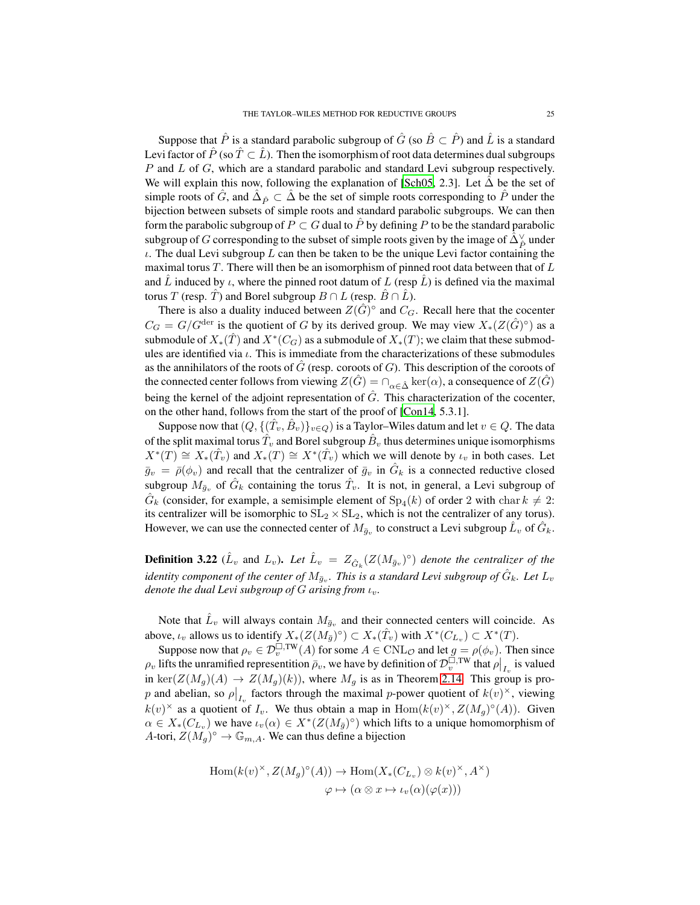Suppose that $\hat{P}$ is a standard parabolic subgroup of $\hat{G}$ (so $\hat{B} \subset \hat{P}$) and $\hat{L}$ is a standard Levi factor of $\hat{P}$ (so $\hat{T} \subset \hat{L}$). Then the isomorphism of root data determines dual subgroups $P$ and $L$ of $G$, which are a standard parabolic and standard Levi subgroup respectively. We will explain this now, following the explanation of [Sch05, 2.3]. Let $\hat{\Delta}$ be the set of simple roots of $\hat{G}$, and $\hat{\Delta}_{\hat{P}} \subset \hat{\Delta}$ be the set of simple roots corresponding to $\hat{P}$ under the bijection between subsets of simple roots and standard parabolic subgroups. We can then form the parabolic subgroup of $P \subset G$ dual to $\hat{P}$ by defining $P$ to be the standard parabolic subgroup of $G$ corresponding to the subset of simple roots given by the image of $\hat{\Delta}_{\hat{P}}^{\vee}$ under $\iota$. The dual Levi subgroup $L$ can then be taken to be the unique Levi factor containing the maximal torus $T$. There will then be an isomorphism of pinned root data between that of $L$ and $\hat{L}$ induced by $\iota$, where the pinned root datum of $L$ (resp $\hat{L}$) is defined via the maximal torus $T$ (resp. $\hat{T}$) and Borel subgroup $B \cap L$ (resp. $\hat{B} \cap \hat{L}$).

There is also a duality induced between $Z(\hat{G})^{\circ}$ and $C_G$. Recall here that the cocenter $C_G = G/G^{\mathrm{der}}$ is the quotient of $G$ by its derived group. We may view $X_*(Z(\hat{G})^{\circ})$ as a submodule of $X_*(\hat{T})$ and $X^*(C_G)$ as a submodule of $X_*(T)$; we claim that these submodules are identified via $\iota$. This is immediate from the characterizations of these submodules as the annihilators of the roots of $\hat{G}$ (resp. coroots of $G$). This description of the coroots of the connected center follows from viewing $Z(\hat{G}) = \cap_{\alpha \in \hat{\Delta}} \ker(\alpha)$, a consequence of $Z(\hat{G})$ being the kernel of the adjoint representation of $\hat{G}$. This characterization of the cocenter, on the other hand, follows from the start of the proof of [Con14, 5.3.1].

Suppose now that $(Q, \{(\hat{T}_v, \hat{B}_v)\}_{v \in Q})$ is a Taylor–Wiles datum and let $v \in Q$. The data of the split maximal torus $\hat{T}_v$ and Borel subgroup $\hat{B}_v$ thus determines unique isomorphisms $X^*(T) \cong X_*(\hat{T}_v)$ and $X_*(T) \cong X^*(\hat{T}_v)$ which we will denote by $\iota_v$ in both cases. Let $\bar{g}_v = \bar{\rho}(\phi_v)$ and recall that the centralizer of $\bar{g}_v$ in $\hat{G}_k$ is a connected reductive closed subgroup $M_{\bar{g}_v}$ of $\hat{G}_k$ containing the torus $\hat{T}_v$. It is not, in general, a Levi subgroup of $\hat{G}_k$ (consider, for example, a semisimple element of $\mathrm{Sp}_4(k)$ of order 2 with $\operatorname{char} k \neq 2$: its centralizer will be isomorphic to $\mathrm{SL}_2 \times \mathrm{SL}_2$, which is not the centralizer of any torus). However, we can use the connected center of $M_{\bar{g}_v}$ to construct a Levi subgroup $\hat{L}_v$ of $\hat{G}_k$.

**Definition 3.22** ($\hat{L}_v$ and $L_v$)**.** *Let $\hat{L}_v = Z_{\hat{G}_k}(Z(M_{\bar{g}_v})^{\circ})$ denote the centralizer of the identity component of the center of $M_{\bar{g}_v}$. This is a standard Levi subgroup of $\hat{G}_k$. Let $L_v$ denote the dual Levi subgroup of $G$ arising from $\iota_v$.*

Note that $\hat{L}_v$ will always contain $M_{\bar{g}_v}$ and their connected centers will coincide. As above, $\iota_v$ allows us to identify $X_*(Z(M_{\bar{g}})^{\circ}) \subset X_*(\hat{T}_v)$ with $X^*(C_{L_v}) \subset X^*(T)$.

Suppose now that $\rho_v \in \mathcal{D}_v^{\square,\mathrm{TW}}(A)$ for some $A \in \mathrm{CNL}_{\mathcal{O}}$ and let $g = \rho(\phi_v)$. Then since $\rho_v$ lifts the unramified representation $\bar{\rho}_v$, we have by definition of $\mathcal{D}_v^{\square,\mathrm{TW}}$ that $\rho\big|_{I_v}$ is valued in $\ker(Z(M_g)(A) \to Z(M_g)(k))$, where $M_g$ is as in Theorem 2.14. This group is pro-$p$ and abelian, so $\rho\big|_{I_v}$ factors through the maximal $p$-power quotient of $k(v)^{\times}$, viewing $k(v)^{\times}$ as a quotient of $I_v$. We thus obtain a map in $\mathrm{Hom}(k(v)^{\times}, Z(M_g)^{\circ}(A))$. Given $\alpha \in X_*(C_{L_v})$ we have $\iota_v(\alpha) \in X^*(Z(M_{\bar{g}})^{\circ})$ which lifts to a unique homomorphism of $A$-tori, $Z(M_g)^{\circ} \to \mathbb{G}_{m,A}$. We can thus define a bijection

$$
\begin{aligned}
\mathrm{Hom}(k(v)^{\times}, Z(M_g)^{\circ}(A)) &\to \mathrm{Hom}(X_*(C_{L_v}) \otimes k(v)^{\times}, A^{\times}) \\
\varphi &\mapsto (\alpha \otimes x \mapsto \iota_v(\alpha)(\varphi(x)))
\end{aligned}
$$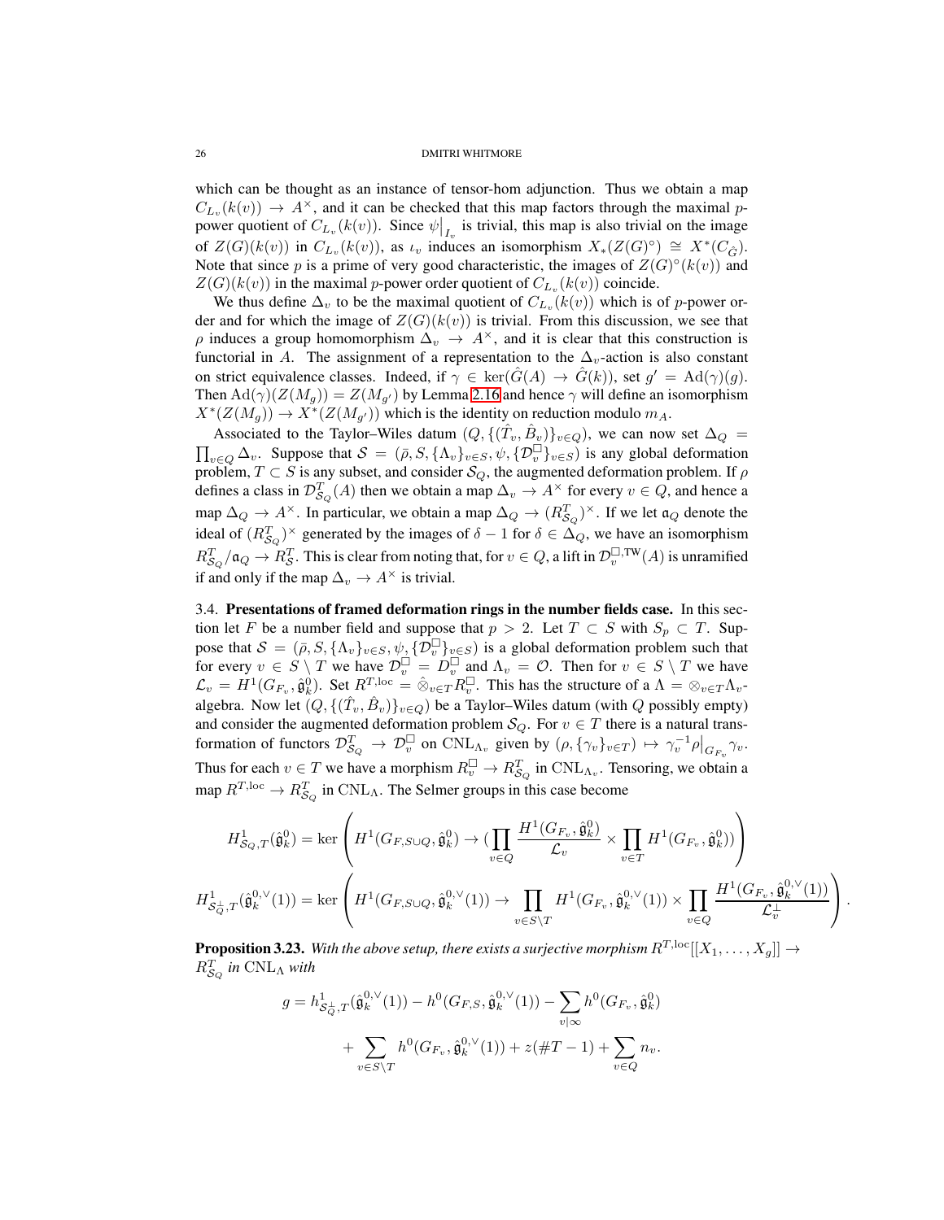which can be thought as an instance of tensor-hom adjunction. Thus we obtain a map $C_{L_v}(k(v)) \to A^\times$, and it can be checked that this map factors through the maximal $p$-power quotient of $C_{L_v}(k(v))$. Since $\psi\big|_{I_v}$ is trivial, this map is also trivial on the image of $Z(G)(k(v))$ in $C_{L_v}(k(v))$, as $\iota_v$ induces an isomorphism $X_*(Z(G)^\circ) \cong X^*(C_{\hat{G}})$. Note that since $p$ is a prime of very good characteristic, the images of $Z(G)^\circ(k(v))$ and $Z(G)(k(v))$ in the maximal $p$-power order quotient of $C_{L_v}(k(v))$ coincide.

We thus define $\Delta_v$ to be the maximal quotient of $C_{L_v}(k(v))$ which is of $p$-power order and for which the image of $Z(G)(k(v))$ is trivial. From this discussion, we see that $\rho$ induces a group homomorphism $\Delta_v \to A^\times$, and it is clear that this construction is functorial in $A$. The assignment of a representation to the $\Delta_v$-action is also constant on strict equivalence classes. Indeed, if $\gamma \in \ker(\hat{G}(A) \to \hat{G}(k))$, set $g' = \mathrm{Ad}(\gamma)(g)$. Then $\mathrm{Ad}(\gamma)(Z(M_g)) = Z(M_{g'})$ by Lemma 2.16 and hence $\gamma$ will define an isomorphism $X^*(Z(M_g)) \to X^*(Z(M_{g'}))$ which is the identity on reduction modulo $m_A$.

Associated to the Taylor–Wiles datum $(Q, \{(\hat{T}_v, \hat{B}_v)\}_{v\in Q})$, we can now set $\Delta_Q = \prod_{v\in Q} \Delta_v$. Suppose that $\mathcal{S} = (\bar{\rho}, S, \{\Lambda_v\}_{v\in S}, \psi, \{\mathcal{D}_v^\square\}_{v\in S})$ is any global deformation problem, $T \subset S$ is any subset, and consider $\mathcal{S}_Q$, the augmented deformation problem. If $\rho$ defines a class in $\mathcal{D}^T_{\mathcal{S}_Q}(A)$ then we obtain a map $\Delta_v \to A^\times$ for every $v \in Q$, and hence a map $\Delta_Q \to A^\times$. In particular, we obtain a map $\Delta_Q \to (R^T_{\mathcal{S}_Q})^\times$. If we let $\mathfrak{a}_Q$ denote the ideal of $(R^T_{\mathcal{S}_Q})^\times$ generated by the images of $\delta - 1$ for $\delta \in \Delta_Q$, we have an isomorphism $R^T_{\mathcal{S}_Q}/\mathfrak{a}_Q \to R^T_{\mathcal{S}}$. This is clear from noting that, for $v \in Q$, a lift in $\mathcal{D}_v^{\square,\mathrm{TW}}(A)$ is unramified if and only if the map $\Delta_v \to A^\times$ is trivial.

**3.4. Presentations of framed deformation rings in the number fields case.** In this section let $F$ be a number field and suppose that $p > 2$. Let $T \subset S$ with $S_p \subset T$. Suppose that $\mathcal{S} = (\bar{\rho}, S, \{\Lambda_v\}_{v\in S}, \psi, \{\mathcal{D}_v^\square\}_{v\in S})$ is a global deformation problem such that for every $v \in S \setminus T$ we have $\mathcal{D}_v^\square = D_v^\square$ and $\Lambda_v = \mathcal{O}$. Then for $v \in S \setminus T$ we have $\mathcal{L}_v = H^1(G_{F_v}, \hat{\mathfrak{g}}^0_k)$. Set $R^{T,\mathrm{loc}} = \hat{\otimes}_{v\in T} R_v^\square$. This has the structure of a $\Lambda = \otimes_{v\in T}\Lambda_v$-algebra. Now let $(Q, \{(\hat{T}_v, \hat{B}_v)\}_{v\in Q})$ be a Taylor–Wiles datum (with $Q$ possibly empty) and consider the augmented deformation problem $\mathcal{S}_Q$. For $v \in T$ there is a natural transformation of functors $\mathcal{D}^T_{\mathcal{S}_Q} \to \mathcal{D}_v^\square$ on $\mathrm{CNL}_{\Lambda_v}$ given by $(\rho, \{\gamma_v\}_{v\in T}) \mapsto \gamma_v^{-1}\rho\big|_{G_{F_v}}\gamma_v$. Thus for each $v \in T$ we have a morphism $R_v^\square \to R^T_{\mathcal{S}_Q}$ in $\mathrm{CNL}_{\Lambda_v}$. Tensoring, we obtain a map $R^{T,\mathrm{loc}} \to R^T_{\mathcal{S}_Q}$ in $\mathrm{CNL}_\Lambda$. The Selmer groups in this case become

$$H^1_{\mathcal{S}_Q,T}(\hat{\mathfrak{g}}^0_k) = \ker\left(H^1(G_{F,S\cup Q}, \hat{\mathfrak{g}}^0_k) \to (\prod_{v\in Q} \frac{H^1(G_{F_v}, \hat{\mathfrak{g}}^0_k)}{\mathcal{L}_v} \times \prod_{v\in T} H^1(G_{F_v}, \hat{\mathfrak{g}}^0_k))\right)$$

$$H^1_{\mathcal{S}_Q^\perp,T}(\hat{\mathfrak{g}}^{0,\vee}_k(1)) = \ker\left(H^1(G_{F,S\cup Q}, \hat{\mathfrak{g}}^{0,\vee}_k(1)) \to \prod_{v\in S\setminus T} H^1(G_{F_v}, \hat{\mathfrak{g}}^{0,\vee}_k(1)) \times \prod_{v\in Q} \frac{H^1(G_{F_v}, \hat{\mathfrak{g}}^{0,\vee}_k(1))}{\mathcal{L}_v^\perp}\right).$$

**Proposition 3.23.** *With the above setup, there exists a surjective morphism $R^{T,\mathrm{loc}}[[X_1, \ldots, X_g]] \to R^T_{\mathcal{S}_Q}$ in $\mathrm{CNL}_\Lambda$ with*

$$g = h^1_{\mathcal{S}_Q^\perp,T}(\hat{\mathfrak{g}}^{0,\vee}_k(1)) - h^0(G_{F,S}, \hat{\mathfrak{g}}^{0,\vee}_k(1)) - \sum_{v|\infty} h^0(G_{F_v}, \hat{\mathfrak{g}}^0_k)$$
$$+ \sum_{v\in S\setminus T} h^0(G_{F_v}, \hat{\mathfrak{g}}^{0,\vee}_k(1)) + z(\#T - 1) + \sum_{v\in Q} n_v.$$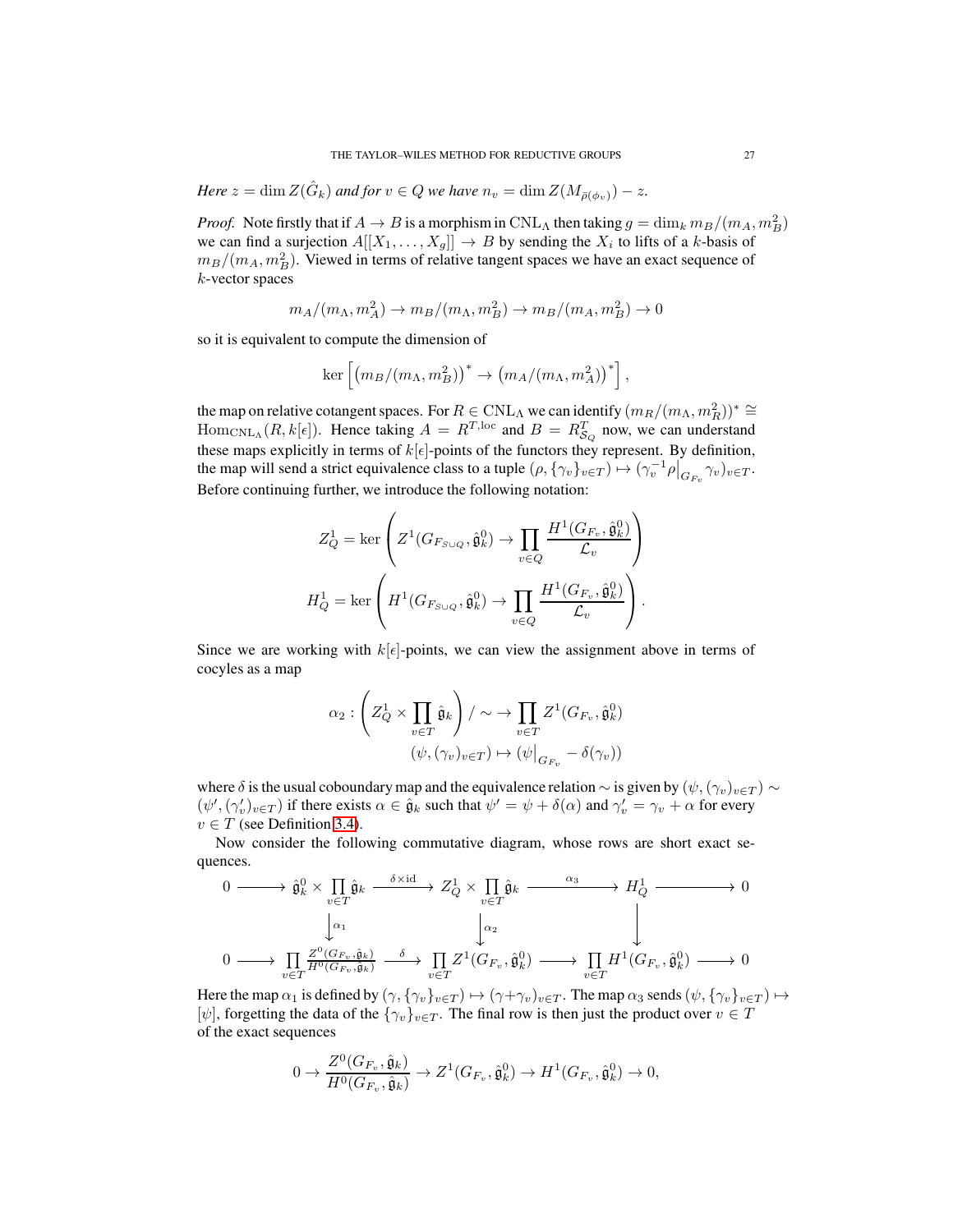*Here $z = \dim Z(\hat{G}_k)$ and for $v \in Q$ we have $n_v = \dim Z(M_{\bar{\rho}(\phi_v)}) - z$.*

*Proof.* Note firstly that if $A \to B$ is a morphism in $\mathrm{CNL}_\Lambda$ then taking $g = \dim_k m_B/(m_A, m_B^2)$ we can find a surjection $A[[X_1, \ldots, X_g]] \to B$ by sending the $X_i$ to lifts of a $k$-basis of $m_B/(m_A, m_B^2)$. Viewed in terms of relative tangent spaces we have an exact sequence of $k$-vector spaces

$$m_A/(m_\Lambda, m_A^2) \to m_B/(m_\Lambda, m_B^2) \to m_B/(m_A, m_B^2) \to 0$$

so it is equivalent to compute the dimension of

$$\ker\left[\left(m_B/(m_\Lambda, m_B^2)\right)^* \to \left(m_A/(m_\Lambda, m_A^2)\right)^*\right],$$

the map on relative cotangent spaces. For $R \in \mathrm{CNL}_\Lambda$ we can identify $(m_R/(m_\Lambda, m_R^2))^* \cong \mathrm{Hom}_{\mathrm{CNL}_\Lambda}(R, k[\epsilon])$. Hence taking $A = R^{T,\mathrm{loc}}$ and $B = R^T_{\mathcal{S}_Q}$ now, we can understand these maps explicitly in terms of $k[\epsilon]$-points of the functors they represent. By definition, the map will send a strict equivalence class to a tuple $(\rho, \{\gamma_v\}_{v\in T}) \mapsto (\gamma_v^{-1}\rho\big|_{G_{F_v}}\gamma_v)_{v\in T}$. Before continuing further, we introduce the following notation:

$$Z^1_Q = \ker\left(Z^1(G_{F_{S\cup Q}}, \hat{\mathfrak{g}}^0_k) \to \prod_{v\in Q}\frac{H^1(G_{F_v}, \hat{\mathfrak{g}}^0_k)}{\mathcal{L}_v}\right)$$

$$H^1_Q = \ker\left(H^1(G_{F_{S\cup Q}}, \hat{\mathfrak{g}}^0_k) \to \prod_{v\in Q}\frac{H^1(G_{F_v}, \hat{\mathfrak{g}}^0_k)}{\mathcal{L}_v}\right).$$

Since we are working with $k[\epsilon]$-points, we can view the assignment above in terms of cocyles as a map

$$\alpha_2 : \left(Z^1_Q \times \prod_{v\in T}\hat{\mathfrak{g}}_k\right)/\sim\; \to \prod_{v\in T} Z^1(G_{F_v}, \hat{\mathfrak{g}}^0_k)$$
$$(\psi, (\gamma_v)_{v\in T}) \mapsto (\psi\big|_{G_{F_v}} - \delta(\gamma_v))$$

where $\delta$ is the usual coboundary map and the equivalence relation $\sim$ is given by $(\psi, (\gamma_v)_{v\in T}) \sim (\psi', (\gamma'_v)_{v\in T})$ if there exists $\alpha \in \hat{\mathfrak{g}}_k$ such that $\psi' = \psi + \delta(\alpha)$ and $\gamma'_v = \gamma_v + \alpha$ for every $v \in T$ (see Definition 3.4).

Now consider the following commutative diagram, whose rows are short exact sequences.

$$\begin{array}{ccccccccc}
0 & \longrightarrow & \hat{\mathfrak{g}}^0_k \times \prod_{v\in T}\hat{\mathfrak{g}}_k & \xrightarrow{\delta\times\mathrm{id}} & Z^1_Q \times \prod_{v\in T}\hat{\mathfrak{g}}_k & \xrightarrow{\alpha_3} & H^1_Q & \longrightarrow & 0 \\
 & & \downarrow{\scriptstyle \alpha_1} & & \downarrow{\scriptstyle \alpha_2} & & \downarrow & & \\
0 & \longrightarrow & \prod_{v\in T}\frac{Z^0(G_{F_v}, \hat{\mathfrak{g}}_k)}{H^0(G_{F_v}, \hat{\mathfrak{g}}_k)} & \xrightarrow{\delta} & \prod_{v\in T} Z^1(G_{F_v}, \hat{\mathfrak{g}}^0_k) & \longrightarrow & \prod_{v\in T} H^1(G_{F_v}, \hat{\mathfrak{g}}^0_k) & \longrightarrow & 0
\end{array}$$

Here the map $\alpha_1$ is defined by $(\gamma, \{\gamma_v\}_{v\in T}) \mapsto (\gamma+\gamma_v)_{v\in T}$. The map $\alpha_3$ sends $(\psi, \{\gamma_v\}_{v\in T}) \mapsto [\psi]$, forgetting the data of the $\{\gamma_v\}_{v\in T}$. The final row is then just the product over $v \in T$ of the exact sequences

$$0 \to \frac{Z^0(G_{F_v}, \hat{\mathfrak{g}}_k)}{H^0(G_{F_v}, \hat{\mathfrak{g}}_k)} \to Z^1(G_{F_v}, \hat{\mathfrak{g}}^0_k) \to H^1(G_{F_v}, \hat{\mathfrak{g}}^0_k) \to 0,$$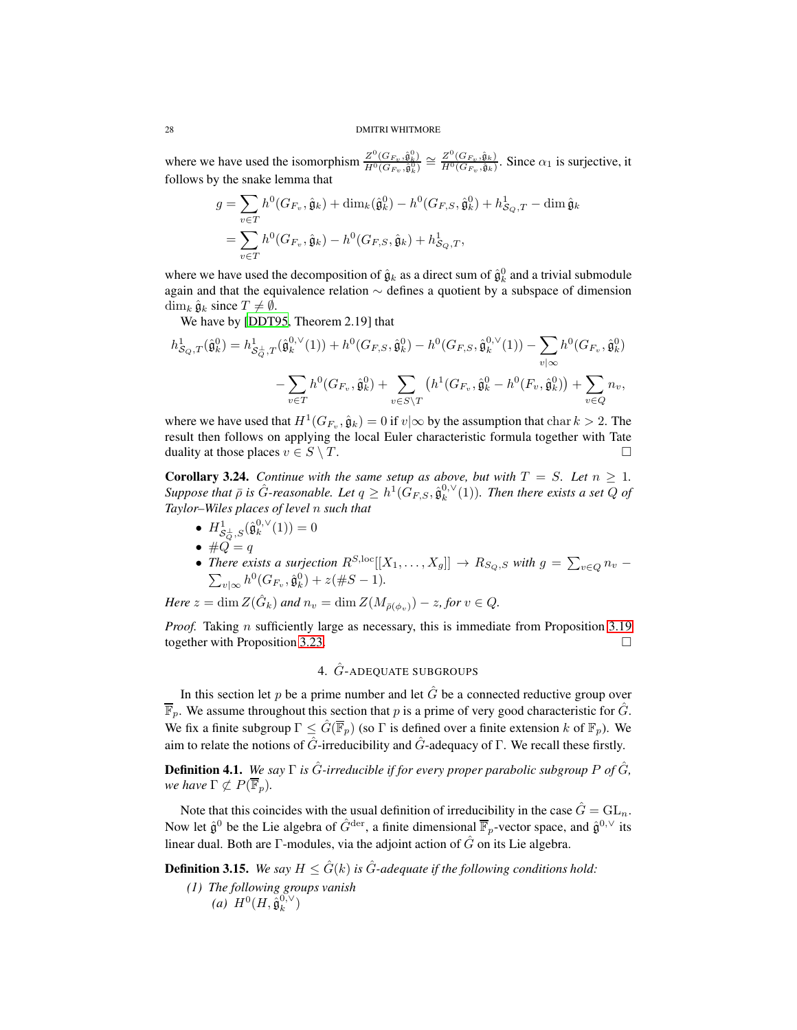where we have used the isomorphism $\frac{Z^0(G_{F_v},\hat{\mathfrak{g}}^0_k)}{H^0(G_{F_v},\hat{\mathfrak{g}}^0_k)} \simeq \frac{Z^0(G_{F_v},\hat{\mathfrak{g}}_k)}{H^0(G_{F_v},\hat{\mathfrak{g}}_k)}$. Since $\alpha_1$ is surjective, it follows by the snake lemma that

$$
\begin{aligned}
g &= \sum_{v\in T} h^0(G_{F_v},\hat{\mathfrak{g}}_k) + \dim_k(\hat{\mathfrak{g}}^0_k) - h^0(G_{F,S},\hat{\mathfrak{g}}^0_k) + h^1_{\mathcal{S}_Q,T} - \dim \hat{\mathfrak{g}}_k \\
&= \sum_{v\in T} h^0(G_{F_v},\hat{\mathfrak{g}}_k) - h^0(G_{F,S},\hat{\mathfrak{g}}_k) + h^1_{\mathcal{S}_Q,T},
\end{aligned}
$$

where we have used the decomposition of $\hat{\mathfrak{g}}_k$ as a direct sum of $\hat{\mathfrak{g}}^0_k$ and a trivial submodule again and that the equivalence relation $\sim$ defines a quotient by a subspace of dimension $\dim_k \hat{\mathfrak{g}}_k$ since $T \neq \emptyset$.

We have by [DDT95, Theorem 2.19] that

$$
\begin{aligned}
h^1_{\mathcal{S}_Q,T}(\hat{\mathfrak{g}}^0_k) = h^1_{\mathcal{S}_Q^\perp,T}(\hat{\mathfrak{g}}^{0,\vee}_k(1)) + h^0(G_{F,S},\hat{\mathfrak{g}}^0_k) - h^0(G_{F,S},\hat{\mathfrak{g}}^{0,\vee}_k(1)) - \sum_{v|\infty} h^0(G_{F_v},\hat{\mathfrak{g}}^0_k) \\
- \sum_{v\in T} h^0(G_{F_v},\hat{\mathfrak{g}}^0_k) + \sum_{v\in S\setminus T}\left(h^1(G_{F_v},\hat{\mathfrak{g}}^0_k - h^0(F_v,\hat{\mathfrak{g}}^0_k)\right) + \sum_{v\in Q} n_v,
\end{aligned}
$$

where we have used that $H^1(G_{F_v},\hat{\mathfrak{g}}_k) = 0$ if $v|\infty$ by the assumption that $\operatorname{char} k > 2$. The result then follows on applying the local Euler characteristic formula together with Tate duality at those places $v \in S\setminus T$. $\square$

**Corollary 3.24.** *Continue with the same setup as above, but with $T = S$. Let $n \geq 1$. Suppose that $\bar{\rho}$ is $\hat{G}$-reasonable. Let $q \geq h^1(G_{F,S},\hat{\mathfrak{g}}^{0,\vee}_k(1))$. Then there exists a set $Q$ of Taylor–Wiles places of level $n$ such that*

- $H^1_{\mathcal{S}_Q^\perp,S}(\hat{\mathfrak{g}}^{0,\vee}_k(1)) = 0$
- $\#Q = q$
- *There exists a surjection $R^{S,\mathrm{loc}}[[X_1,\ldots,X_g]] \to R_{\mathcal{S}_Q,S}$ with $g = \sum_{v\in Q} n_v - \sum_{v|\infty} h^0(G_{F_v},\hat{\mathfrak{g}}^0_k) + z(\#S-1)$.*

*Here $z = \dim Z(\hat{G}_k)$ and $n_v = \dim Z(M_{\bar{\rho}(\phi_v)}) - z$, for $v \in Q$.*

*Proof.* Taking $n$ sufficiently large as necessary, this is immediate from Proposition 3.19 together with Proposition 3.23. $\square$

## 4. $\hat{G}$-adequate subgroups

In this section let $p$ be a prime number and let $\hat{G}$ be a connected reductive group over $\overline{\mathbb{F}}_p$. We assume throughout this section that $p$ is a prime of very good characteristic for $\hat{G}$. We fix a finite subgroup $\Gamma \leq \hat{G}(\overline{\mathbb{F}}_p)$ (so $\Gamma$ is defined over a finite extension $k$ of $\mathbb{F}_p$). We aim to relate the notions of $\hat{G}$-irreducibility and $\hat{G}$-adequacy of $\Gamma$. We recall these firstly.

**Definition 4.1.** *We say $\Gamma$ is $\hat{G}$-irreducible if for every proper parabolic subgroup $P$ of $\hat{G}$, we have $\Gamma \not\subset P(\overline{\mathbb{F}}_p)$.*

Note that this coincides with the usual definition of irreducibility in the case $\hat{G} = \mathrm{GL}_n$. Now let $\hat{\mathfrak{g}}^0$ be the Lie algebra of $\hat{G}^{\mathrm{der}}$, a finite dimensional $\overline{\mathbb{F}}_p$-vector space, and $\hat{\mathfrak{g}}^{0,\vee}$ its linear dual. Both are $\Gamma$-modules, via the adjoint action of $\hat{G}$ on its Lie algebra.

**Definition 3.15.** *We say $H \leq \hat{G}(k)$ is $\hat{G}$-adequate if the following conditions hold:*

*(1) The following groups vanish*
  *(a) $H^0(H,\hat{\mathfrak{g}}^{0,\vee}_k)$*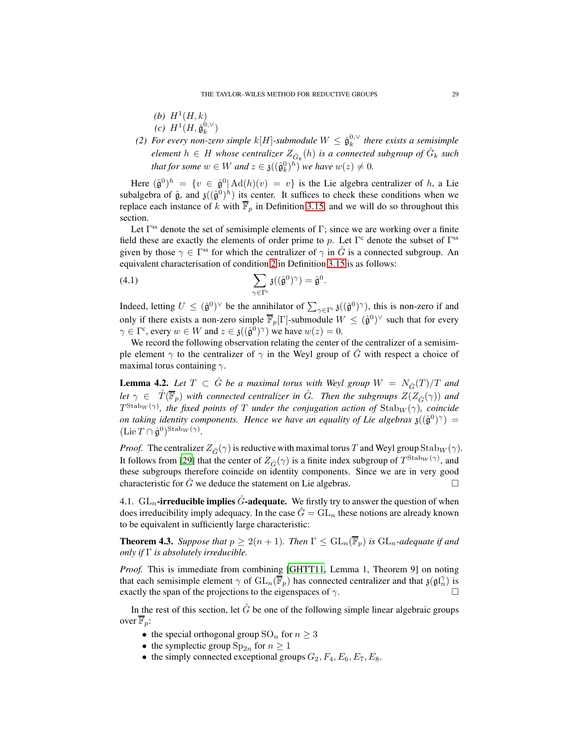*(b)* $H^1(H, k)$

*(c)* $H^1(H, \hat{\mathfrak{g}}_k^{0,\vee})$

*(2) For every non-zero simple $k[H]$-submodule $W \leq \hat{\mathfrak{g}}_k^{0,\vee}$ there exists a semisimple element $h \in H$ whose centralizer $Z_{\hat{G}_k}(h)$ is a connected subgroup of $\hat{G}_k$ such that for some $w \in W$ and $z \in \mathfrak{z}((\hat{\mathfrak{g}}_k^0)^h)$ we have $w(z) \neq 0$.*

Here $(\hat{\mathfrak{g}}^0)^h = \{v \in \hat{\mathfrak{g}}^0 | \operatorname{Ad}(h)(v) = v\}$ is the Lie algebra centralizer of $h$, a Lie subalgebra of $\hat{\mathfrak{g}}$, and $\mathfrak{z}((\hat{\mathfrak{g}}^0)^h)$ its center. It suffices to check these conditions when we replace each instance of $k$ with $\overline{\mathbb{F}}_p$ in Definition 3.15, and we will do so throughout this section.

Let $\Gamma^{\mathrm{ss}}$ denote the set of semisimple elements of $\Gamma$; since we are working over a finite field these are exactly the elements of order prime to $p$. Let $\Gamma^{\mathrm{c}}$ denote the subset of $\Gamma^{\mathrm{ss}}$ given by those $\gamma \in \Gamma^{\mathrm{ss}}$ for which the centralizer of $\gamma$ in $\hat{G}$ is a connected subgroup. An equivalent characterisation of condition 2 in Definition 3.15 is as follows:

$$\sum_{\gamma \in \Gamma^{\mathrm{c}}} \mathfrak{z}((\hat{\mathfrak{g}}^0)^\gamma) = \hat{\mathfrak{g}}^0. \tag{4.1}$$

Indeed, letting $U \leq (\hat{\mathfrak{g}}^0)^\vee$ be the annihilator of $\sum_{\gamma \in \Gamma^{\mathrm{c}}} \mathfrak{z}((\hat{\mathfrak{g}}^0)^\gamma)$, this is non-zero if and only if there exists a non-zero simple $\overline{\mathbb{F}}_p[\Gamma]$-submodule $W \leq (\hat{\mathfrak{g}}^0)^\vee$ such that for every $\gamma \in \Gamma^{\mathrm{c}}$, every $w \in W$ and $z \in \mathfrak{z}((\hat{\mathfrak{g}}^0)^\gamma)$ we have $w(z) = 0$.

We record the following observation relating the center of the centralizer of a semisimple element $\gamma$ to the centralizer of $\gamma$ in the Weyl group of $\hat{G}$ with respect a choice of maximal torus containing $\gamma$.

**Lemma 4.2.** *Let $T \subset \hat{G}$ be a maximal torus with Weyl group $W = N_{\hat{G}}(T)/T$ and let $\gamma \in \hat{T}(\overline{\mathbb{F}}_p)$ with connected centralizer in $\hat{G}$. Then the subgroups $Z(Z_{\hat{G}}(\gamma))$ and $T^{\mathrm{Stab}_W(\gamma)}$, the fixed points of $T$ under the conjugation action of $\mathrm{Stab}_W(\gamma)$, coincide on taking identity components. Hence we have an equality of Lie algebras $\mathfrak{z}((\hat{\mathfrak{g}}^0)^\gamma) = (\operatorname{Lie} T \cap \hat{\mathfrak{g}}^0)^{\mathrm{Stab}_W(\gamma)}$.*

*Proof.* The centralizer $Z_{\hat{G}}(\gamma)$ is reductive with maximal torus $T$ and Weyl group $\mathrm{Stab}_W(\gamma)$. It follows from [29] that the center of $Z_{\hat{G}}(\gamma)$ is a finite index subgroup of $T^{\mathrm{Stab}_W(\gamma)}$, and these subgroups therefore coincide on identity components. Since we are in very good characteristic for $\hat{G}$ we deduce the statement on Lie algebras. □

## 4.1. $\mathrm{GL}_n$-irreducible implies $\hat{G}$-adequate.

We firstly try to answer the question of when does irreducibility imply adequacy. In the case $\hat{G} = \mathrm{GL}_n$ these notions are already known to be equivalent in sufficiently large characteristic:

**Theorem 4.3.** *Suppose that $p \geq 2(n+1)$. Then $\Gamma \leq \mathrm{GL}_n(\overline{\mathbb{F}}_p)$ is $\mathrm{GL}_n$-adequate if and only if $\Gamma$ is absolutely irreducible.*

*Proof.* This is immediate from combining [GHTT11, Lemma 1, Theorem 9] on noting that each semisimple element $\gamma$ of $\mathrm{GL}_n(\overline{\mathbb{F}}_p)$ has connected centralizer and that $\mathfrak{z}(\mathfrak{gl}_n^\gamma)$ is exactly the span of the projections to the eigenspaces of $\gamma$. □

In the rest of this section, let $\hat{G}$ be one of the following simple linear algebraic groups over $\overline{\mathbb{F}}_p$:

- the special orthogonal group $\mathrm{SO}_n$ for $n \geq 3$
- the symplectic group $\mathrm{Sp}_{2n}$ for $n \geq 1$
- the simply connected exceptional groups $G_2, F_4, E_6, E_7, E_8$.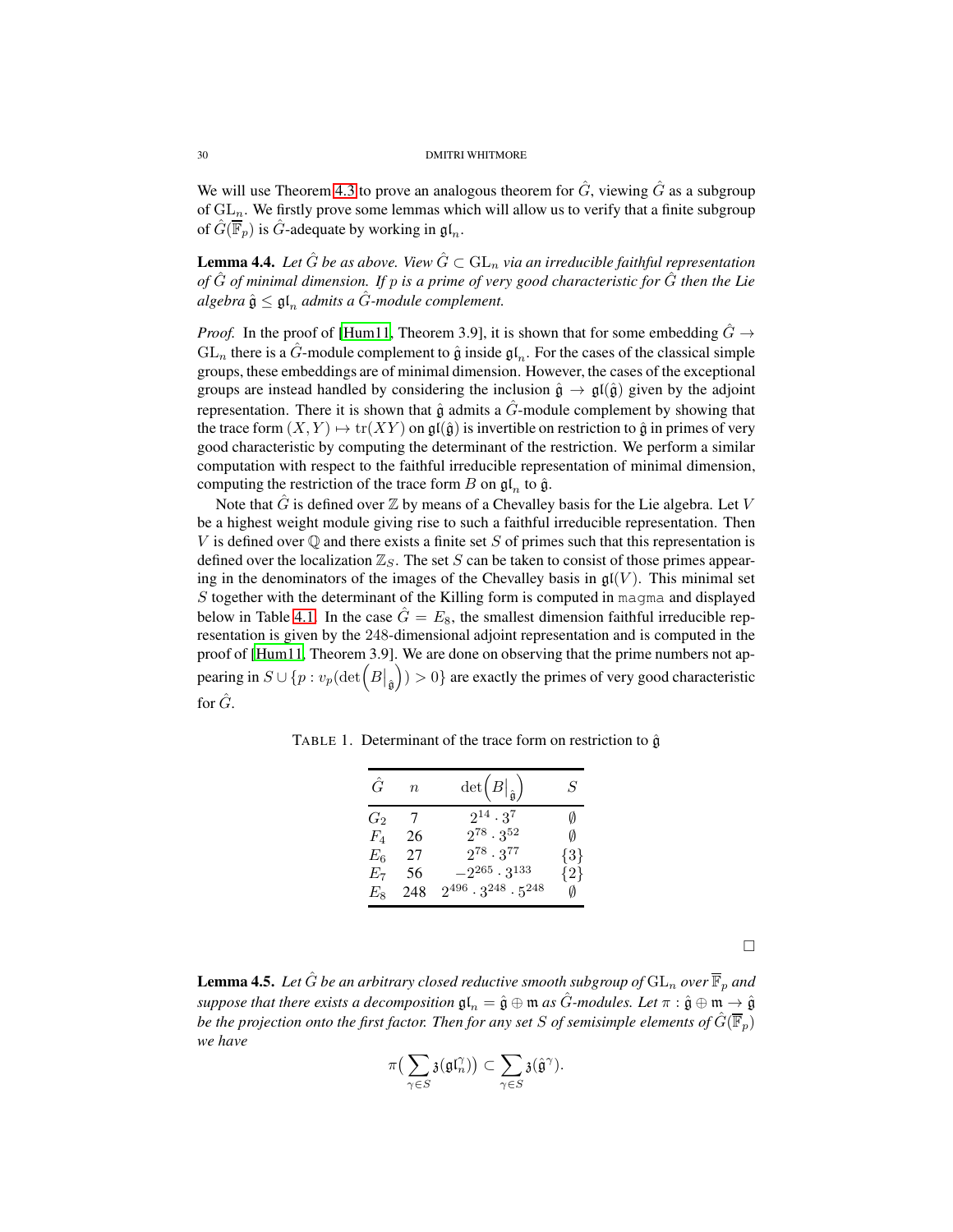We will use Theorem 4.3 to prove an analogous theorem for $\hat{G}$, viewing $\hat{G}$ as a subgroup of $\mathrm{GL}_n$. We firstly prove some lemmas which will allow us to verify that a finite subgroup of $\hat{G}(\overline{\mathbb{F}}_p)$ is $\hat{G}$-adequate by working in $\mathfrak{gl}_n$.

**Lemma 4.4.** *Let $\hat{G}$ be as above. View $\hat{G} \subset \mathrm{GL}_n$ via an irreducible faithful representation of $\hat{G}$ of minimal dimension. If $p$ is a prime of very good characteristic for $\hat{G}$ then the Lie algebra $\hat{\mathfrak{g}} \leq \mathfrak{gl}_n$ admits a $\hat{G}$-module complement.*

*Proof.* In the proof of [Hum11, Theorem 3.9], it is shown that for some embedding $\hat{G} \to \mathrm{GL}_n$ there is a $\hat{G}$-module complement to $\hat{\mathfrak{g}}$ inside $\mathfrak{gl}_n$. For the cases of the classical simple groups, these embeddings are of minimal dimension. However, the cases of the exceptional groups are instead handled by considering the inclusion $\hat{\mathfrak{g}} \to \mathfrak{gl}(\hat{\mathfrak{g}})$ given by the adjoint representation. There it is shown that $\hat{\mathfrak{g}}$ admits a $\hat{G}$-module complement by showing that the trace form $(X, Y) \mapsto \mathrm{tr}(XY)$ on $\mathfrak{gl}(\hat{\mathfrak{g}})$ is invertible on restriction to $\hat{\mathfrak{g}}$ in primes of very good characteristic by computing the determinant of the restriction. We perform a similar computation with respect to the faithful irreducible representation of minimal dimension, computing the restriction of the trace form $B$ on $\mathfrak{gl}_n$ to $\hat{\mathfrak{g}}$.

Note that $\hat{G}$ is defined over $\mathbb{Z}$ by means of a Chevalley basis for the Lie algebra. Let $V$ be a highest weight module giving rise to such a faithful irreducible representation. Then $V$ is defined over $\mathbb{Q}$ and there exists a finite set $S$ of primes such that this representation is defined over the localization $\mathbb{Z}_S$. The set $S$ can be taken to consist of those primes appearing in the denominators of the images of the Chevalley basis in $\mathfrak{gl}(V)$. This minimal set $S$ together with the determinant of the Killing form is computed in `magma` and displayed below in Table 4.1. In the case $\hat{G} = E_8$, the smallest dimension faithful irreducible representation is given by the 248-dimensional adjoint representation and is computed in the proof of [Hum11, Theorem 3.9]. We are done on observing that the prime numbers not appearing in $S \cup \{p : v_p(\det\big(B\big|_{\hat{\mathfrak{g}}}\big)) > 0\}$ are exactly the primes of very good characteristic for $\hat{G}$.

TABLE 1. Determinant of the trace form on restriction to $\hat{\mathfrak{g}}$

| $\hat{G}$ | $n$ | $\det\big(B\big|_{\hat{\mathfrak{g}}}\big)$ | $S$ |
|---|---|---|---|
| $G_2$ | 7 | $2^{14} \cdot 3^7$ | $\emptyset$ |
| $F_4$ | 26 | $2^{78} \cdot 3^{52}$ | $\emptyset$ |
| $E_6$ | 27 | $2^{78} \cdot 3^{77}$ | $\{3\}$ |
| $E_7$ | 56 | $-2^{265} \cdot 3^{133}$ | $\{2\}$ |
| $E_8$ | 248 | $2^{496} \cdot 3^{248} \cdot 5^{248}$ | $\emptyset$ |

□

**Lemma 4.5.** *Let $\hat{G}$ be an arbitrary closed reductive smooth subgroup of $\mathrm{GL}_n$ over $\overline{\mathbb{F}}_p$ and suppose that there exists a decomposition $\mathfrak{gl}_n = \hat{\mathfrak{g}} \oplus \mathfrak{m}$ as $\hat{G}$-modules. Let $\pi : \hat{\mathfrak{g}} \oplus \mathfrak{m} \to \hat{\mathfrak{g}}$ be the projection onto the first factor. Then for any set $S$ of semisimple elements of $\hat{G}(\overline{\mathbb{F}}_p)$ we have*

$$\pi\big(\sum_{\gamma \in S} \mathfrak{z}(\mathfrak{gl}_n^{\gamma})\big) \subset \sum_{\gamma \in S} \mathfrak{z}(\hat{\mathfrak{g}}^{\gamma}).$$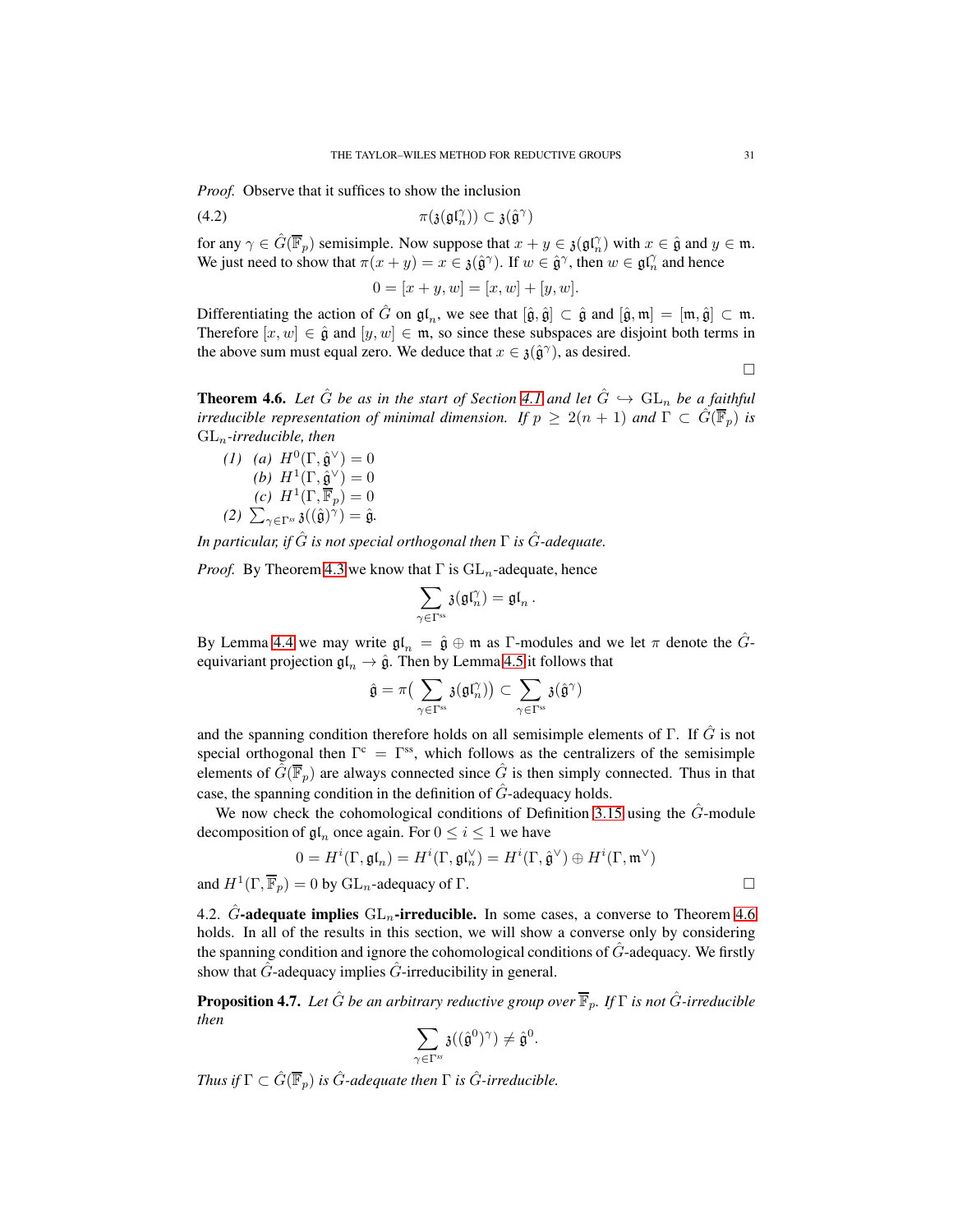*Proof.* Observe that it suffices to show the inclusion

$$\pi(\mathfrak{z}(\mathfrak{gl}_n^{\gamma})) \subset \mathfrak{z}(\hat{\mathfrak{g}}^{\gamma}) \tag{4.2}$$

for any $\gamma \in \hat{G}(\overline{\mathbb{F}}_p)$ semisimple. Now suppose that $x + y \in \mathfrak{z}(\mathfrak{gl}_n^{\gamma})$ with $x \in \hat{\mathfrak{g}}$ and $y \in \mathfrak{m}$. We just need to show that $\pi(x+y) = x \in \mathfrak{z}(\hat{\mathfrak{g}}^{\gamma})$. If $w \in \hat{\mathfrak{g}}^{\gamma}$, then $w \in \mathfrak{gl}_n^{\gamma}$ and hence

$$0 = [x+y, w] = [x, w] + [y, w].$$

Differentiating the action of $\hat{G}$ on $\mathfrak{gl}_n$, we see that $[\hat{\mathfrak{g}}, \hat{\mathfrak{g}}] \subset \hat{\mathfrak{g}}$ and $[\hat{\mathfrak{g}}, \mathfrak{m}] = [\mathfrak{m}, \hat{\mathfrak{g}}] \subset \mathfrak{m}$. Therefore $[x, w] \in \hat{\mathfrak{g}}$ and $[y, w] \in \mathfrak{m}$, so since these subspaces are disjoint both terms in the above sum must equal zero. We deduce that $x \in \mathfrak{z}(\hat{\mathfrak{g}}^{\gamma})$, as desired.

∎

**Theorem 4.6.** *Let $\hat{G}$ be as in the start of Section 4.1 and let $\hat{G} \hookrightarrow \mathrm{GL}_n$ be a faithful irreducible representation of minimal dimension. If $p \geq 2(n+1)$ and $\Gamma \subset \hat{G}(\overline{\mathbb{F}}_p)$ is $\mathrm{GL}_n$-irreducible, then*

*(1) (a) $H^0(\Gamma, \hat{\mathfrak{g}}^{\vee}) = 0$*
*(b) $H^1(\Gamma, \hat{\mathfrak{g}}^{\vee}) = 0$*
*(c) $H^1(\Gamma, \overline{\mathbb{F}}_p) = 0$*
*(2) $\sum_{\gamma \in \Gamma^{ss}} \mathfrak{z}((\hat{\mathfrak{g}})^{\gamma}) = \hat{\mathfrak{g}}$.*

*In particular, if $\hat{G}$ is not special orthogonal then $\Gamma$ is $\hat{G}$-adequate.*

*Proof.* By Theorem 4.3 we know that $\Gamma$ is $\mathrm{GL}_n$-adequate, hence

$$\sum_{\gamma \in \Gamma^{\mathrm{ss}}} \mathfrak{z}(\mathfrak{gl}_n^{\gamma}) = \mathfrak{gl}_n.$$

By Lemma 4.4 we may write $\mathfrak{gl}_n = \hat{\mathfrak{g}} \oplus \mathfrak{m}$ as $\Gamma$-modules and we let $\pi$ denote the $\hat{G}$-equivariant projection $\mathfrak{gl}_n \to \hat{\mathfrak{g}}$. Then by Lemma 4.5 it follows that

$$\hat{\mathfrak{g}} = \pi\Big(\sum_{\gamma \in \Gamma^{\mathrm{ss}}} \mathfrak{z}(\mathfrak{gl}_n^{\gamma})\Big) \subset \sum_{\gamma \in \Gamma^{\mathrm{ss}}} \mathfrak{z}(\hat{\mathfrak{g}}^{\gamma})$$

and the spanning condition therefore holds on all semisimple elements of $\Gamma$. If $\hat{G}$ is not special orthogonal then $\Gamma^{\mathrm{c}} = \Gamma^{\mathrm{ss}}$, which follows as the centralizers of the semisimple elements of $\hat{G}(\overline{\mathbb{F}}_p)$ are always connected since $\hat{G}$ is then simply connected. Thus in that case, the spanning condition in the definition of $\hat{G}$-adequacy holds.

We now check the cohomological conditions of Definition 3.15 using the $\hat{G}$-module decomposition of $\mathfrak{gl}_n$ once again. For $0 \leq i \leq 1$ we have

$$0 = H^i(\Gamma, \mathfrak{gl}_n) = H^i(\Gamma, \mathfrak{gl}_n^{\vee}) = H^i(\Gamma, \hat{\mathfrak{g}}^{\vee}) \oplus H^i(\Gamma, \mathfrak{m}^{\vee})$$

and $H^1(\Gamma, \overline{\mathbb{F}}_p) = 0$ by $\mathrm{GL}_n$-adequacy of $\Gamma$. ∎

### 4.2. $\hat{G}$-adequate implies $\mathrm{GL}_n$-irreducible.

In some cases, a converse to Theorem 4.6 holds. In all of the results in this section, we will show a converse only by considering the spanning condition and ignore the cohomological conditions of $\hat{G}$-adequacy. We firstly show that $\hat{G}$-adequacy implies $\hat{G}$-irreducibility in general.

**Proposition 4.7.** *Let $\hat{G}$ be an arbitrary reductive group over $\overline{\mathbb{F}}_p$. If $\Gamma$ is not $\hat{G}$-irreducible then*

$$\sum_{\gamma \in \Gamma^{ss}} \mathfrak{z}((\hat{\mathfrak{g}}^0)^{\gamma}) \neq \hat{\mathfrak{g}}^0.$$

*Thus if $\Gamma \subset \hat{G}(\overline{\mathbb{F}}_p)$ is $\hat{G}$-adequate then $\Gamma$ is $\hat{G}$-irreducible.*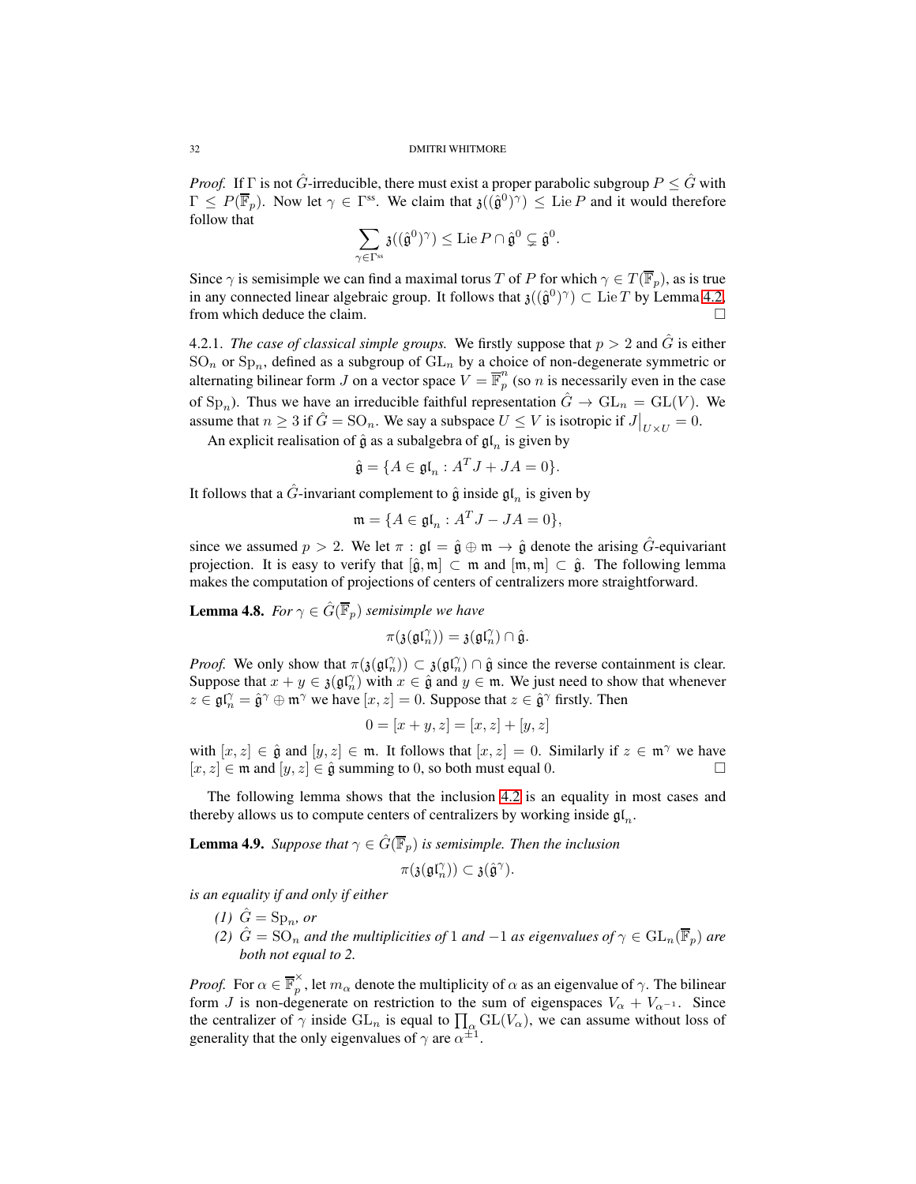*Proof.* If $\Gamma$ is not $\hat{G}$-irreducible, there must exist a proper parabolic subgroup $P \leq \hat{G}$ with $\Gamma \leq P(\overline{\mathbb{F}}_p)$. Now let $\gamma \in \Gamma^{\mathrm{ss}}$. We claim that $\mathfrak{z}((\hat{\mathfrak{g}}^0)^\gamma) \leq \operatorname{Lie} P$ and it would therefore follow that

$$\sum_{\gamma \in \Gamma^{\mathrm{ss}}} \mathfrak{z}((\hat{\mathfrak{g}}^0)^\gamma) \leq \operatorname{Lie} P \cap \hat{\mathfrak{g}}^0 \subsetneq \hat{\mathfrak{g}}^0.$$

Since $\gamma$ is semisimple we can find a maximal torus $T$ of $P$ for which $\gamma \in T(\overline{\mathbb{F}}_p)$, as is true in any connected linear algebraic group. It follows that $\mathfrak{z}((\hat{\mathfrak{g}}^0)^\gamma) \subset \operatorname{Lie} T$ by Lemma 4.2, from which deduce the claim. □

4.2.1. *The case of classical simple groups.* We firstly suppose that $p > 2$ and $\hat{G}$ is either $\mathrm{SO}_n$ or $\mathrm{Sp}_n$, defined as a subgroup of $\mathrm{GL}_n$ by a choice of non-degenerate symmetric or alternating bilinear form $J$ on a vector space $V = \overline{\mathbb{F}}_p^n$ (so $n$ is necessarily even in the case of $\mathrm{Sp}_n$). Thus we have an irreducible faithful representation $\hat{G} \to \mathrm{GL}_n = \mathrm{GL}(V)$. We assume that $n \geq 3$ if $\hat{G} = \mathrm{SO}_n$. We say a subspace $U \leq V$ is isotropic if $J\big|_{U \times U} = 0$.

An explicit realisation of $\hat{\mathfrak{g}}$ as a subalgebra of $\mathfrak{gl}_n$ is given by

$$\hat{\mathfrak{g}} = \{A \in \mathfrak{gl}_n : A^T J + JA = 0\}.$$

It follows that a $\hat{G}$-invariant complement to $\hat{\mathfrak{g}}$ inside $\mathfrak{gl}_n$ is given by

$$\mathfrak{m} = \{A \in \mathfrak{gl}_n : A^T J - JA = 0\},$$

since we assumed $p > 2$. We let $\pi : \mathfrak{gl} = \hat{\mathfrak{g}} \oplus \mathfrak{m} \to \hat{\mathfrak{g}}$ denote the arising $\hat{G}$-equivariant projection. It is easy to verify that $[\hat{\mathfrak{g}}, \mathfrak{m}] \subset \mathfrak{m}$ and $[\mathfrak{m}, \mathfrak{m}] \subset \hat{\mathfrak{g}}$. The following lemma makes the computation of projections of centers of centralizers more straightforward.

**Lemma 4.8.** *For $\gamma \in \hat{G}(\overline{\mathbb{F}}_p)$ semisimple we have*

$$\pi(\mathfrak{z}(\mathfrak{gl}_n^\gamma)) = \mathfrak{z}(\mathfrak{gl}_n^\gamma) \cap \hat{\mathfrak{g}}.$$

*Proof.* We only show that $\pi(\mathfrak{z}(\mathfrak{gl}_n^\gamma)) \subset \mathfrak{z}(\mathfrak{gl}_n^\gamma) \cap \hat{\mathfrak{g}}$ since the reverse containment is clear. Suppose that $x + y \in \mathfrak{z}(\mathfrak{gl}_n^\gamma)$ with $x \in \hat{\mathfrak{g}}$ and $y \in \mathfrak{m}$. We just need to show that whenever $z \in \mathfrak{gl}_n^\gamma = \hat{\mathfrak{g}}^\gamma \oplus \mathfrak{m}^\gamma$ we have $[x, z] = 0$. Suppose that $z \in \hat{\mathfrak{g}}^\gamma$ firstly. Then

$$0 = [x + y, z] = [x, z] + [y, z]$$

with $[x, z] \in \hat{\mathfrak{g}}$ and $[y, z] \in \mathfrak{m}$. It follows that $[x, z] = 0$. Similarly if $z \in \mathfrak{m}^\gamma$ we have $[x, z] \in \mathfrak{m}$ and $[y, z] \in \hat{\mathfrak{g}}$ summing to $0$, so both must equal $0$. □

The following lemma shows that the inclusion 4.2 is an equality in most cases and thereby allows us to compute centers of centralizers by working inside $\mathfrak{gl}_n$.

**Lemma 4.9.** *Suppose that $\gamma \in \hat{G}(\overline{\mathbb{F}}_p)$ is semisimple. Then the inclusion*

$$\pi(\mathfrak{z}(\mathfrak{gl}_n^\gamma)) \subset \mathfrak{z}(\hat{\mathfrak{g}}^\gamma).$$

*is an equality if and only if either*

1. *$\hat{G} = \mathrm{Sp}_n$, or*
2. *$\hat{G} = \mathrm{SO}_n$ and the multiplicities of $1$ and $-1$ as eigenvalues of $\gamma \in \mathrm{GL}_n(\overline{\mathbb{F}}_p)$ are both not equal to 2.*

*Proof.* For $\alpha \in \overline{\mathbb{F}}_p^\times$, let $m_\alpha$ denote the multiplicity of $\alpha$ as an eigenvalue of $\gamma$. The bilinear form $J$ is non-degenerate on restriction to the sum of eigenspaces $V_\alpha + V_{\alpha^{-1}}$. Since the centralizer of $\gamma$ inside $\mathrm{GL}_n$ is equal to $\prod_\alpha \mathrm{GL}(V_\alpha)$, we can assume without loss of generality that the only eigenvalues of $\gamma$ are $\alpha^{\pm 1}$.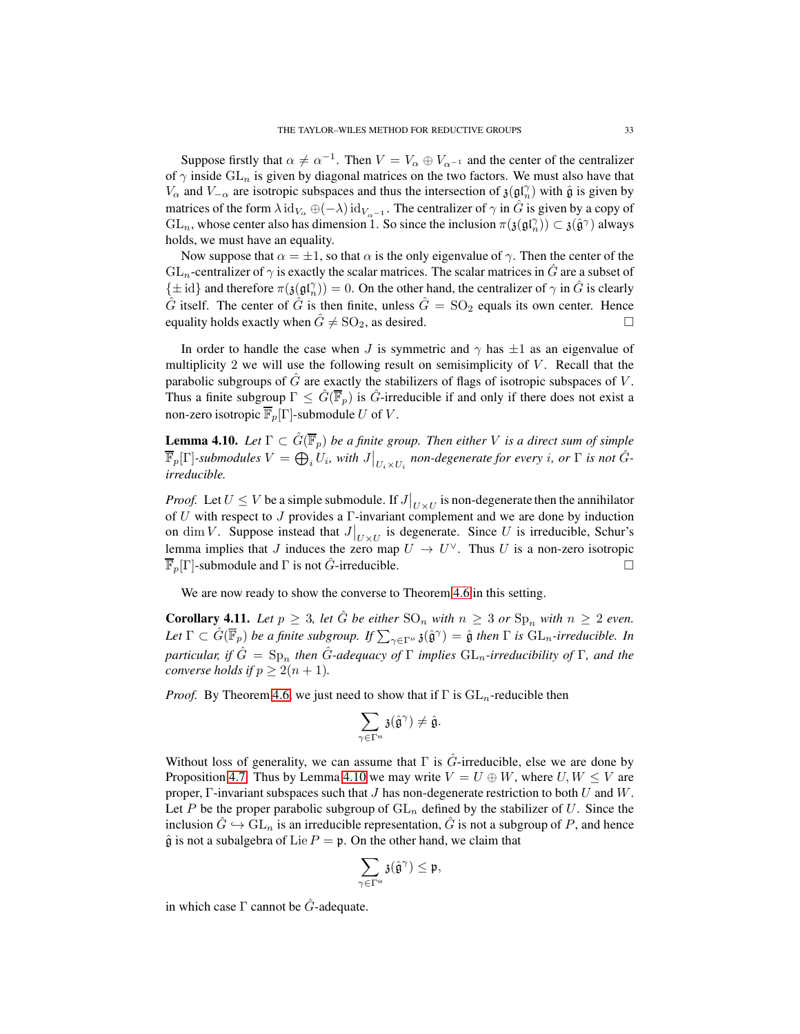Suppose firstly that $\alpha \neq \alpha^{-1}$. Then $V = V_\alpha \oplus V_{\alpha^{-1}}$ and the center of the centralizer of $\gamma$ inside $\mathrm{GL}_n$ is given by diagonal matrices on the two factors. We must also have that $V_\alpha$ and $V_{-\alpha}$ are isotropic subspaces and thus the intersection of $\mathfrak{z}(\mathfrak{gl}_n^\gamma)$ with $\hat{\mathfrak{g}}$ is given by matrices of the form $\lambda \operatorname{id}_{V_\alpha} \oplus (-\lambda) \operatorname{id}_{V_{\alpha^{-1}}}$. The centralizer of $\gamma$ in $\hat{G}$ is given by a copy of $\mathrm{GL}_n$, whose center also has dimension 1. So since the inclusion $\pi(\mathfrak{z}(\mathfrak{gl}_n^\gamma)) \subset \mathfrak{z}(\hat{\mathfrak{g}}^\gamma)$ always holds, we must have an equality.

Now suppose that $\alpha = \pm 1$, so that $\alpha$ is the only eigenvalue of $\gamma$. Then the center of the $\mathrm{GL}_n$-centralizer of $\gamma$ is exactly the scalar matrices. The scalar matrices in $\hat{G}$ are a subset of $\{\pm \operatorname{id}\}$ and therefore $\pi(\mathfrak{z}(\mathfrak{gl}_n^\gamma)) = 0$. On the other hand, the centralizer of $\gamma$ in $\hat{G}$ is clearly $\hat{G}$ itself. The center of $\hat{G}$ is then finite, unless $\hat{G} = \mathrm{SO}_2$ equals its own center. Hence equality holds exactly when $\hat{G} \neq \mathrm{SO}_2$, as desired. $\square$

In order to handle the case when $J$ is symmetric and $\gamma$ has $\pm 1$ as an eigenvalue of multiplicity 2 we will use the following result on semisimplicity of $V$. Recall that the parabolic subgroups of $\hat{G}$ are exactly the stabilizers of flags of isotropic subspaces of $V$. Thus a finite subgroup $\Gamma \leq \hat{G}(\overline{\mathbb{F}}_p)$ is $\hat{G}$-irreducible if and only if there does not exist a non-zero isotropic $\overline{\mathbb{F}}_p[\Gamma]$-submodule $U$ of $V$.

**Lemma 4.10.** *Let $\Gamma \subset \hat{G}(\overline{\mathbb{F}}_p)$ be a finite group. Then either $V$ is a direct sum of simple $\overline{\mathbb{F}}_p[\Gamma]$-submodules $V = \bigoplus_i U_i$, with $J\big|_{U_i \times U_i}$ non-degenerate for every $i$, or $\Gamma$ is not $\hat{G}$-irreducible.*

*Proof.* Let $U \leq V$ be a simple submodule. If $J\big|_{U \times U}$ is non-degenerate then the annihilator of $U$ with respect to $J$ provides a $\Gamma$-invariant complement and we are done by induction on $\dim V$. Suppose instead that $J\big|_{U \times U}$ is degenerate. Since $U$ is irreducible, Schur's lemma implies that $J$ induces the zero map $U \to U^\vee$. Thus $U$ is a non-zero isotropic $\overline{\mathbb{F}}_p[\Gamma]$-submodule and $\Gamma$ is not $\hat{G}$-irreducible. $\square$

We are now ready to show the converse to Theorem 4.6 in this setting.

**Corollary 4.11.** *Let $p \geq 3$, let $\hat{G}$ be either $\mathrm{SO}_n$ with $n \geq 3$ or $\mathrm{Sp}_n$ with $n \geq 2$ even. Let $\Gamma \subset \hat{G}(\overline{\mathbb{F}}_p)$ be a finite subgroup. If $\sum_{\gamma \in \Gamma^{ss}} \mathfrak{z}(\hat{\mathfrak{g}}^\gamma) = \hat{\mathfrak{g}}$ then $\Gamma$ is $\mathrm{GL}_n$-irreducible. In particular, if $\hat{G} = \mathrm{Sp}_n$ then $\hat{G}$-adequacy of $\Gamma$ implies $\mathrm{GL}_n$-irreducibility of $\Gamma$, and the converse holds if $p \geq 2(n+1)$.*

*Proof.* By Theorem 4.6, we just need to show that if $\Gamma$ is $\mathrm{GL}_n$-reducible then

$$\sum_{\gamma \in \Gamma^{ss}} \mathfrak{z}(\hat{\mathfrak{g}}^\gamma) \neq \hat{\mathfrak{g}}.$$

Without loss of generality, we can assume that $\Gamma$ is $\hat{G}$-irreducible, else we are done by Proposition 4.7. Thus by Lemma 4.10 we may write $V = U \oplus W$, where $U, W \leq V$ are proper, $\Gamma$-invariant subspaces such that $J$ has non-degenerate restriction to both $U$ and $W$. Let $P$ be the proper parabolic subgroup of $\mathrm{GL}_n$ defined by the stabilizer of $U$. Since the inclusion $\hat{G} \hookrightarrow \mathrm{GL}_n$ is an irreducible representation, $\hat{G}$ is not a subgroup of $P$, and hence $\hat{\mathfrak{g}}$ is not a subalgebra of $\operatorname{Lie} P = \mathfrak{p}$. On the other hand, we claim that

$$\sum_{\gamma \in \Gamma^{ss}} \mathfrak{z}(\hat{\mathfrak{g}}^\gamma) \leq \mathfrak{p},$$

in which case $\Gamma$ cannot be $\hat{G}$-adequate.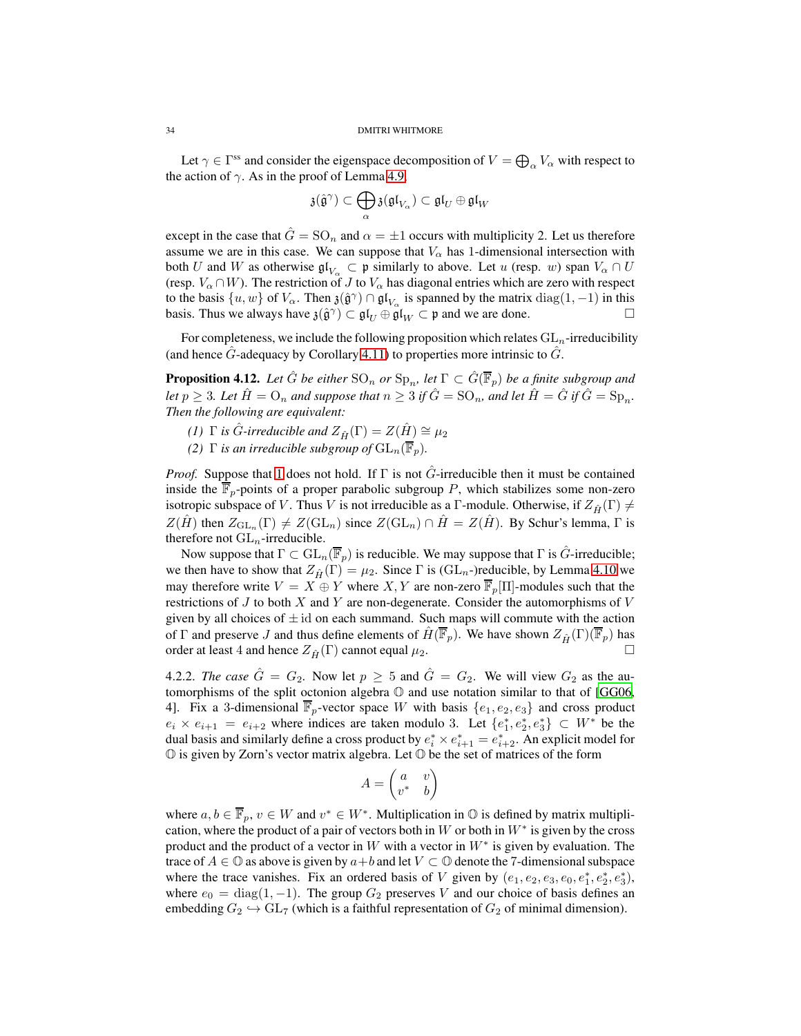Let $\gamma \in \Gamma^{\mathrm{ss}}$ and consider the eigenspace decomposition of $V = \bigoplus_\alpha V_\alpha$ with respect to the action of $\gamma$. As in the proof of Lemma 4.9,

$$\mathfrak{z}(\hat{\mathfrak{g}}^\gamma) \subset \bigoplus_\alpha \mathfrak{z}(\mathfrak{gl}_{V_\alpha}) \subset \mathfrak{gl}_U \oplus \mathfrak{gl}_W$$

except in the case that $\hat{G} = \mathrm{SO}_n$ and $\alpha = \pm 1$ occurs with multiplicity 2. Let us therefore assume we are in this case. We can suppose that $V_\alpha$ has 1-dimensional intersection with both $U$ and $W$ as otherwise $\mathfrak{gl}_{V_\alpha} \subset \mathfrak{p}$ similarly to above. Let $u$ (resp. $w$) span $V_\alpha \cap U$ (resp. $V_\alpha \cap W$). The restriction of $J$ to $V_\alpha$ has diagonal entries which are zero with respect to the basis $\{u, w\}$ of $V_\alpha$. Then $\mathfrak{z}(\hat{\mathfrak{g}}^\gamma) \cap \mathfrak{gl}_{V_\alpha}$ is spanned by the matrix $\mathrm{diag}(1, -1)$ in this basis. Thus we always have $\mathfrak{z}(\hat{\mathfrak{g}}^\gamma) \subset \mathfrak{gl}_U \oplus \mathfrak{gl}_W \subset \mathfrak{p}$ and we are done. $\square$

For completeness, we include the following proposition which relates $\mathrm{GL}_n$-irreducibility (and hence $\hat{G}$-adequacy by Corollary 4.11) to properties more intrinsic to $\hat{G}$.

**Proposition 4.12.** *Let $\hat{G}$ be either $\mathrm{SO}_n$ or $\mathrm{Sp}_n$, let $\Gamma \subset \hat{G}(\overline{\mathbb{F}}_p)$ be a finite subgroup and let $p \geq 3$. Let $\hat{H} = \mathrm{O}_n$ and suppose that $n \geq 3$ if $\hat{G} = \mathrm{SO}_n$, and let $\hat{H} = \hat{G}$ if $\hat{G} = \mathrm{Sp}_n$. Then the following are equivalent:*

*(1) $\Gamma$ is $\hat{G}$-irreducible and $Z_{\hat{H}}(\Gamma) = Z(\hat{H}) \cong \mu_2$*

*(2) $\Gamma$ is an irreducible subgroup of $\mathrm{GL}_n(\overline{\mathbb{F}}_p)$.*

*Proof.* Suppose that 1 does not hold. If $\Gamma$ is not $\hat{G}$-irreducible then it must be contained inside the $\overline{\mathbb{F}}_p$-points of a proper parabolic subgroup $P$, which stabilizes some non-zero isotropic subspace of $V$. Thus $V$ is not irreducible as a $\Gamma$-module. Otherwise, if $Z_{\hat{H}}(\Gamma) \neq Z(\hat{H})$ then $Z_{\mathrm{GL}_n}(\Gamma) \neq Z(\mathrm{GL}_n)$ since $Z(\mathrm{GL}_n) \cap \hat{H} = Z(\hat{H})$. By Schur's lemma, $\Gamma$ is therefore not $\mathrm{GL}_n$-irreducible.

Now suppose that $\Gamma \subset \mathrm{GL}_n(\overline{\mathbb{F}}_p)$ is reducible. We may suppose that $\Gamma$ is $\hat{G}$-irreducible; we then have to show that $Z_{\hat{H}}(\Gamma) = \mu_2$. Since $\Gamma$ is $(\mathrm{GL}_n$-)reducible, by Lemma 4.10 we may therefore write $V = X \oplus Y$ where $X, Y$ are non-zero $\overline{\mathbb{F}}_p[\Pi]$-modules such that the restrictions of $J$ to both $X$ and $Y$ are non-degenerate. Consider the automorphisms of $V$ given by all choices of $\pm\,\mathrm{id}$ on each summand. Such maps will commute with the action of $\Gamma$ and preserve $J$ and thus define elements of $\hat{H}(\overline{\mathbb{F}}_p)$. We have shown $Z_{\hat{H}}(\Gamma)(\overline{\mathbb{F}}_p)$ has order at least 4 and hence $Z_{\hat{H}}(\Gamma)$ cannot equal $\mu_2$. $\square$

4.2.2. *The case $\hat{G} = G_2$.* Now let $p \geq 5$ and $\hat{G} = G_2$. We will view $G_2$ as the automorphisms of the split octonion algebra $\mathbb{O}$ and use notation similar to that of [GG06, 4]. Fix a 3-dimensional $\overline{\mathbb{F}}_p$-vector space $W$ with basis $\{e_1, e_2, e_3\}$ and cross product $e_i \times e_{i+1} = e_{i+2}$ where indices are taken modulo 3. Let $\{e_1^*, e_2^*, e_3^*\} \subset W^*$ be the dual basis and similarly define a cross product by $e_i^* \times e_{i+1}^* = e_{i+2}^*$. An explicit model for $\mathbb{O}$ is given by Zorn's vector matrix algebra. Let $\mathbb{O}$ be the set of matrices of the form

$$A = \begin{pmatrix} a & v \\ v^* & b \end{pmatrix}$$

where $a, b \in \overline{\mathbb{F}}_p$, $v \in W$ and $v^* \in W^*$. Multiplication in $\mathbb{O}$ is defined by matrix multiplication, where the product of a pair of vectors both in $W$ or both in $W^*$ is given by the cross product and the product of a vector in $W$ with a vector in $W^*$ is given by evaluation. The trace of $A \in \mathbb{O}$ as above is given by $a+b$ and let $V \subset \mathbb{O}$ denote the 7-dimensional subspace where the trace vanishes. Fix an ordered basis of $V$ given by $(e_1, e_2, e_3, e_0, e_1^*, e_2^*, e_3^*)$, where $e_0 = \mathrm{diag}(1, -1)$. The group $G_2$ preserves $V$ and our choice of basis defines an embedding $G_2 \hookrightarrow \mathrm{GL}_7$ (which is a faithful representation of $G_2$ of minimal dimension).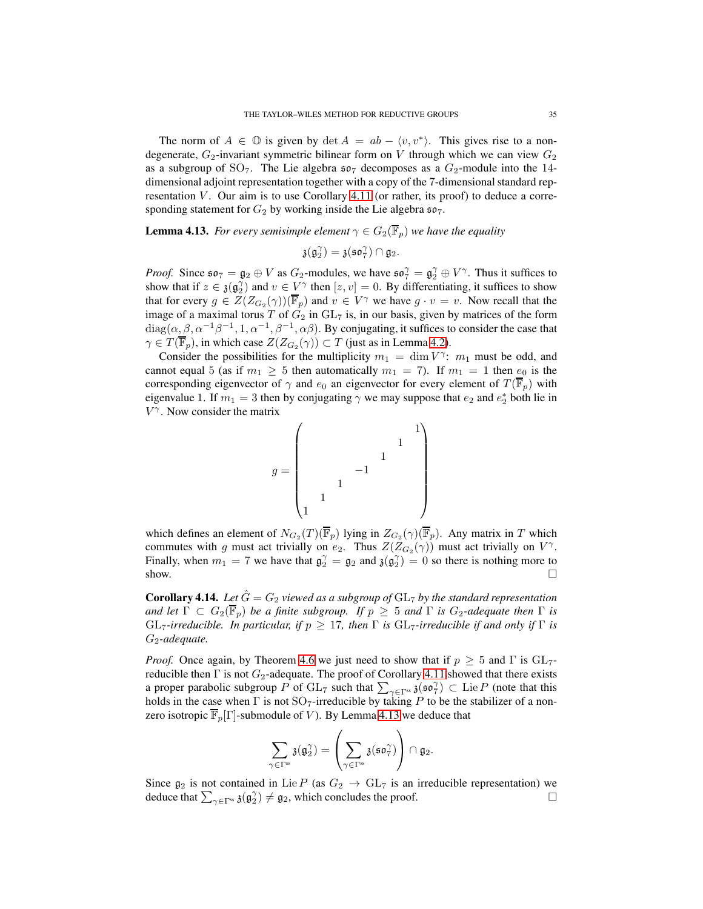The norm of $A \in \mathbb{O}$ is given by $\det A = ab - \langle v, v^* \rangle$. This gives rise to a non-degenerate, $G_2$-invariant symmetric bilinear form on $V$ through which we can view $G_2$ as a subgroup of $\mathrm{SO}_7$. The Lie algebra $\mathfrak{so}_7$ decomposes as a $G_2$-module into the 14-dimensional adjoint representation together with a copy of the 7-dimensional standard representation $V$. Our aim is to use Corollary 4.11 (or rather, its proof) to deduce a corresponding statement for $G_2$ by working inside the Lie algebra $\mathfrak{so}_7$.

**Lemma 4.13.** *For every semisimple element $\gamma \in G_2(\overline{\mathbb{F}}_p)$ we have the equality*

$$\mathfrak{z}(\mathfrak{g}_2^\gamma) = \mathfrak{z}(\mathfrak{so}_7^\gamma) \cap \mathfrak{g}_2.$$

*Proof.* Since $\mathfrak{so}_7 = \mathfrak{g}_2 \oplus V$ as $G_2$-modules, we have $\mathfrak{so}_7^\gamma = \mathfrak{g}_2^\gamma \oplus V^\gamma$. Thus it suffices to show that if $z \in \mathfrak{z}(\mathfrak{g}_2^\gamma)$ and $v \in V^\gamma$ then $[z, v] = 0$. By differentiating, it suffices to show that for every $g \in Z(Z_{G_2}(\gamma))(\overline{\mathbb{F}}_p)$ and $v \in V^\gamma$ we have $g \cdot v = v$. Now recall that the image of a maximal torus $T$ of $G_2$ in $\mathrm{GL}_7$ is, in our basis, given by matrices of the form $\mathrm{diag}(\alpha, \beta, \alpha^{-1}\beta^{-1}, 1, \alpha^{-1}, \beta^{-1}, \alpha\beta)$. By conjugating, it suffices to consider the case that $\gamma \in T(\overline{\mathbb{F}}_p)$, in which case $Z(Z_{G_2}(\gamma)) \subset T$ (just as in Lemma 4.2).

Consider the possibilities for the multiplicity $m_1 = \dim V^\gamma$: $m_1$ must be odd, and cannot equal 5 (as if $m_1 \geq 5$ then automatically $m_1 = 7$). If $m_1 = 1$ then $e_0$ is the corresponding eigenvector of $\gamma$ and $e_0$ an eigenvector for every element of $T(\overline{\mathbb{F}}_p)$ with eigenvalue 1. If $m_1 = 3$ then by conjugating $\gamma$ we may suppose that $e_2$ and $e_2^*$ both lie in $V^\gamma$. Now consider the matrix

$$g = \begin{pmatrix} & & & & & & 1 \\ & & & & & 1 & \\ & & & & 1 & & \\ & & & -1 & & & \\ & & 1 & & & & \\ & 1 & & & & & \\ 1 & & & & & & \end{pmatrix}$$

which defines an element of $N_{G_2}(T)(\overline{\mathbb{F}}_p)$ lying in $Z_{G_2}(\gamma)(\overline{\mathbb{F}}_p)$. Any matrix in $T$ which commutes with $g$ must act trivially on $e_2$. Thus $Z(Z_{G_2}(\gamma))$ must act trivially on $V^\gamma$. Finally, when $m_1 = 7$ we have that $\mathfrak{g}_2^\gamma = \mathfrak{g}_2$ and $\mathfrak{z}(\mathfrak{g}_2^\gamma) = 0$ so there is nothing more to show. $\square$

**Corollary 4.14.** *Let $\hat{G} = G_2$ viewed as a subgroup of $\mathrm{GL}_7$ by the standard representation and let $\Gamma \subset G_2(\overline{\mathbb{F}}_p)$ be a finite subgroup. If $p \geq 5$ and $\Gamma$ is $G_2$-adequate then $\Gamma$ is $\mathrm{GL}_7$-irreducible. In particular, if $p \geq 17$, then $\Gamma$ is $\mathrm{GL}_7$-irreducible if and only if $\Gamma$ is $G_2$-adequate.*

*Proof.* Once again, by Theorem 4.6 we just need to show that if $p \geq 5$ and $\Gamma$ is $\mathrm{GL}_7$-reducible then $\Gamma$ is not $G_2$-adequate. The proof of Corollary 4.11 showed that there exists a proper parabolic subgroup $P$ of $\mathrm{GL}_7$ such that $\sum_{\gamma \in \Gamma^{\mathrm{ss}}} \mathfrak{z}(\mathfrak{so}_7^\gamma) \subset \mathrm{Lie}\, P$ (note that this holds in the case when $\Gamma$ is not $\mathrm{SO}_7$-irreducible by taking $P$ to be the stabilizer of a non-zero isotropic $\overline{\mathbb{F}}_p[\Gamma]$-submodule of $V$). By Lemma 4.13 we deduce that

$$\sum_{\gamma \in \Gamma^{\mathrm{ss}}} \mathfrak{z}(\mathfrak{g}_2^\gamma) = \left( \sum_{\gamma \in \Gamma^{\mathrm{ss}}} \mathfrak{z}(\mathfrak{so}_7^\gamma) \right) \cap \mathfrak{g}_2.$$

Since $\mathfrak{g}_2$ is not contained in $\mathrm{Lie}\, P$ (as $G_2 \to \mathrm{GL}_7$ is an irreducible representation) we deduce that $\sum_{\gamma \in \Gamma^{\mathrm{ss}}} \mathfrak{z}(\mathfrak{g}_2^\gamma) \neq \mathfrak{g}_2$, which concludes the proof. $\square$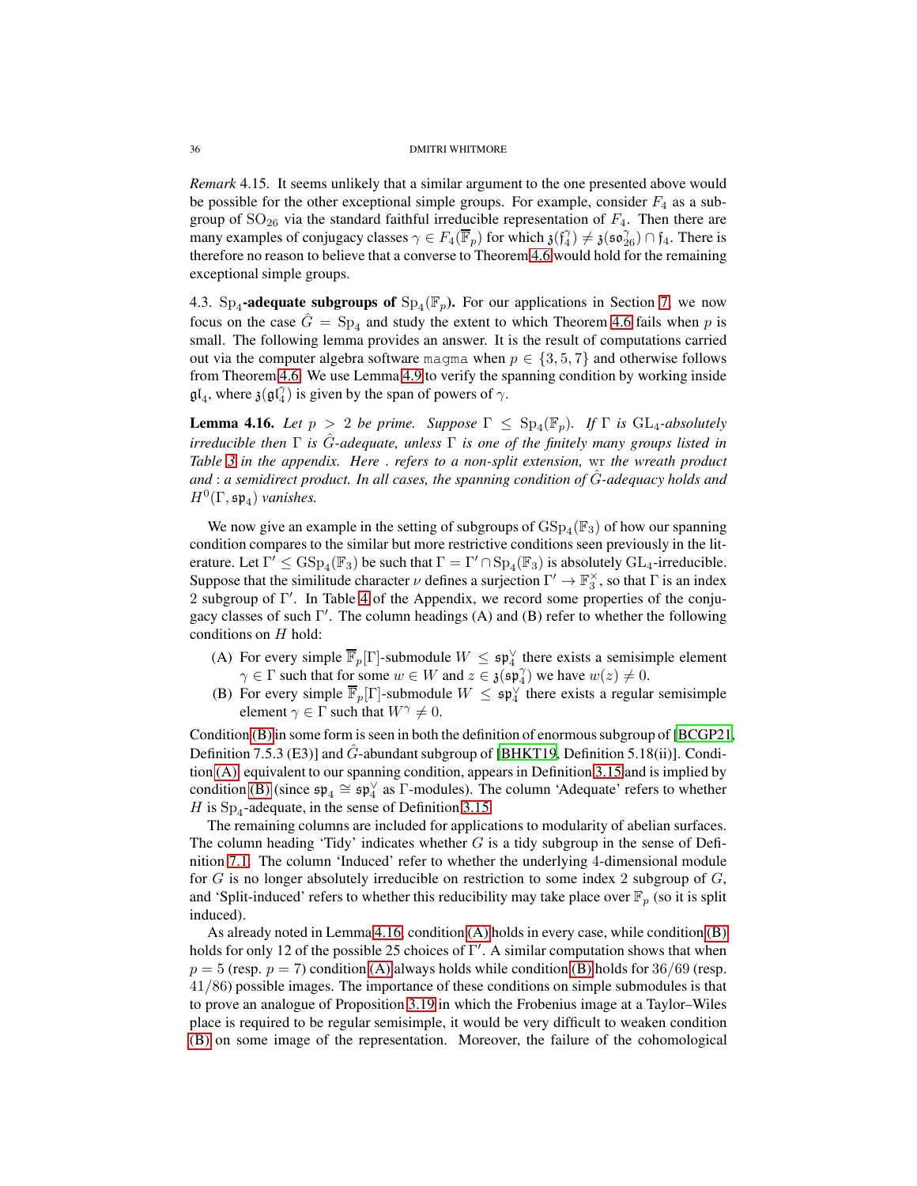*Remark* 4.15. It seems unlikely that a similar argument to the one presented above would be possible for the other exceptional simple groups. For example, consider $F_4$ as a subgroup of $\mathrm{SO}_{26}$ via the standard faithful irreducible representation of $F_4$. Then there are many examples of conjugacy classes $\gamma \in F_4(\overline{\mathbb{F}}_p)$ for which $\mathfrak{z}(\mathfrak{f}_4^\gamma) \neq \mathfrak{z}(\mathfrak{so}_{26}^\gamma) \cap \mathfrak{f}_4$. There is therefore no reason to believe that a converse to Theorem 4.6 would hold for the remaining exceptional simple groups.

4.3. **$\mathrm{Sp}_4$-adequate subgroups of $\mathrm{Sp}_4(\mathbb{F}_p)$.** For our applications in Section 7, we now focus on the case $\hat{G} = \mathrm{Sp}_4$ and study the extent to which Theorem 4.6 fails when $p$ is small. The following lemma provides an answer. It is the result of computations carried out via the computer algebra software `magma` when $p \in \{3, 5, 7\}$ and otherwise follows from Theorem 4.6. We use Lemma 4.9 to verify the spanning condition by working inside $\mathfrak{gl}_4$, where $\mathfrak{z}(\mathfrak{gl}_4^\gamma)$ is given by the span of powers of $\gamma$.

**Lemma 4.16.** *Let $p > 2$ be prime. Suppose $\Gamma \leq \mathrm{Sp}_4(\mathbb{F}_p)$. If $\Gamma$ is $\mathrm{GL}_4$-absolutely irreducible then $\Gamma$ is $\hat{G}$-adequate, unless $\Gamma$ is one of the finitely many groups listed in Table 3 in the appendix. Here . refers to a non-split extension,* wr *the wreath product and : a semidirect product. In all cases, the spanning condition of $\hat{G}$-adequacy holds and $H^0(\Gamma, \mathfrak{sp}_4)$ vanishes.*

We now give an example in the setting of subgroups of $\mathrm{GSp}_4(\mathbb{F}_3)$ of how our spanning condition compares to the similar but more restrictive conditions seen previously in the literature. Let $\Gamma' \leq \mathrm{GSp}_4(\mathbb{F}_3)$ be such that $\Gamma = \Gamma' \cap \mathrm{Sp}_4(\mathbb{F}_3)$ is absolutely $\mathrm{GL}_4$-irreducible. Suppose that the similitude character $\nu$ defines a surjection $\Gamma' \to \mathbb{F}_3^\times$, so that $\Gamma$ is an index 2 subgroup of $\Gamma'$. In Table 4 of the Appendix, we record some properties of the conjugacy classes of such $\Gamma'$. The column headings (A) and (B) refer to whether the following conditions on $H$ hold:

(A) For every simple $\overline{\mathbb{F}}_p[\Gamma]$-submodule $W \leq \mathfrak{sp}_4^\vee$ there exists a semisimple element $\gamma \in \Gamma$ such that for some $w \in W$ and $z \in \mathfrak{z}(\mathfrak{sp}_4^\gamma)$ we have $w(z) \neq 0$.

(B) For every simple $\overline{\mathbb{F}}_p[\Gamma]$-submodule $W \leq \mathfrak{sp}_4^\vee$ there exists a regular semisimple element $\gamma \in \Gamma$ such that $W^\gamma \neq 0$.

Condition (B) in some form is seen in both the definition of enormous subgroup of [BCGP21, Definition 7.5.3 (E3)] and $\hat{G}$-abundant subgroup of [BHKT19, Definition 5.18(ii)]. Condition (A), equivalent to our spanning condition, appears in Definition 3.15 and is implied by condition (B) (since $\mathfrak{sp}_4 \cong \mathfrak{sp}_4^\vee$ as $\Gamma$-modules). The column 'Adequate' refers to whether $H$ is $\mathrm{Sp}_4$-adequate, in the sense of Definition 3.15.

The remaining columns are included for applications to modularity of abelian surfaces. The column heading 'Tidy' indicates whether $G$ is a tidy subgroup in the sense of Definition 7.1. The column 'Induced' refer to whether the underlying 4-dimensional module for $G$ is no longer absolutely irreducible on restriction to some index 2 subgroup of $G$, and 'Split-induced' refers to whether this reducibility may take place over $\mathbb{F}_p$ (so it is split induced).

As already noted in Lemma 4.16, condition (A) holds in every case, while condition (B) holds for only 12 of the possible 25 choices of $\Gamma'$. A similar computation shows that when $p = 5$ (resp. $p = 7$) condition (A) always holds while condition (B) holds for $36/69$ (resp. $41/86$) possible images. The importance of these conditions on simple submodules is that to prove an analogue of Proposition 3.19 in which the Frobenius image at a Taylor–Wiles place is required to be regular semisimple, it would be very difficult to weaken condition (B) on some image of the representation. Moreover, the failure of the cohomological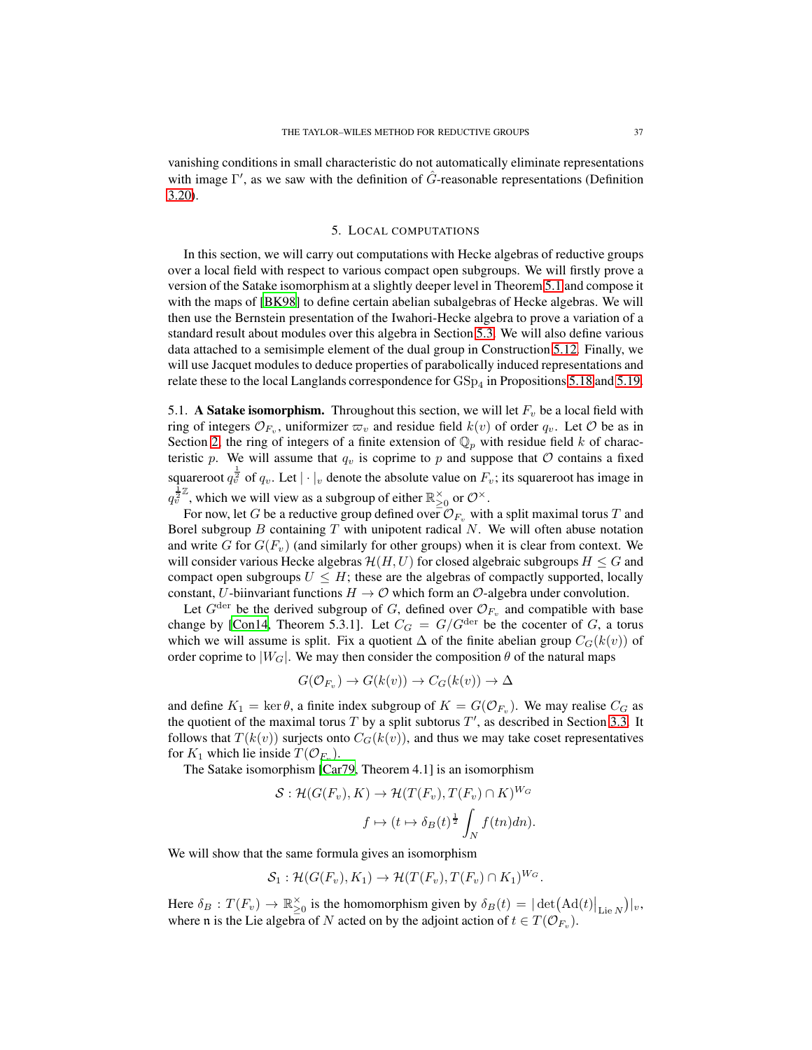vanishing conditions in small characteristic do not automatically eliminate representations with image $\Gamma'$, as we saw with the definition of $\hat{G}$-reasonable representations (Definition 3.20).

## 5. Local computations

In this section, we will carry out computations with Hecke algebras of reductive groups over a local field with respect to various compact open subgroups. We will firstly prove a version of the Satake isomorphism at a slightly deeper level in Theorem 5.1 and compose it with the maps of [BK98] to define certain abelian subalgebras of Hecke algebras. We will then use the Bernstein presentation of the Iwahori-Hecke algebra to prove a variation of a standard result about modules over this algebra in Section 5.3. We will also define various data attached to a semisimple element of the dual group in Construction 5.12. Finally, we will use Jacquet modules to deduce properties of parabolically induced representations and relate these to the local Langlands correspondence for $\mathrm{GSp}_4$ in Propositions 5.18 and 5.19.

5.1. **A Satake isomorphism.** Throughout this section, we will let $F_v$ be a local field with ring of integers $\mathcal{O}_{F_v}$, uniformizer $\varpi_v$ and residue field $k(v)$ of order $q_v$. Let $\mathcal{O}$ be as in Section 2, the ring of integers of a finite extension of $\mathbb{Q}_p$ with residue field $k$ of characteristic $p$. We will assume that $q_v$ is coprime to $p$ and suppose that $\mathcal{O}$ contains a fixed squareroot $q_v^{\frac{1}{2}}$ of $q_v$. Let $|\cdot|_v$ denote the absolute value on $F_v$; its squareroot has image in $q_v^{\frac{1}{2}\mathbb{Z}}$, which we will view as a subgroup of either $\mathbb{R}^\times_{\geq 0}$ or $\mathcal{O}^\times$.

For now, let $G$ be a reductive group defined over $\mathcal{O}_{F_v}$ with a split maximal torus $T$ and Borel subgroup $B$ containing $T$ with unipotent radical $N$. We will often abuse notation and write $G$ for $G(F_v)$ (and similarly for other groups) when it is clear from context. We will consider various Hecke algebras $\mathcal{H}(H, U)$ for closed algebraic subgroups $H \leq G$ and compact open subgroups $U \leq H$; these are the algebras of compactly supported, locally constant, $U$-biinvariant functions $H \to \mathcal{O}$ which form an $\mathcal{O}$-algebra under convolution.

Let $G^{\mathrm{der}}$ be the derived subgroup of $G$, defined over $\mathcal{O}_{F_v}$ and compatible with base change by [Con14, Theorem 5.3.1]. Let $C_G = G/G^{\mathrm{der}}$ be the cocenter of $G$, a torus which we will assume is split. Fix a quotient $\Delta$ of the finite abelian group $C_G(k(v))$ of order coprime to $|W_G|$. We may then consider the composition $\theta$ of the natural maps

$$G(\mathcal{O}_{F_v}) \to G(k(v)) \to C_G(k(v)) \to \Delta$$

and define $K_1 = \ker \theta$, a finite index subgroup of $K = G(\mathcal{O}_{F_v})$. We may realise $C_G$ as the quotient of the maximal torus $T$ by a split subtorus $T'$, as described in Section 3.3. It follows that $T(k(v))$ surjects onto $C_G(k(v))$, and thus we may take coset representatives for $K_1$ which lie inside $T(\mathcal{O}_{F_v})$.

The Satake isomorphism [Car79, Theorem 4.1] is an isomorphism

$$\mathcal{S} : \mathcal{H}(G(F_v), K) \to \mathcal{H}(T(F_v), T(F_v) \cap K)^{W_G}$$
$$f \mapsto (t \mapsto \delta_B(t)^{\frac{1}{2}} \int_N f(tn)dn).$$

We will show that the same formula gives an isomorphism

$$\mathcal{S}_1 : \mathcal{H}(G(F_v), K_1) \to \mathcal{H}(T(F_v), T(F_v) \cap K_1)^{W_G}.$$

Here $\delta_B : T(F_v) \to \mathbb{R}^\times_{\geq 0}$ is the homomorphism given by $\delta_B(t) = |\det(\mathrm{Ad}(t)|_{\mathrm{Lie}\, N})|_v$, where $\mathfrak{n}$ is the Lie algebra of $N$ acted on by the adjoint action of $t \in T(\mathcal{O}_{F_v})$.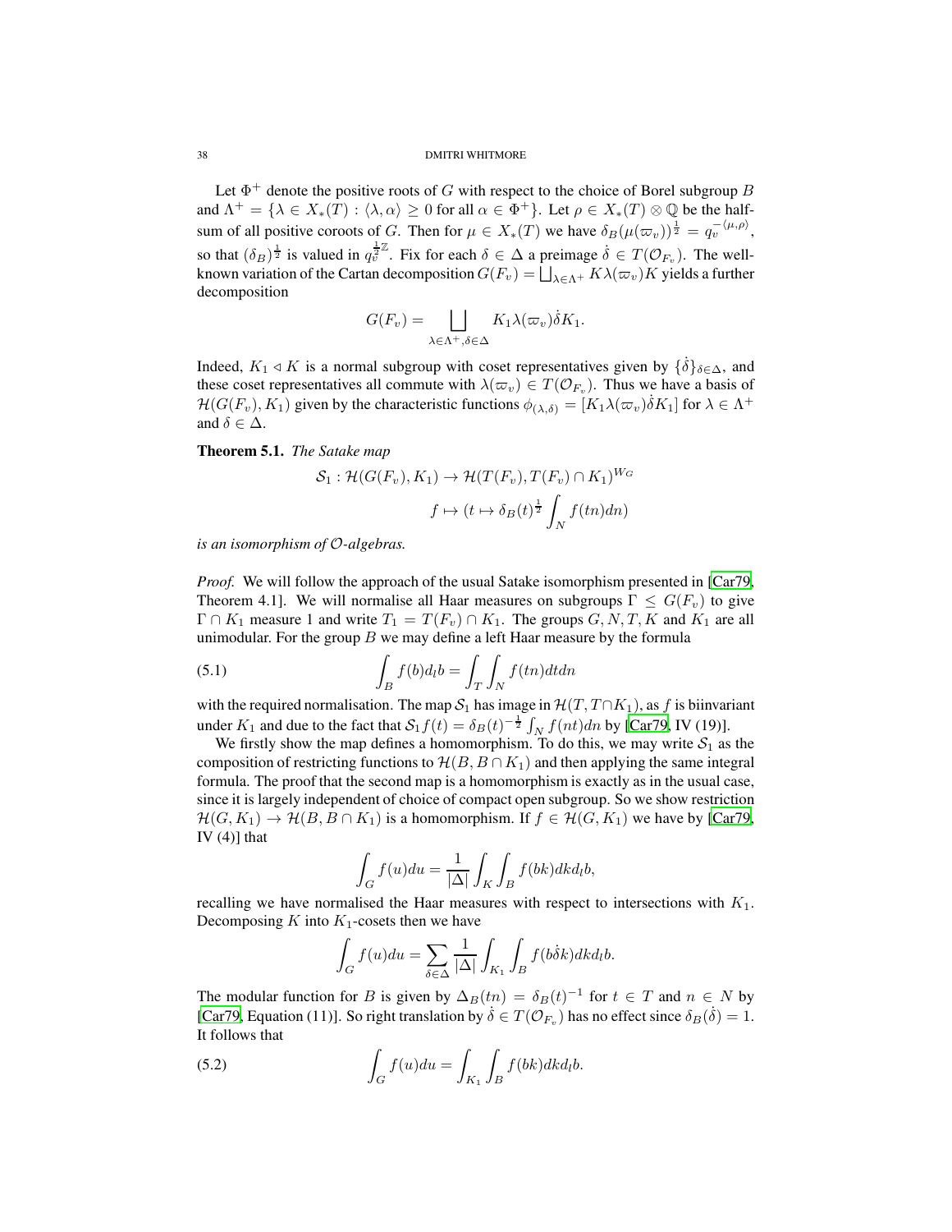Let $\Phi^+$ denote the positive roots of $G$ with respect to the choice of Borel subgroup $B$ and $\Lambda^+ = \{\lambda \in X_*(T) : \langle \lambda, \alpha \rangle \geq 0 \text{ for all } \alpha \in \Phi^+\}$. Let $\rho \in X_*(T) \otimes \mathbb{Q}$ be the half-sum of all positive coroots of $G$. Then for $\mu \in X_*(T)$ we have $\delta_B(\mu(\varpi_v))^{\frac{1}{2}} = q_v^{-\langle \mu, \rho \rangle}$, so that $(\delta_B)^{\frac{1}{2}}$ is valued in $q_v^{\frac{1}{2}\mathbb{Z}}$. Fix for each $\delta \in \Delta$ a preimage $\dot{\delta} \in T(\mathcal{O}_{F_v})$. The well-known variation of the Cartan decomposition $G(F_v) = \bigsqcup_{\lambda \in \Lambda^+} K\lambda(\varpi_v)K$ yields a further decomposition

$$G(F_v) = \bigsqcup_{\lambda \in \Lambda^+, \delta \in \Delta} K_1 \lambda(\varpi_v)\dot{\delta}K_1.$$

Indeed, $K_1 \triangleleft K$ is a normal subgroup with coset representatives given by $\{\dot{\delta}\}_{\delta \in \Delta}$, and these coset representatives all commute with $\lambda(\varpi_v) \in T(\mathcal{O}_{F_v})$. Thus we have a basis of $\mathcal{H}(G(F_v), K_1)$ given by the characteristic functions $\phi_{(\lambda,\delta)} = [K_1\lambda(\varpi_v)\dot{\delta}K_1]$ for $\lambda \in \Lambda^+$ and $\delta \in \Delta$.

**Theorem 5.1.** *The Satake map*

$$\mathcal{S}_1 : \mathcal{H}(G(F_v), K_1) \to \mathcal{H}(T(F_v), T(F_v) \cap K_1)^{W_G}$$
$$f \mapsto (t \mapsto \delta_B(t)^{\frac{1}{2}} \int_N f(tn)dn)$$

*is an isomorphism of $\mathcal{O}$-algebras.*

*Proof.* We will follow the approach of the usual Satake isomorphism presented in [Car79, Theorem 4.1]. We will normalise all Haar measures on subgroups $\Gamma \leq G(F_v)$ to give $\Gamma \cap K_1$ measure 1 and write $T_1 = T(F_v) \cap K_1$. The groups $G, N, T, K$ and $K_1$ are all unimodular. For the group $B$ we may define a left Haar measure by the formula

$$\int_B f(b)d_lb = \int_T \int_N f(tn)dtdn \tag{5.1}$$

with the required normalisation. The map $\mathcal{S}_1$ has image in $\mathcal{H}(T, T \cap K_1)$, as $f$ is biinvariant under $K_1$ and due to the fact that $\mathcal{S}_1 f(t) = \delta_B(t)^{-\frac{1}{2}} \int_N f(nt)dn$ by [Car79, IV (19)].

We firstly show the map defines a homomorphism. To do this, we may write $\mathcal{S}_1$ as the composition of restricting functions to $\mathcal{H}(B, B \cap K_1)$ and then applying the same integral formula. The proof that the second map is a homomorphism is exactly as in the usual case, since it is largely independent of choice of compact open subgroup. So we show restriction $\mathcal{H}(G, K_1) \to \mathcal{H}(B, B \cap K_1)$ is a homomorphism. If $f \in \mathcal{H}(G, K_1)$ we have by [Car79, IV (4)] that

$$\int_G f(u)du = \frac{1}{|\Delta|} \int_K \int_B f(bk)dkd_lb,$$

recalling we have normalised the Haar measures with respect to intersections with $K_1$. Decomposing $K$ into $K_1$-cosets then we have

$$\int_G f(u)du = \sum_{\delta \in \Delta} \frac{1}{|\Delta|} \int_{K_1} \int_B f(b\dot{\delta}k)dkd_lb.$$

The modular function for $B$ is given by $\Delta_B(tn) = \delta_B(t)^{-1}$ for $t \in T$ and $n \in N$ by [Car79, Equation (11)]. So right translation by $\dot{\delta} \in T(\mathcal{O}_{F_v})$ has no effect since $\delta_B(\dot{\delta}) = 1$. It follows that

$$\int_G f(u)du = \int_{K_1} \int_B f(bk)dkd_lb. \tag{5.2}$$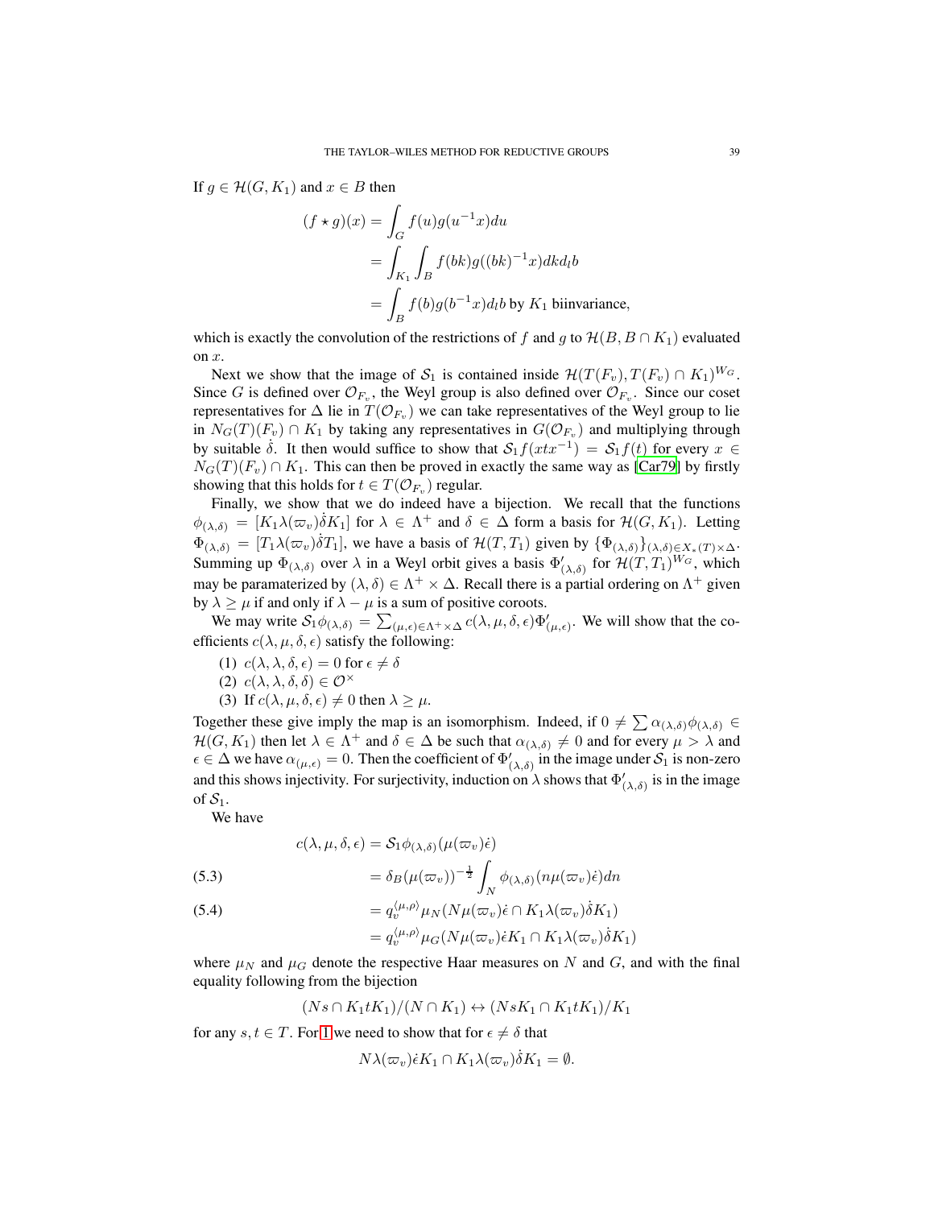If $g \in \mathcal{H}(G, K_1)$ and $x \in B$ then

$$
\begin{aligned}
(f \star g)(x) &= \int_G f(u) g(u^{-1}x) du \\
&= \int_{K_1} \int_B f(bk) g((bk)^{-1}x) dk d_l b \\
&= \int_B f(b) g(b^{-1}x) d_l b \text{ by } K_1 \text{ biinvariance,}
\end{aligned}
$$

which is exactly the convolution of the restrictions of $f$ and $g$ to $\mathcal{H}(B, B \cap K_1)$ evaluated on $x$.

Next we show that the image of $\mathcal{S}_1$ is contained inside $\mathcal{H}(T(F_v), T(F_v) \cap K_1)^{W_G}$. Since $G$ is defined over $\mathcal{O}_{F_v}$, the Weyl group is also defined over $\mathcal{O}_{F_v}$. Since our coset representatives for $\Delta$ lie in $T(\mathcal{O}_{F_v})$ we can take representatives of the Weyl group to lie in $N_G(T)(F_v) \cap K_1$ by taking any representatives in $G(\mathcal{O}_{F_v})$ and multiplying through by suitable $\dot{\delta}$. It then would suffice to show that $\mathcal{S}_1 f(xtx^{-1}) = \mathcal{S}_1 f(t)$ for every $x \in N_G(T)(F_v) \cap K_1$. This can then be proved in exactly the same way as [Car79] by firstly showing that this holds for $t \in T(\mathcal{O}_{F_v})$ regular.

Finally, we show that we do indeed have a bijection. We recall that the functions $\phi_{(\lambda,\delta)} = [K_1 \lambda(\varpi_v) \dot{\delta} K_1]$ for $\lambda \in \Lambda^+$ and $\delta \in \Delta$ form a basis for $\mathcal{H}(G, K_1)$. Letting $\Phi_{(\lambda,\delta)} = [T_1 \lambda(\varpi_v) \dot{\delta} T_1]$, we have a basis of $\mathcal{H}(T, T_1)$ given by $\{\Phi_{(\lambda,\delta)}\}_{(\lambda,\delta) \in X_*(T) \times \Delta}$. Summing up $\Phi_{(\lambda,\delta)}$ over $\lambda$ in a Weyl orbit gives a basis $\Phi'_{(\lambda,\delta)}$ for $\mathcal{H}(T, T_1)^{W_G}$, which may be paramaterized by $(\lambda, \delta) \in \Lambda^+ \times \Delta$. Recall there is a partial ordering on $\Lambda^+$ given by $\lambda \geq \mu$ if and only if $\lambda - \mu$ is a sum of positive coroots.

We may write $\mathcal{S}_1 \phi_{(\lambda,\delta)} = \sum_{(\mu,\epsilon) \in \Lambda^+ \times \Delta} c(\lambda, \mu, \delta, \epsilon) \Phi'_{(\mu,\epsilon)}$. We will show that the coefficients $c(\lambda, \mu, \delta, \epsilon)$ satisfy the following:

1. $c(\lambda, \lambda, \delta, \epsilon) = 0$ for $\epsilon \neq \delta$
2. $c(\lambda, \lambda, \delta, \delta) \in \mathcal{O}^\times$
3. If $c(\lambda, \mu, \delta, \epsilon) \neq 0$ then $\lambda \geq \mu$.

Together these give imply the map is an isomorphism. Indeed, if $0 \neq \sum \alpha_{(\lambda,\delta)} \phi_{(\lambda,\delta)} \in \mathcal{H}(G, K_1)$ then let $\lambda \in \Lambda^+$ and $\delta \in \Delta$ be such that $\alpha_{(\lambda,\delta)} \neq 0$ and for every $\mu > \lambda$ and $\epsilon \in \Delta$ we have $\alpha_{(\mu,\epsilon)} = 0$. Then the coefficient of $\Phi'_{(\lambda,\delta)}$ in the image under $\mathcal{S}_1$ is non-zero and this shows injectivity. For surjectivity, induction on $\lambda$ shows that $\Phi'_{(\lambda,\delta)}$ is in the image of $\mathcal{S}_1$.

We have

$$
\begin{aligned}
c(\lambda, \mu, \delta, \epsilon) &= \mathcal{S}_1 \phi_{(\lambda,\delta)}(\mu(\varpi_v)\dot{\epsilon}) \\
&= \delta_B(\mu(\varpi_v))^{-\frac{1}{2}} \int_N \phi_{(\lambda,\delta)}(n \mu(\varpi_v) \dot{\epsilon}) dn \qquad (5.3) \\
&= q_v^{\langle \mu, \rho \rangle} \mu_N(N \mu(\varpi_v) \dot{\epsilon} \cap K_1 \lambda(\varpi_v) \dot{\delta} K_1) \qquad (5.4) \\
&= q_v^{\langle \mu, \rho \rangle} \mu_G(N \mu(\varpi_v) \dot{\epsilon} K_1 \cap K_1 \lambda(\varpi_v) \dot{\delta} K_1)
\end{aligned}
$$

where $\mu_N$ and $\mu_G$ denote the respective Haar measures on $N$ and $G$, and with the final equality following from the bijection

$$
(Ns \cap K_1 t K_1)/(N \cap K_1) \leftrightarrow (N s K_1 \cap K_1 t K_1)/K_1
$$

for any $s, t \in T$. For 1 we need to show that for $\epsilon \neq \delta$ that

$$
N \lambda(\varpi_v) \dot{\epsilon} K_1 \cap K_1 \lambda(\varpi_v) \dot{\delta} K_1 = \emptyset.
$$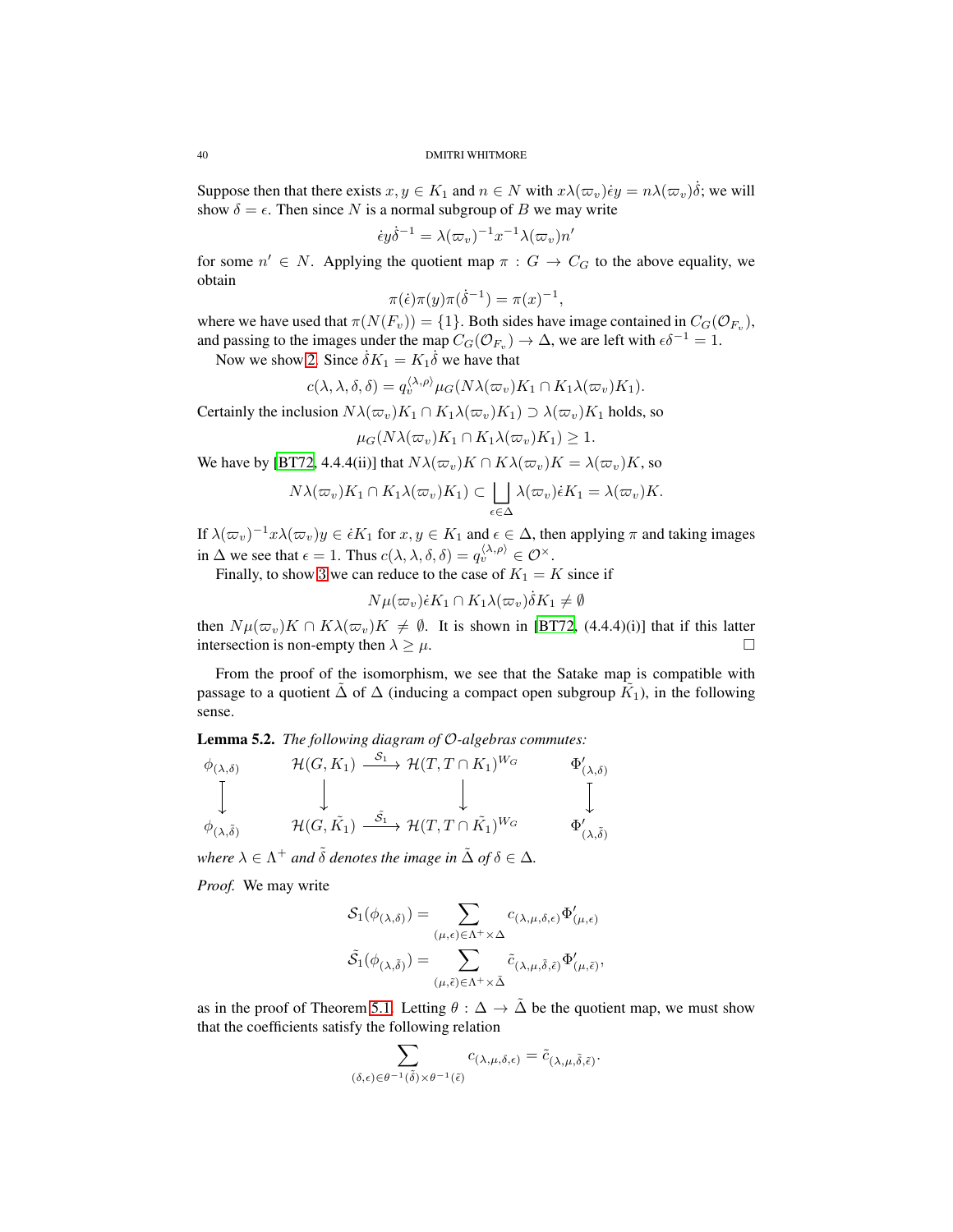Suppose then that there exists $x, y \in K_1$ and $n \in N$ with $x\lambda(\varpi_v)\dot{\epsilon}y = n\lambda(\varpi_v)\dot{\delta}$; we will show $\delta = \epsilon$. Then since $N$ is a normal subgroup of $B$ we may write

$$\dot{\epsilon}y\dot{\delta}^{-1} = \lambda(\varpi_v)^{-1}x^{-1}\lambda(\varpi_v)n'$$

for some $n' \in N$. Applying the quotient map $\pi : G \to C_G$ to the above equality, we obtain

$$\pi(\dot{\epsilon})\pi(y)\pi(\dot{\delta}^{-1}) = \pi(x)^{-1},$$

where we have used that $\pi(N(F_v)) = \{1\}$. Both sides have image contained in $C_G(\mathcal{O}_{F_v})$, and passing to the images under the map $C_G(\mathcal{O}_{F_v}) \to \Delta$, we are left with $\epsilon\delta^{-1} = 1$.

Now we show 2. Since $\dot{\delta}K_1 = K_1\dot{\delta}$ we have that

$$c(\lambda, \lambda, \delta, \delta) = q_v^{\langle \lambda, \rho \rangle}\mu_G(N\lambda(\varpi_v)K_1 \cap K_1\lambda(\varpi_v)K_1).$$

Certainly the inclusion $N\lambda(\varpi_v)K_1 \cap K_1\lambda(\varpi_v)K_1) \supset \lambda(\varpi_v)K_1$ holds, so

$$\mu_G(N\lambda(\varpi_v)K_1 \cap K_1\lambda(\varpi_v)K_1) \geq 1.$$

We have by [BT72, 4.4.4(ii)] that $N\lambda(\varpi_v)K \cap K\lambda(\varpi_v)K = \lambda(\varpi_v)K$, so

$$N\lambda(\varpi_v)K_1 \cap K_1\lambda(\varpi_v)K_1) \subset \bigsqcup_{\epsilon \in \Delta} \lambda(\varpi_v)\dot{\epsilon}K_1 = \lambda(\varpi_v)K.$$

If $\lambda(\varpi_v)^{-1}x\lambda(\varpi_v)y \in \dot{\epsilon}K_1$ for $x, y \in K_1$ and $\epsilon \in \Delta$, then applying $\pi$ and taking images in $\Delta$ we see that $\epsilon = 1$. Thus $c(\lambda, \lambda, \delta, \delta) = q_v^{\langle \lambda, \rho \rangle} \in \mathcal{O}^\times$.

Finally, to show 3 we can reduce to the case of $K_1 = K$ since if

$$N\mu(\varpi_v)\dot{\epsilon}K_1 \cap K_1\lambda(\varpi_v)\dot{\delta}K_1 \neq \emptyset$$

then $N\mu(\varpi_v)K \cap K\lambda(\varpi_v)K \neq \emptyset$. It is shown in [BT72, (4.4.4)(i)] that if this latter intersection is non-empty then $\lambda \geq \mu$. $\square$

From the proof of the isomorphism, we see that the Satake map is compatible with passage to a quotient $\tilde{\Delta}$ of $\Delta$ (inducing a compact open subgroup $\tilde{K}_1$), in the following sense.

**Lemma 5.2.** *The following diagram of $\mathcal{O}$-algebras commutes:*

$$\begin{array}{ccccc}
\phi_{(\lambda,\delta)} & \mathcal{H}(G, K_1) & \xrightarrow{\mathcal{S}_1} & \mathcal{H}(T, T \cap K_1)^{W_G} & \Phi'_{(\lambda,\delta)} \\
\downarrow & \downarrow & & \downarrow & \downarrow \\
\phi_{(\lambda,\tilde{\delta})} & \mathcal{H}(G, \tilde{K_1}) & \xrightarrow{\tilde{\mathcal{S}_1}} & \mathcal{H}(T, T \cap \tilde{K_1})^{W_G} & \Phi'_{(\lambda,\tilde{\delta})}
\end{array}$$

*where $\lambda \in \Lambda^+$ and $\tilde{\delta}$ denotes the image in $\tilde{\Delta}$ of $\delta \in \Delta$.*

*Proof.* We may write

$$\mathcal{S}_1(\phi_{(\lambda,\delta)}) = \sum_{(\mu,\epsilon) \in \Lambda^+ \times \Delta} c_{(\lambda,\mu,\delta,\epsilon)}\Phi'_{(\mu,\epsilon)}$$

$$\tilde{\mathcal{S}_1}(\phi_{(\lambda,\tilde{\delta})}) = \sum_{(\mu,\tilde{\epsilon}) \in \Lambda^+ \times \tilde{\Delta}} \tilde{c}_{(\lambda,\mu,\tilde{\delta},\tilde{\epsilon})}\Phi'_{(\mu,\tilde{\epsilon})},$$

as in the proof of Theorem 5.1. Letting $\theta : \Delta \to \tilde{\Delta}$ be the quotient map, we must show that the coefficients satisfy the following relation

$$\sum_{(\delta,\epsilon) \in \theta^{-1}(\tilde{\delta}) \times \theta^{-1}(\tilde{\epsilon})} c_{(\lambda,\mu,\delta,\epsilon)} = \tilde{c}_{(\lambda,\mu,\tilde{\delta},\tilde{\epsilon})}.$$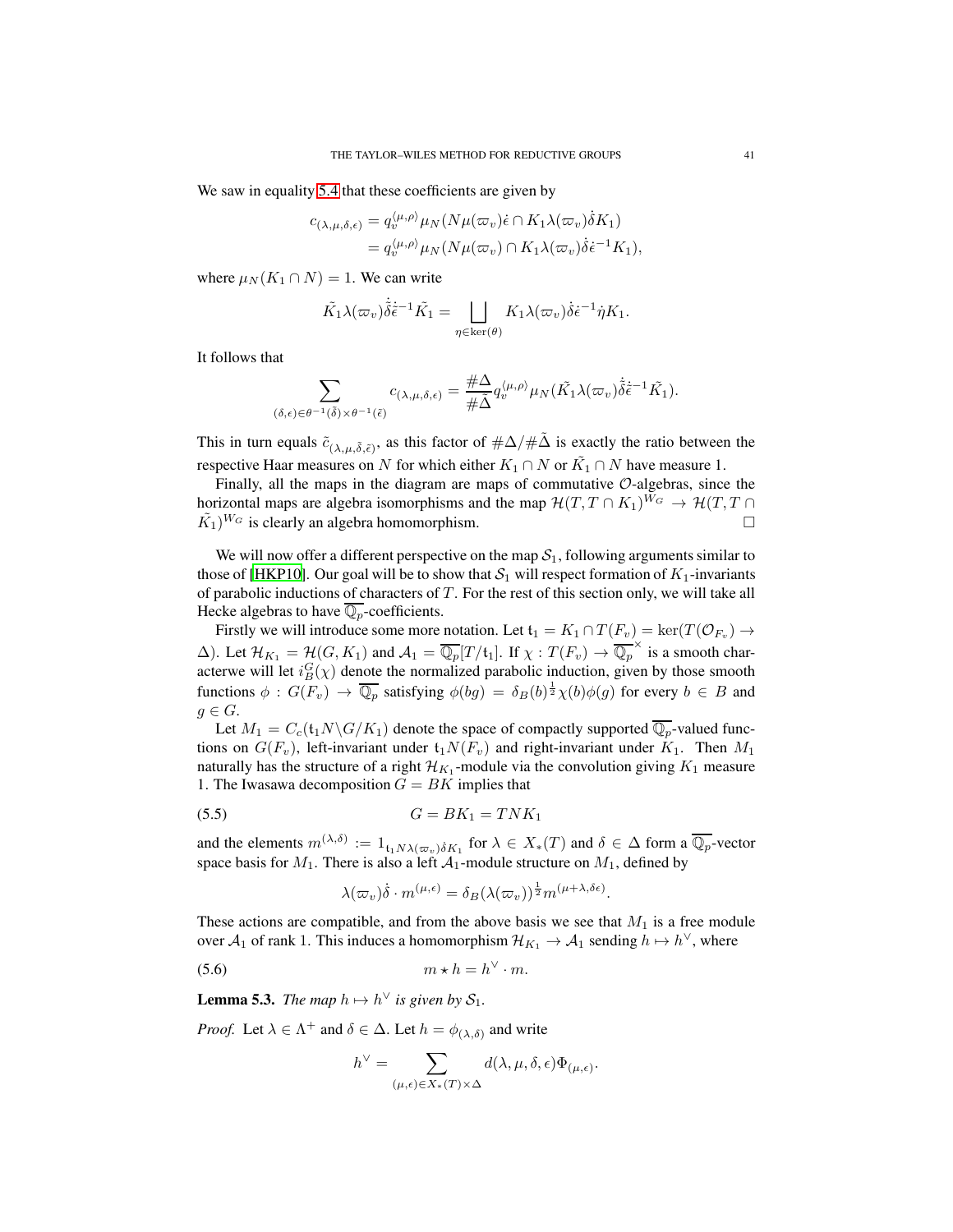We saw in equality 5.4 that these coefficients are given by

$$
\begin{aligned}
c_{(\lambda,\mu,\delta,\epsilon)} &= q_v^{\langle \mu,\rho\rangle} \mu_N(N\mu(\varpi_v)\dot{\epsilon} \cap K_1\lambda(\varpi_v)\dot{\delta}K_1) \\
&= q_v^{\langle \mu,\rho\rangle} \mu_N(N\mu(\varpi_v) \cap K_1\lambda(\varpi_v)\dot{\delta}\dot{\epsilon}^{-1}K_1),
\end{aligned}
$$

where $\mu_N(K_1 \cap N) = 1$. We can write

$$
\tilde{K_1}\lambda(\varpi_v)\dot{\tilde{\delta}}\dot{\tilde{\epsilon}}^{-1}\tilde{K_1} = \bigsqcup_{\eta \in \ker(\theta)} K_1\lambda(\varpi_v)\dot{\delta}\dot{\epsilon}^{-1}\dot{\eta}K_1.
$$

It follows that

$$
\sum_{(\delta,\epsilon)\in\theta^{-1}(\tilde{\delta})\times\theta^{-1}(\tilde{\epsilon})} c_{(\lambda,\mu,\delta,\epsilon)} = \frac{\#\Delta}{\#\tilde{\Delta}} q_v^{\langle \mu,\rho\rangle}\mu_N(\tilde{K_1}\lambda(\varpi_v)\dot{\tilde{\delta}}\dot{\tilde{\epsilon}}^{-1}\tilde{K_1}).
$$

This in turn equals $\tilde{c}_{(\lambda,\mu,\tilde{\delta},\tilde{\epsilon})}$, as this factor of $\#\Delta/\#\tilde{\Delta}$ is exactly the ratio between the respective Haar measures on $N$ for which either $K_1 \cap N$ or $\tilde{K_1} \cap N$ have measure 1.

Finally, all the maps in the diagram are maps of commutative $\mathcal{O}$-algebras, since the horizontal maps are algebra isomorphisms and the map $\mathcal{H}(T, T \cap K_1)^{W_G} \to \mathcal{H}(T, T \cap \tilde{K_1})^{W_G}$ is clearly an algebra homomorphism. $\square$

We will now offer a different perspective on the map $\mathcal{S}_1$, following arguments similar to those of [HKP10]. Our goal will be to show that $\mathcal{S}_1$ will respect formation of $K_1$-invariants of parabolic inductions of characters of $T$. For the rest of this section only, we will take all Hecke algebras to have $\overline{\mathbb{Q}_p}$-coefficients.

Firstly we will introduce some more notation. Let $\mathfrak{t}_1 = K_1 \cap T(F_v) = \ker(T(\mathcal{O}_{F_v}) \to \Delta)$. Let $\mathcal{H}_{K_1} = \mathcal{H}(G, K_1)$ and $\mathcal{A}_1 = \overline{\mathbb{Q}_p}[T/\mathfrak{t}_1]$. If $\chi : T(F_v) \to \overline{\mathbb{Q}_p}^\times$ is a smooth characterwe will let $i_B^G(\chi)$ denote the normalized parabolic induction, given by those smooth functions $\phi : G(F_v) \to \overline{\mathbb{Q}_p}$ satisfying $\phi(bg) = \delta_B(b)^{\frac{1}{2}}\chi(b)\phi(g)$ for every $b \in B$ and $g \in G$.

Let $M_1 = C_c(\mathfrak{t}_1 N\backslash G/K_1)$ denote the space of compactly supported $\overline{\mathbb{Q}_p}$-valued functions on $G(F_v)$, left-invariant under $\mathfrak{t}_1 N(F_v)$ and right-invariant under $K_1$. Then $M_1$ naturally has the structure of a right $\mathcal{H}_{K_1}$-module via the convolution giving $K_1$ measure 1. The Iwasawa decomposition $G = BK$ implies that

$$
G = BK_1 = TNK_1 \tag{5.5}
$$

and the elements $m^{(\lambda,\delta)} := 1_{\mathfrak{t}_1 N\lambda(\varpi_v)\dot{\delta}K_1}$ for $\lambda \in X_*(T)$ and $\delta \in \Delta$ form a $\overline{\mathbb{Q}_p}$-vector space basis for $M_1$. There is also a left $\mathcal{A}_1$-module structure on $M_1$, defined by

$$
\lambda(\varpi_v)\dot{\delta} \cdot m^{(\mu,\epsilon)} = \delta_B(\lambda(\varpi_v))^{\frac{1}{2}} m^{(\mu+\lambda,\delta\epsilon)}.
$$

These actions are compatible, and from the above basis we see that $M_1$ is a free module over $\mathcal{A}_1$ of rank 1. This induces a homomorphism $\mathcal{H}_{K_1} \to \mathcal{A}_1$ sending $h \mapsto h^\vee$, where

$$
m \star h = h^\vee \cdot m. \tag{5.6}
$$

**Lemma 5.3.** *The map $h \mapsto h^\vee$ is given by $\mathcal{S}_1$.*

*Proof.* Let $\lambda \in \Lambda^+$ and $\delta \in \Delta$. Let $h = \phi_{(\lambda,\delta)}$ and write

$$
h^\vee = \sum_{(\mu,\epsilon)\in X_*(T)\times\Delta} d(\lambda,\mu,\delta,\epsilon)\Phi_{(\mu,\epsilon)}.
$$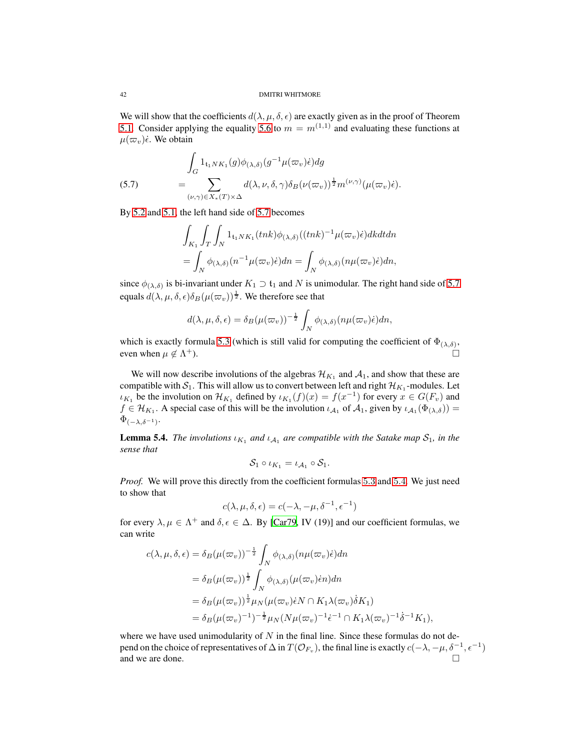We will show that the coefficients $d(\lambda, \mu, \delta, \epsilon)$ are exactly given as in the proof of Theorem 5.1. Consider applying the equality 5.6 to $m = m^{(1,1)}$ and evaluating these functions at $\mu(\varpi_v)\dot{\epsilon}$. We obtain

$$
\begin{aligned}
&\int_G 1_{\mathfrak{t}_1 N K_1}(g)\phi_{(\lambda,\delta)}(g^{-1}\mu(\varpi_v)\dot{\epsilon})dg \\
&\qquad = \sum_{(\nu,\gamma)\in X_*(T)\times\Delta} d(\lambda,\nu,\delta,\gamma)\delta_B(\nu(\varpi_v))^{\frac{1}{2}} m^{(\nu,\gamma)}(\mu(\varpi_v)\dot{\epsilon}).
\end{aligned}
\tag{5.7}
$$

By 5.2 and 5.1, the left hand side of 5.7 becomes

$$
\begin{aligned}
&\int_{K_1}\int_T\int_N 1_{\mathfrak{t}_1 N K_1}(tnk)\phi_{(\lambda,\delta)}((tnk)^{-1}\mu(\varpi_v)\dot{\epsilon})dkdtdn \\
&= \int_N \phi_{(\lambda,\delta)}(n^{-1}\mu(\varpi_v)\dot{\epsilon})dn = \int_N \phi_{(\lambda,\delta)}(n\mu(\varpi_v)\dot{\epsilon})dn,
\end{aligned}
$$

since $\phi_{(\lambda,\delta)}$ is bi-invariant under $K_1 \supset \mathfrak{t}_1$ and $N$ is unimodular. The right hand side of 5.7 equals $d(\lambda,\mu,\delta,\epsilon)\delta_B(\mu(\varpi_v))^{\frac{1}{2}}$. We therefore see that

$$
d(\lambda,\mu,\delta,\epsilon) = \delta_B(\mu(\varpi_v))^{-\frac{1}{2}}\int_N \phi_{(\lambda,\delta)}(n\mu(\varpi_v)\dot{\epsilon})dn,
$$

which is exactly formula 5.3 (which is still valid for computing the coefficient of $\Phi_{(\lambda,\delta)}$, even when $\mu \notin \Lambda^+$). $\square$

We will now describe involutions of the algebras $\mathcal{H}_{K_1}$ and $\mathcal{A}_1$, and show that these are compatible with $\mathcal{S}_1$. This will allow us to convert between left and right $\mathcal{H}_{K_1}$-modules. Let $\iota_{K_1}$ be the involution on $\mathcal{H}_{K_1}$ defined by $\iota_{K_1}(f)(x) = f(x^{-1})$ for every $x \in G(F_v)$ and $f \in \mathcal{H}_{K_1}$. A special case of this will be the involution $\iota_{\mathcal{A}_1}$ of $\mathcal{A}_1$, given by $\iota_{\mathcal{A}_1}(\Phi_{(\lambda,\delta)}) = \Phi_{(-\lambda,\delta^{-1})}$.

**Lemma 5.4.** *The involutions $\iota_{K_1}$ and $\iota_{\mathcal{A}_1}$ are compatible with the Satake map $\mathcal{S}_1$, in the sense that*

$$
\mathcal{S}_1 \circ \iota_{K_1} = \iota_{\mathcal{A}_1} \circ \mathcal{S}_1.
$$

*Proof.* We will prove this directly from the coefficient formulas 5.3 and 5.4. We just need to show that

$$
c(\lambda,\mu,\delta,\epsilon) = c(-\lambda,-\mu,\delta^{-1},\epsilon^{-1})
$$

for every $\lambda,\mu \in \Lambda^+$ and $\delta,\epsilon \in \Delta$. By [Car79, IV (19)] and our coefficient formulas, we can write

$$
\begin{aligned}
c(\lambda,\mu,\delta,\epsilon) &= \delta_B(\mu(\varpi_v))^{-\frac{1}{2}}\int_N \phi_{(\lambda,\delta)}(n\mu(\varpi_v)\dot{\epsilon})dn \\
&= \delta_B(\mu(\varpi_v))^{\frac{1}{2}}\int_N \phi_{(\lambda,\delta)}(\mu(\varpi_v)\dot{\epsilon}n)dn \\
&= \delta_B(\mu(\varpi_v))^{\frac{1}{2}}\mu_N(\mu(\varpi_v)\dot{\epsilon}N \cap K_1\lambda(\varpi_v)\dot{\delta}K_1) \\
&= \delta_B(\mu(\varpi_v)^{-1})^{-\frac{1}{2}}\mu_N(N\mu(\varpi_v)^{-1}\dot{\epsilon}^{-1} \cap K_1\lambda(\varpi_v)^{-1}\dot{\delta}^{-1}K_1),
\end{aligned}
$$

where we have used unimodularity of $N$ in the final line. Since these formulas do not depend on the choice of representatives of $\Delta$ in $T(\mathcal{O}_{F_v})$, the final line is exactly $c(-\lambda,-\mu,\delta^{-1},\epsilon^{-1})$ and we are done. $\square$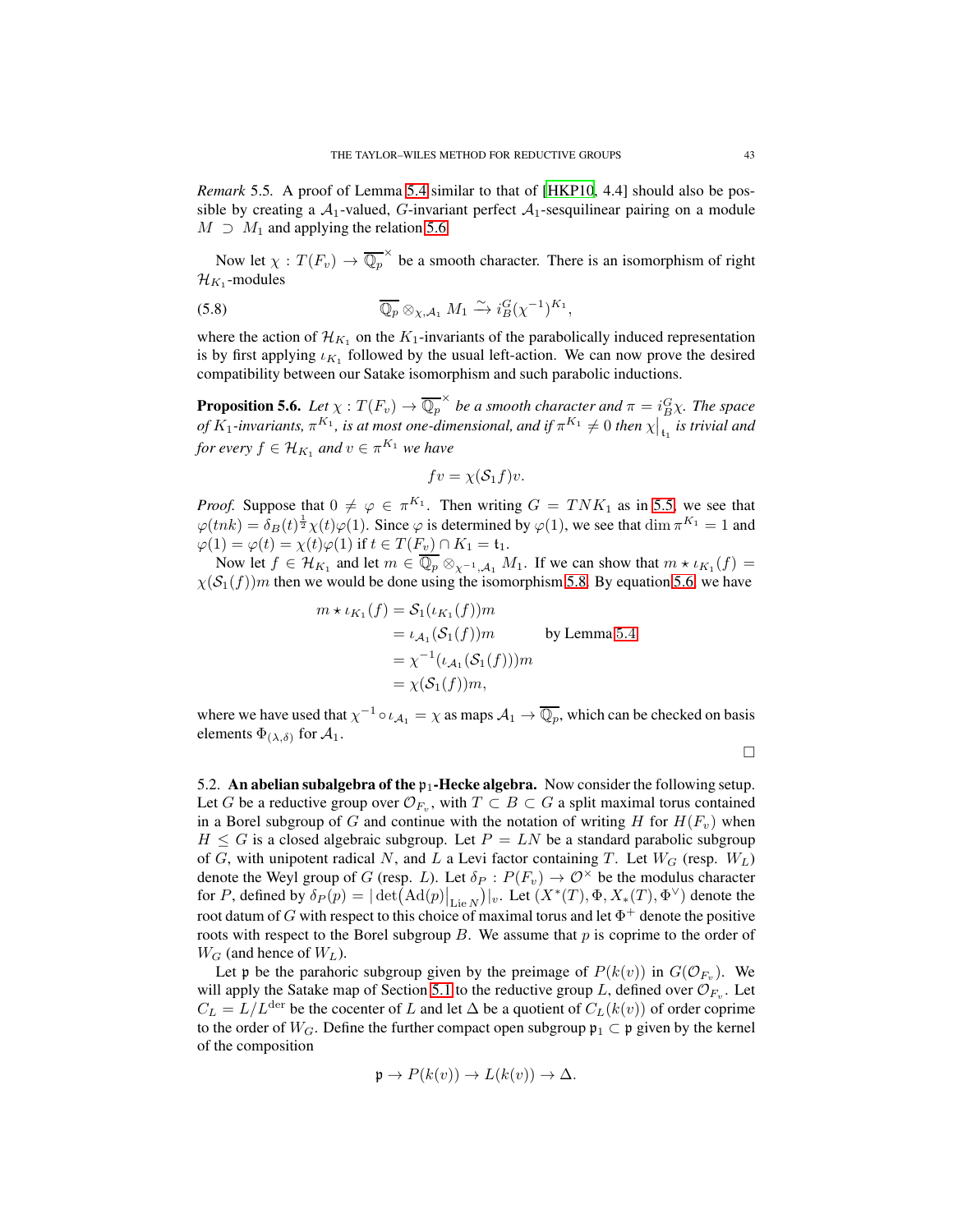*Remark* 5.5. A proof of Lemma 5.4 similar to that of [HKP10, 4.4] should also be possible by creating a $\mathcal{A}_1$-valued, $G$-invariant perfect $\mathcal{A}_1$-sesquilinear pairing on a module $M \supset M_1$ and applying the relation 5.6.

Now let $\chi : T(F_v) \to \overline{\mathbb{Q}_p}^\times$ be a smooth character. There is an isomorphism of right $\mathcal{H}_{K_1}$-modules

$$\overline{\mathbb{Q}_p} \otimes_{\chi, \mathcal{A}_1} M_1 \xrightarrow{\sim} i_B^G(\chi^{-1})^{K_1}, \tag{5.8}$$

where the action of $\mathcal{H}_{K_1}$ on the $K_1$-invariants of the parabolically induced representation is by first applying $\iota_{K_1}$ followed by the usual left-action. We can now prove the desired compatibility between our Satake isomorphism and such parabolic inductions.

**Proposition 5.6.** *Let $\chi : T(F_v) \to \overline{\mathbb{Q}_p}^\times$ be a smooth character and $\pi = i_B^G \chi$. The space of $K_1$-invariants, $\pi^{K_1}$, is at most one-dimensional, and if $\pi^{K_1} \neq 0$ then $\chi\big|_{\mathfrak{t}_1}$ is trivial and for every $f \in \mathcal{H}_{K_1}$ and $v \in \pi^{K_1}$ we have*

$$fv = \chi(\mathcal{S}_1 f)v.$$

*Proof.* Suppose that $0 \neq \varphi \in \pi^{K_1}$. Then writing $G = TNK_1$ as in 5.5, we see that $\varphi(tnk) = \delta_B(t)^{\frac{1}{2}}\chi(t)\varphi(1)$. Since $\varphi$ is determined by $\varphi(1)$, we see that $\dim \pi^{K_1} = 1$ and $\varphi(1) = \varphi(t) = \chi(t)\varphi(1)$ if $t \in T(F_v) \cap K_1 = \mathfrak{t}_1$.

Now let $f \in \mathcal{H}_{K_1}$ and let $m \in \overline{\mathbb{Q}_p} \otimes_{\chi^{-1}, \mathcal{A}_1} M_1$. If we can show that $m \star \iota_{K_1}(f) = \chi(\mathcal{S}_1(f))m$ then we would be done using the isomorphism 5.8. By equation 5.6, we have

$$\begin{aligned}
m \star \iota_{K_1}(f) &= \mathcal{S}_1(\iota_{K_1}(f))m \\
&= \iota_{\mathcal{A}_1}(\mathcal{S}_1(f))m \qquad \text{by Lemma 5.4} \\
&= \chi^{-1}(\iota_{\mathcal{A}_1}(\mathcal{S}_1(f)))m \\
&= \chi(\mathcal{S}_1(f))m,
\end{aligned}$$

where we have used that $\chi^{-1} \circ \iota_{\mathcal{A}_1} = \chi$ as maps $\mathcal{A}_1 \to \overline{\mathbb{Q}_p}$, which can be checked on basis elements $\Phi_{(\lambda,\delta)}$ for $\mathcal{A}_1$.

□

5.2. **An abelian subalgebra of the $\mathfrak{p}_1$-Hecke algebra.** Now consider the following setup. Let $G$ be a reductive group over $\mathcal{O}_{F_v}$, with $T \subset B \subset G$ a split maximal torus contained in a Borel subgroup of $G$ and continue with the notation of writing $H$ for $H(F_v)$ when $H \leq G$ is a closed algebraic subgroup. Let $P = LN$ be a standard parabolic subgroup of $G$, with unipotent radical $N$, and $L$ a Levi factor containing $T$. Let $W_G$ (resp. $W_L$) denote the Weyl group of $G$ (resp. $L$). Let $\delta_P : P(F_v) \to \mathcal{O}^\times$ be the modulus character for $P$, defined by $\delta_P(p) = |\det(\mathrm{Ad}(p)\big|_{\mathrm{Lie}\, N})|_v$. Let $(X^*(T), \Phi, X_*(T), \Phi^\vee)$ denote the root datum of $G$ with respect to this choice of maximal torus and let $\Phi^+$ denote the positive roots with respect to the Borel subgroup $B$. We assume that $p$ is coprime to the order of $W_G$ (and hence of $W_L$).

Let $\mathfrak{p}$ be the parahoric subgroup given by the preimage of $P(k(v))$ in $G(\mathcal{O}_{F_v})$. We will apply the Satake map of Section 5.1 to the reductive group $L$, defined over $\mathcal{O}_{F_v}$. Let $C_L = L/L^{\mathrm{der}}$ be the cocenter of $L$ and let $\Delta$ be a quotient of $C_L(k(v))$ of order coprime to the order of $W_G$. Define the further compact open subgroup $\mathfrak{p}_1 \subset \mathfrak{p}$ given by the kernel of the composition

$$\mathfrak{p} \to P(k(v)) \to L(k(v)) \to \Delta.$$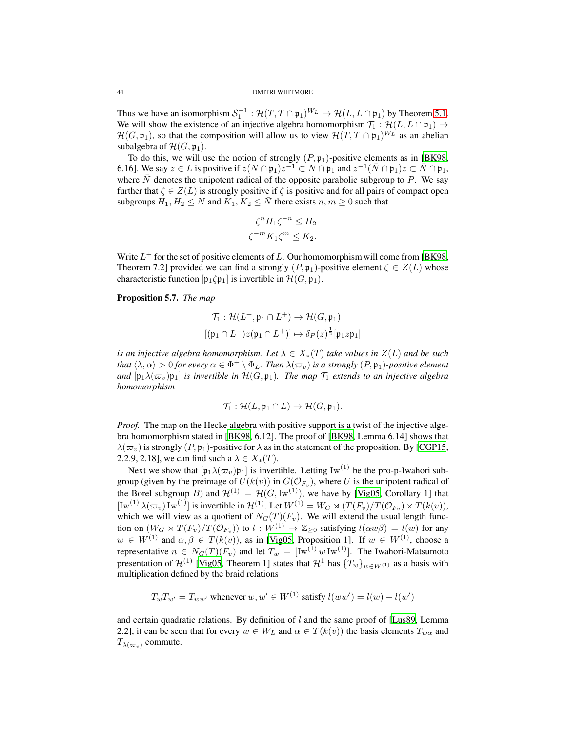Thus we have an isomorphism $\mathcal{S}_1^{-1} : \mathcal{H}(T, T \cap \mathfrak{p}_1)^{W_L} \to \mathcal{H}(L, L \cap \mathfrak{p}_1)$ by Theorem 5.1. We will show the existence of an injective algebra homomorphism $\mathcal{T}_1 : \mathcal{H}(L, L \cap \mathfrak{p}_1) \to \mathcal{H}(G, \mathfrak{p}_1)$, so that the composition will allow us to view $\mathcal{H}(T, T \cap \mathfrak{p}_1)^{W_L}$ as an abelian subalgebra of $\mathcal{H}(G, \mathfrak{p}_1)$.

To do this, we will use the notion of strongly $(P, \mathfrak{p}_1)$-positive elements as in [BK98, 6.16]. We say $z \in L$ is positive if $z(N \cap \mathfrak{p}_1)z^{-1} \subset N \cap \mathfrak{p}_1$ and $z^{-1}(\bar{N} \cap \mathfrak{p}_1)z \subset \bar{N} \cap \mathfrak{p}_1$, where $\bar{N}$ denotes the unipotent radical of the opposite parabolic subgroup to $P$. We say further that $\zeta \in Z(L)$ is strongly positive if $\zeta$ is positive and for all pairs of compact open subgroups $H_1, H_2 \leq N$ and $K_1, K_2 \leq \bar{N}$ there exists $n, m \geq 0$ such that

$$\zeta^n H_1 \zeta^{-n} \leq H_2$$
$$\zeta^{-m} K_1 \zeta^m \leq K_2.$$

Write $L^+$ for the set of positive elements of $L$. Our homomorphism will come from [BK98, Theorem 7.2] provided we can find a strongly $(P, \mathfrak{p}_1)$-positive element $\zeta \in Z(L)$ whose characteristic function $[\mathfrak{p}_1 \zeta \mathfrak{p}_1]$ is invertible in $\mathcal{H}(G, \mathfrak{p}_1)$.

**Proposition 5.7.** *The map*

$$\mathcal{T}_1 : \mathcal{H}(L^+, \mathfrak{p}_1 \cap L^+) \to \mathcal{H}(G, \mathfrak{p}_1)$$
$$[(\mathfrak{p}_1 \cap L^+)z(\mathfrak{p}_1 \cap L^+)] \mapsto \delta_P(z)^{\frac{1}{2}}[\mathfrak{p}_1 z \mathfrak{p}_1]$$

*is an injective algebra homomorphism. Let $\lambda \in X_*(T)$ take values in $Z(L)$ and be such that $\langle \lambda, \alpha \rangle > 0$ for every $\alpha \in \Phi^+ \setminus \Phi_L$. Then $\lambda(\varpi_v)$ is a strongly $(P, \mathfrak{p}_1)$-positive element and $[\mathfrak{p}_1 \lambda(\varpi_v) \mathfrak{p}_1]$ is invertible in $\mathcal{H}(G, \mathfrak{p}_1)$. The map $\mathcal{T}_1$ extends to an injective algebra homomorphism*

$$\mathcal{T}_1 : \mathcal{H}(L, \mathfrak{p}_1 \cap L) \to \mathcal{H}(G, \mathfrak{p}_1).$$

*Proof.* The map on the Hecke algebra with positive support is a twist of the injective algebra homomorphism stated in [BK98, 6.12]. The proof of [BK98, Lemma 6.14] shows that $\lambda(\varpi_v)$ is strongly $(P, \mathfrak{p}_1)$-positive for $\lambda$ as in the statement of the proposition. By [CGP15, 2.2.9, 2.18], we can find such a $\lambda \in X_*(T)$.

Next we show that $[\mathfrak{p}_1 \lambda(\varpi_v) \mathfrak{p}_1]$ is invertible. Letting $\mathrm{Iw}^{(1)}$ be the pro-p-Iwahori subgroup (given by the preimage of $U(k(v))$ in $G(\mathcal{O}_{F_v})$, where $U$ is the unipotent radical of the Borel subgroup $B$) and $\mathcal{H}^{(1)} = \mathcal{H}(G, \mathrm{Iw}^{(1)})$, we have by [Vig05, Corollary 1] that $[\mathrm{Iw}^{(1)} \lambda(\varpi_v) \mathrm{Iw}^{(1)}]$ is invertible in $\mathcal{H}^{(1)}$. Let $W^{(1)} = W_G \ltimes (T(F_v)/T(\mathcal{O}_{F_v}) \times T(k(v)))$, which we will view as a quotient of $N_G(T)(F_v)$. We will extend the usual length function on $(W_G \ltimes T(F_v)/T(\mathcal{O}_{F_v}))$ to $l : W^{(1)} \to \mathbb{Z}_{\geq 0}$ satisfying $l(\alpha w \beta) = l(w)$ for any $w \in W^{(1)}$ and $\alpha, \beta \in T(k(v))$, as in [Vig05, Proposition 1]. If $w \in W^{(1)}$, choose a representative $n \in N_G(T)(F_v)$ and let $T_w = [\mathrm{Iw}^{(1)} w \, \mathrm{Iw}^{(1)}]$. The Iwahori-Matsumoto presentation of $\mathcal{H}^{(1)}$ [Vig05, Theorem 1] states that $\mathcal{H}^1$ has $\{T_w\}_{w \in W^{(1)}}$ as a basis with multiplication defined by the braid relations

$$T_w T_{w'} = T_{ww'} \text{ whenever } w, w' \in W^{(1)} \text{ satisfy } l(ww') = l(w) + l(w')$$

and certain quadratic relations. By definition of $l$ and the same proof of [Lus89, Lemma 2.2], it can be seen that for every $w \in W_L$ and $\alpha \in T(k(v))$ the basis elements $T_{w\alpha}$ and $T_{\lambda(\varpi_v)}$ commute.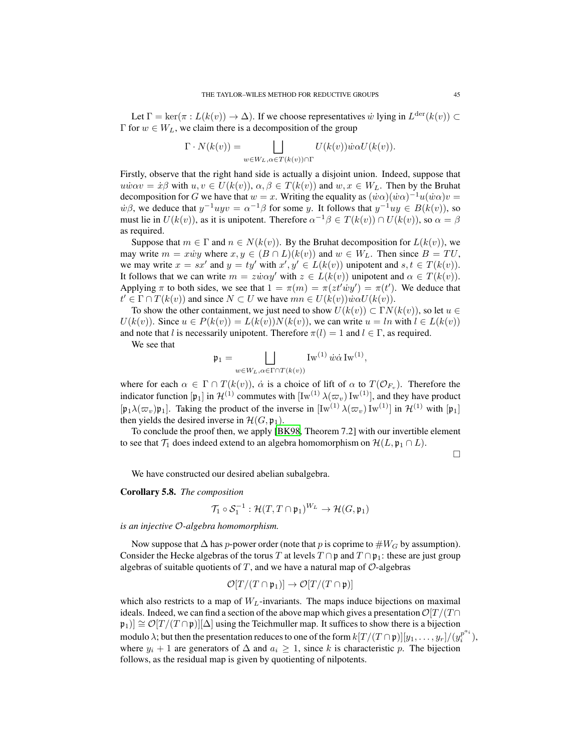Let $\Gamma = \ker(\pi : L(k(v)) \to \Delta)$. If we choose representatives $\dot{w}$ lying in $L^{\mathrm{der}}(k(v)) \subset \Gamma$ for $w \in W_L$, we claim there is a decomposition of the group

$$\Gamma \cdot N(k(v)) = \bigsqcup_{w \in W_L, \alpha \in T(k(v)) \cap \Gamma} U(k(v)) \dot{w} \alpha U(k(v)).$$

Firstly, observe that the right hand side is actually a disjoint union. Indeed, suppose that $u\dot{w}\alpha v = \dot{x}\beta$ with $u, v \in U(k(v))$, $\alpha, \beta \in T(k(v))$ and $w, x \in W_L$. Then by the Bruhat decomposition for $G$ we have that $w = x$. Writing the equality as $(\dot{w}\alpha)(\dot{w}\alpha)^{-1}u(\dot{w}\alpha)v = \dot{w}\beta$, we deduce that $y^{-1}uyv = \alpha^{-1}\beta$ for some $y$. It follows that $y^{-1}uy \in B(k(v))$, so must lie in $U(k(v))$, as it is unipotent. Therefore $\alpha^{-1}\beta \in T(k(v)) \cap U(k(v))$, so $\alpha = \beta$ as required.

Suppose that $m \in \Gamma$ and $n \in N(k(v))$. By the Bruhat decomposition for $L(k(v))$, we may write $m = x\dot{w}y$ where $x, y \in (B \cap L)(k(v))$ and $w \in W_L$. Then since $B = TU$, we may write $x = sx'$ and $y = ty'$ with $x', y' \in L(k(v))$ unipotent and $s, t \in T(k(v))$. It follows that we can write $m = z\dot{w}\alpha y'$ with $z \in L(k(v))$ unipotent and $\alpha \in T(k(v))$. Applying $\pi$ to both sides, we see that $1 = \pi(m) = \pi(zt'\dot{w}y') = \pi(t')$. We deduce that $t' \in \Gamma \cap T(k(v))$ and since $N \subset U$ we have $mn \in U(k(v))\dot{w}\alpha U(k(v))$.

To show the other containment, we just need to show $U(k(v)) \subset \Gamma N(k(v))$, so let $u \in U(k(v))$. Since $u \in P(k(v)) = L(k(v))N(k(v))$, we can write $u = ln$ with $l \in L(k(v))$ and note that $l$ is necessarily unipotent. Therefore $\pi(l) = 1$ and $l \in \Gamma$, as required.

We see that

$$\mathfrak{p}_1 = \bigsqcup_{w \in W_L, \alpha \in \Gamma \cap T(k(v))} \mathrm{Iw}^{(1)} \, \dot{w}\dot{\alpha} \, \mathrm{Iw}^{(1)},$$

where for each $\alpha \in \Gamma \cap T(k(v))$, $\dot{\alpha}$ is a choice of lift of $\alpha$ to $T(\mathcal{O}_{F_v})$. Therefore the indicator function $[\mathfrak{p}_1]$ in $\mathcal{H}^{(1)}$ commutes with $[\mathrm{Iw}^{(1)} \, \lambda(\varpi_v) \, \mathrm{Iw}^{(1)}]$, and they have product $[\mathfrak{p}_1 \lambda(\varpi_v) \mathfrak{p}_1]$. Taking the product of the inverse in $[\mathrm{Iw}^{(1)} \, \lambda(\varpi_v) \, \mathrm{Iw}^{(1)}]$ in $\mathcal{H}^{(1)}$ with $[\mathfrak{p}_1]$ then yields the desired inverse in $\mathcal{H}(G, \mathfrak{p}_1)$.

To conclude the proof then, we apply [BK98, Theorem 7.2] with our invertible element to see that $\mathcal{T}_1$ does indeed extend to an algebra homomorphism on $\mathcal{H}(L, \mathfrak{p}_1 \cap L)$.

$\square$

We have constructed our desired abelian subalgebra.

**Corollary 5.8.** *The composition*

$$\mathcal{T}_1 \circ \mathcal{S}_1^{-1} : \mathcal{H}(T, T \cap \mathfrak{p}_1)^{W_L} \to \mathcal{H}(G, \mathfrak{p}_1)$$

*is an injective $\mathcal{O}$-algebra homomorphism.*

Now suppose that $\Delta$ has $p$-power order (note that $p$ is coprime to $\# W_G$ by assumption). Consider the Hecke algebras of the torus $T$ at levels $T \cap \mathfrak{p}$ and $T \cap \mathfrak{p}_1$: these are just group algebras of suitable quotients of $T$, and we have a natural map of $\mathcal{O}$-algebras

$$\mathcal{O}[T/(T \cap \mathfrak{p}_1)] \to \mathcal{O}[T/(T \cap \mathfrak{p})]$$

which also restricts to a map of $W_L$-invariants. The maps induce bijections on maximal ideals. Indeed, we can find a section of the above map which gives a presentation $\mathcal{O}[T/(T \cap \mathfrak{p}_1)] \cong \mathcal{O}[T/(T \cap \mathfrak{p})][\Delta]$ using the Teichmuller map. It suffices to show there is a bijection modulo $\lambda$; but then the presentation reduces to one of the form $k[T/(T \cap \mathfrak{p})][y_1, \ldots, y_r]/(y_i^{p^{a_i}})$, where $y_i + 1$ are generators of $\Delta$ and $a_i \geq 1$, since $k$ is characteristic $p$. The bijection follows, as the residual map is given by quotienting of nilpotents.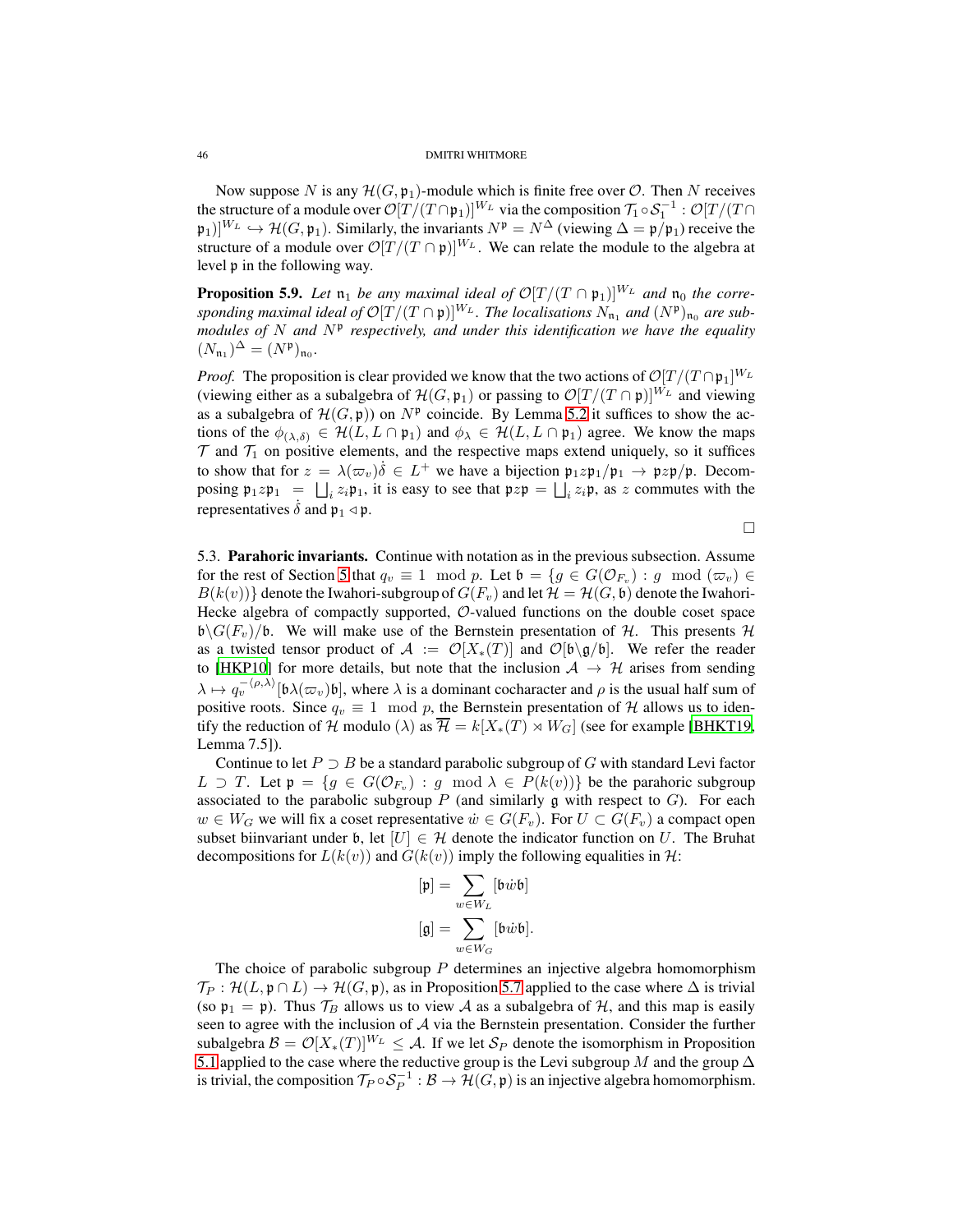Now suppose $N$ is any $\mathcal{H}(G, \mathfrak{p}_1)$-module which is finite free over $\mathcal{O}$. Then $N$ receives the structure of a module over $\mathcal{O}[T/(T \cap \mathfrak{p}_1)]^{W_L}$ via the composition $\mathcal{T}_1 \circ \mathcal{S}_1^{-1} : \mathcal{O}[T/(T \cap \mathfrak{p}_1)]^{W_L} \hookrightarrow \mathcal{H}(G, \mathfrak{p}_1)$. Similarly, the invariants $N^{\mathfrak{p}} = N^{\Delta}$ (viewing $\Delta = \mathfrak{p}/\mathfrak{p}_1$) receive the structure of a module over $\mathcal{O}[T/(T \cap \mathfrak{p})]^{W_L}$. We can relate the module to the algebra at level $\mathfrak{p}$ in the following way.

**Proposition 5.9.** *Let $\mathfrak{n}_1$ be any maximal ideal of $\mathcal{O}[T/(T \cap \mathfrak{p}_1)]^{W_L}$ and $\mathfrak{n}_0$ the corresponding maximal ideal of $\mathcal{O}[T/(T \cap \mathfrak{p})]^{W_L}$. The localisations $N_{\mathfrak{n}_1}$ and $(N^{\mathfrak{p}})_{\mathfrak{n}_0}$ are submodules of $N$ and $N^{\mathfrak{p}}$ respectively, and under this identification we have the equality $(N_{\mathfrak{n}_1})^{\Delta} = (N^{\mathfrak{p}})_{\mathfrak{n}_0}$.*

*Proof.* The proposition is clear provided we know that the two actions of $\mathcal{O}[T/(T \cap \mathfrak{p}_1]^{W_L}$ (viewing either as a subalgebra of $\mathcal{H}(G, \mathfrak{p}_1)$ or passing to $\mathcal{O}[T/(T \cap \mathfrak{p})]^{W_L}$ and viewing as a subalgebra of $\mathcal{H}(G, \mathfrak{p})$) on $N^{\mathfrak{p}}$ coincide. By Lemma 5.2 it suffices to show the actions of the $\phi_{(\lambda,\delta)} \in \mathcal{H}(L, L \cap \mathfrak{p}_1)$ and $\phi_{\lambda} \in \mathcal{H}(L, L \cap \mathfrak{p}_1)$ agree. We know the maps $\mathcal{T}$ and $\mathcal{T}_1$ on positive elements, and the respective maps extend uniquely, so it suffices to show that for $z = \lambda(\varpi_v)\dot{\delta} \in L^+$ we have a bijection $\mathfrak{p}_1 z \mathfrak{p}_1/\mathfrak{p}_1 \to \mathfrak{p} z \mathfrak{p}/\mathfrak{p}$. Decomposing $\mathfrak{p}_1 z \mathfrak{p}_1 = \bigsqcup_i z_i \mathfrak{p}_1$, it is easy to see that $\mathfrak{p} z \mathfrak{p} = \bigsqcup_i z_i \mathfrak{p}$, as $z$ commutes with the representatives $\dot{\delta}$ and $\mathfrak{p}_1 \lhd \mathfrak{p}$. $\square$

5.3. **Parahoric invariants.** Continue with notation as in the previous subsection. Assume for the rest of Section 5 that $q_v \equiv 1 \mod p$. Let $\mathfrak{b} = \{g \in G(\mathcal{O}_{F_v}) : g \mod (\varpi_v) \in B(k(v))\}$ denote the Iwahori-subgroup of $G(F_v)$ and let $\mathcal{H} = \mathcal{H}(G, \mathfrak{b})$ denote the Iwahori-Hecke algebra of compactly supported, $\mathcal{O}$-valued functions on the double coset space $\mathfrak{b}\backslash G(F_v)/\mathfrak{b}$. We will make use of the Bernstein presentation of $\mathcal{H}$. This presents $\mathcal{H}$ as a twisted tensor product of $\mathcal{A} := \mathcal{O}[X_*(T)]$ and $\mathcal{O}[\mathfrak{b}\backslash\mathfrak{g}/\mathfrak{b}]$. We refer the reader to [HKP10] for more details, but note that the inclusion $\mathcal{A} \to \mathcal{H}$ arises from sending $\lambda \mapsto q_v^{-\langle\rho,\lambda\rangle}[\mathfrak{b}\lambda(\varpi_v)\mathfrak{b}]$, where $\lambda$ is a dominant cocharacter and $\rho$ is the usual half sum of positive roots. Since $q_v \equiv 1 \mod p$, the Bernstein presentation of $\mathcal{H}$ allows us to identify the reduction of $\mathcal{H}$ modulo $(\lambda)$ as $\overline{\mathcal{H}} = k[X_*(T) \rtimes W_G]$ (see for example [BHKT19, Lemma 7.5]).

Continue to let $P \supset B$ be a standard parabolic subgroup of $G$ with standard Levi factor $L \supset T$. Let $\mathfrak{p} = \{g \in G(\mathcal{O}_{F_v}) : g \mod \lambda \in P(k(v))\}$ be the parahoric subgroup associated to the parabolic subgroup $P$ (and similarly $\mathfrak{g}$ with respect to $G$). For each $w \in W_G$ we will fix a coset representative $\dot{w} \in G(F_v)$. For $U \subset G(F_v)$ a compact open subset biinvariant under $\mathfrak{b}$, let $[U] \in \mathcal{H}$ denote the indicator function on $U$. The Bruhat decompositions for $L(k(v))$ and $G(k(v))$ imply the following equalities in $\mathcal{H}$:

$$[\mathfrak{p}] = \sum_{w \in W_L} [\mathfrak{b}\dot{w}\mathfrak{b}]$$

$$[\mathfrak{g}] = \sum_{w \in W_G} [\mathfrak{b}\dot{w}\mathfrak{b}].$$

The choice of parabolic subgroup $P$ determines an injective algebra homomorphism $\mathcal{T}_P : \mathcal{H}(L, \mathfrak{p} \cap L) \to \mathcal{H}(G, \mathfrak{p})$, as in Proposition 5.7 applied to the case where $\Delta$ is trivial (so $\mathfrak{p}_1 = \mathfrak{p}$). Thus $\mathcal{T}_B$ allows us to view $\mathcal{A}$ as a subalgebra of $\mathcal{H}$, and this map is easily seen to agree with the inclusion of $\mathcal{A}$ via the Bernstein presentation. Consider the further subalgebra $\mathcal{B} = \mathcal{O}[X_*(T)]^{W_L} \leq \mathcal{A}$. If we let $\mathcal{S}_P$ denote the isomorphism in Proposition 5.1 applied to the case where the reductive group is the Levi subgroup $M$ and the group $\Delta$ is trivial, the composition $\mathcal{T}_P \circ \mathcal{S}_P^{-1} : \mathcal{B} \to \mathcal{H}(G, \mathfrak{p})$ is an injective algebra homomorphism.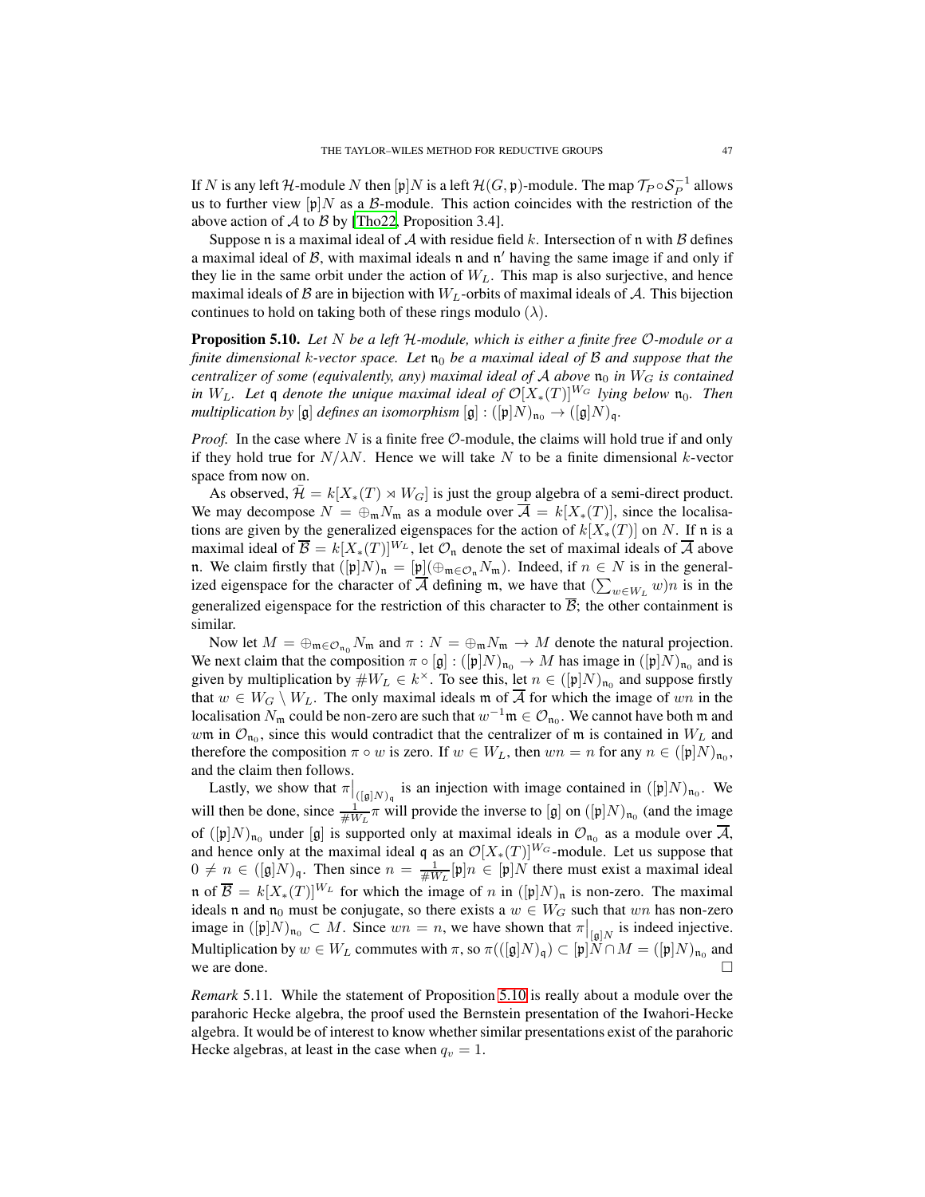If $N$ is any left $\mathcal{H}$-module $N$ then $[\mathfrak{p}]N$ is a left $\mathcal{H}(G, \mathfrak{p})$-module. The map $\mathcal{T}_P \circ \mathcal{S}_P^{-1}$ allows us to further view $[\mathfrak{p}]N$ as a $\mathcal{B}$-module. This action coincides with the restriction of the above action of $\mathcal{A}$ to $\mathcal{B}$ by [Tho22, Proposition 3.4].

Suppose $\mathfrak{n}$ is a maximal ideal of $\mathcal{A}$ with residue field $k$. Intersection of $\mathfrak{n}$ with $\mathcal{B}$ defines a maximal ideal of $\mathcal{B}$, with maximal ideals $\mathfrak{n}$ and $\mathfrak{n}'$ having the same image if and only if they lie in the same orbit under the action of $W_L$. This map is also surjective, and hence maximal ideals of $\mathcal{B}$ are in bijection with $W_L$-orbits of maximal ideals of $\mathcal{A}$. This bijection continues to hold on taking both of these rings modulo $(\lambda)$.

**Proposition 5.10.** *Let $N$ be a left $\mathcal{H}$-module, which is either a finite free $\mathcal{O}$-module or a finite dimensional $k$-vector space. Let $\mathfrak{n}_0$ be a maximal ideal of $\mathcal{B}$ and suppose that the centralizer of some (equivalently, any) maximal ideal of $\mathcal{A}$ above $\mathfrak{n}_0$ in $W_G$ is contained in $W_L$. Let $\mathfrak{q}$ denote the unique maximal ideal of $\mathcal{O}[X_*(T)]^{W_G}$ lying below $\mathfrak{n}_0$. Then multiplication by $[\mathfrak{g}]$ defines an isomorphism $[\mathfrak{g}] : ([\mathfrak{p}]N)_{\mathfrak{n}_0} \to ([\mathfrak{g}]N)_{\mathfrak{q}}$.*

*Proof.* In the case where $N$ is a finite free $\mathcal{O}$-module, the claims will hold true if and only if they hold true for $N/\lambda N$. Hence we will take $N$ to be a finite dimensional $k$-vector space from now on.

As observed, $\overline{\mathcal{H}} = k[X_*(T) \rtimes W_G]$ is just the group algebra of a semi-direct product. We may decompose $N = \oplus_{\mathfrak{m}} N_{\mathfrak{m}}$ as a module over $\overline{\mathcal{A}} = k[X_*(T)]$, since the localisations are given by the generalized eigenspaces for the action of $k[X_*(T)]$ on $N$. If $\mathfrak{n}$ is a maximal ideal of $\overline{\mathcal{B}} = k[X_*(T)]^{W_L}$, let $\mathcal{O}_{\mathfrak{n}}$ denote the set of maximal ideals of $\overline{\mathcal{A}}$ above $\mathfrak{n}$. We claim firstly that $([\mathfrak{p}]N)_{\mathfrak{n}} = [\mathfrak{p}](\oplus_{\mathfrak{m} \in \mathcal{O}_{\mathfrak{n}}} N_{\mathfrak{m}})$. Indeed, if $n \in N$ is in the generalized eigenspace for the character of $\overline{\mathcal{A}}$ defining $\mathfrak{m}$, we have that $(\sum_{w \in W_L} w)n$ is in the generalized eigenspace for the restriction of this character to $\overline{\mathcal{B}}$; the other containment is similar.

Now let $M = \oplus_{\mathfrak{m} \in \mathcal{O}_{\mathfrak{n}_0}} N_{\mathfrak{m}}$ and $\pi : N = \oplus_{\mathfrak{m}} N_{\mathfrak{m}} \to M$ denote the natural projection. We next claim that the composition $\pi \circ [\mathfrak{g}] : ([\mathfrak{p}]N)_{\mathfrak{n}_0} \to M$ has image in $([\mathfrak{p}]N)_{\mathfrak{n}_0}$ and is given by multiplication by $\#W_L \in k^\times$. To see this, let $n \in ([\mathfrak{p}]N)_{\mathfrak{n}_0}$ and suppose firstly that $w \in W_G \setminus W_L$. The only maximal ideals $\mathfrak{m}$ of $\overline{\mathcal{A}}$ for which the image of $wn$ in the localisation $N_{\mathfrak{m}}$ could be non-zero are such that $w^{-1}\mathfrak{m} \in \mathcal{O}_{\mathfrak{n}_0}$. We cannot have both $\mathfrak{m}$ and $w\mathfrak{m}$ in $\mathcal{O}_{\mathfrak{n}_0}$, since this would contradict that the centralizer of $\mathfrak{m}$ is contained in $W_L$ and therefore the composition $\pi \circ w$ is zero. If $w \in W_L$, then $wn = n$ for any $n \in ([\mathfrak{p}]N)_{\mathfrak{n}_0}$, and the claim then follows.

Lastly, we show that $\pi\big|_{([\mathfrak{g}]N)_{\mathfrak{q}}}$ is an injection with image contained in $([\mathfrak{p}]N)_{\mathfrak{n}_0}$. We will then be done, since $\frac{1}{\#W_L}\pi$ will provide the inverse to $[\mathfrak{g}]$ on $([\mathfrak{p}]N)_{\mathfrak{n}_0}$ (and the image of $([\mathfrak{p}]N)_{\mathfrak{n}_0}$ under $[\mathfrak{g}]$ is supported only at maximal ideals in $\mathcal{O}_{\mathfrak{n}_0}$ as a module over $\overline{\mathcal{A}}$, and hence only at the maximal ideal $\mathfrak{q}$ as an $\mathcal{O}[X_*(T)]^{W_G}$-module. Let us suppose that $0 \neq n \in ([\mathfrak{g}]N)_{\mathfrak{q}}$. Then since $n = \frac{1}{\#W_L}[\mathfrak{p}]n \in [\mathfrak{p}]N$ there must exist a maximal ideal $\mathfrak{n}$ of $\overline{\mathcal{B}} = k[X_*(T)]^{W_L}$ for which the image of $n$ in $([\mathfrak{p}]N)_{\mathfrak{n}}$ is non-zero. The maximal ideals $\mathfrak{n}$ and $\mathfrak{n}_0$ must be conjugate, so there exists a $w \in W_G$ such that $wn$ has non-zero image in $([\mathfrak{p}]N)_{\mathfrak{n}_0} \subset M$. Since $wn = n$, we have shown that $\pi\big|_{[\mathfrak{g}]N}$ is indeed injective. Multiplication by $w \in W_L$ commutes with $\pi$, so $\pi(([\mathfrak{g}]N)_{\mathfrak{q}}) \subset [\mathfrak{p}]N \cap M = ([\mathfrak{p}]N)_{\mathfrak{n}_0}$ and we are done. $\square$

*Remark* 5.11. While the statement of Proposition 5.10 is really about a module over the parahoric Hecke algebra, the proof used the Bernstein presentation of the Iwahori-Hecke algebra. It would be of interest to know whether similar presentations exist of the parahoric Hecke algebras, at least in the case when $q_v = 1$.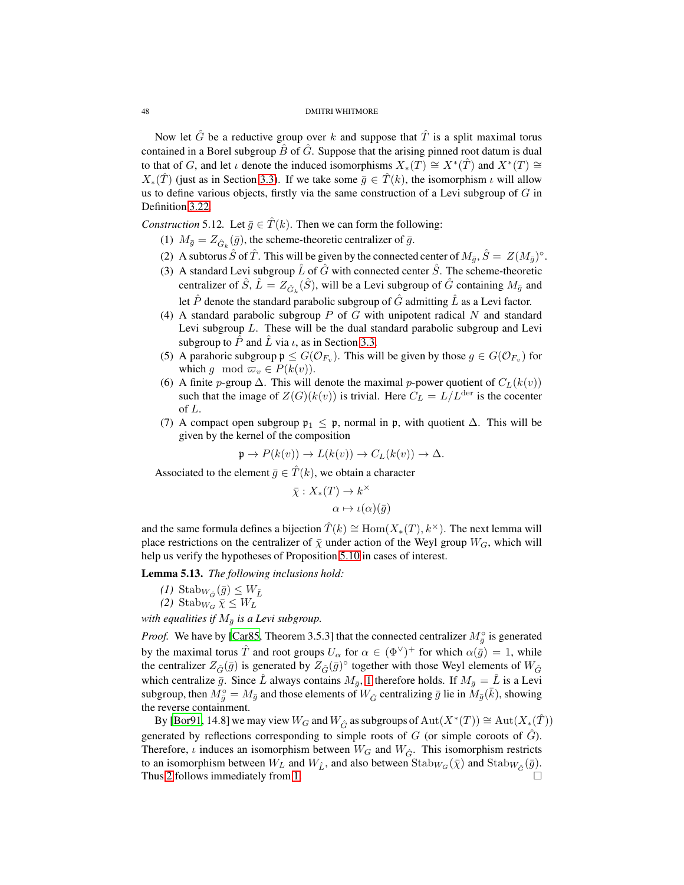Now let $\hat{G}$ be a reductive group over $k$ and suppose that $\hat{T}$ is a split maximal torus contained in a Borel subgroup $\hat{B}$ of $\hat{G}$. Suppose that the arising pinned root datum is dual to that of $G$, and let $\iota$ denote the induced isomorphisms $X_*(T) \cong X^*(\hat{T})$ and $X^*(T) \cong X_*(\hat{T})$ (just as in Section 3.3). If we take some $\bar{g} \in \hat{T}(k)$, the isomorphism $\iota$ will allow us to define various objects, firstly via the same construction of a Levi subgroup of $G$ in Definition 3.22.

*Construction* 5.12. Let $\bar{g} \in \hat{T}(k)$. Then we can form the following:

1. $M_{\bar{g}} = Z_{\hat{G}_k}(\bar{g})$, the scheme-theoretic centralizer of $\bar{g}$.
2. A subtorus $\hat{S}$ of $\hat{T}$. This will be given by the connected center of $M_{\bar{g}}$, $\hat{S} = Z(M_{\bar{g}})^\circ$.
3. A standard Levi subgroup $\hat{L}$ of $\hat{G}$ with connected center $\hat{S}$. The scheme-theoretic centralizer of $\hat{S}$, $\hat{L} = Z_{\hat{G}_k}(\hat{S})$, will be a Levi subgroup of $\hat{G}$ containing $M_{\bar{g}}$ and let $\hat{P}$ denote the standard parabolic subgroup of $\hat{G}$ admitting $\hat{L}$ as a Levi factor.
4. A standard parabolic subgroup $P$ of $G$ with unipotent radical $N$ and standard Levi subgroup $L$. These will be the dual standard parabolic subgroup and Levi subgroup to $\hat{P}$ and $\hat{L}$ via $\iota$, as in Section 3.3.
5. A parahoric subgroup $\mathfrak{p} \leq G(\mathcal{O}_{F_v})$. This will be given by those $g \in G(\mathcal{O}_{F_v})$ for which $g \mod \varpi_v \in P(k(v))$.
6. A finite $p$-group $\Delta$. This will denote the maximal $p$-power quotient of $C_L(k(v))$ such that the image of $Z(G)(k(v))$ is trivial. Here $C_L = L/L^{\mathrm{der}}$ is the cocenter of $L$.
7. A compact open subgroup $\mathfrak{p}_1 \leq \mathfrak{p}$, normal in $\mathfrak{p}$, with quotient $\Delta$. This will be given by the kernel of the composition
$$\mathfrak{p} \to P(k(v)) \to L(k(v)) \to C_L(k(v)) \to \Delta.$$

Associated to the element $\bar{g} \in \hat{T}(k)$, we obtain a character
$$\begin{aligned} \bar{\chi} : X_*(T) &\to k^\times \\ \alpha &\mapsto \iota(\alpha)(\bar{g}) \end{aligned}$$
and the same formula defines a bijection $\hat{T}(k) \cong \mathrm{Hom}(X_*(T), k^\times)$. The next lemma will place restrictions on the centralizer of $\bar{\chi}$ under action of the Weyl group $W_G$, which will help us verify the hypotheses of Proposition 5.10 in cases of interest.

**Lemma 5.13.** *The following inclusions hold:*

*(1)* $\mathrm{Stab}_{W_{\hat{G}}}(\bar{g}) \leq W_{\hat{L}}$
*(2)* $\mathrm{Stab}_{W_G} \bar{\chi} \leq W_L$

*with equalities if $M_{\bar{g}}$ is a Levi subgroup.*

*Proof.* We have by [Car85, Theorem 3.5.3] that the connected centralizer $M_{\bar{g}}^\circ$ is generated by the maximal torus $\hat{T}$ and root groups $U_\alpha$ for $\alpha \in (\Phi^\vee)^+$ for which $\alpha(\bar{g}) = 1$, while the centralizer $Z_{\hat{G}}(\bar{g})$ is generated by $Z_{\hat{G}}(\bar{g})^\circ$ together with those Weyl elements of $W_{\hat{G}}$ which centralize $\bar{g}$. Since $\hat{L}$ always contains $M_{\bar{g}}$, 1 therefore holds. If $M_{\bar{g}} = \hat{L}$ is a Levi subgroup, then $M_{\bar{g}}^\circ = M_{\bar{g}}$ and those elements of $W_{\hat{G}}$ centralizing $\bar{g}$ lie in $M_{\bar{g}}(\bar{k})$, showing the reverse containment.

By [Bor91, 14.8] we may view $W_G$ and $W_{\hat{G}}$ as subgroups of $\mathrm{Aut}(X^*(T)) \cong \mathrm{Aut}(X_*(\hat{T}))$ generated by reflections corresponding to simple roots of $G$ (or simple coroots of $\hat{G}$). Therefore, $\iota$ induces an isomorphism between $W_G$ and $W_{\hat{G}}$. This isomorphism restricts to an isomorphism between $W_L$ and $W_{\hat{L}}$, and also between $\mathrm{Stab}_{W_G}(\bar{\chi})$ and $\mathrm{Stab}_{W_{\hat{G}}}(\bar{g})$. Thus 2 follows immediately from 1. $\square$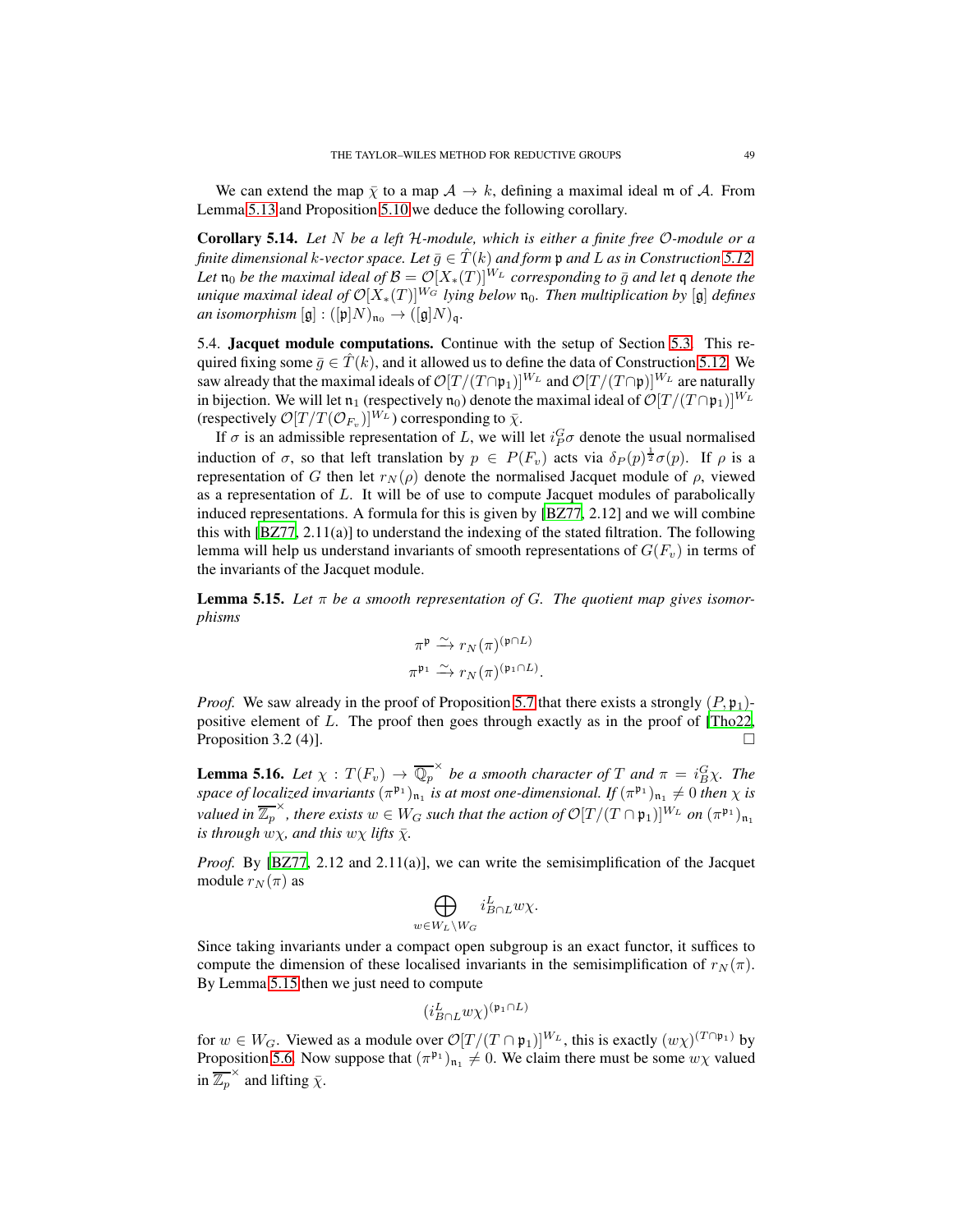We can extend the map $\bar{\chi}$ to a map $\mathcal{A} \to k$, defining a maximal ideal $\mathfrak{m}$ of $\mathcal{A}$. From Lemma 5.13 and Proposition 5.10 we deduce the following corollary.

**Corollary 5.14.** *Let $N$ be a left $\mathcal{H}$-module, which is either a finite free $\mathcal{O}$-module or a finite dimensional $k$-vector space. Let $\bar{g} \in \hat{T}(k)$ and form $\mathfrak{p}$ and $L$ as in Construction 5.12. Let $\mathfrak{n}_0$ be the maximal ideal of $\mathcal{B} = \mathcal{O}[X_*(T)]^{W_L}$ corresponding to $\bar{g}$ and let $\mathfrak{q}$ denote the unique maximal ideal of $\mathcal{O}[X_*(T)]^{W_G}$ lying below $\mathfrak{n}_0$. Then multiplication by $[\mathfrak{g}]$ defines an isomorphism $[\mathfrak{g}] : ([\mathfrak{p}]N)_{\mathfrak{n}_0} \to ([\mathfrak{g}]N)_{\mathfrak{q}}$.*

5.4. **Jacquet module computations.** Continue with the setup of Section 5.3. This required fixing some $\bar{g} \in \hat{T}(k)$, and it allowed us to define the data of Construction 5.12. We saw already that the maximal ideals of $\mathcal{O}[T/(T \cap \mathfrak{p}_1)]^{W_L}$ and $\mathcal{O}[T/(T \cap \mathfrak{p})]^{W_L}$ are naturally in bijection. We will let $\mathfrak{n}_1$ (respectively $\mathfrak{n}_0$) denote the maximal ideal of $\mathcal{O}[T/(T \cap \mathfrak{p}_1)]^{W_L}$ (respectively $\mathcal{O}[T/T(\mathcal{O}_{F_v})]^{W_L}$) corresponding to $\bar{\chi}$.

If $\sigma$ is an admissible representation of $L$, we will let $i_P^G \sigma$ denote the usual normalised induction of $\sigma$, so that left translation by $p \in P(F_v)$ acts via $\delta_P(p)^{\frac{1}{2}} \sigma(p)$. If $\rho$ is a representation of $G$ then let $r_N(\rho)$ denote the normalised Jacquet module of $\rho$, viewed as a representation of $L$. It will be of use to compute Jacquet modules of parabolically induced representations. A formula for this is given by [BZ77, 2.12] and we will combine this with [BZ77, 2.11(a)] to understand the indexing of the stated filtration. The following lemma will help us understand invariants of smooth representations of $G(F_v)$ in terms of the invariants of the Jacquet module.

**Lemma 5.15.** *Let $\pi$ be a smooth representation of $G$. The quotient map gives isomorphisms*

$$\pi^{\mathfrak{p}} \xrightarrow{\sim} r_N(\pi)^{(\mathfrak{p} \cap L)}$$
$$\pi^{\mathfrak{p}_1} \xrightarrow{\sim} r_N(\pi)^{(\mathfrak{p}_1 \cap L)}.$$

*Proof.* We saw already in the proof of Proposition 5.7 that there exists a strongly $(P, \mathfrak{p}_1)$-positive element of $L$. The proof then goes through exactly as in the proof of [Tho22, Proposition 3.2 (4)]. $\square$

**Lemma 5.16.** *Let $\chi : T(F_v) \to \overline{\mathbb{Q}}_p^\times$ be a smooth character of $T$ and $\pi = i_B^G \chi$. The space of localized invariants $(\pi^{\mathfrak{p}_1})_{\mathfrak{n}_1}$ is at most one-dimensional. If $(\pi^{\mathfrak{p}_1})_{\mathfrak{n}_1} \neq 0$ then $\chi$ is valued in $\overline{\mathbb{Z}}_p^\times$, there exists $w \in W_G$ such that the action of $\mathcal{O}[T/(T \cap \mathfrak{p}_1)]^{W_L}$ on $(\pi^{\mathfrak{p}_1})_{\mathfrak{n}_1}$ is through $w\chi$, and this $w\chi$ lifts $\bar{\chi}$.*

*Proof.* By [BZ77, 2.12 and 2.11(a)], we can write the semisimplification of the Jacquet module $r_N(\pi)$ as

$$\bigoplus_{w \in W_L \backslash W_G} i_{B \cap L}^L w\chi.$$

Since taking invariants under a compact open subgroup is an exact functor, it suffices to compute the dimension of these localised invariants in the semisimplification of $r_N(\pi)$. By Lemma 5.15 then we just need to compute

$$(i_{B \cap L}^L w\chi)^{(\mathfrak{p}_1 \cap L)}$$

for $w \in W_G$. Viewed as a module over $\mathcal{O}[T/(T \cap \mathfrak{p}_1)]^{W_L}$, this is exactly $(w\chi)^{(T \cap \mathfrak{p}_1)}$ by Proposition 5.6. Now suppose that $(\pi^{\mathfrak{p}_1})_{\mathfrak{n}_1} \neq 0$. We claim there must be some $w\chi$ valued in $\overline{\mathbb{Z}}_p^\times$ and lifting $\bar{\chi}$.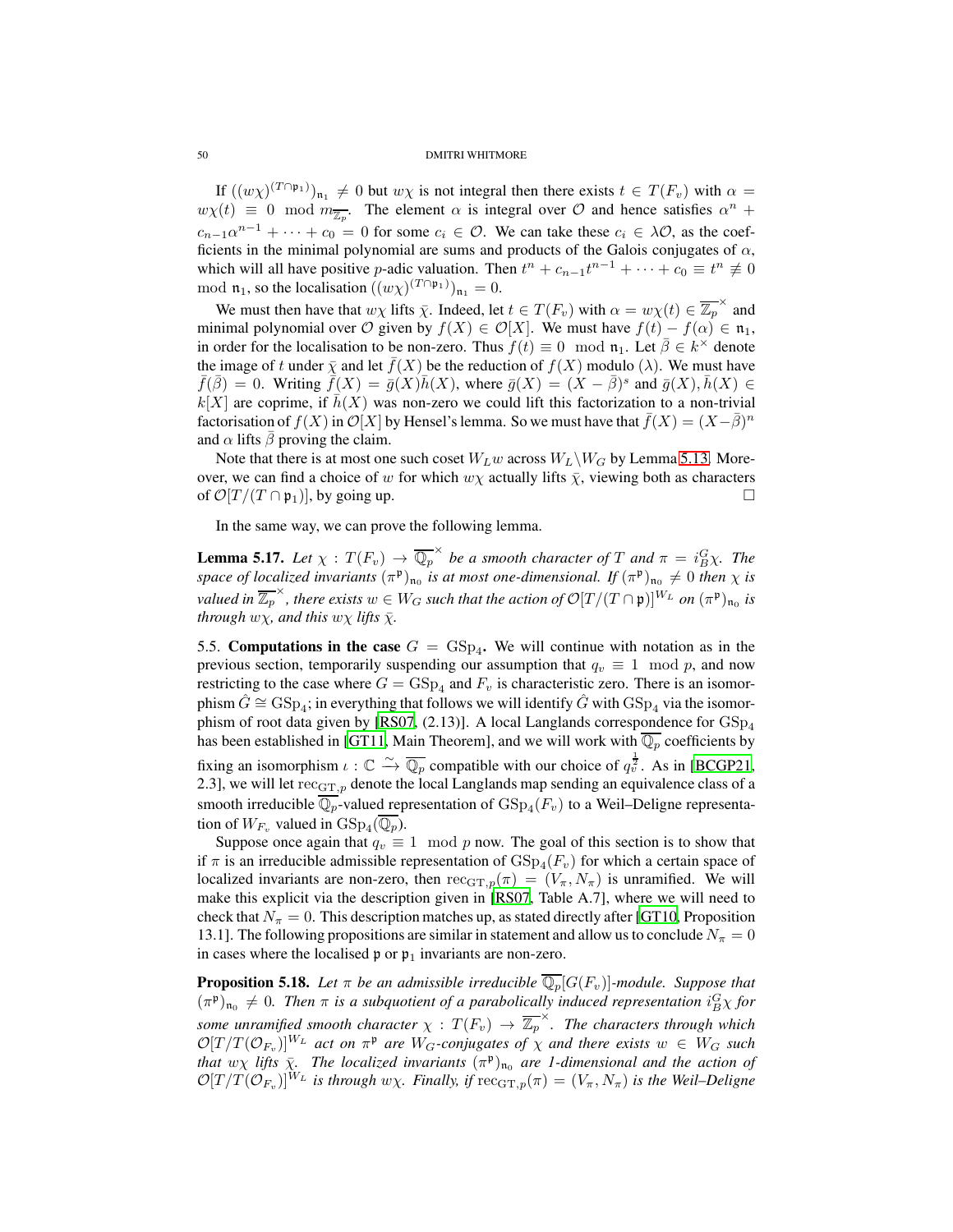If $((w\chi)^{(T\cap\mathfrak{p}_1)})_{\mathfrak{n}_1} \neq 0$ but $w\chi$ is not integral then there exists $t \in T(F_v)$ with $\alpha = w\chi(t) \equiv 0 \mod m_{\overline{\mathbb{Z}_p}}$. The element $\alpha$ is integral over $\mathcal{O}$ and hence satisfies $\alpha^n + c_{n-1}\alpha^{n-1} + \cdots + c_0 = 0$ for some $c_i \in \mathcal{O}$. We can take these $c_i \in \lambda\mathcal{O}$, as the coefficients in the minimal polynomial are sums and products of the Galois conjugates of $\alpha$, which will all have positive $p$-adic valuation. Then $t^n + c_{n-1}t^{n-1} + \cdots + c_0 \equiv t^n \not\equiv 0 \mod \mathfrak{n}_1$, so the localisation $((w\chi)^{(T\cap\mathfrak{p}_1)})_{\mathfrak{n}_1} = 0$.

We must then have that $w\chi$ lifts $\bar{\chi}$. Indeed, let $t \in T(F_v)$ with $\alpha = w\chi(t) \in \overline{\mathbb{Z}_p}^\times$ and minimal polynomial over $\mathcal{O}$ given by $f(X) \in \mathcal{O}[X]$. We must have $f(t) - f(\alpha) \in \mathfrak{n}_1$, in order for the localisation to be non-zero. Thus $f(t) \equiv 0 \mod \mathfrak{n}_1$. Let $\bar{\beta} \in k^\times$ denote the image of $t$ under $\bar{\chi}$ and let $\bar{f}(X)$ be the reduction of $f(X)$ modulo $(\lambda)$. We must have $\bar{f}(\bar{\beta}) = 0$. Writing $\bar{f}(X) = \bar{g}(X)\bar{h}(X)$, where $\bar{g}(X) = (X - \bar{\beta})^s$ and $\bar{g}(X), \bar{h}(X) \in k[X]$ are coprime, if $\bar{h}(X)$ was non-zero we could lift this factorization to a non-trivial factorisation of $f(X)$ in $\mathcal{O}[X]$ by Hensel's lemma. So we must have that $\bar{f}(X) = (X - \bar{\beta})^n$ and $\alpha$ lifts $\bar{\beta}$ proving the claim.

Note that there is at most one such coset $W_L w$ across $W_L\backslash W_G$ by Lemma 5.13. Moreover, we can find a choice of $w$ for which $w\chi$ actually lifts $\bar{\chi}$, viewing both as characters of $\mathcal{O}[T/(T\cap\mathfrak{p}_1)]$, by going up. $\square$

In the same way, we can prove the following lemma.

**Lemma 5.17.** *Let $\chi : T(F_v) \to \overline{\mathbb{Q}_p}^\times$ be a smooth character of $T$ and $\pi = i_B^G\chi$. The space of localized invariants $(\pi^{\mathfrak{p}})_{\mathfrak{n}_0}$ is at most one-dimensional. If $(\pi^{\mathfrak{p}})_{\mathfrak{n}_0} \neq 0$ then $\chi$ is valued in $\overline{\mathbb{Z}_p}^\times$, there exists $w \in W_G$ such that the action of $\mathcal{O}[T/(T\cap\mathfrak{p})]^{W_L}$ on $(\pi^{\mathfrak{p}})_{\mathfrak{n}_0}$ is through $w\chi$, and this $w\chi$ lifts $\bar{\chi}$.*

5.5. **Computations in the case $G = \mathrm{GSp}_4$.** We will continue with notation as in the previous section, temporarily suspending our assumption that $q_v \equiv 1 \mod p$, and now restricting to the case where $G = \mathrm{GSp}_4$ and $F_v$ is characteristic zero. There is an isomorphism $\hat{G} \cong \mathrm{GSp}_4$; in everything that follows we will identify $\hat{G}$ with $\mathrm{GSp}_4$ via the isomorphism of root data given by [RS07, (2.13)]. A local Langlands correspondence for $\mathrm{GSp}_4$ has been established in [GT11, Main Theorem], and we will work with $\overline{\mathbb{Q}_p}$ coefficients by fixing an isomorphism $\iota : \mathbb{C} \xrightarrow{\sim} \overline{\mathbb{Q}_p}$ compatible with our choice of $q_v^{\frac{1}{2}}$. As in [BCGP21, 2.3], we will let $\mathrm{rec}_{\mathrm{GT},p}$ denote the local Langlands map sending an equivalence class of a smooth irreducible $\overline{\mathbb{Q}_p}$-valued representation of $\mathrm{GSp}_4(F_v)$ to a Weil–Deligne representation of $W_{F_v}$ valued in $\mathrm{GSp}_4(\overline{\mathbb{Q}_p})$.

Suppose once again that $q_v \equiv 1 \mod p$ now. The goal of this section is to show that if $\pi$ is an irreducible admissible representation of $\mathrm{GSp}_4(F_v)$ for which a certain space of localized invariants are non-zero, then $\mathrm{rec}_{\mathrm{GT},p}(\pi) = (V_\pi, N_\pi)$ is unramified. We will make this explicit via the description given in [RS07, Table A.7], where we will need to check that $N_\pi = 0$. This description matches up, as stated directly after [GT10, Proposition 13.1]. The following propositions are similar in statement and allow us to conclude $N_\pi = 0$ in cases where the localised $\mathfrak{p}$ or $\mathfrak{p}_1$ invariants are non-zero.

**Proposition 5.18.** *Let $\pi$ be an admissible irreducible $\overline{\mathbb{Q}_p}[G(F_v)]$-module. Suppose that $(\pi^{\mathfrak{p}})_{\mathfrak{n}_0} \neq 0$. Then $\pi$ is a subquotient of a parabolically induced representation $i_B^G\chi$ for some unramified smooth character $\chi : T(F_v) \to \overline{\mathbb{Z}_p}^\times$. The characters through which $\mathcal{O}[T/T(\mathcal{O}_{F_v})]^{W_L}$ act on $\pi^{\mathfrak{p}}$ are $W_G$-conjugates of $\chi$ and there exists $w \in W_G$ such that $w\chi$ lifts $\bar{\chi}$. The localized invariants $(\pi^{\mathfrak{p}})_{\mathfrak{n}_0}$ are 1-dimensional and the action of $\mathcal{O}[T/T(\mathcal{O}_{F_v})]^{W_L}$ is through $w\chi$. Finally, if $\mathrm{rec}_{\mathrm{GT},p}(\pi) = (V_\pi, N_\pi)$ is the Weil–Deligne*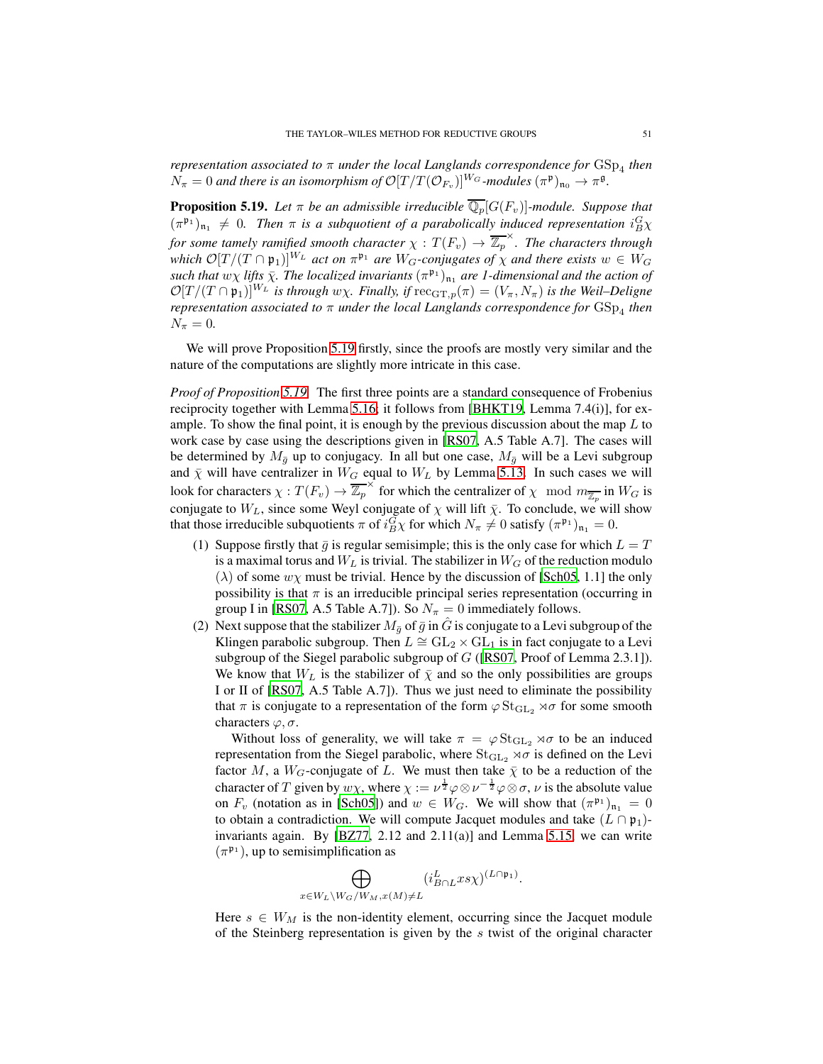*representation associated to $\pi$ under the local Langlands correspondence for $\mathrm{GSp}_4$ then $N_\pi = 0$ and there is an isomorphism of $\mathcal{O}[T/T(\mathcal{O}_{F_v})]^{W_G}$-modules $(\pi^{\mathfrak{p}})_{\mathfrak{n}_0} \to \pi^{\mathfrak{g}}$.*

**Proposition 5.19.** *Let $\pi$ be an admissible irreducible $\overline{\mathbb{Q}_p}[G(F_v)]$-module. Suppose that $(\pi^{\mathfrak{p}_1})_{\mathfrak{n}_1} \neq 0$. Then $\pi$ is a subquotient of a parabolically induced representation $i_B^G\chi$ for some tamely ramified smooth character $\chi : T(F_v) \to \overline{\mathbb{Z}_p}^\times$. The characters through which $\mathcal{O}[T/(T \cap \mathfrak{p}_1)]^{W_L}$ act on $\pi^{\mathfrak{p}_1}$ are $W_G$-conjugates of $\chi$ and there exists $w \in W_G$ such that $w\chi$ lifts $\bar{\chi}$. The localized invariants $(\pi^{\mathfrak{p}_1})_{\mathfrak{n}_1}$ are 1-dimensional and the action of $\mathcal{O}[T/(T \cap \mathfrak{p}_1)]^{W_L}$ is through $w\chi$. Finally, if $\mathrm{rec}_{\mathrm{GT},p}(\pi) = (V_\pi, N_\pi)$ is the Weil–Deligne representation associated to $\pi$ under the local Langlands correspondence for $\mathrm{GSp}_4$ then $N_\pi = 0$.*

We will prove Proposition 5.19 firstly, since the proofs are mostly very similar and the nature of the computations are slightly more intricate in this case.

*Proof of Proposition 5.19.* The first three points are a standard consequence of Frobenius reciprocity together with Lemma 5.16; it follows from [BHKT19, Lemma 7.4(i)], for example. To show the final point, it is enough by the previous discussion about the map $L$ to work case by case using the descriptions given in [RS07, A.5 Table A.7]. The cases will be determined by $M_{\bar{g}}$ up to conjugacy. In all but one case, $M_{\bar{g}}$ will be a Levi subgroup and $\bar{\chi}$ will have centralizer in $W_G$ equal to $W_L$ by Lemma 5.13. In such cases we will look for characters $\chi : T(F_v) \to \overline{\mathbb{Z}_p}^\times$ for which the centralizer of $\chi \mod m_{\overline{\mathbb{Z}_p}}$ in $W_G$ is conjugate to $W_L$, since some Weyl conjugate of $\chi$ will lift $\bar{\chi}$. To conclude, we will show that those irreducible subquotients $\pi$ of $i_B^G\chi$ for which $N_\pi \neq 0$ satisfy $(\pi^{\mathfrak{p}_1})_{\mathfrak{n}_1} = 0$.

(1) Suppose firstly that $\bar{g}$ is regular semisimple; this is the only case for which $L = T$ is a maximal torus and $W_L$ is trivial. The stabilizer in $W_G$ of the reduction modulo $(\lambda)$ of some $w\chi$ must be trivial. Hence by the discussion of [Sch05, 1.1] the only possibility is that $\pi$ is an irreducible principal series representation (occurring in group I in [RS07, A.5 Table A.7]). So $N_\pi = 0$ immediately follows.

(2) Next suppose that the stabilizer $M_{\bar{g}}$ of $\bar{g}$ in $\hat{G}$ is conjugate to a Levi subgroup of the Klingen parabolic subgroup. Then $L \cong \mathrm{GL}_2 \times \mathrm{GL}_1$ is in fact conjugate to a Levi subgroup of the Siegel parabolic subgroup of $G$ ([RS07, Proof of Lemma 2.3.1]). We know that $W_L$ is the stabilizer of $\bar{\chi}$ and so the only possibilities are groups I or II of [RS07, A.5 Table A.7]). Thus we just need to eliminate the possibility that $\pi$ is conjugate to a representation of the form $\varphi \mathrm{St}_{\mathrm{GL}_2} \rtimes \sigma$ for some smooth characters $\varphi, \sigma$.

Without loss of generality, we will take $\pi = \varphi \mathrm{St}_{\mathrm{GL}_2} \rtimes \sigma$ to be an induced representation from the Siegel parabolic, where $\mathrm{St}_{\mathrm{GL}_2} \rtimes \sigma$ is defined on the Levi factor $M$, a $W_G$-conjugate of $L$. We must then take $\bar{\chi}$ to be a reduction of the character of $T$ given by $w\chi$, where $\chi := \nu^{\frac{1}{2}}\varphi \otimes \nu^{-\frac{1}{2}}\varphi \otimes \sigma$, $\nu$ is the absolute value on $F_v$ (notation as in [Sch05]) and $w \in W_G$. We will show that $(\pi^{\mathfrak{p}_1})_{\mathfrak{n}_1} = 0$ to obtain a contradiction. We will compute Jacquet modules and take $(L \cap \mathfrak{p}_1)$-invariants again. By [BZ77, 2.12 and 2.11(a)] and Lemma 5.15 we can write $(\pi^{\mathfrak{p}_1})$, up to semisimplification as

$$\bigoplus_{x \in W_L \backslash W_G / W_M, x(M) \neq L} (i_{B \cap L}^L xs\chi)^{(L \cap \mathfrak{p}_1)}.$$

Here $s \in W_M$ is the non-identity element, occurring since the Jacquet module of the Steinberg representation is given by the $s$ twist of the original character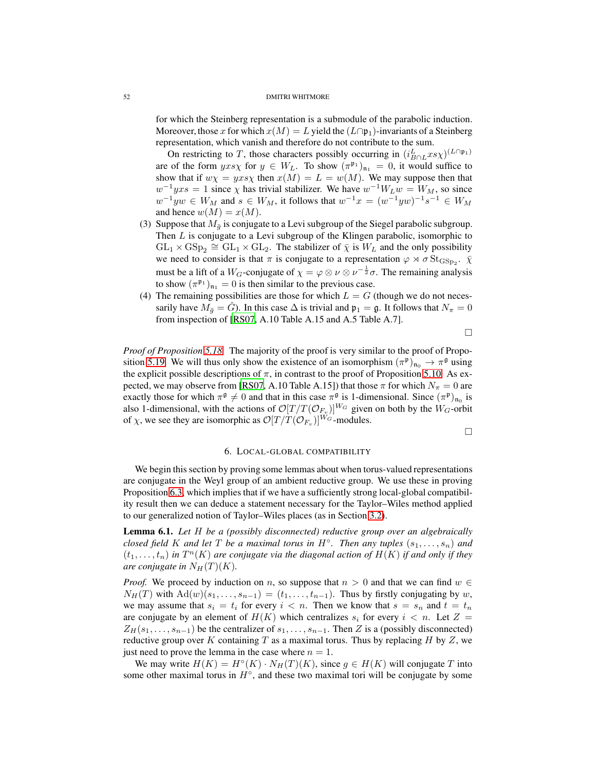for which the Steinberg representation is a submodule of the parabolic induction. Moreover, those $x$ for which $x(M) = L$ yield the $(L \cap \mathfrak{p}_1)$-invariants of a Steinberg representation, which vanish and therefore do not contribute to the sum.

On restricting to $T$, those characters possibly occurring in $(i^L_{B\cap L} xs\chi)^{(L\cap\mathfrak{p}_1)}$ are of the form $yxs\chi$ for $y \in W_L$. To show $(\pi^{\mathfrak{p}_1})_{\mathfrak{n}_1} = 0$, it would suffice to show that if $w\chi = yxs\chi$ then $x(M) = L = w(M)$. We may suppose then that $w^{-1}yxs = 1$ since $\chi$ has trivial stabilizer. We have $w^{-1}W_L w = W_M$, so since $w^{-1}yw \in W_M$ and $s \in W_M$, it follows that $w^{-1}x = (w^{-1}yw)^{-1}s^{-1} \in W_M$ and hence $w(M) = x(M)$.

(3) Suppose that $M_{\bar{g}}$ is conjugate to a Levi subgroup of the Siegel parabolic subgroup. Then $L$ is conjugate to a Levi subgroup of the Klingen parabolic, isomorphic to $\mathrm{GL}_1 \times \mathrm{GSp}_2 \cong \mathrm{GL}_1 \times \mathrm{GL}_2$. The stabilizer of $\bar{\chi}$ is $W_L$ and the only possibility we need to consider is that $\pi$ is conjugate to a representation $\varphi \rtimes \sigma \mathrm{St}_{\mathrm{GSp}_2}$. $\bar{\chi}$ must be a lift of a $W_G$-conjugate of $\chi = \varphi \otimes \nu \otimes \nu^{-\frac{1}{2}}\sigma$. The remaining analysis to show $(\pi^{\mathfrak{p}_1})_{\mathfrak{n}_1} = 0$ is then similar to the previous case.

(4) The remaining possibilities are those for which $L = G$ (though we do not necessarily have $M_{\bar{g}} = \hat{G}$). In this case $\Delta$ is trivial and $\mathfrak{p}_1 = \mathfrak{g}$. It follows that $N_\pi = 0$ from inspection of [RS07, A.10 Table A.15 and A.5 Table A.7].

□

*Proof of Proposition 5.18.* The majority of the proof is very similar to the proof of Proposition 5.19. We will thus only show the existence of an isomorphism $(\pi^{\mathfrak{p}})_{\mathfrak{n}_0} \to \pi^{\mathfrak{g}}$ using the explicit possible descriptions of $\pi$, in contrast to the proof of Proposition 5.10. As expected, we may observe from [RS07, A.10 Table A.15]) that those $\pi$ for which $N_\pi = 0$ are exactly those for which $\pi^{\mathfrak{g}} \neq 0$ and that in this case $\pi^{\mathfrak{g}}$ is 1-dimensional. Since $(\pi^{\mathfrak{p}})_{\mathfrak{n}_0}$ is also 1-dimensional, with the actions of $\mathcal{O}[T/T(\mathcal{O}_{F_v})]^{W_G}$ given on both by the $W_G$-orbit of $\chi$, we see they are isomorphic as $\mathcal{O}[T/T(\mathcal{O}_{F_v})]^{W_G}$-modules.

□

## 6. Local-global compatibility

We begin this section by proving some lemmas about when torus-valued representations are conjugate in the Weyl group of an ambient reductive group. We use these in proving Proposition 6.3, which implies that if we have a sufficiently strong local-global compatibility result then we can deduce a statement necessary for the Taylor–Wiles method applied to our generalized notion of Taylor–Wiles places (as in Section 3.2).

**Lemma 6.1.** *Let $H$ be a (possibly disconnected) reductive group over an algebraically closed field $K$ and let $T$ be a maximal torus in $H^\circ$. Then any tuples $(s_1, \ldots, s_n)$ and $(t_1, \ldots, t_n)$ in $T^n(K)$ are conjugate via the diagonal action of $H(K)$ if and only if they are conjugate in $N_H(T)(K)$.*

*Proof.* We proceed by induction on $n$, so suppose that $n > 0$ and that we can find $w \in N_H(T)$ with $\mathrm{Ad}(w)(s_1, \ldots, s_{n-1}) = (t_1, \ldots, t_{n-1})$. Thus by firstly conjugating by $w$, we may assume that $s_i = t_i$ for every $i < n$. Then we know that $s = s_n$ and $t = t_n$ are conjugate by an element of $H(K)$ which centralizes $s_i$ for every $i < n$. Let $Z = Z_H(s_1, \ldots, s_{n-1})$ be the centralizer of $s_1, \ldots, s_{n-1}$. Then $Z$ is a (possibly disconnected) reductive group over $K$ containing $T$ as a maximal torus. Thus by replacing $H$ by $Z$, we just need to prove the lemma in the case where $n = 1$.

We may write $H(K) = H^\circ(K) \cdot N_H(T)(K)$, since $g \in H(K)$ will conjugate $T$ into some other maximal torus in $H^\circ$, and these two maximal tori will be conjugate by some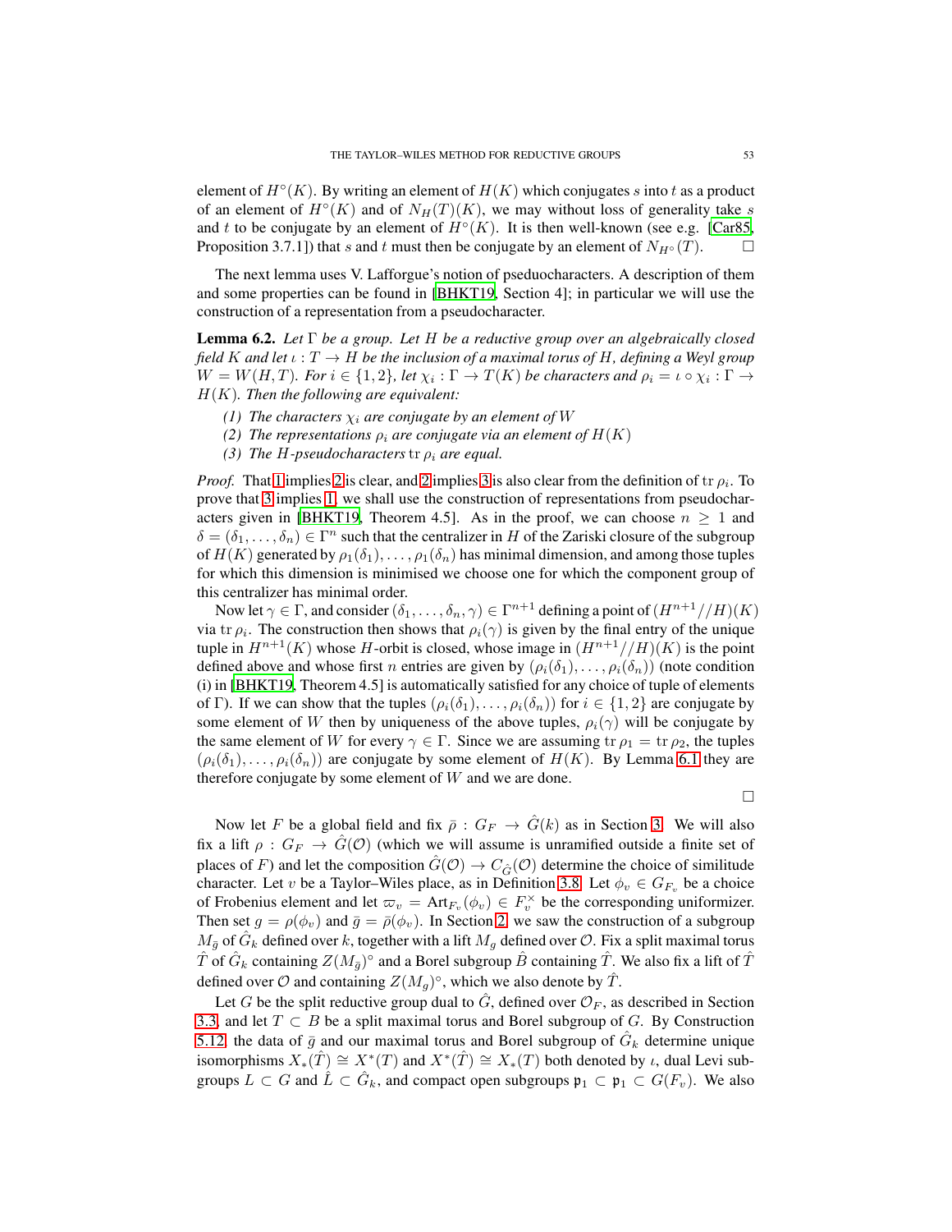element of $H^\circ(K)$. By writing an element of $H(K)$ which conjugates $s$ into $t$ as a product of an element of $H^\circ(K)$ and of $N_H(T)(K)$, we may without loss of generality take $s$ and $t$ to be conjugate by an element of $H^\circ(K)$. It is then well-known (see e.g. [Car85, Proposition 3.7.1]) that $s$ and $t$ must then be conjugate by an element of $N_{H^\circ}(T)$. $\square$

The next lemma uses V. Lafforgue's notion of pseudocharacters. A description of them and some properties can be found in [BHKT19, Section 4]; in particular we will use the construction of a representation from a pseudocharacter.

**Lemma 6.2.** *Let $\Gamma$ be a group. Let $H$ be a reductive group over an algebraically closed field $K$ and let $\iota : T \to H$ be the inclusion of a maximal torus of $H$, defining a Weyl group $W = W(H,T)$. For $i \in \{1,2\}$, let $\chi_i : \Gamma \to T(K)$ be characters and $\rho_i = \iota \circ \chi_i : \Gamma \to H(K)$. Then the following are equivalent:*

*(1) The characters $\chi_i$ are conjugate by an element of $W$*
*(2) The representations $\rho_i$ are conjugate via an element of $H(K)$*
*(3) The $H$-pseudocharacters $\operatorname{tr} \rho_i$ are equal.*

*Proof.* That 1 implies 2 is clear, and 2 implies 3 is also clear from the definition of $\operatorname{tr}\rho_i$. To prove that 3 implies 1, we shall use the construction of representations from pseudocharacters given in [BHKT19, Theorem 4.5]. As in the proof, we can choose $n \geq 1$ and $\delta = (\delta_1, \ldots, \delta_n) \in \Gamma^n$ such that the centralizer in $H$ of the Zariski closure of the subgroup of $H(K)$ generated by $\rho_1(\delta_1), \ldots, \rho_1(\delta_n)$ has minimal dimension, and among those tuples for which this dimension is minimised we choose one for which the component group of this centralizer has minimal order.

Now let $\gamma \in \Gamma$, and consider $(\delta_1, \ldots, \delta_n, \gamma) \in \Gamma^{n+1}$ defining a point of $(H^{n+1}//H)(K)$ via $\operatorname{tr}\rho_i$. The construction then shows that $\rho_i(\gamma)$ is given by the final entry of the unique tuple in $H^{n+1}(K)$ whose $H$-orbit is closed, whose image in $(H^{n+1}//H)(K)$ is the point defined above and whose first $n$ entries are given by $(\rho_i(\delta_1), \ldots, \rho_i(\delta_n))$ (note condition (i) in [BHKT19, Theorem 4.5] is automatically satisfied for any choice of tuple of elements of $\Gamma$). If we can show that the tuples $(\rho_i(\delta_1), \ldots, \rho_i(\delta_n))$ for $i \in \{1,2\}$ are conjugate by some element of $W$ then by uniqueness of the above tuples, $\rho_i(\gamma)$ will be conjugate by the same element of $W$ for every $\gamma \in \Gamma$. Since we are assuming $\operatorname{tr}\rho_1 = \operatorname{tr}\rho_2$, the tuples $(\rho_i(\delta_1), \ldots, \rho_i(\delta_n))$ are conjugate by some element of $H(K)$. By Lemma 6.1 they are therefore conjugate by some element of $W$ and we are done.

$\square$

Now let $F$ be a global field and fix $\bar{\rho} : G_F \to \hat{G}(k)$ as in Section 3. We will also fix a lift $\rho : G_F \to \hat{G}(\mathcal{O})$ (which we will assume is unramified outside a finite set of places of $F$) and let the composition $\hat{G}(\mathcal{O}) \to C_{\hat{G}}(\mathcal{O})$ determine the choice of similitude character. Let $v$ be a Taylor–Wiles place, as in Definition 3.8. Let $\phi_v \in G_{F_v}$ be a choice of Frobenius element and let $\varpi_v = \operatorname{Art}_{F_v}(\phi_v) \in F_v^\times$ be the corresponding uniformizer. Then set $g = \rho(\phi_v)$ and $\bar{g} = \bar{\rho}(\phi_v)$. In Section 2, we saw the construction of a subgroup $M_{\bar{g}}$ of $\hat{G}_k$ defined over $k$, together with a lift $M_g$ defined over $\mathcal{O}$. Fix a split maximal torus $\hat{T}$ of $\hat{G}_k$ containing $Z(M_{\bar{g}})^\circ$ and a Borel subgroup $\hat{B}$ containing $\hat{T}$. We also fix a lift of $\hat{T}$ defined over $\mathcal{O}$ and containing $Z(M_g)^\circ$, which we also denote by $\hat{T}$.

Let $G$ be the split reductive group dual to $\hat{G}$, defined over $\mathcal{O}_F$, as described in Section 3.3, and let $T \subset B$ be a split maximal torus and Borel subgroup of $G$. By Construction 5.12, the data of $\bar{g}$ and our maximal torus and Borel subgroup of $\hat{G}_k$ determine unique isomorphisms $X_*(\hat{T}) \cong X^*(T)$ and $X^*(\hat{T}) \cong X_*(T)$ both denoted by $\iota$, dual Levi subgroups $L \subset G$ and $\hat{L} \subset \hat{G}_k$, and compact open subgroups $\mathfrak{p}_1 \subset \mathfrak{p}_1 \subset G(F_v)$. We also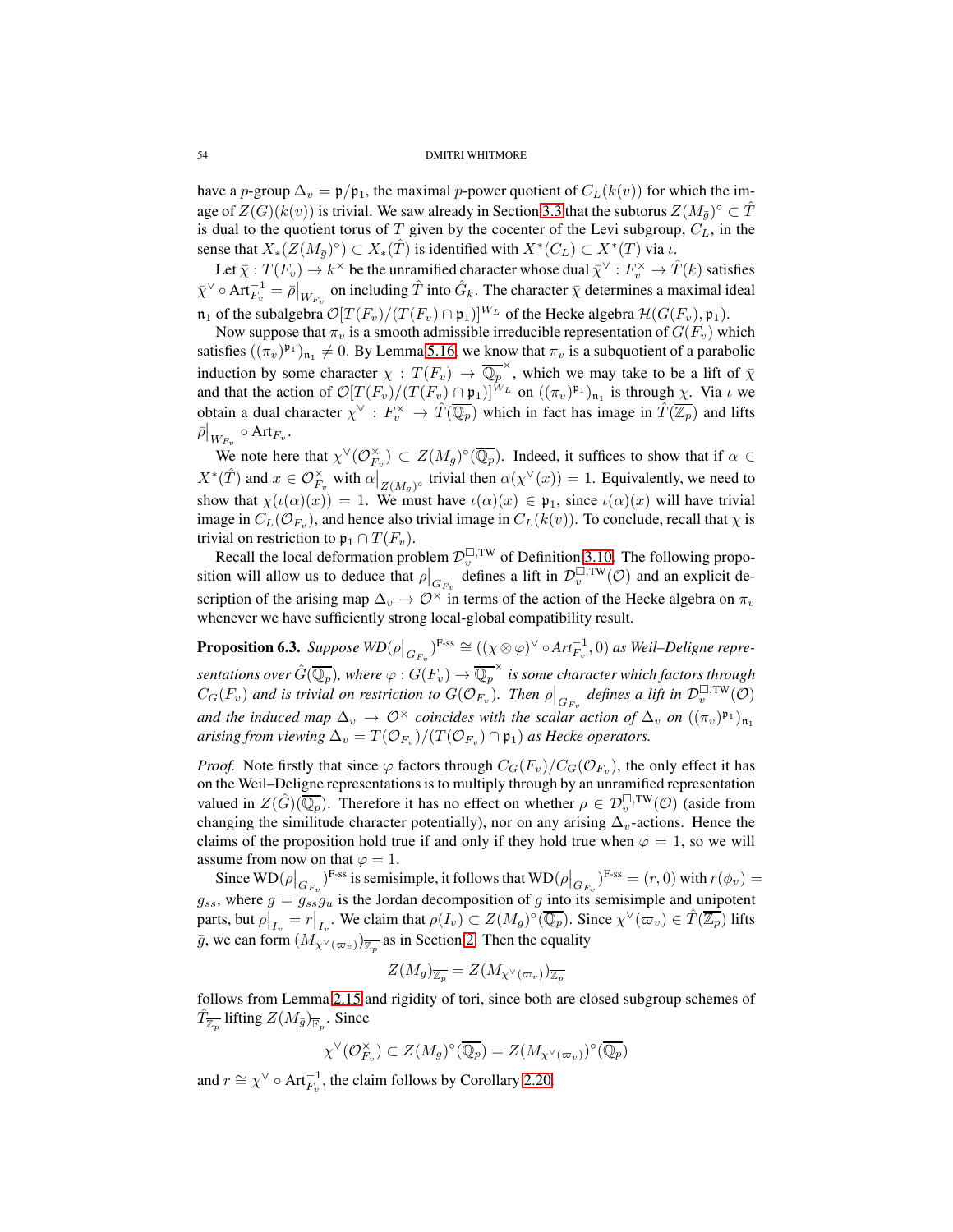have a $p$-group $\Delta_v = \mathfrak{p}/\mathfrak{p}_1$, the maximal $p$-power quotient of $C_L(k(v))$ for which the image of $Z(G)(k(v))$ is trivial. We saw already in Section 3.3 that the subtorus $Z(M_{\bar{g}})^\circ \subset \hat{T}$ is dual to the quotient torus of $T$ given by the cocenter of the Levi subgroup, $C_L$, in the sense that $X_*(Z(M_{\bar{g}})^\circ) \subset X_*(\hat{T})$ is identified with $X^*(C_L) \subset X^*(T)$ via $\iota$.

Let $\bar{\chi} : T(F_v) \to k^\times$ be the unramified character whose dual $\bar{\chi}^\vee : F_v^\times \to \hat{T}(k)$ satisfies $\bar{\chi}^\vee \circ \mathrm{Art}_{F_v}^{-1} = \bar{\rho}|_{W_{F_v}}$ on including $\hat{T}$ into $\hat{G}_k$. The character $\bar{\chi}$ determines a maximal ideal $\mathfrak{n}_1$ of the subalgebra $\mathcal{O}[T(F_v)/(T(F_v) \cap \mathfrak{p}_1)]^{W_L}$ of the Hecke algebra $\mathcal{H}(G(F_v), \mathfrak{p}_1)$.

Now suppose that $\pi_v$ is a smooth admissible irreducible representation of $G(F_v)$ which satisfies $((\pi_v)^{\mathfrak{p}_1})_{\mathfrak{n}_1} \neq 0$. By Lemma 5.16, we know that $\pi_v$ is a subquotient of a parabolic induction by some character $\chi : T(F_v) \to \overline{\mathbb{Q}_p}^\times$, which we may take to be a lift of $\bar{\chi}$ and that the action of $\mathcal{O}[T(F_v)/(T(F_v) \cap \mathfrak{p}_1)]^{W_L}$ on $((\pi_v)^{\mathfrak{p}_1})_{\mathfrak{n}_1}$ is through $\chi$. Via $\iota$ we obtain a dual character $\chi^\vee : F_v^\times \to \hat{T}(\overline{\mathbb{Q}_p})$ which in fact has image in $\hat{T}(\overline{\mathbb{Z}_p})$ and lifts $\bar{\rho}|_{W_{F_v}} \circ \mathrm{Art}_{F_v}$.

We note here that $\chi^\vee(\mathcal{O}_{F_v}^\times) \subset Z(M_g)^\circ(\overline{\mathbb{Q}_p})$. Indeed, it suffices to show that if $\alpha \in X^*(\hat{T})$ and $x \in \mathcal{O}_{F_v}^\times$ with $\alpha|_{Z(M_g)^\circ}$ trivial then $\alpha(\chi^\vee(x)) = 1$. Equivalently, we need to show that $\chi(\iota(\alpha)(x)) = 1$. We must have $\iota(\alpha)(x) \in \mathfrak{p}_1$, since $\iota(\alpha)(x)$ will have trivial image in $C_L(\mathcal{O}_{F_v})$, and hence also trivial image in $C_L(k(v))$. To conclude, recall that $\chi$ is trivial on restriction to $\mathfrak{p}_1 \cap T(F_v)$.

Recall the local deformation problem $\mathcal{D}_v^{\square,\mathrm{TW}}$ of Definition 3.10. The following proposition will allow us to deduce that $\rho|_{G_{F_v}}$ defines a lift in $\mathcal{D}_v^{\square,\mathrm{TW}}(\mathcal{O})$ and an explicit description of the arising map $\Delta_v \to \mathcal{O}^\times$ in terms of the action of the Hecke algebra on $\pi_v$ whenever we have sufficiently strong local-global compatibility result.

**Proposition 6.3.** *Suppose $WD(\rho|_{G_{F_v}})^{\text{F-ss}} \cong ((\chi \otimes \varphi)^\vee \circ Art_{F_v}^{-1}, 0)$ as Weil–Deligne representations over $\hat{G}(\overline{\mathbb{Q}_p})$, where $\varphi : G(F_v) \to \overline{\mathbb{Q}_p}^\times$ is some character which factors through $C_G(F_v)$ and is trivial on restriction to $G(\mathcal{O}_{F_v})$. Then $\rho|_{G_{F_v}}$ defines a lift in $\mathcal{D}_v^{\square,\mathrm{TW}}(\mathcal{O})$ and the induced map $\Delta_v \to \mathcal{O}^\times$ coincides with the scalar action of $\Delta_v$ on $((\pi_v)^{\mathfrak{p}_1})_{\mathfrak{n}_1}$ arising from viewing $\Delta_v = T(\mathcal{O}_{F_v})/(T(\mathcal{O}_{F_v}) \cap \mathfrak{p}_1)$ as Hecke operators.*

*Proof.* Note firstly that since $\varphi$ factors through $C_G(F_v)/C_G(\mathcal{O}_{F_v})$, the only effect it has on the Weil–Deligne representations is to multiply through by an unramified representation valued in $Z(\hat{G})(\overline{\mathbb{Q}_p})$. Therefore it has no effect on whether $\rho \in \mathcal{D}_v^{\square,\mathrm{TW}}(\mathcal{O})$ (aside from changing the similitude character potentially), nor on any arising $\Delta_v$-actions. Hence the claims of the proposition hold true if and only if they hold true when $\varphi = 1$, so we will assume from now on that $\varphi = 1$.

Since $\mathrm{WD}(\rho|_{G_{F_v}})^{\text{F-ss}}$ is semisimple, it follows that $\mathrm{WD}(\rho|_{G_{F_v}})^{\text{F-ss}} = (r, 0)$ with $r(\phi_v) = g_{ss}$, where $g = g_{ss} g_u$ is the Jordan decomposition of $g$ into its semisimple and unipotent parts, but $\rho|_{I_v} = r|_{I_v}$. We claim that $\rho(I_v) \subset Z(M_g)^\circ(\overline{\mathbb{Q}_p})$. Since $\chi^\vee(\varpi_v) \in \hat{T}(\overline{\mathbb{Z}_p})$ lifts $\bar{g}$, we can form $(M_{\chi^\vee(\varpi_v)})_{\overline{\mathbb{Z}_p}}$ as in Section 2. Then the equality

$$Z(M_g)_{\overline{\mathbb{Z}_p}} = Z(M_{\chi^\vee(\varpi_v)})_{\overline{\mathbb{Z}_p}}$$

follows from Lemma 2.15 and rigidity of tori, since both are closed subgroup schemes of $\hat{T}_{\overline{\mathbb{Z}_p}}$ lifting $Z(M_{\bar{g}})_{\overline{\mathbb{F}}_p}$. Since

$$\chi^\vee(\mathcal{O}_{F_v}^\times) \subset Z(M_g)^\circ(\overline{\mathbb{Q}_p}) = Z(M_{\chi^\vee(\varpi_v)})^\circ(\overline{\mathbb{Q}_p})$$

and $r \cong \chi^\vee \circ \mathrm{Art}_{F_v}^{-1}$, the claim follows by Corollary 2.20.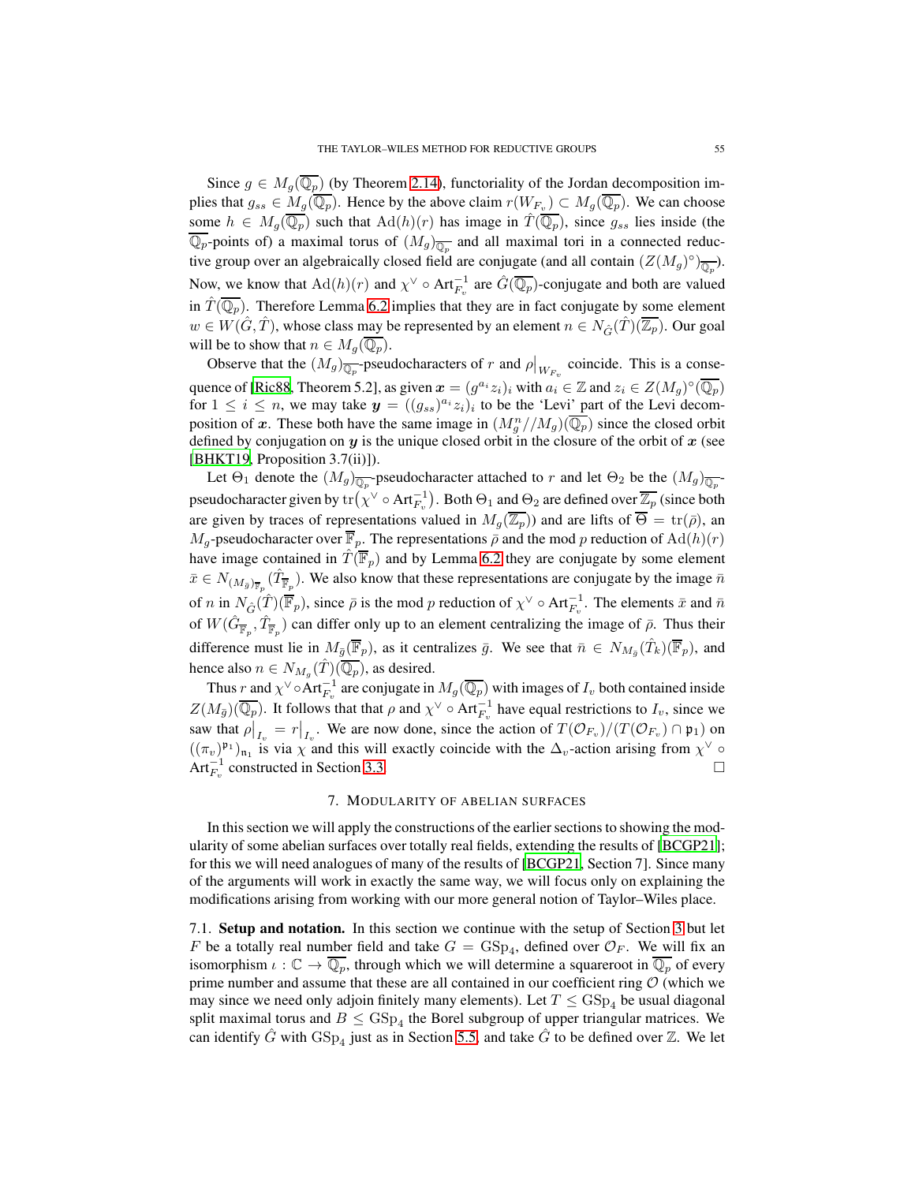Since $g \in M_g(\overline{\mathbb{Q}_p})$ (by Theorem 2.14), functoriality of the Jordan decomposition implies that $g_{ss} \in M_g(\overline{\mathbb{Q}_p})$. Hence by the above claim $r(W_{F_v}) \subset M_g(\overline{\mathbb{Q}_p})$. We can choose some $h \in M_g(\overline{\mathbb{Q}_p})$ such that $\mathrm{Ad}(h)(r)$ has image in $\hat{T}(\overline{\mathbb{Q}_p})$, since $g_{ss}$ lies inside (the $\overline{\mathbb{Q}_p}$-points of) a maximal torus of $(M_g)_{\overline{\mathbb{Q}_p}}$ and all maximal tori in a connected reductive group over an algebraically closed field are conjugate (and all contain $(Z(M_g)^\circ)_{\overline{\mathbb{Q}_p}}$). Now, we know that $\mathrm{Ad}(h)(r)$ and $\chi^\vee \circ \mathrm{Art}_{F_v}^{-1}$ are $\hat{G}(\overline{\mathbb{Q}_p})$-conjugate and both are valued in $\hat{T}(\overline{\mathbb{Q}_p})$. Therefore Lemma 6.2 implies that they are in fact conjugate by some element $w \in W(\hat{G}, \hat{T})$, whose class may be represented by an element $n \in N_{\hat{G}}(\hat{T})(\overline{\mathbb{Z}_p})$. Our goal will be to show that $n \in M_g(\overline{\mathbb{Q}_p})$.

Observe that the $(M_g)_{\overline{\mathbb{Q}_p}}$-pseudocharacters of $r$ and $\rho\big|_{W_{F_v}}$ coincide. This is a consequence of [Ric88, Theorem 5.2], as given $\boldsymbol{x} = (g^{a_i} z_i)_i$ with $a_i \in \mathbb{Z}$ and $z_i \in Z(M_g)^\circ(\overline{\mathbb{Q}_p})$ for $1 \leq i \leq n$, we may take $\boldsymbol{y} = ((g_{ss})^{a_i} z_i)_i$ to be the 'Levi' part of the Levi decomposition of $\boldsymbol{x}$. These both have the same image in $(M_g^n // M_g)(\overline{\mathbb{Q}_p})$ since the closed orbit defined by conjugation on $\boldsymbol{y}$ is the unique closed orbit in the closure of the orbit of $\boldsymbol{x}$ (see [BHKT19, Proposition 3.7(ii)]).

Let $\Theta_1$ denote the $(M_g)_{\overline{\mathbb{Q}_p}}$-pseudocharacter attached to $r$ and let $\Theta_2$ be the $(M_g)_{\overline{\mathbb{Q}_p}}$-pseudocharacter given by $\mathrm{tr}\big(\chi^\vee \circ \mathrm{Art}_{F_v}^{-1}\big)$. Both $\Theta_1$ and $\Theta_2$ are defined over $\overline{\mathbb{Z}_p}$ (since both are given by traces of representations valued in $M_g(\overline{\mathbb{Z}_p})$) and are lifts of $\overline{\Theta} = \mathrm{tr}(\bar{\rho})$, an $M_g$-pseudocharacter over $\overline{\mathbb{F}}_p$. The representations $\bar{\rho}$ and the mod $p$ reduction of $\mathrm{Ad}(h)(r)$ have image contained in $\hat{T}(\overline{\mathbb{F}}_p)$ and by Lemma 6.2 they are conjugate by some element $\bar{x} \in N_{(M_{\bar{g}})_{\overline{\mathbb{F}}_p}}(\hat{T}_{\overline{\mathbb{F}}_p})$. We also know that these representations are conjugate by the image $\bar{n}$ of $n$ in $N_{\hat{G}}(\hat{T})(\overline{\mathbb{F}}_p)$, since $\bar{\rho}$ is the mod $p$ reduction of $\chi^\vee \circ \mathrm{Art}_{F_v}^{-1}$. The elements $\bar{x}$ and $\bar{n}$ of $W(\hat{G}_{\overline{\mathbb{F}}_p}, \hat{T}_{\overline{\mathbb{F}}_p})$ can differ only up to an element centralizing the image of $\bar{\rho}$. Thus their difference must lie in $M_{\bar{g}}(\overline{\mathbb{F}}_p)$, as it centralizes $\bar{g}$. We see that $\bar{n} \in N_{M_{\bar{g}}}(\hat{T}_k)(\overline{\mathbb{F}}_p)$, and hence also $n \in N_{M_g}(\hat{T})(\overline{\mathbb{Q}_p})$, as desired.

Thus $r$ and $\chi^\vee \circ \mathrm{Art}_{F_v}^{-1}$ are conjugate in $M_g(\overline{\mathbb{Q}_p})$ with images of $I_v$ both contained inside $Z(M_{\bar{g}})(\overline{\mathbb{Q}_p})$. It follows that $\rho$ and $\chi^\vee \circ \mathrm{Art}_{F_v}^{-1}$ have equal restrictions to $I_v$, since we saw that $\rho\big|_{I_v} = r\big|_{I_v}$. We are now done, since the action of $T(\mathcal{O}_{F_v})/(T(\mathcal{O}_{F_v}) \cap \mathfrak{p}_1)$ on $((\pi_v)^{\mathfrak{p}_1})_{\mathfrak{n}_1}$ is via $\chi$ and this will exactly coincide with the $\Delta_v$-action arising from $\chi^\vee \circ \mathrm{Art}_{F_v}^{-1}$ constructed in Section 3.3. $\square$

## 7. Modularity of abelian surfaces

In this section we will apply the constructions of the earlier sections to showing the modularity of some abelian surfaces over totally real fields, extending the results of [BCGP21]; for this we will need analogues of many of the results of [BCGP21, Section 7]. Since many of the arguments will work in exactly the same way, we will focus only on explaining the modifications arising from working with our more general notion of Taylor–Wiles place.

7.1. **Setup and notation.** In this section we continue with the setup of Section 3 but let $F$ be a totally real number field and take $G = \mathrm{GSp}_4$, defined over $\mathcal{O}_F$. We will fix an isomorphism $\iota : \mathbb{C} \to \overline{\mathbb{Q}_p}$, through which we will determine a squareroot in $\overline{\mathbb{Q}_p}$ of every prime number and assume that these are all contained in our coefficient ring $\mathcal{O}$ (which we may since we need only adjoin finitely many elements). Let $T \leq \mathrm{GSp}_4$ be usual diagonal split maximal torus and $B \leq \mathrm{GSp}_4$ the Borel subgroup of upper triangular matrices. We can identify $\hat{G}$ with $\mathrm{GSp}_4$ just as in Section 5.5, and take $\hat{G}$ to be defined over $\mathbb{Z}$. We let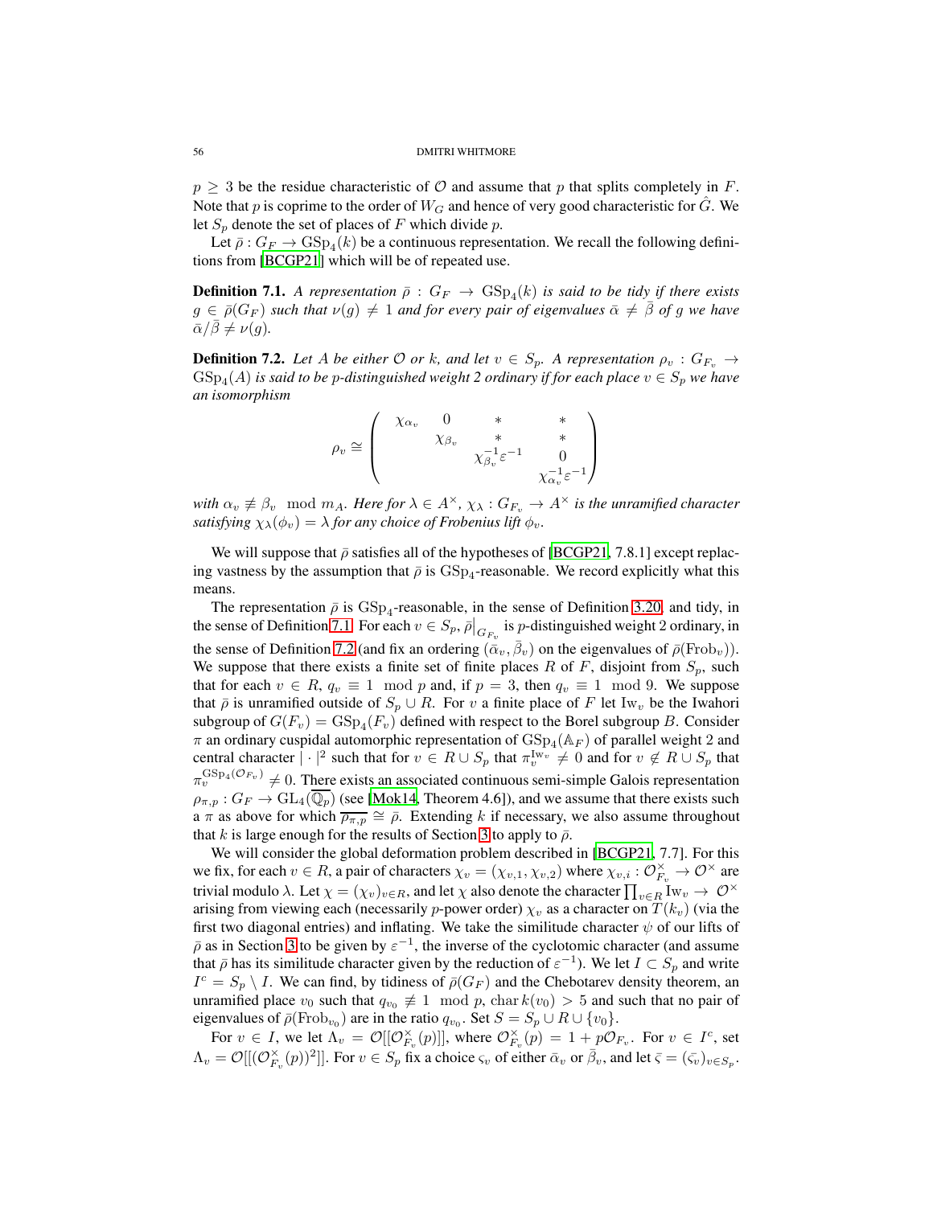$p \geq 3$ be the residue characteristic of $\mathcal{O}$ and assume that $p$ that splits completely in $F$. Note that $p$ is coprime to the order of $W_G$ and hence of very good characteristic for $\hat{G}$. We let $S_p$ denote the set of places of $F$ which divide $p$.

Let $\bar{\rho} : G_F \to \mathrm{GSp}_4(k)$ be a continuous representation. We recall the following definitions from [BCGP21] which will be of repeated use.

**Definition 7.1.** *A representation $\bar{\rho} : G_F \to \mathrm{GSp}_4(k)$ is said to be tidy if there exists $g \in \bar{\rho}(G_F)$ such that $\nu(g) \neq 1$ and for every pair of eigenvalues $\bar{\alpha} \neq \bar{\beta}$ of $g$ we have $\bar{\alpha}/\bar{\beta} \neq \nu(g)$.*

**Definition 7.2.** *Let $A$ be either $\mathcal{O}$ or $k$, and let $v \in S_p$. A representation $\rho_v : G_{F_v} \to \mathrm{GSp}_4(A)$ is said to be $p$-distinguished weight 2 ordinary if for each place $v \in S_p$ we have an isomorphism*

$$\rho_v \cong \begin{pmatrix} \chi_{\alpha_v} & 0 & * & * \\ & \chi_{\beta_v} & * & * \\ & & \chi_{\beta_v}^{-1}\varepsilon^{-1} & 0 \\ & & & \chi_{\alpha_v}^{-1}\varepsilon^{-1} \end{pmatrix}$$

*with $\alpha_v \not\equiv \beta_v \mod m_A$. Here for $\lambda \in A^\times$, $\chi_\lambda : G_{F_v} \to A^\times$ is the unramified character satisfying $\chi_\lambda(\phi_v) = \lambda$ for any choice of Frobenius lift $\phi_v$.*

We will suppose that $\bar{\rho}$ satisfies all of the hypotheses of [BCGP21, 7.8.1] except replacing vastness by the assumption that $\bar{\rho}$ is $\mathrm{GSp}_4$-reasonable. We record explicitly what this means.

The representation $\bar{\rho}$ is $\mathrm{GSp}_4$-reasonable, in the sense of Definition 3.20, and tidy, in the sense of Definition 7.1. For each $v \in S_p$, $\bar{\rho}|_{G_{F_v}}$ is $p$-distinguished weight 2 ordinary, in the sense of Definition 7.2 (and fix an ordering $(\bar{\alpha}_v, \bar{\beta}_v)$ on the eigenvalues of $\bar{\rho}(\mathrm{Frob}_v)$). We suppose that there exists a finite set of finite places $R$ of $F$, disjoint from $S_p$, such that for each $v \in R$, $q_v \equiv 1 \mod p$ and, if $p = 3$, then $q_v \equiv 1 \mod 9$. We suppose that $\bar{\rho}$ is unramified outside of $S_p \cup R$. For $v$ a finite place of $F$ let $\mathrm{Iw}_v$ be the Iwahori subgroup of $G(F_v) = \mathrm{GSp}_4(F_v)$ defined with respect to the Borel subgroup $B$. Consider $\pi$ an ordinary cuspidal automorphic representation of $\mathrm{GSp}_4(\mathbb{A}_F)$ of parallel weight 2 and central character $|\cdot|^2$ such that for $v \in R \cup S_p$ that $\pi_v^{\mathrm{Iw}_v} \neq 0$ and for $v \notin R \cup S_p$ that $\pi_v^{\mathrm{GSp}_4(\mathcal{O}_{F_v})} \neq 0$. There exists an associated continuous semi-simple Galois representation $\rho_{\pi,p} : G_F \to \mathrm{GL}_4(\overline{\mathbb{Q}}_p)$ (see [Mok14, Theorem 4.6]), and we assume that there exists such a $\pi$ as above for which $\overline{\rho_{\pi,p}} \cong \bar{\rho}$. Extending $k$ if necessary, we also assume throughout that $k$ is large enough for the results of Section 3 to apply to $\bar{\rho}$.

We will consider the global deformation problem described in [BCGP21, 7.7]. For this we fix, for each $v \in R$, a pair of characters $\chi_v = (\chi_{v,1}, \chi_{v,2})$ where $\chi_{v,i} : \mathcal{O}_{F_v}^\times \to \mathcal{O}^\times$ are trivial modulo $\lambda$. Let $\chi = (\chi_v)_{v \in R}$, and let $\chi$ also denote the character $\prod_{v \in R} \mathrm{Iw}_v \to \mathcal{O}^\times$ arising from viewing each (necessarily $p$-power order) $\chi_v$ as a character on $T(k_v)$ (via the first two diagonal entries) and inflating. We take the similitude character $\psi$ of our lifts of $\bar{\rho}$ as in Section 3 to be given by $\varepsilon^{-1}$, the inverse of the cyclotomic character (and assume that $\bar{\rho}$ has its similitude character given by the reduction of $\varepsilon^{-1}$). We let $I \subset S_p$ and write $I^c = S_p \setminus I$. We can find, by tidiness of $\bar{\rho}(G_F)$ and the Chebotarev density theorem, an unramified place $v_0$ such that $q_{v_0} \not\equiv 1 \mod p$, $\mathrm{char}\, k(v_0) > 5$ and such that no pair of eigenvalues of $\bar{\rho}(\mathrm{Frob}_{v_0})$ are in the ratio $q_{v_0}$. Set $S = S_p \cup R \cup \{v_0\}$.

For $v \in I$, we let $\Lambda_v = \mathcal{O}[[\mathcal{O}_{F_v}^\times(p)]]$, where $\mathcal{O}_{F_v}^\times(p) = 1 + p\mathcal{O}_{F_v}$. For $v \in I^c$, set $\Lambda_v = \mathcal{O}[[(\mathcal{O}_{F_v}^\times(p))^2]]$. For $v \in S_p$ fix a choice $\varsigma_v$ of either $\bar{\alpha}_v$ or $\bar{\beta}_v$, and let $\bar{\varsigma} = (\bar{\varsigma}_v)_{v \in S_p}$.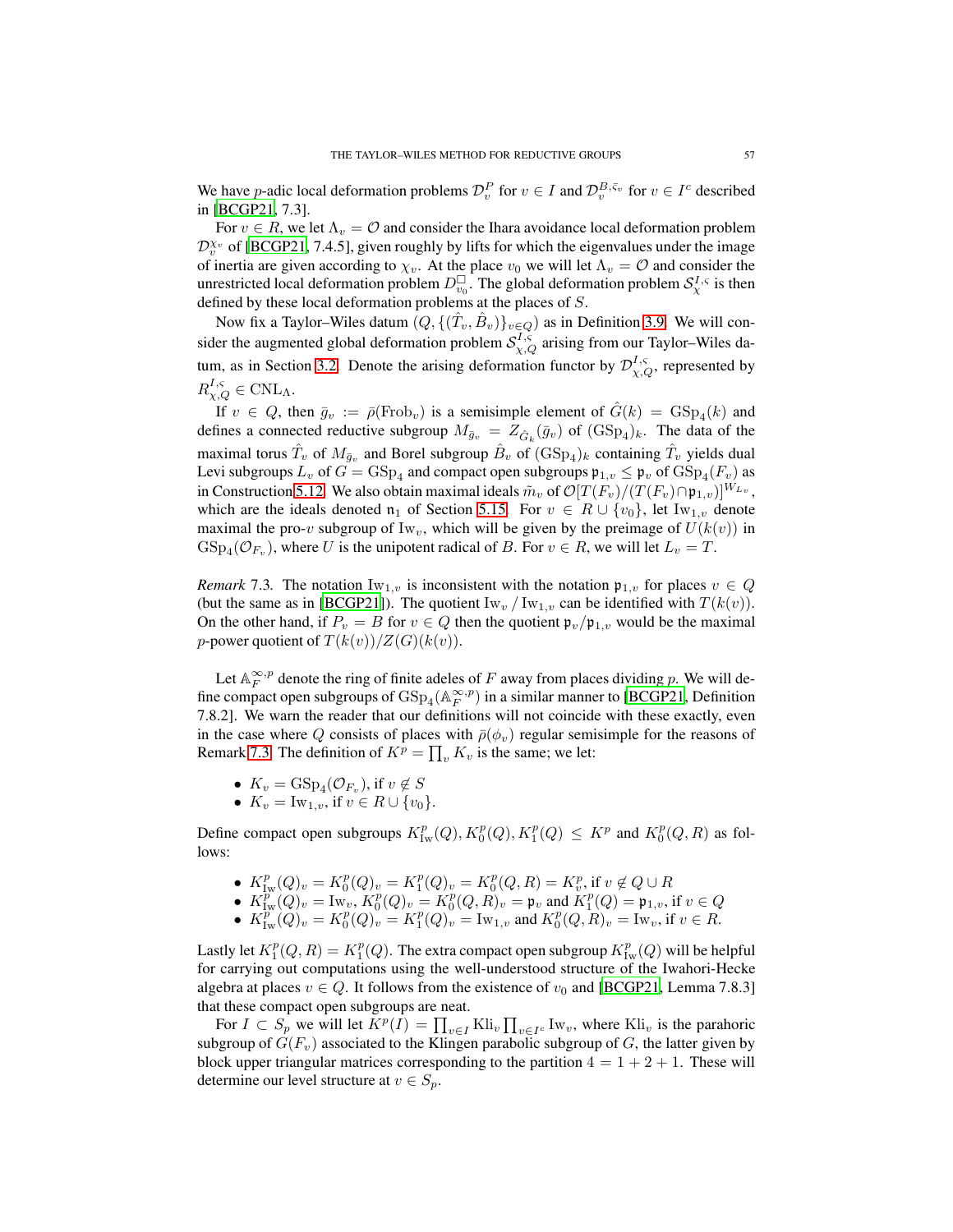We have $p$-adic local deformation problems $\mathcal{D}_v^P$ for $v \in I$ and $\mathcal{D}_v^{B,\bar{\varsigma}_v}$ for $v \in I^c$ described in [BCGP21, 7.3].

For $v \in R$, we let $\Lambda_v = \mathcal{O}$ and consider the Ihara avoidance local deformation problem $\mathcal{D}_v^{\chi_v}$ of [BCGP21, 7.4.5], given roughly by lifts for which the eigenvalues under the image of inertia are given according to $\chi_v$. At the place $v_0$ we will let $\Lambda_v = \mathcal{O}$ and consider the unrestricted local deformation problem $D_{v_0}^{\square}$. The global deformation problem $\mathcal{S}_\chi^{I,\varsigma}$ is then defined by these local deformation problems at the places of $S$.

Now fix a Taylor–Wiles datum $(Q, \{(\hat{T}_v, \hat{B}_v)\}_{v \in Q})$ as in Definition 3.9. We will consider the augmented global deformation problem $\mathcal{S}_{\chi,Q}^{I,\varsigma}$ arising from our Taylor–Wiles datum, as in Section 3.2. Denote the arising deformation functor by $\mathcal{D}_{\chi,Q}^{I,\varsigma}$, represented by $R_{\chi,Q}^{I,\varsigma} \in \mathrm{CNL}_\Lambda$.

If $v \in Q$, then $\bar{g}_v := \bar{\rho}(\mathrm{Frob}_v)$ is a semisimple element of $\hat{G}(k) = \mathrm{GSp}_4(k)$ and defines a connected reductive subgroup $M_{\bar{g}_v} = Z_{\hat{G}_k}(\bar{g}_v)$ of $(\mathrm{GSp}_4)_k$. The data of the maximal torus $\hat{T}_v$ of $M_{\bar{g}_v}$ and Borel subgroup $\hat{B}_v$ of $(\mathrm{GSp}_4)_k$ containing $\hat{T}_v$ yields dual Levi subgroups $L_v$ of $G = \mathrm{GSp}_4$ and compact open subgroups $\mathfrak{p}_{1,v} \leq \mathfrak{p}_v$ of $\mathrm{GSp}_4(F_v)$ as in Construction 5.12. We also obtain maximal ideals $\tilde{m}_v$ of $\mathcal{O}[T(F_v)/(T(F_v) \cap \mathfrak{p}_{1,v})]^{W_{L_v}}$, which are the ideals denoted $\mathfrak{n}_1$ of Section 5.15. For $v \in R \cup \{v_0\}$, let $\mathrm{Iw}_{1,v}$ denote maximal the pro-$v$ subgroup of $\mathrm{Iw}_v$, which will be given by the preimage of $U(k(v))$ in $\mathrm{GSp}_4(\mathcal{O}_{F_v})$, where $U$ is the unipotent radical of $B$. For $v \in R$, we will let $L_v = T$.

*Remark* 7.3. The notation $\mathrm{Iw}_{1,v}$ is inconsistent with the notation $\mathfrak{p}_{1,v}$ for places $v \in Q$ (but the same as in [BCGP21]). The quotient $\mathrm{Iw}_v / \mathrm{Iw}_{1,v}$ can be identified with $T(k(v))$. On the other hand, if $P_v = B$ for $v \in Q$ then the quotient $\mathfrak{p}_v/\mathfrak{p}_{1,v}$ would be the maximal $p$-power quotient of $T(k(v))/Z(G)(k(v))$.

Let $\mathbb{A}_F^{\infty,p}$ denote the ring of finite adeles of $F$ away from places dividing $p$. We will define compact open subgroups of $\mathrm{GSp}_4(\mathbb{A}_F^{\infty,p})$ in a similar manner to [BCGP21, Definition 7.8.2]. We warn the reader that our definitions will not coincide with these exactly, even in the case where $Q$ consists of places with $\bar{\rho}(\phi_v)$ regular semisimple for the reasons of Remark 7.3. The definition of $K^p = \prod_v K_v$ is the same; we let:

- $K_v = \mathrm{GSp}_4(\mathcal{O}_{F_v})$, if $v \notin S$
- $K_v = \mathrm{Iw}_{1,v}$, if $v \in R \cup \{v_0\}$.

Define compact open subgroups $K^p_{\mathrm{Iw}}(Q), K^p_0(Q), K^p_1(Q) \leq K^p$ and $K^p_0(Q,R)$ as follows:

- $K^p_{\mathrm{Iw}}(Q)_v = K^p_0(Q)_v = K^p_1(Q)_v = K^p_0(Q,R) = K^p_v$, if $v \notin Q \cup R$
- $K^p_{\mathrm{Iw}}(Q)_v = \mathrm{Iw}_v$, $K^p_0(Q)_v = K^p_0(Q,R)_v = \mathfrak{p}_v$ and $K^p_1(Q) = \mathfrak{p}_{1,v}$, if $v \in Q$
- $K^p_{\mathrm{Iw}}(Q)_v = K^p_0(Q)_v = K^p_1(Q)_v = \mathrm{Iw}_{1,v}$ and $K^p_0(Q,R)_v = \mathrm{Iw}_v$, if $v \in R$.

Lastly let $K^p_1(Q,R) = K^p_1(Q)$. The extra compact open subgroup $K^p_{\mathrm{Iw}}(Q)$ will be helpful for carrying out computations using the well-understood structure of the Iwahori-Hecke algebra at places $v \in Q$. It follows from the existence of $v_0$ and [BCGP21, Lemma 7.8.3] that these compact open subgroups are neat.

For $I \subset S_p$ we will let $K^p(I) = \prod_{v \in I} \mathrm{Kli}_v \prod_{v \in I^c} \mathrm{Iw}_v$, where $\mathrm{Kli}_v$ is the parahoric subgroup of $G(F_v)$ associated to the Klingen parabolic subgroup of $G$, the latter given by block upper triangular matrices corresponding to the partition $4 = 1 + 2 + 1$. These will determine our level structure at $v \in S_p$.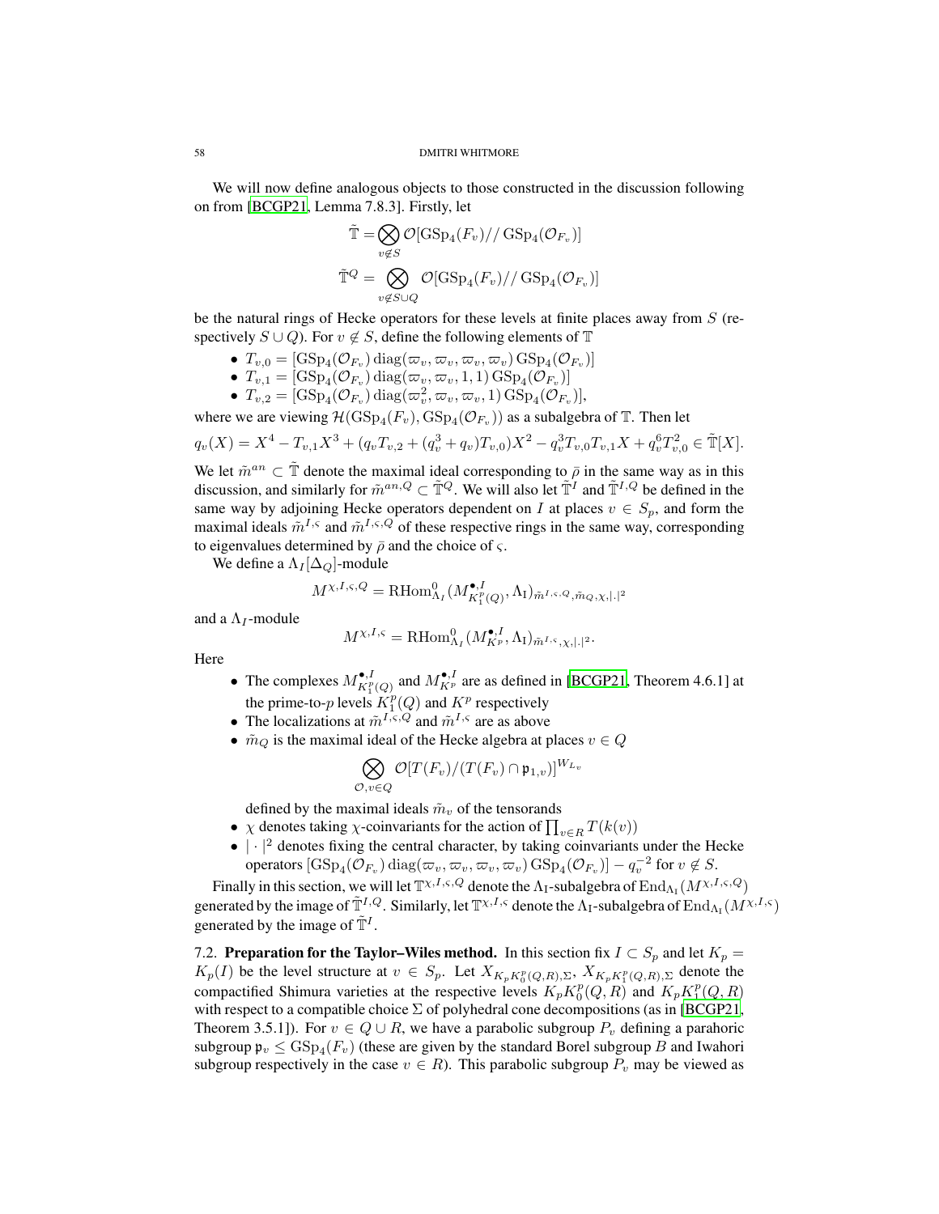We will now define analogous objects to those constructed in the discussion following on from [BCGP21, Lemma 7.8.3]. Firstly, let

$$\tilde{\mathbb{T}} = \bigotimes_{v \notin S} \mathcal{O}[\mathrm{GSp}_4(F_v)//\,\mathrm{GSp}_4(\mathcal{O}_{F_v})]$$

$$\tilde{\mathbb{T}}^Q = \bigotimes_{v \notin S \cup Q} \mathcal{O}[\mathrm{GSp}_4(F_v)//\,\mathrm{GSp}_4(\mathcal{O}_{F_v})]$$

be the natural rings of Hecke operators for these levels at finite places away from $S$ (respectively $S \cup Q$). For $v \notin S$, define the following elements of $\mathbb{T}$

- $T_{v,0} = [\mathrm{GSp}_4(\mathcal{O}_{F_v})\,\mathrm{diag}(\varpi_v, \varpi_v, \varpi_v, \varpi_v)\,\mathrm{GSp}_4(\mathcal{O}_{F_v})]$
- $T_{v,1} = [\mathrm{GSp}_4(\mathcal{O}_{F_v})\,\mathrm{diag}(\varpi_v, \varpi_v, 1, 1)\,\mathrm{GSp}_4(\mathcal{O}_{F_v})]$
- $T_{v,2} = [\mathrm{GSp}_4(\mathcal{O}_{F_v})\,\mathrm{diag}(\varpi_v^2, \varpi_v, \varpi_v, 1)\,\mathrm{GSp}_4(\mathcal{O}_{F_v})]$,

where we are viewing $\mathcal{H}(\mathrm{GSp}_4(F_v), \mathrm{GSp}_4(\mathcal{O}_{F_v}))$ as a subalgebra of $\mathbb{T}$. Then let

$$q_v(X) = X^4 - T_{v,1}X^3 + (q_v T_{v,2} + (q_v^3 + q_v)T_{v,0})X^2 - q_v^3 T_{v,0}T_{v,1}X + q_v^6 T_{v,0}^2 \in \tilde{\mathbb{T}}[X].$$

We let $\tilde{m}^{an} \subset \tilde{\mathbb{T}}$ denote the maximal ideal corresponding to $\bar{\rho}$ in the same way as in this discussion, and similarly for $\tilde{m}^{an,Q} \subset \tilde{\mathbb{T}}^Q$. We will also let $\tilde{\mathbb{T}}^I$ and $\tilde{\mathbb{T}}^{I,Q}$ be defined in the same way by adjoining Hecke operators dependent on $I$ at places $v \in S_p$, and form the maximal ideals $\tilde{m}^{I,\varsigma}$ and $\tilde{m}^{I,\varsigma,Q}$ of these respective rings in the same way, corresponding to eigenvalues determined by $\bar{\rho}$ and the choice of $\varsigma$.

We define a $\Lambda_I[\Delta_Q]$-module

$$M^{\chi,I,\varsigma,Q} = \mathrm{RHom}^0_{\Lambda_I}(M^{\bullet,I}_{K_1^p(Q)}, \Lambda_{\mathrm{I}})_{\tilde{m}^{I,\varsigma,Q},\tilde{m}_Q,\chi,|.|^2}$$

and a $\Lambda_I$-module

$$M^{\chi,I,\varsigma} = \mathrm{RHom}^0_{\Lambda_I}(M^{\bullet,I}_{K^p}, \Lambda_{\mathrm{I}})_{\tilde{m}^{I,\varsigma},\chi,|.|^2}.$$

Here

- The complexes $M^{\bullet,I}_{K_1^p(Q)}$ and $M^{\bullet,I}_{K^p}$ are as defined in [BCGP21, Theorem 4.6.1] at the prime-to-$p$ levels $K_1^p(Q)$ and $K^p$ respectively
- The localizations at $\tilde{m}^{I,\varsigma,Q}$ and $\tilde{m}^{I,\varsigma}$ are as above
- $\tilde{m}_Q$ is the maximal ideal of the Hecke algebra at places $v \in Q$

  $$\bigotimes_{\mathcal{O}, v \in Q} \mathcal{O}[T(F_v)/(T(F_v) \cap \mathfrak{p}_{1,v})]^{W_{L_v}}$$

  defined by the maximal ideals $\tilde{m}_v$ of the tensorands
- $\chi$ denotes taking $\chi$-coinvariants for the action of $\prod_{v \in R} T(k(v))$
- $|\cdot|^2$ denotes fixing the central character, by taking coinvariants under the Hecke operators $[\mathrm{GSp}_4(\mathcal{O}_{F_v})\,\mathrm{diag}(\varpi_v, \varpi_v, \varpi_v, \varpi_v)\,\mathrm{GSp}_4(\mathcal{O}_{F_v})] - q_v^{-2}$ for $v \notin S$.

Finally in this section, we will let $\mathbb{T}^{\chi,I,\varsigma,Q}$ denote the $\Lambda_{\mathrm{I}}$-subalgebra of $\mathrm{End}_{\Lambda_{\mathrm{I}}}(M^{\chi,I,\varsigma,Q})$ generated by the image of $\tilde{\mathbb{T}}^{I,Q}$. Similarly, let $\mathbb{T}^{\chi,I,\varsigma}$ denote the $\Lambda_{\mathrm{I}}$-subalgebra of $\mathrm{End}_{\Lambda_{\mathrm{I}}}(M^{\chi,I,\varsigma})$ generated by the image of $\tilde{\mathbb{T}}^I$.

**7.2. Preparation for the Taylor–Wiles method.** In this section fix $I \subset S_p$ and let $K_p = K_p(I)$ be the level structure at $v \in S_p$. Let $X_{K_pK_0^p(Q,R),\Sigma}$, $X_{K_pK_1^p(Q,R),\Sigma}$ denote the compactified Shimura varieties at the respective levels $K_pK_0^p(Q,R)$ and $K_pK_1^p(Q,R)$ with respect to a compatible choice $\Sigma$ of polyhedral cone decompositions (as in [BCGP21, Theorem 3.5.1]). For $v \in Q \cup R$, we have a parabolic subgroup $P_v$ defining a parahoric subgroup $\mathfrak{p}_v \leq \mathrm{GSp}_4(F_v)$ (these are given by the standard Borel subgroup $B$ and Iwahori subgroup respectively in the case $v \in R$). This parabolic subgroup $P_v$ may be viewed as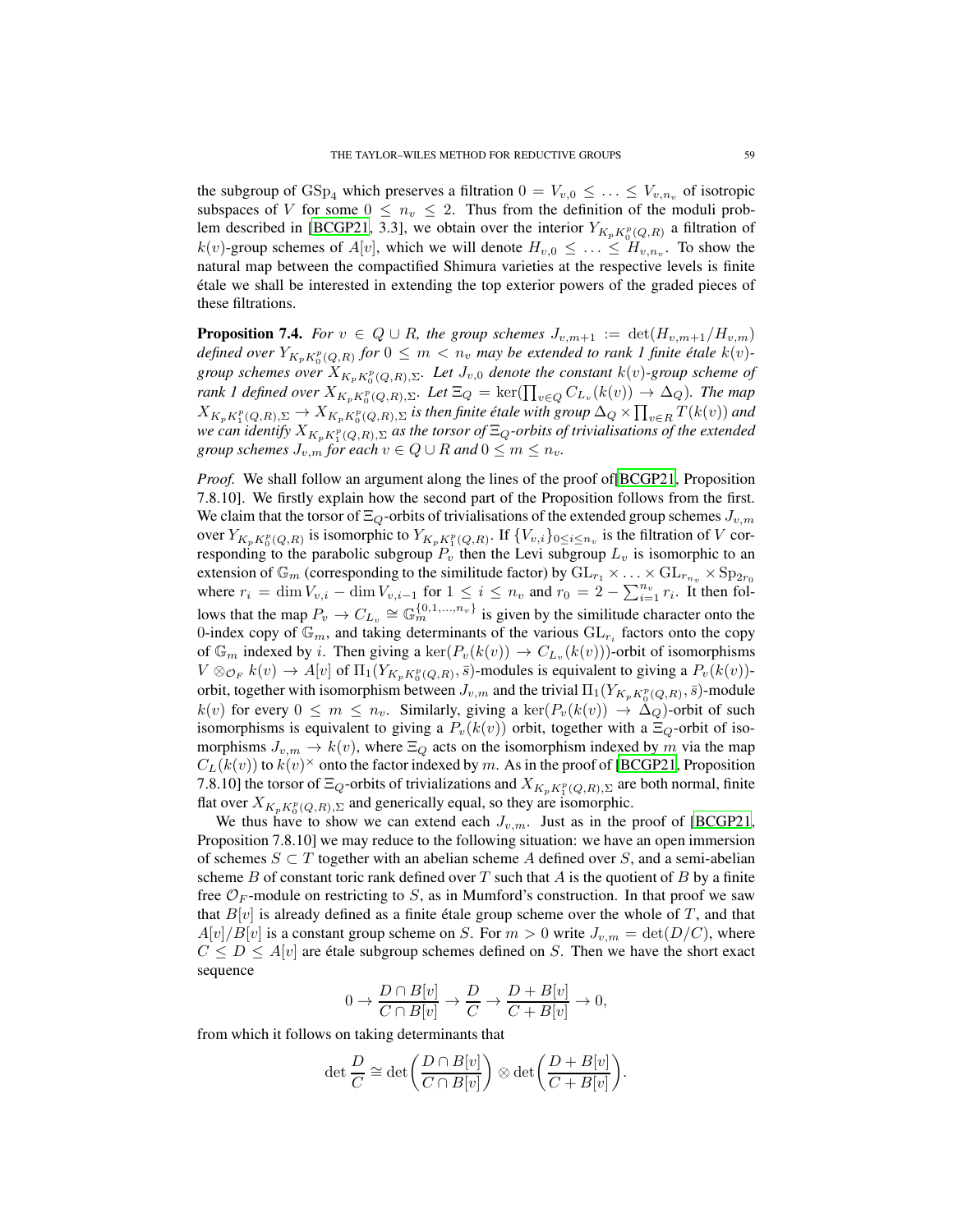the subgroup of $\mathrm{GSp}_4$ which preserves a filtration $0 = V_{v,0} \leq \ldots \leq V_{v,n_v}$ of isotropic subspaces of $V$ for some $0 \leq n_v \leq 2$. Thus from the definition of the moduli problem described in [BCGP21, 3.3], we obtain over the interior $Y_{K_p K_0^p(Q,R)}$ a filtration of $k(v)$-group schemes of $A[v]$, which we will denote $H_{v,0} \leq \ldots \leq H_{v,n_v}$. To show the natural map between the compactified Shimura varieties at the respective levels is finite étale we shall be interested in extending the top exterior powers of the graded pieces of these filtrations.

**Proposition 7.4.** *For $v \in Q \cup R$, the group schemes $J_{v,m+1} := \det(H_{v,m+1}/H_{v,m})$ defined over $Y_{K_p K_0^p(Q,R)}$ for $0 \leq m < n_v$ may be extended to rank 1 finite étale $k(v)$-group schemes over $X_{K_p K_0^p(Q,R),\Sigma}$. Let $J_{v,0}$ denote the constant $k(v)$-group scheme of rank 1 defined over $X_{K_p K_0^p(Q,R),\Sigma}$. Let $\Xi_Q = \ker(\prod_{v \in Q} C_{L_v}(k(v)) \to \Delta_Q)$. The map $X_{K_p K_1^p(Q,R),\Sigma} \to X_{K_p K_0^p(Q,R),\Sigma}$ is then finite étale with group $\Delta_Q \times \prod_{v \in R} T(k(v))$ and we can identify $X_{K_p K_1^p(Q,R),\Sigma}$ as the torsor of $\Xi_Q$-orbits of trivialisations of the extended group schemes $J_{v,m}$ for each $v \in Q \cup R$ and $0 \leq m \leq n_v$.*

*Proof.* We shall follow an argument along the lines of the proof of[BCGP21, Proposition 7.8.10]. We firstly explain how the second part of the Proposition follows from the first. We claim that the torsor of $\Xi_Q$-orbits of trivialisations of the extended group schemes $J_{v,m}$ over $Y_{K_p K_0^p(Q,R)}$ is isomorphic to $Y_{K_p K_1^p(Q,R)}$. If $\{V_{v,i}\}_{0 \leq i \leq n_v}$ is the filtration of $V$ corresponding to the parabolic subgroup $P_v$ then the Levi subgroup $L_v$ is isomorphic to an extension of $\mathbb{G}_m$ (corresponding to the similitude factor) by $\mathrm{GL}_{r_1} \times \ldots \times \mathrm{GL}_{r_{n_v}} \times \mathrm{Sp}_{2r_0}$ where $r_i = \dim V_{v,i} - \dim V_{v,i-1}$ for $1 \leq i \leq n_v$ and $r_0 = 2 - \sum_{i=1}^{n_v} r_i$. It then follows that the map $P_v \to C_{L_v} \cong \mathbb{G}_m^{\{0,1,\ldots,n_v\}}$ is given by the similitude character onto the 0-index copy of $\mathbb{G}_m$, and taking determinants of the various $\mathrm{GL}_{r_i}$ factors onto the copy of $\mathbb{G}_m$ indexed by $i$. Then giving a $\ker(P_v(k(v)) \to C_{L_v}(k(v)))$-orbit of isomorphisms $V \otimes_{\mathcal{O}_F} k(v) \to A[v]$ of $\Pi_1(Y_{K_p K_0^p(Q,R)}, \bar{s})$-modules is equivalent to giving a $P_v(k(v))$-orbit, together with isomorphism between $J_{v,m}$ and the trivial $\Pi_1(Y_{K_p K_0^p(Q,R)}, \bar{s})$-module $k(v)$ for every $0 \leq m \leq n_v$. Similarly, giving a $\ker(P_v(k(v)) \to \Delta_Q)$-orbit of such isomorphisms is equivalent to giving a $P_v(k(v))$ orbit, together with a $\Xi_Q$-orbit of isomorphisms $J_{v,m} \to k(v)$, where $\Xi_Q$ acts on the isomorphism indexed by $m$ via the map $C_L(k(v))$ to $k(v)^\times$ onto the factor indexed by $m$. As in the proof of [BCGP21, Proposition 7.8.10] the torsor of $\Xi_Q$-orbits of trivializations and $X_{K_p K_1^p(Q,R),\Sigma}$ are both normal, finite flat over $X_{K_p K_0^p(Q,R),\Sigma}$ and generically equal, so they are isomorphic.

We thus have to show we can extend each $J_{v,m}$. Just as in the proof of [BCGP21, Proposition 7.8.10] we may reduce to the following situation: we have an open immersion of schemes $S \subset T$ together with an abelian scheme $A$ defined over $S$, and a semi-abelian scheme $B$ of constant toric rank defined over $T$ such that $A$ is the quotient of $B$ by a finite free $\mathcal{O}_F$-module on restricting to $S$, as in Mumford's construction. In that proof we saw that $B[v]$ is already defined as a finite étale group scheme over the whole of $T$, and that $A[v]/B[v]$ is a constant group scheme on $S$. For $m > 0$ write $J_{v,m} = \det(D/C)$, where $C \leq D \leq A[v]$ are étale subgroup schemes defined on $S$. Then we have the short exact sequence

$$0 \to \frac{D \cap B[v]}{C \cap B[v]} \to \frac{D}{C} \to \frac{D + B[v]}{C + B[v]} \to 0,$$

from which it follows on taking determinants that

$$\det \frac{D}{C} \cong \det\left(\frac{D \cap B[v]}{C \cap B[v]}\right) \otimes \det\left(\frac{D + B[v]}{C + B[v]}\right).$$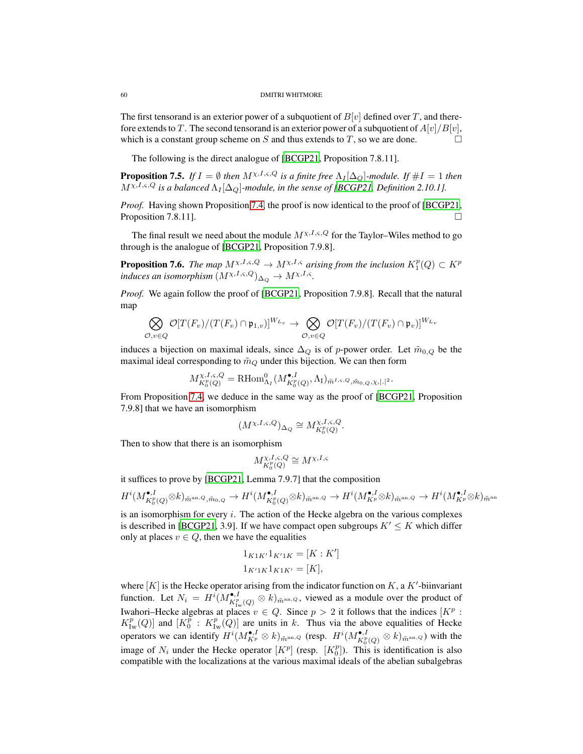The first tensorand is an exterior power of a subquotient of $B[v]$ defined over $T$, and therefore extends to $T$. The second tensorand is an exterior power of a subquotient of $A[v]/B[v]$, which is a constant group scheme on $S$ and thus extends to $T$, so we are done. □

The following is the direct analogue of [BCGP21, Proposition 7.8.11].

**Proposition 7.5.** *If $I = \emptyset$ then $M^{\chi,I,\varsigma,Q}$ is a finite free $\Lambda_I[\Delta_Q]$-module. If $\#I = 1$ then $M^{\chi,I,\varsigma,Q}$ is a balanced $\Lambda_I[\Delta_Q]$-module, in the sense of [BCGP21, Definition 2.10.1].*

*Proof.* Having shown Proposition 7.4, the proof is now identical to the proof of [BCGP21, Proposition 7.8.11]. □

The final result we need about the module $M^{\chi,I,\varsigma,Q}$ for the Taylor–Wiles method to go through is the analogue of [BCGP21, Proposition 7.9.8].

**Proposition 7.6.** *The map $M^{\chi,I,\varsigma,Q} \to M^{\chi,I,\varsigma}$ arising from the inclusion $K_1^p(Q) \subset K^p$ induces an isomorphism $(M^{\chi,I,\varsigma,Q})_{\Delta_Q} \to M^{\chi,I,\varsigma}$.*

*Proof.* We again follow the proof of [BCGP21, Proposition 7.9.8]. Recall that the natural map

$$\bigotimes_{\mathcal{O},v\in Q} \mathcal{O}[T(F_v)/(T(F_v)\cap \mathfrak{p}_{1,v})]^{W_{L_v}} \to \bigotimes_{\mathcal{O},v\in Q} \mathcal{O}[T(F_v)/(T(F_v)\cap \mathfrak{p}_{v})]^{W_{L_v}}$$

induces a bijection on maximal ideals, since $\Delta_Q$ is of $p$-power order. Let $\tilde{m}_{0,Q}$ be the maximal ideal corresponding to $\tilde{m}_Q$ under this bijection. We can then form

$$M^{\chi,I,\varsigma,Q}_{K_0^p(Q)} = \mathrm{RHom}^0_{\Lambda_I}(M^{\bullet,I}_{K_0^p(Q)}, \Lambda_\mathrm{I})_{\tilde{m}^{I,\varsigma,Q},\tilde{m}_{0,Q},\chi,|.|^2}.$$

From Proposition 7.4, we deduce in the same way as the proof of [BCGP21, Proposition 7.9.8] that we have an isomorphism

$$(M^{\chi,I,\varsigma,Q})_{\Delta_Q} \cong M^{\chi,I,\varsigma,Q}_{K_0^p(Q)}.$$

Then to show that there is an isomorphism

$$M^{\chi,I,\varsigma,Q}_{K_0^p(Q)} \cong M^{\chi,I,\varsigma}$$

it suffices to prove by [BCGP21, Lemma 7.9.7] that the composition

$$H^i(M^{\bullet,I}_{K_0^p(Q)}\otimes k)_{\tilde{m}^{\mathrm{an},Q},\tilde{m}_{0,Q}} \to H^i(M^{\bullet,I}_{K_0^p(Q)}\otimes k)_{\tilde{m}^{\mathrm{an},Q}} \to H^i(M^{\bullet,I}_{K^p}\otimes k)_{\tilde{m}^{\mathrm{an},Q}} \to H^i(M^{\bullet,I}_{K^p}\otimes k)_{\tilde{m}^{\mathrm{an}}}$$

is an isomorphism for every $i$. The action of the Hecke algebra on the various complexes is described in [BCGP21, 3.9]. If we have compact open subgroups $K' \leq K$ which differ only at places $v \in Q$, then we have the equalities

$$1_{K1K'}1_{K'1K} = [K : K']$$
$$1_{K'1K}1_{K1K'} = [K],$$

where $[K]$ is the Hecke operator arising from the indicator function on $K$, a $K'$-biinvariant function. Let $N_i = H^i(M^{\bullet,I}_{K^p_{\mathrm{Iw}}(Q)} \otimes k)_{\tilde{m}^{\mathrm{an},Q}}$, viewed as a module over the product of Iwahori–Hecke algebras at places $v \in Q$. Since $p > 2$ it follows that the indices $[K^p : K^p_{\mathrm{Iw}}(Q)]$ and $[K_0^p : K^p_{\mathrm{Iw}}(Q)]$ are units in $k$. Thus via the above equalities of Hecke operators we can identify $H^i(M^{\bullet,I}_{K^p} \otimes k)_{\tilde{m}^{\mathrm{an},Q}}$ (resp. $H^i(M^{\bullet,I}_{K_0^p(Q)} \otimes k)_{\tilde{m}^{\mathrm{an},Q}}$) with the image of $N_i$ under the Hecke operator $[K^p]$ (resp. $[K_0^p]$). This is identification is also compatible with the localizations at the various maximal ideals of the abelian subalgebras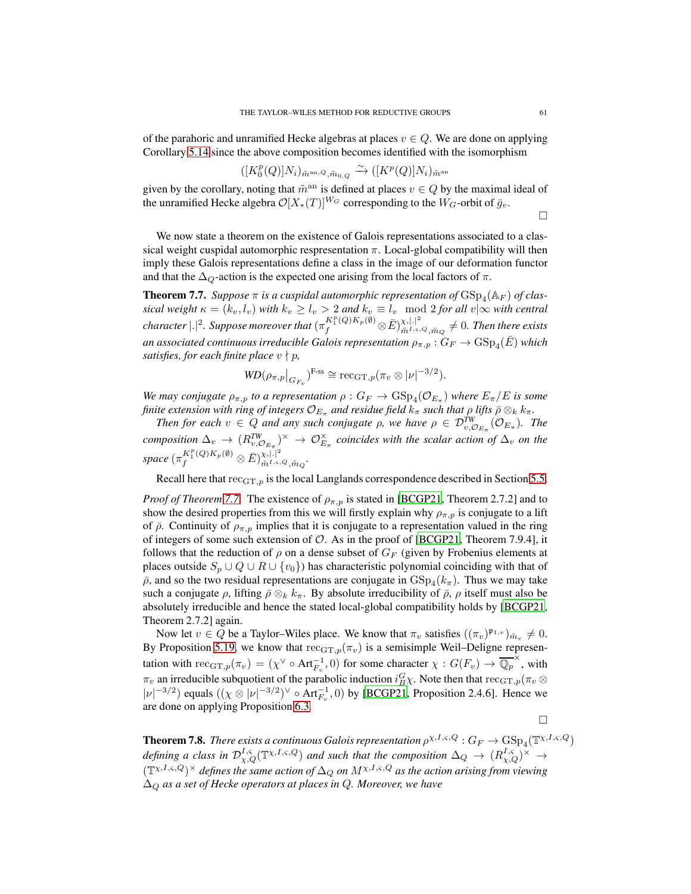of the parahoric and unramified Hecke algebras at places $v \in Q$. We are done on applying Corollary 5.14 since the above composition becomes identified with the isomorphism

$$([K_0^p(Q)]N_i)_{\tilde{m}^{\mathrm{an},Q},\tilde{m}_{0,Q}} \xrightarrow{\sim} ([K^p(Q)]N_i)_{\tilde{m}^{\mathrm{an}}}$$

given by the corollary, noting that $\tilde{m}^{\mathrm{an}}$ is defined at places $v \in Q$ by the maximal ideal of the unramified Hecke algebra $\mathcal{O}[X_*(T)]^{W_G}$ corresponding to the $W_G$-orbit of $\bar{g}_v$.

□

We now state a theorem on the existence of Galois representations associated to a classical weight cuspidal automorphic respresentation $\pi$. Local-global compatibility will then imply these Galois representations define a class in the image of our deformation functor and that the $\Delta_Q$-action is the expected one arising from the local factors of $\pi$.

**Theorem 7.7.** *Suppose $\pi$ is a cuspidal automorphic representation of $\mathrm{GSp}_4(\mathbb{A}_F)$ of classical weight $\kappa = (k_v, l_v)$ with $k_v \geq l_v > 2$ and $k_v \equiv l_v \mod 2$ for all $v|\infty$ with central character $|.|^2$. Suppose moreover that $(\pi_f^{K_1^p(Q)K_p(\emptyset)} \otimes \bar{E})^{\chi,|.|^2}_{\tilde{m}^{I,\varsigma,Q},\tilde{m}_Q} \neq 0$. Then there exists an associated continuous irreducible Galois representation $\rho_{\pi,p} : G_F \to \mathrm{GSp}_4(\bar{E})$ which satisfies, for each finite place $v \nmid p$,*

$$WD(\rho_{\pi,p}|_{G_{F_v}})^{\text{F-ss}} \cong \mathrm{rec}_{\mathrm{GT},p}(\pi_v \otimes |\nu|^{-3/2}).$$

*We may conjugate $\rho_{\pi,p}$ to a representation $\rho : G_F \to \mathrm{GSp}_4(\mathcal{O}_{E_\pi})$ where $E_\pi/E$ is some finite extension with ring of integers $\mathcal{O}_{E_\pi}$ and residue field $k_\pi$ such that $\rho$ lifts $\bar{\rho} \otimes_k k_\pi$.*

*Then for each $v \in Q$ and any such conjugate $\rho$, we have $\rho \in \mathcal{D}^{TW}_{v,\mathcal{O}_{E_\pi}}(\mathcal{O}_{E_\pi})$. The composition $\Delta_v \to (R^{TW}_{v,\mathcal{O}_{E_\pi}})^\times \to \mathcal{O}_{E_\pi}^\times$ coincides with the scalar action of $\Delta_v$ on the space $(\pi_f^{K_1^p(Q)K_p(\emptyset)} \otimes \bar{E})^{\chi,|.|^2}_{\tilde{m}^{I,\varsigma,Q},\tilde{m}_Q}$.*

Recall here that $\mathrm{rec}_{\mathrm{GT},p}$ is the local Langlands correspondence described in Section 5.5.

*Proof of Theorem 7.7.* The existence of $\rho_{\pi,p}$ is stated in [BCGP21, Theorem 2.7.2] and to show the desired properties from this we will firstly explain why $\rho_{\pi,p}$ is conjugate to a lift of $\bar{\rho}$. Continuity of $\rho_{\pi,p}$ implies that it is conjugate to a representation valued in the ring of integers of some such extension of $\mathcal{O}$. As in the proof of [BCGP21, Theorem 7.9.4], it follows that the reduction of $\rho$ on a dense subset of $G_F$ (given by Frobenius elements at places outside $S_p \cup Q \cup R \cup \{v_0\}$) has characteristic polynomial coinciding with that of $\bar{\rho}$, and so the two residual representations are conjugate in $\mathrm{GSp}_4(k_\pi)$. Thus we may take such a conjugate $\rho$, lifting $\bar{\rho} \otimes_k k_\pi$. By absolute irreducibility of $\bar{\rho}$, $\rho$ itself must also be absolutely irreducible and hence the stated local-global compatibility holds by [BCGP21, Theorem 2.7.2] again.

Now let $v \in Q$ be a Taylor–Wiles place. We know that $\pi_v$ satisfies $((\pi_v)^{\mathfrak{p}_{1,v}})_{\tilde{m}_v} \neq 0$. By Proposition 5.19, we know that $\mathrm{rec}_{\mathrm{GT},p}(\pi_v)$ is a semisimple Weil–Deligne representation with $\mathrm{rec}_{\mathrm{GT},p}(\pi_v) = (\chi^\vee \circ \mathrm{Art}_{F_v}^{-1}, 0)$ for some character $\chi : G(F_v) \to \overline{\mathbb{Q}_p}^\times$, with $\pi_v$ an irreducible subquotient of the parabolic induction $i_B^G\chi$. Note then that $\mathrm{rec}_{\mathrm{GT},p}(\pi_v \otimes |\nu|^{-3/2})$ equals $((\chi \otimes |\nu|^{-3/2})^\vee \circ \mathrm{Art}_{F_v}^{-1}, 0)$ by [BCGP21, Proposition 2.4.6]. Hence we are done on applying Proposition 6.3.

□

**Theorem 7.8.** *There exists a continuous Galois representation $\rho^{\chi,I,\varsigma,Q} : G_F \to \mathrm{GSp}_4(\mathbb{T}^{\chi,I,\varsigma,Q})$ defining a class in $\mathcal{D}^{I,\varsigma}_{\chi,Q}(\mathbb{T}^{\chi,I,\varsigma,Q})$ and such that the composition $\Delta_Q \to (R^{I,\varsigma}_{\chi,Q})^\times \to (\mathbb{T}^{\chi,I,\varsigma,Q})^\times$ defines the same action of $\Delta_Q$ on $M^{\chi,I,\varsigma,Q}$ as the action arising from viewing $\Delta_Q$ as a set of Hecke operators at places in $Q$. Moreover, we have*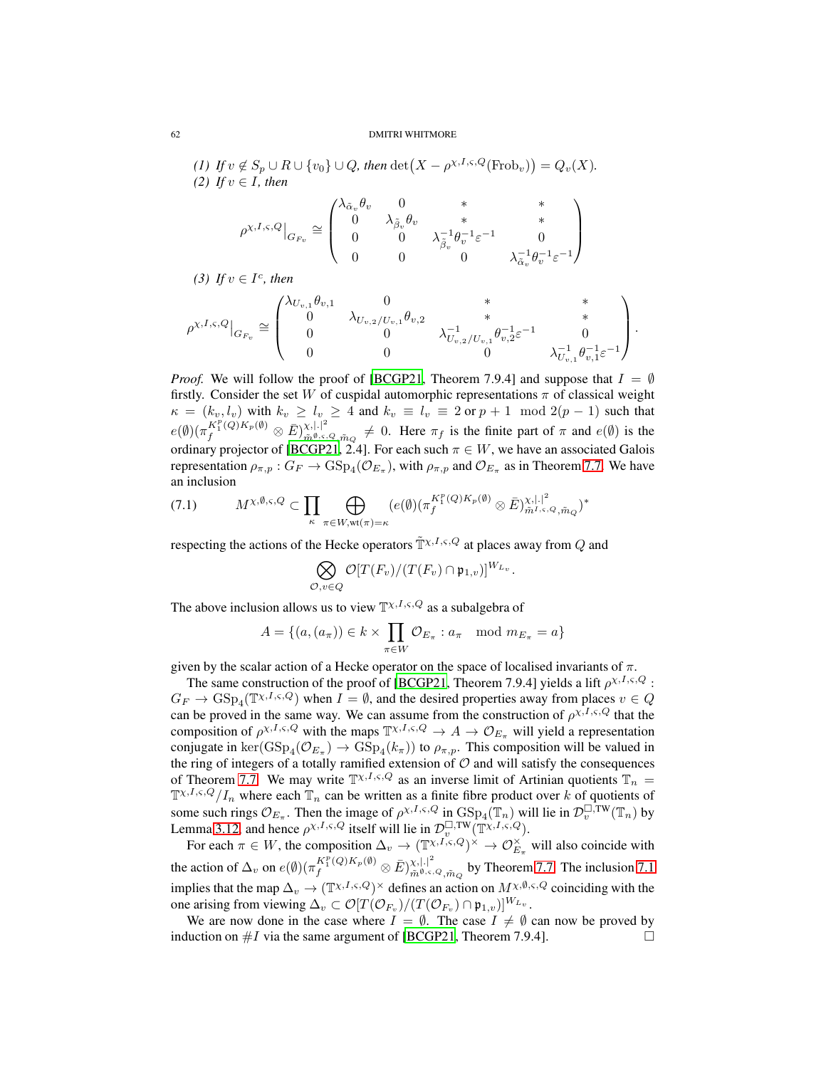*(1) If $v \notin S_p \cup R \cup \{v_0\} \cup Q$, then $\det\big(X - \rho^{\chi,I,\varsigma,Q}(\mathrm{Frob}_v)\big) = Q_v(X)$.*

*(2) If $v \in I$, then*

$$\rho^{\chi,I,\varsigma,Q}\big|_{G_{F_v}} \cong \begin{pmatrix} \lambda_{\tilde{\alpha}_v}\theta_v & 0 & * & * \\ 0 & \lambda_{\tilde{\beta}_v}\theta_v & * & * \\ 0 & 0 & \lambda_{\tilde{\beta}_v}^{-1}\theta_v^{-1}\varepsilon^{-1} & 0 \\ 0 & 0 & 0 & \lambda_{\tilde{\alpha}_v}^{-1}\theta_v^{-1}\varepsilon^{-1} \end{pmatrix}$$

*(3) If $v \in I^c$, then*

$$\rho^{\chi,I,\varsigma,Q}\big|_{G_{F_v}} \cong \begin{pmatrix} \lambda_{U_{v,1}}\theta_{v,1} & 0 & * & * \\ 0 & \lambda_{U_{v,2}/U_{v,1}}\theta_{v,2} & * & * \\ 0 & 0 & \lambda_{U_{v,2}/U_{v,1}}^{-1}\theta_{v,2}^{-1}\varepsilon^{-1} & 0 \\ 0 & 0 & 0 & \lambda_{U_{v,1}}^{-1}\theta_{v,1}^{-1}\varepsilon^{-1} \end{pmatrix}.$$

*Proof.* We will follow the proof of [BCGP21, Theorem 7.9.4] and suppose that $I = \emptyset$ firstly. Consider the set $W$ of cuspidal automorphic representations $\pi$ of classical weight $\kappa = (k_v, l_v)$ with $k_v \geq l_v \geq 4$ and $k_v \equiv l_v \equiv 2$ or $p+1 \mod 2(p-1)$ such that $e(\emptyset)(\pi_f^{K_1^p(Q)K_p(\emptyset)} \otimes \bar{E})^{\chi,|.|^2}_{\tilde{m}^{\emptyset,\varsigma,Q},\tilde{m}_Q} \neq 0$. Here $\pi_f$ is the finite part of $\pi$ and $e(\emptyset)$ is the ordinary projector of [BCGP21, 2.4]. For each such $\pi \in W$, we have an associated Galois representation $\rho_{\pi,p} : G_F \to \mathrm{GSp}_4(\mathcal{O}_{E_\pi})$, with $\rho_{\pi,p}$ and $\mathcal{O}_{E_\pi}$ as in Theorem 7.7. We have an inclusion

$$M^{\chi,\emptyset,\varsigma,Q} \subset \prod_{\kappa} \bigoplus_{\pi \in W, \mathrm{wt}(\pi)=\kappa} (e(\emptyset)(\pi_f^{K_1^p(Q)K_p(\emptyset)} \otimes \bar{E})^{\chi,|.|^2}_{\tilde{m}^{I,\varsigma,Q},\tilde{m}_Q})^* \tag{7.1}$$

respecting the actions of the Hecke operators $\tilde{\mathbb{T}}^{\chi,I,\varsigma,Q}$ at places away from $Q$ and

$$\bigotimes_{\mathcal{O},v\in Q} \mathcal{O}[T(F_v)/(T(F_v) \cap \mathfrak{p}_{1,v})]^{W_{L_v}}.$$

The above inclusion allows us to view $\mathbb{T}^{\chi,I,\varsigma,Q}$ as a subalgebra of

$$A = \{(a,(a_\pi)) \in k \times \prod_{\pi\in W} \mathcal{O}_{E_\pi} : a_\pi \mod m_{E_\pi} = a\}$$

given by the scalar action of a Hecke operator on the space of localised invariants of $\pi$.

The same construction of the proof of [BCGP21, Theorem 7.9.4] yields a lift $\rho^{\chi,I,\varsigma,Q} : G_F \to \mathrm{GSp}_4(\mathbb{T}^{\chi,I,\varsigma,Q})$ when $I = \emptyset$, and the desired properties away from places $v \in Q$ can be proved in the same way. We can assume from the construction of $\rho^{\chi,I,\varsigma,Q}$ that the composition of $\rho^{\chi,I,\varsigma,Q}$ with the maps $\mathbb{T}^{\chi,I,\varsigma,Q} \to A \to \mathcal{O}_{E_\pi}$ will yield a representation conjugate in $\ker(\mathrm{GSp}_4(\mathcal{O}_{E_\pi}) \to \mathrm{GSp}_4(k_\pi))$ to $\rho_{\pi,p}$. This composition will be valued in the ring of integers of a totally ramified extension of $\mathcal{O}$ and will satisfy the consequences of Theorem 7.7. We may write $\mathbb{T}^{\chi,I,\varsigma,Q}$ as an inverse limit of Artinian quotients $\mathbb{T}_n = \mathbb{T}^{\chi,I,\varsigma,Q}/I_n$ where each $\mathbb{T}_n$ can be written as a finite fibre product over $k$ of quotients of some such rings $\mathcal{O}_{E_\pi}$. Then the image of $\rho^{\chi,I,\varsigma,Q}$ in $\mathrm{GSp}_4(\mathbb{T}_n)$ will lie in $\mathcal{D}_v^{\square,\mathrm{TW}}(\mathbb{T}_n)$ by Lemma 3.12, and hence $\rho^{\chi,I,\varsigma,Q}$ itself will lie in $\mathcal{D}_v^{\square,\mathrm{TW}}(\mathbb{T}^{\chi,I,\varsigma,Q})$.

For each $\pi \in W$, the composition $\Delta_v \to (\mathbb{T}^{\chi,I,\varsigma,Q})^\times \to \mathcal{O}_{E_\pi}^\times$ will also coincide with the action of $\Delta_v$ on $e(\emptyset)(\pi_f^{K_1^p(Q)K_p(\emptyset)} \otimes \bar{E})^{\chi,|.|^2}_{\tilde{m}^{\emptyset,\varsigma,Q},\tilde{m}_Q}$ by Theorem 7.7. The inclusion 7.1 implies that the map $\Delta_v \to (\mathbb{T}^{\chi,I,\varsigma,Q})^\times$ defines an action on $M^{\chi,\emptyset,\varsigma,Q}$ coinciding with the one arising from viewing $\Delta_v \subset \mathcal{O}[T(\mathcal{O}_{F_v})/(T(\mathcal{O}_{F_v}) \cap \mathfrak{p}_{1,v})]^{W_{L_v}}$.

We are now done in the case where $I = \emptyset$. The case $I \neq \emptyset$ can now be proved by induction on $\#I$ via the same argument of [BCGP21, Theorem 7.9.4]. $\square$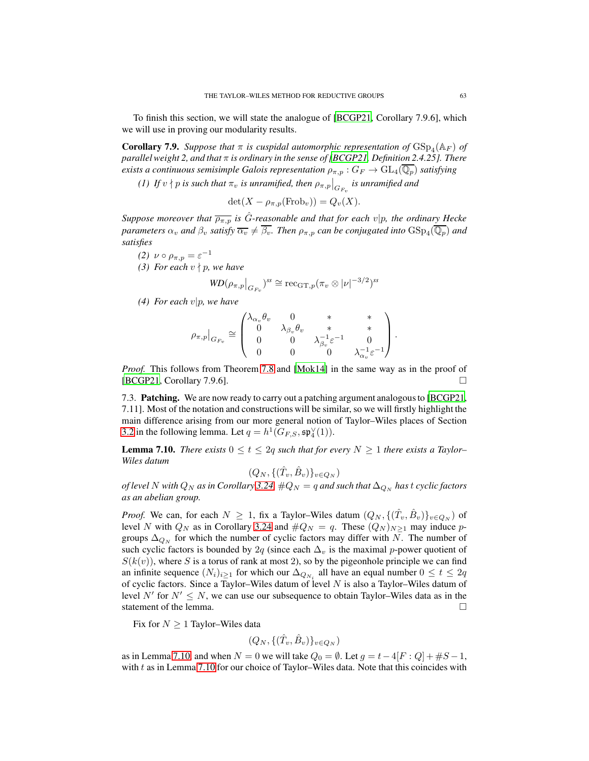To finish this section, we will state the analogue of [BCGP21, Corollary 7.9.6], which we will use in proving our modularity results.

**Corollary 7.9.** *Suppose that $\pi$ is cuspidal automorphic representation of $\mathrm{GSp}_4(\mathbb{A}_F)$ of parallel weight 2, and that $\pi$ is ordinary in the sense of [BCGP21, Definition 2.4.25]. There exists a continuous semisimple Galois representation $\rho_{\pi,p} : G_F \to \mathrm{GL}_4(\overline{\mathbb{Q}}_p)$ satisfying*

*(1) If $v \nmid p$ is such that $\pi_v$ is unramified, then $\rho_{\pi,p}\big|_{G_{F_v}}$ is unramified and*

$$\det(X - \rho_{\pi,p}(\mathrm{Frob}_v)) = Q_v(X).$$

*Suppose moreover that $\overline{\rho_{\pi,p}}$ is $\hat{G}$-reasonable and that for each $v|p$, the ordinary Hecke parameters $\alpha_v$ and $\beta_v$ satisfy $\overline{\alpha_v} \neq \overline{\beta_v}$. Then $\rho_{\pi,p}$ can be conjugated into $\mathrm{GSp}_4(\overline{\mathbb{Q}}_p)$ and satisfies*

*(2) $\nu \circ \rho_{\pi,p} = \varepsilon^{-1}$*

*(3) For each $v \nmid p$, we have*

$$WD(\rho_{\pi,p}\big|_{G_{F_v}})^{ss} \cong \mathrm{rec}_{\mathrm{GT},p}(\pi_v \otimes |\nu|^{-3/2})^{ss}$$

*(4) For each $v|p$, we have*

$$\rho_{\pi,p}\big|_{G_{F_v}} \cong \begin{pmatrix} \lambda_{\alpha_v}\theta_v & 0 & * & * \\ 0 & \lambda_{\beta_v}\theta_v & * & * \\ 0 & 0 & \lambda_{\beta_v}^{-1}\varepsilon^{-1} & 0 \\ 0 & 0 & 0 & \lambda_{\alpha_v}^{-1}\varepsilon^{-1} \end{pmatrix}.$$

*Proof.* This follows from Theorem 7.8 and [Mok14] in the same way as in the proof of [BCGP21, Corollary 7.9.6]. □

7.3. **Patching.** We are now ready to carry out a patching argument analogous to [BCGP21, 7.11]. Most of the notation and constructions will be similar, so we will firstly highlight the main difference arising from our more general notion of Taylor–Wiles places of Section 3.2 in the following lemma. Let $q = h^1(G_{F,S}, \mathfrak{sp}_4^\vee(1))$.

**Lemma 7.10.** *There exists $0 \le t \le 2q$ such that for every $N \ge 1$ there exists a Taylor–Wiles datum*

$$(Q_N, \{(\hat{T}_v, \hat{B}_v)\}_{v \in Q_N})$$

*of level $N$ with $Q_N$ as in Corollary 3.24, $\#Q_N = q$ and such that $\Delta_{Q_N}$ has $t$ cyclic factors as an abelian group.*

*Proof.* We can, for each $N \ge 1$, fix a Taylor–Wiles datum $(Q_N, \{(\hat{T}_v, \hat{B}_v)\}_{v \in Q_N})$ of level $N$ with $Q_N$ as in Corollary 3.24 and $\#Q_N = q$. These $(Q_N)_{N \ge 1}$ may induce $p$-groups $\Delta_{Q_N}$ for which the number of cyclic factors may differ with $N$. The number of such cyclic factors is bounded by $2q$ (since each $\Delta_v$ is the maximal $p$-power quotient of $S(k(v))$, where $S$ is a torus of rank at most 2), so by the pigeonhole principle we can find an infinite sequence $(N_i)_{i \ge 1}$ for which our $\Delta_{Q_{N_i}}$ all have an equal number $0 \le t \le 2q$ of cyclic factors. Since a Taylor–Wiles datum of level $N$ is also a Taylor–Wiles datum of level $N'$ for $N' \le N$, we can use our subsequence to obtain Taylor–Wiles data as in the statement of the lemma. □

Fix for $N \ge 1$ Taylor–Wiles data

$$(Q_N, \{(\hat{T}_v, \hat{B}_v)\}_{v \in Q_N})$$

as in Lemma 7.10, and when $N = 0$ we will take $Q_0 = \emptyset$. Let $g = t - 4[F:\mathbb{Q}] + \#S - 1$, with $t$ as in Lemma 7.10 for our choice of Taylor–Wiles data. Note that this coincides with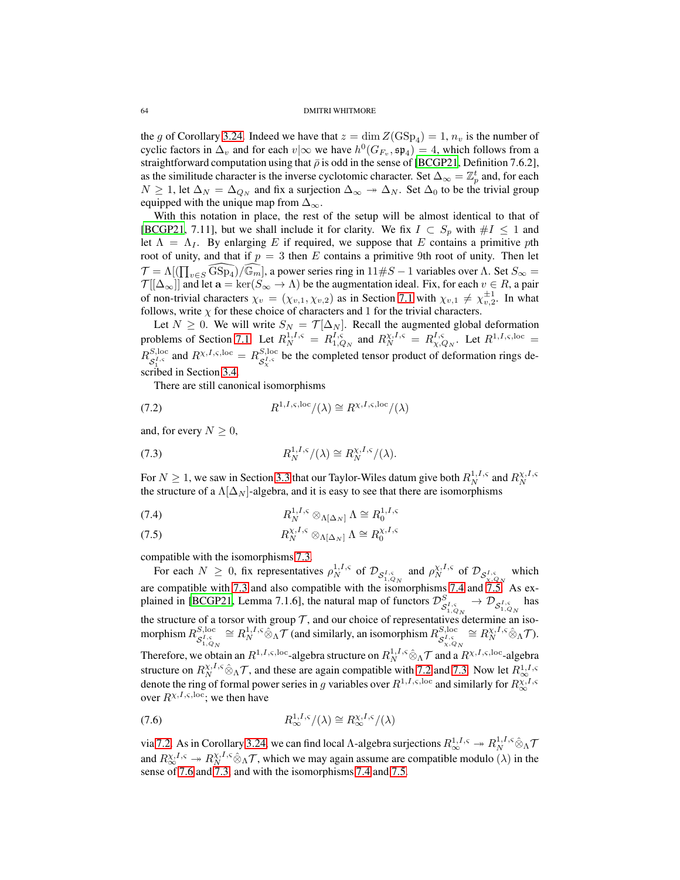the $g$ of Corollary 3.24. Indeed we have that $z = \dim Z(\mathrm{GSp}_4) = 1$, $n_v$ is the number of cyclic factors in $\Delta_v$ and for each $v|\infty$ we have $h^0(G_{F_v}, \mathfrak{sp}_4) = 4$, which follows from a straightforward computation using that $\bar{\rho}$ is odd in the sense of [BCGP21, Definition 7.6.2], as the similitude character is the inverse cyclotomic character. Set $\Delta_\infty = \mathbb{Z}_p^t$ and, for each $N \geq 1$, let $\Delta_N = \Delta_{Q_N}$ and fix a surjection $\Delta_\infty \twoheadrightarrow \Delta_N$. Set $\Delta_0$ to be the trivial group equipped with the unique map from $\Delta_\infty$.

With this notation in place, the rest of the setup will be almost identical to that of [BCGP21, 7.11], but we shall include it for clarity. We fix $I \subset S_p$ with $\#I \leq 1$ and let $\Lambda = \Lambda_I$. By enlarging $E$ if required, we suppose that $E$ contains a primitive $p$th root of unity, and that if $p = 3$ then $E$ contains a primitive 9th root of unity. Then let $\mathcal{T} = \Lambda[(\prod_{v \in S} \widehat{\mathrm{GSp}_4})/\widehat{\mathbb{G}_m}]$, a power series ring in $11\#S - 1$ variables over $\Lambda$. Set $S_\infty = \mathcal{T}[[\Delta_\infty]]$ and let $\mathbf{a} = \ker(S_\infty \to \Lambda)$ be the augmentation ideal. Fix, for each $v \in R$, a pair of non-trivial characters $\chi_v = (\chi_{v,1}, \chi_{v,2})$ as in Section 7.1 with $\chi_{v,1} \neq \chi_{v,2}^{\pm 1}$. In what follows, write $\chi$ for these choice of characters and 1 for the trivial characters.

Let $N \geq 0$. We will write $S_N = \mathcal{T}[\Delta_N]$. Recall the augmented global deformation problems of Section 7.1. Let $R_N^{1,I,\varsigma} = R_{1,Q_N}^{I,\varsigma}$ and $R_N^{\chi,I,\varsigma} = R_{\chi,Q_N}^{I,\varsigma}$. Let $R^{1,I,\varsigma,\mathrm{loc}} = R_{\mathcal{S}_1^{I,\varsigma}}^{S,\mathrm{loc}}$ and $R^{\chi,I,\varsigma,\mathrm{loc}} = R_{\mathcal{S}_\chi^{I,\varsigma}}^{S,\mathrm{loc}}$ be the completed tensor product of deformation rings described in Section 3.4.

There are still canonical isomorphisms

$$R^{1,I,\varsigma,\mathrm{loc}}/(\lambda) \cong R^{\chi,I,\varsigma,\mathrm{loc}}/(\lambda) \tag{7.2}$$

and, for every $N \geq 0$,

$$R_N^{1,I,\varsigma}/(\lambda) \cong R_N^{\chi,I,\varsigma}/(\lambda). \tag{7.3}$$

For $N \geq 1$, we saw in Section 3.3 that our Taylor-Wiles datum give both $R_N^{1,I,\varsigma}$ and $R_N^{\chi,I,\varsigma}$ the structure of a $\Lambda[\Delta_N]$-algebra, and it is easy to see that there are isomorphisms

$$R_N^{1,I,\varsigma} \otimes_{\Lambda[\Delta_N]} \Lambda \cong R_0^{1,I,\varsigma} \tag{7.4}$$

$$R_N^{\chi,I,\varsigma} \otimes_{\Lambda[\Delta_N]} \Lambda \cong R_0^{\chi,I,\varsigma} \tag{7.5}$$

compatible with the isomorphisms 7.3.

For each $N \geq 0$, fix representatives $\rho_N^{1,I,\varsigma}$ of $\mathcal{D}_{\mathcal{S}_{1,Q_N}^{I,\varsigma}}$ and $\rho_N^{\chi,I,\varsigma}$ of $\mathcal{D}_{\mathcal{S}_{\chi,Q_N}^{I,\varsigma}}$ which are compatible with 7.3 and also compatible with the isomorphisms 7.4 and 7.5. As explained in [BCGP21, Lemma 7.1.6], the natural map of functors $\mathcal{D}^S_{\mathcal{S}_{1,Q_N}^{I,\varsigma}} \to \mathcal{D}_{\mathcal{S}_{1,Q_N}^{I,\varsigma}}$ has the structure of a torsor with group $\mathcal{T}$, and our choice of representatives determine an isomorphism $R^{S,\mathrm{loc}}_{\mathcal{S}_{1,Q_N}^{I,\varsigma}} \cong R_N^{1,I,\varsigma} \hat{\otimes}_\Lambda \mathcal{T}$ (and similarly, an isomorphism $R^{S,\mathrm{loc}}_{\mathcal{S}_{\chi,Q_N}^{I,\varsigma}} \cong R_N^{\chi,I,\varsigma} \hat{\otimes}_\Lambda \mathcal{T}$). Therefore, we obtain an $R^{1,I,\varsigma,\mathrm{loc}}$-algebra structure on $R_N^{1,I,\varsigma} \hat{\otimes}_\Lambda \mathcal{T}$ and a $R^{\chi,I,\varsigma,\mathrm{loc}}$-algebra structure on $R_N^{\chi,I,\varsigma} \hat{\otimes}_\Lambda \mathcal{T}$, and these are again compatible with 7.2 and 7.3. Now let $R_\infty^{1,I,\varsigma}$ denote the ring of formal power series in $g$ variables over $R^{1,I,\varsigma,\mathrm{loc}}$ and similarly for $R_\infty^{\chi,I,\varsigma}$ over $R^{\chi,I,\varsigma,\mathrm{loc}}$; we then have

$$R_\infty^{1,I,\varsigma}/(\lambda) \cong R_\infty^{\chi,I,\varsigma}/(\lambda) \tag{7.6}$$

via 7.2. As in Corollary 3.24, we can find local $\Lambda$-algebra surjections $R_\infty^{1,I,\varsigma} \twoheadrightarrow R_N^{1,I,\varsigma} \hat{\otimes}_\Lambda \mathcal{T}$ and $R_\infty^{\chi,I,\varsigma} \twoheadrightarrow R_N^{\chi,I,\varsigma} \hat{\otimes}_\Lambda \mathcal{T}$, which we may again assume are compatible modulo $(\lambda)$ in the sense of 7.6 and 7.3, and with the isomorphisms 7.4 and 7.5.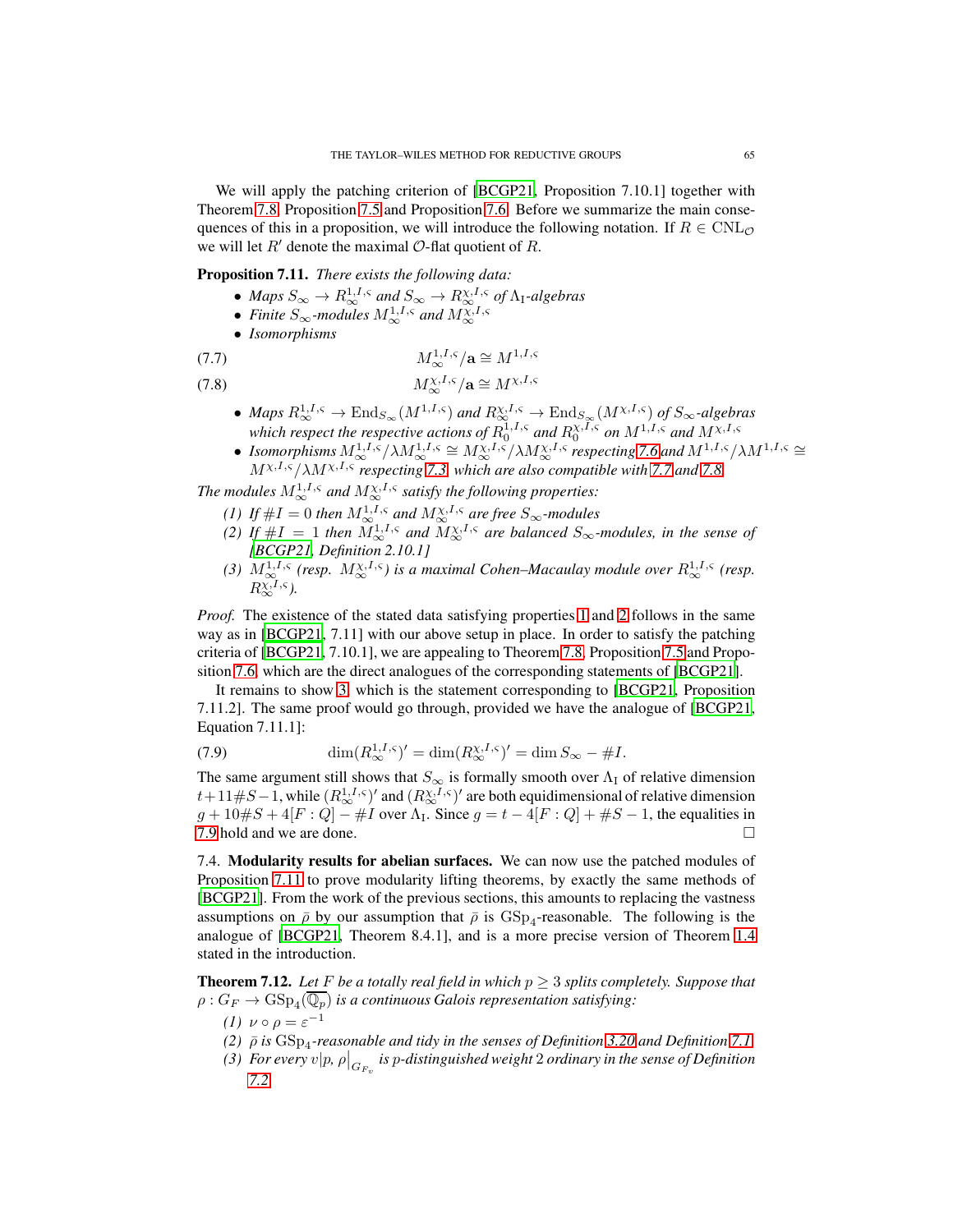We will apply the patching criterion of [BCGP21, Proposition 7.10.1] together with Theorem 7.8, Proposition 7.5 and Proposition 7.6. Before we summarize the main consequences of this in a proposition, we will introduce the following notation. If $R \in \mathrm{CNL}_{\mathcal{O}}$ we will let $R'$ denote the maximal $\mathcal{O}$-flat quotient of $R$.

**Proposition 7.11.** *There exists the following data:*

- *Maps $S_\infty \to R_\infty^{1,I,\varsigma}$ and $S_\infty \to R_\infty^{\chi,I,\varsigma}$ of $\Lambda_{\mathrm{I}}$-algebras*
- *Finite $S_\infty$-modules $M_\infty^{1,I,\varsigma}$ and $M_\infty^{\chi,I,\varsigma}$*
- *Isomorphisms*

$$M_\infty^{1,I,\varsigma}/\mathbf{a} \cong M^{1,I,\varsigma} \tag{7.7}$$

$$M_\infty^{\chi,I,\varsigma}/\mathbf{a} \cong M^{\chi,I,\varsigma} \tag{7.8}$$

- *Maps $R_\infty^{1,I,\varsigma} \to \mathrm{End}_{S_\infty}(M^{1,I,\varsigma})$ and $R_\infty^{\chi,I,\varsigma} \to \mathrm{End}_{S_\infty}(M^{\chi,I,\varsigma})$ of $S_\infty$-algebras which respect the respective actions of $R_0^{1,I,\varsigma}$ and $R_0^{\chi,I,\varsigma}$ on $M^{1,I,\varsigma}$ and $M^{\chi,I,\varsigma}$*
- *Isomorphisms $M_\infty^{1,I,\varsigma}/\lambda M_\infty^{1,I,\varsigma} \cong M_\infty^{\chi,I,\varsigma}/\lambda M_\infty^{\chi,I,\varsigma}$ respecting 7.6 and $M^{1,I,\varsigma}/\lambda M^{1,I,\varsigma} \cong M^{\chi,I,\varsigma}/\lambda M^{\chi,I,\varsigma}$ respecting 7.3, which are also compatible with 7.7 and 7.8.*

*The modules $M_\infty^{1,I,\varsigma}$ and $M_\infty^{\chi,I,\varsigma}$ satisfy the following properties:*

1. *If $\#I = 0$ then $M_\infty^{1,I,\varsigma}$ and $M_\infty^{\chi,I,\varsigma}$ are free $S_\infty$-modules*
2. *If $\#I = 1$ then $M_\infty^{1,I,\varsigma}$ and $M_\infty^{\chi,I,\varsigma}$ are balanced $S_\infty$-modules, in the sense of [BCGP21, Definition 2.10.1]*
3. *$M_\infty^{1,I,\varsigma}$ (resp. $M_\infty^{\chi,I,\varsigma}$) is a maximal Cohen–Macaulay module over $R_\infty^{1,I,\varsigma}$ (resp. $R_\infty^{\chi,I,\varsigma}$).*

*Proof.* The existence of the stated data satisfying properties 1 and 2 follows in the same way as in [BCGP21, 7.11] with our above setup in place. In order to satisfy the patching criteria of [BCGP21, 7.10.1], we are appealing to Theorem 7.8, Proposition 7.5 and Proposition 7.6, which are the direct analogues of the corresponding statements of [BCGP21].

It remains to show 3, which is the statement corresponding to [BCGP21, Proposition 7.11.2]. The same proof would go through, provided we have the analogue of [BCGP21, Equation 7.11.1]:

$$\dim(R_\infty^{1,I,\varsigma})' = \dim(R_\infty^{\chi,I,\varsigma})' = \dim S_\infty - \#I. \tag{7.9}$$

The same argument still shows that $S_\infty$ is formally smooth over $\Lambda_{\mathrm{I}}$ of relative dimension $t + 11\#S - 1$, while $(R_\infty^{1,I,\varsigma})'$ and $(R_\infty^{\chi,I,\varsigma})'$ are both equidimensional of relative dimension $g + 10\#S + 4[F:\mathbb{Q}] - \#I$ over $\Lambda_{\mathrm{I}}$. Since $g = t - 4[F:\mathbb{Q}] + \#S - 1$, the equalities in 7.9 hold and we are done. $\square$

7.4. **Modularity results for abelian surfaces.** We can now use the patched modules of Proposition 7.11 to prove modularity lifting theorems, by exactly the same methods of [BCGP21]. From the work of the previous sections, this amounts to replacing the vastness assumptions on $\bar{\rho}$ by our assumption that $\bar{\rho}$ is $\mathrm{GSp}_4$-reasonable. The following is the analogue of [BCGP21, Theorem 8.4.1], and is a more precise version of Theorem 1.4 stated in the introduction.

**Theorem 7.12.** *Let $F$ be a totally real field in which $p \geq 3$ splits completely. Suppose that $\rho : G_F \to \mathrm{GSp}_4(\overline{\mathbb{Q}}_p)$ is a continuous Galois representation satisfying:*

1. *$\nu \circ \rho = \varepsilon^{-1}$*
2. *$\bar{\rho}$ is $\mathrm{GSp}_4$-reasonable and tidy in the senses of Definition 3.20 and Definition 7.1*
3. *For every $v|p$, $\rho|_{G_{F_v}}$ is $p$-distinguished weight 2 ordinary in the sense of Definition 7.2*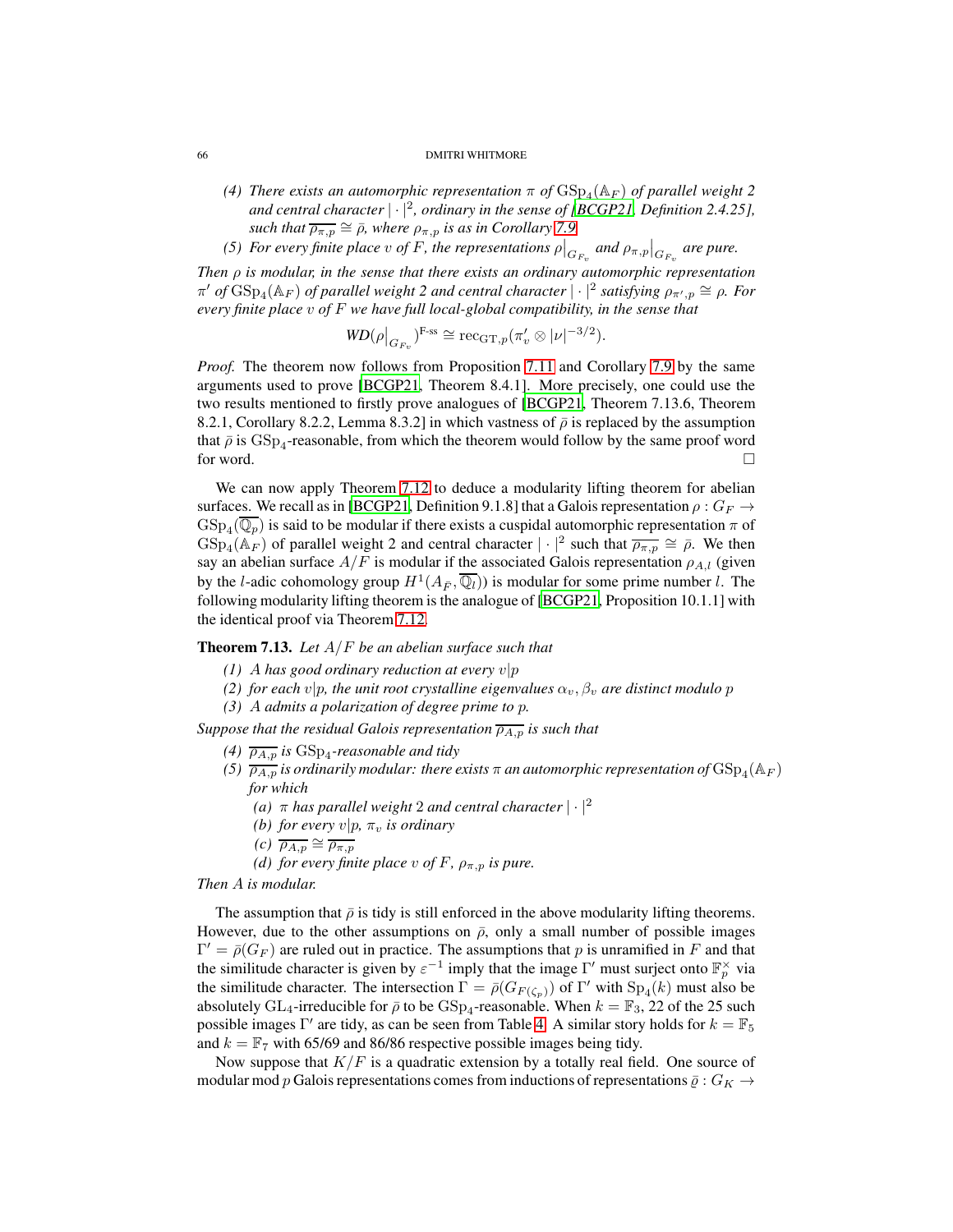(4) *There exists an automorphic representation $\pi$ of $\mathrm{GSp}_4(\mathbb{A}_F)$ of parallel weight 2 and central character $|\cdot|^2$, ordinary in the sense of [BCGP21, Definition 2.4.25], such that $\overline{\rho_{\pi,p}} \cong \bar{\rho}$, where $\rho_{\pi,p}$ is as in Corollary 7.9.*

(5) *For every finite place $v$ of $F$, the representations $\rho\big|_{G_{F_v}}$ and $\rho_{\pi,p}\big|_{G_{F_v}}$ are pure.*

*Then $\rho$ is modular, in the sense that there exists an ordinary automorphic representation $\pi'$ of $\mathrm{GSp}_4(\mathbb{A}_F)$ of parallel weight 2 and central character $|\cdot|^2$ satisfying $\rho_{\pi',p} \cong \rho$. For every finite place $v$ of $F$ we have full local-global compatibility, in the sense that*

$$WD(\rho\big|_{G_{F_v}})^{\text{F-ss}} \cong \mathrm{rec}_{\mathrm{GT},p}(\pi'_v \otimes |\nu|^{-3/2}).$$

*Proof.* The theorem now follows from Proposition 7.11 and Corollary 7.9 by the same arguments used to prove [BCGP21, Theorem 8.4.1]. More precisely, one could use the two results mentioned to firstly prove analogues of [BCGP21, Theorem 7.13.6, Theorem 8.2.1, Corollary 8.2.2, Lemma 8.3.2] in which vastness of $\bar{\rho}$ is replaced by the assumption that $\bar{\rho}$ is $\mathrm{GSp}_4$-reasonable, from which the theorem would follow by the same proof word for word. □

We can now apply Theorem 7.12 to deduce a modularity lifting theorem for abelian surfaces. We recall as in [BCGP21, Definition 9.1.8] that a Galois representation $\rho : G_F \to \mathrm{GSp}_4(\overline{\mathbb{Q}_p})$ is said to be modular if there exists a cuspidal automorphic representation $\pi$ of $\mathrm{GSp}_4(\mathbb{A}_F)$ of parallel weight 2 and central character $|\cdot|^2$ such that $\overline{\rho_{\pi,p}} \cong \bar{\rho}$. We then say an abelian surface $A/F$ is modular if the associated Galois representation $\rho_{A,l}$ (given by the $l$-adic cohomology group $H^1(A_{\bar{F}}, \overline{\mathbb{Q}_l})$) is modular for some prime number $l$. The following modularity lifting theorem is the analogue of [BCGP21, Proposition 10.1.1] with the identical proof via Theorem 7.12.

**Theorem 7.13.** *Let $A/F$ be an abelian surface such that*

(1) *$A$ has good ordinary reduction at every $v|p$*
(2) *for each $v|p$, the unit root crystalline eigenvalues $\alpha_v, \beta_v$ are distinct modulo $p$*
(3) *$A$ admits a polarization of degree prime to $p$.*

*Suppose that the residual Galois representation $\overline{\rho_{A,p}}$ is such that*

(4) *$\overline{\rho_{A,p}}$ is $\mathrm{GSp}_4$-reasonable and tidy*
(5) *$\overline{\rho_{A,p}}$ is ordinarily modular: there exists $\pi$ an automorphic representation of $\mathrm{GSp}_4(\mathbb{A}_F)$ for which*
   (a) *$\pi$ has parallel weight 2 and central character $|\cdot|^2$*
   (b) *for every $v|p$, $\pi_v$ is ordinary*
   (c) *$\overline{\rho_{A,p}} \cong \overline{\rho_{\pi,p}}$*
   (d) *for every finite place $v$ of $F$, $\rho_{\pi,p}$ is pure.*

*Then $A$ is modular.*

The assumption that $\bar{\rho}$ is tidy is still enforced in the above modularity lifting theorems. However, due to the other assumptions on $\bar{\rho}$, only a small number of possible images $\Gamma' = \bar{\rho}(G_F)$ are ruled out in practice. The assumptions that $p$ is unramified in $F$ and that the similitude character is given by $\varepsilon^{-1}$ imply that the image $\Gamma'$ must surject onto $\mathbb{F}_p^\times$ via the similitude character. The intersection $\Gamma = \bar{\rho}(G_{F(\zeta_p)})$ of $\Gamma'$ with $\mathrm{Sp}_4(k)$ must also be absolutely $\mathrm{GL}_4$-irreducible for $\bar{\rho}$ to be $\mathrm{GSp}_4$-reasonable. When $k = \mathbb{F}_3$, 22 of the 25 such possible images $\Gamma'$ are tidy, as can be seen from Table 4. A similar story holds for $k = \mathbb{F}_5$ and $k = \mathbb{F}_7$ with 65/69 and 86/86 respective possible images being tidy.

Now suppose that $K/F$ is a quadratic extension by a totally real field. One source of modular mod $p$ Galois representations comes from inductions of representations $\bar{\varrho} : G_K \to$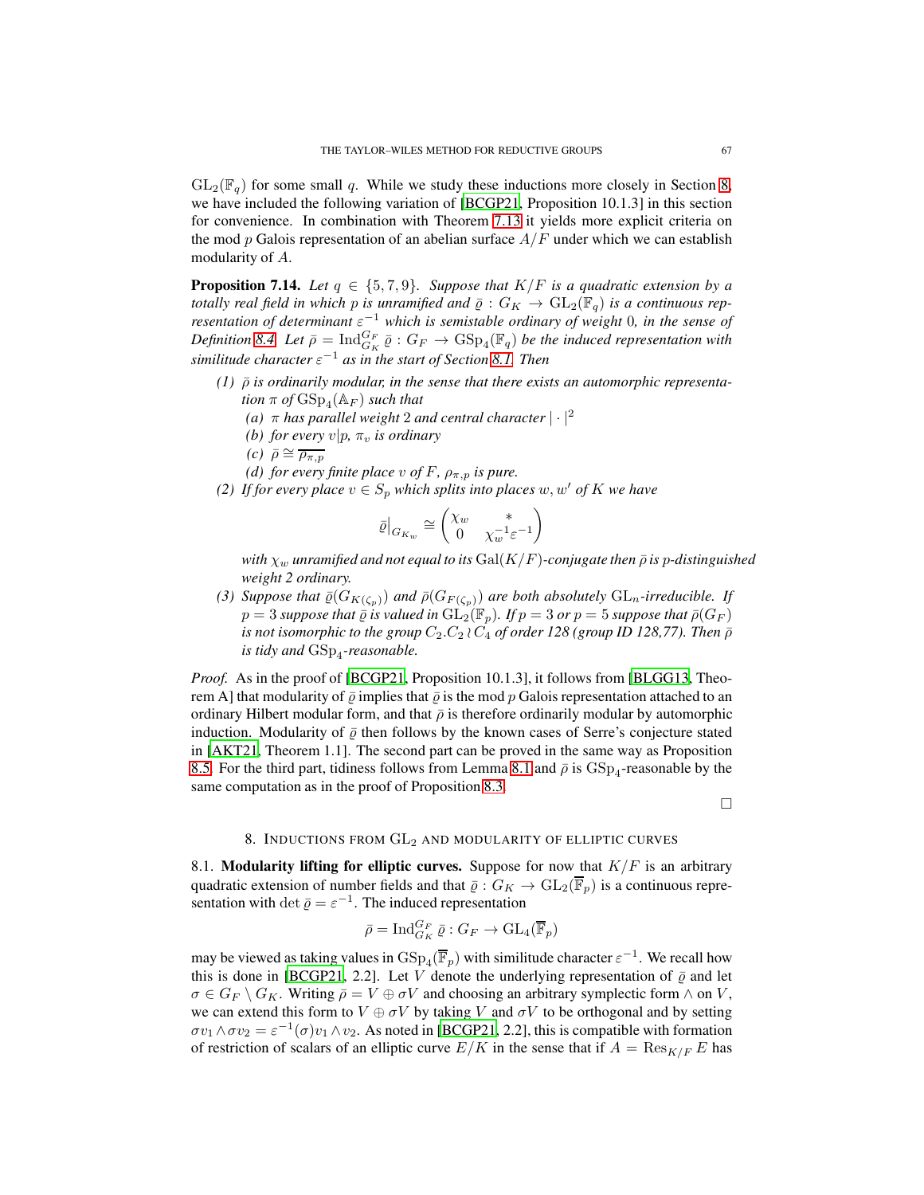$\mathrm{GL}_2(\mathbb{F}_q)$ for some small $q$. While we study these inductions more closely in Section 8, we have included the following variation of [BCGP21, Proposition 10.1.3] in this section for convenience. In combination with Theorem 7.13 it yields more explicit criteria on the mod $p$ Galois representation of an abelian surface $A/F$ under which we can establish modularity of $A$.

**Proposition 7.14.** *Let $q \in \{5, 7, 9\}$. Suppose that $K/F$ is a quadratic extension by a totally real field in which $p$ is unramified and $\bar{\varrho} : G_K \to \mathrm{GL}_2(\mathbb{F}_q)$ is a continuous representation of determinant $\varepsilon^{-1}$ which is semistable ordinary of weight 0, in the sense of Definition 8.4. Let $\bar{\rho} = \mathrm{Ind}_{G_K}^{G_F} \bar{\varrho} : G_F \to \mathrm{GSp}_4(\mathbb{F}_q)$ be the induced representation with similitude character $\varepsilon^{-1}$ as in the start of Section 8.1. Then*

*(1) $\bar{\rho}$ is ordinarily modular, in the sense that there exists an automorphic representation $\pi$ of $\mathrm{GSp}_4(\mathbb{A}_F)$ such that*
   *(a) $\pi$ has parallel weight 2 and central character $|\cdot|^2$*
   *(b) for every $v|p$, $\pi_v$ is ordinary*
   *(c) $\bar{\rho} \cong \overline{\rho_{\pi,p}}$*
   *(d) for every finite place $v$ of $F$, $\rho_{\pi,p}$ is pure.*

*(2) If for every place $v \in S_p$ which splits into places $w, w'$ of $K$ we have*

$$\bar{\varrho}|_{G_{K_w}} \cong \begin{pmatrix} \chi_w & * \\ 0 & \chi_w^{-1}\varepsilon^{-1} \end{pmatrix}$$

*with $\chi_w$ unramified and not equal to its $\mathrm{Gal}(K/F)$-conjugate then $\bar{\rho}$ is $p$-distinguished weight 2 ordinary.*

*(3) Suppose that $\bar{\varrho}(G_{K(\zeta_p)})$ and $\bar{\rho}(G_{F(\zeta_p)})$ are both absolutely $\mathrm{GL}_n$-irreducible. If $p = 3$ suppose that $\bar{\varrho}$ is valued in $\mathrm{GL}_2(\mathbb{F}_p)$. If $p = 3$ or $p = 5$ suppose that $\bar{\rho}(G_F)$ is not isomorphic to the group $C_2.C_2 \wr C_4$ of order 128 (group ID 128,77). Then $\bar{\rho}$ is tidy and $\mathrm{GSp}_4$-reasonable.*

*Proof.* As in the proof of [BCGP21, Proposition 10.1.3], it follows from [BLGG13, Theorem A] that modularity of $\bar{\varrho}$ implies that $\bar{\varrho}$ is the mod $p$ Galois representation attached to an ordinary Hilbert modular form, and that $\bar{\rho}$ is therefore ordinarily modular by automorphic induction. Modularity of $\bar{\varrho}$ then follows by the known cases of Serre's conjecture stated in [AKT21, Theorem 1.1]. The second part can be proved in the same way as Proposition 8.5. For the third part, tidiness follows from Lemma 8.1 and $\bar{\rho}$ is $\mathrm{GSp}_4$-reasonable by the same computation as in the proof of Proposition 8.3.

∎

## 8. Inductions from $\mathrm{GL}_2$ and modularity of elliptic curves

8.1. **Modularity lifting for elliptic curves.** Suppose for now that $K/F$ is an arbitrary quadratic extension of number fields and that $\bar{\varrho} : G_K \to \mathrm{GL}_2(\overline{\mathbb{F}}_p)$ is a continuous representation with $\det \bar{\varrho} = \varepsilon^{-1}$. The induced representation

$$\bar{\rho} = \mathrm{Ind}_{G_K}^{G_F} \bar{\varrho} : G_F \to \mathrm{GL}_4(\overline{\mathbb{F}}_p)$$

may be viewed as taking values in $\mathrm{GSp}_4(\overline{\mathbb{F}}_p)$ with similitude character $\varepsilon^{-1}$. We recall how this is done in [BCGP21, 2.2]. Let $V$ denote the underlying representation of $\bar{\varrho}$ and let $\sigma \in G_F \setminus G_K$. Writing $\bar{\rho} = V \oplus \sigma V$ and choosing an arbitrary symplectic form $\wedge$ on $V$, we can extend this form to $V \oplus \sigma V$ by taking $V$ and $\sigma V$ to be orthogonal and by setting $\sigma v_1 \wedge \sigma v_2 = \varepsilon^{-1}(\sigma) v_1 \wedge v_2$. As noted in [BCGP21, 2.2], this is compatible with formation of restriction of scalars of an elliptic curve $E/K$ in the sense that if $A = \mathrm{Res}_{K/F} E$ has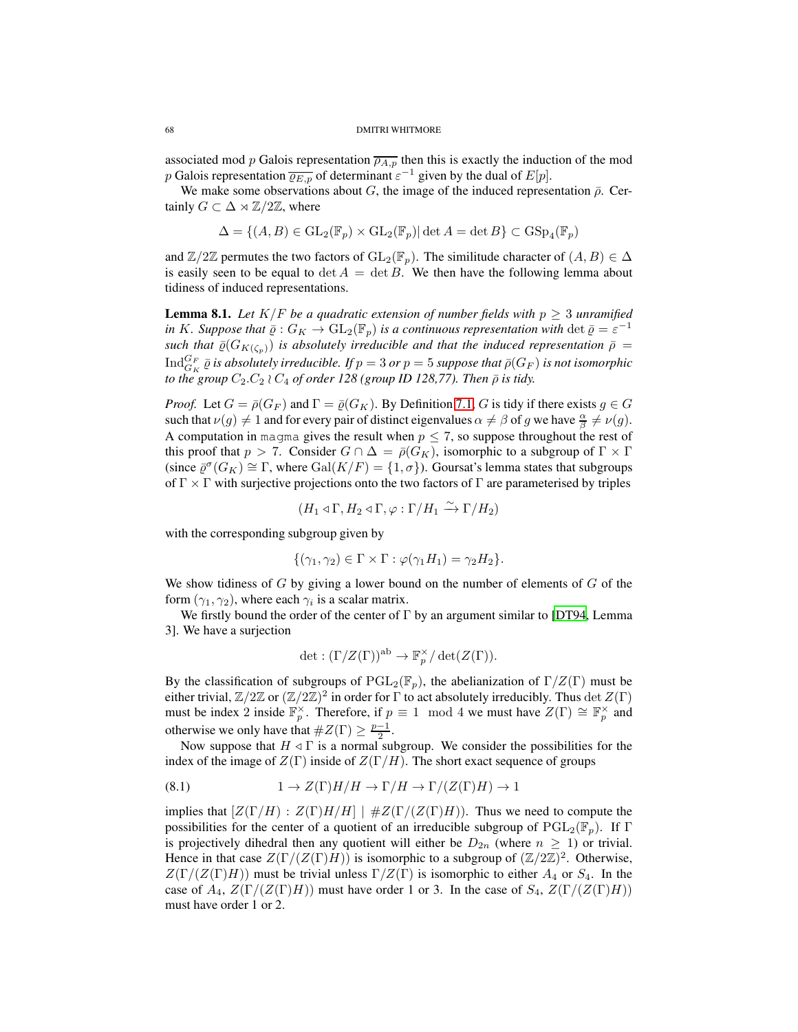associated mod $p$ Galois representation $\overline{\rho_{A,p}}$ then this is exactly the induction of the mod $p$ Galois representation $\overline{\varrho_{E,p}}$ of determinant $\varepsilon^{-1}$ given by the dual of $E[p]$.

We make some observations about $G$, the image of the induced representation $\bar{\rho}$. Certainly $G \subset \Delta \rtimes \mathbb{Z}/2\mathbb{Z}$, where

$$\Delta = \{(A, B) \in \mathrm{GL}_2(\mathbb{F}_p) \times \mathrm{GL}_2(\mathbb{F}_p) | \det A = \det B\} \subset \mathrm{GSp}_4(\mathbb{F}_p)$$

and $\mathbb{Z}/2\mathbb{Z}$ permutes the two factors of $\mathrm{GL}_2(\mathbb{F}_p)$. The similitude character of $(A, B) \in \Delta$ is easily seen to be equal to $\det A = \det B$. We then have the following lemma about tidiness of induced representations.

**Lemma 8.1.** *Let $K/F$ be a quadratic extension of number fields with $p \geq 3$ unramified in $K$. Suppose that $\bar{\varrho} : G_K \to \mathrm{GL}_2(\mathbb{F}_p)$ is a continuous representation with $\det \bar{\varrho} = \varepsilon^{-1}$ such that $\bar{\varrho}(G_{K(\zeta_p)})$ is absolutely irreducible and that the induced representation $\bar{\rho} = \mathrm{Ind}_{G_K}^{G_F} \bar{\varrho}$ is absolutely irreducible. If $p = 3$ or $p = 5$ suppose that $\bar{\rho}(G_F)$ is not isomorphic to the group $C_2.C_2 \wr C_4$ of order 128 (group ID 128,77). Then $\bar{\rho}$ is tidy.*

*Proof.* Let $G = \bar{\rho}(G_F)$ and $\Gamma = \bar{\varrho}(G_K)$. By Definition 7.1, $G$ is tidy if there exists $g \in G$ such that $\nu(g) \neq 1$ and for every pair of distinct eigenvalues $\alpha \neq \beta$ of $g$ we have $\frac{\alpha}{\beta} \neq \nu(g)$. A computation in `magma` gives the result when $p \leq 7$, so suppose throughout the rest of this proof that $p > 7$. Consider $G \cap \Delta = \bar{\rho}(G_K)$, isomorphic to a subgroup of $\Gamma \times \Gamma$ (since $\bar{\varrho}^\sigma(G_K) \cong \Gamma$, where $\mathrm{Gal}(K/F) = \{1, \sigma\}$). Goursat's lemma states that subgroups of $\Gamma \times \Gamma$ with surjective projections onto the two factors of $\Gamma$ are parameterised by triples

$$(H_1 \lhd \Gamma, H_2 \lhd \Gamma, \varphi : \Gamma/H_1 \xrightarrow{\sim} \Gamma/H_2)$$

with the corresponding subgroup given by

$$\{(\gamma_1, \gamma_2) \in \Gamma \times \Gamma : \varphi(\gamma_1 H_1) = \gamma_2 H_2\}.$$

We show tidiness of $G$ by giving a lower bound on the number of elements of $G$ of the form $(\gamma_1, \gamma_2)$, where each $\gamma_i$ is a scalar matrix.

We firstly bound the order of the center of $\Gamma$ by an argument similar to [DT94, Lemma 3]. We have a surjection

$$\det : (\Gamma/Z(\Gamma))^{\mathrm{ab}} \to \mathbb{F}_p^\times / \det(Z(\Gamma)).$$

By the classification of subgroups of $\mathrm{PGL}_2(\mathbb{F}_p)$, the abelianization of $\Gamma/Z(\Gamma)$ must be either trivial, $\mathbb{Z}/2\mathbb{Z}$ or $(\mathbb{Z}/2\mathbb{Z})^2$ in order for $\Gamma$ to act absolutely irreducibly. Thus $\det Z(\Gamma)$ must be index 2 inside $\mathbb{F}_p^\times$. Therefore, if $p \equiv 1 \mod 4$ we must have $Z(\Gamma) \cong \mathbb{F}_p^\times$ and otherwise we only have that $\#Z(\Gamma) \geq \frac{p-1}{2}$.

Now suppose that $H \lhd \Gamma$ is a normal subgroup. We consider the possibilities for the index of the image of $Z(\Gamma)$ inside of $Z(\Gamma/H)$. The short exact sequence of groups

$$1 \to Z(\Gamma)H/H \to \Gamma/H \to \Gamma/(Z(\Gamma)H) \to 1 \tag{8.1}$$

implies that $[Z(\Gamma/H) : Z(\Gamma)H/H] \mid \#Z(\Gamma/(Z(\Gamma)H))$. Thus we need to compute the possibilities for the center of a quotient of an irreducible subgroup of $\mathrm{PGL}_2(\mathbb{F}_p)$. If $\Gamma$ is projectively dihedral then any quotient will either be $D_{2n}$ (where $n \geq 1$) or trivial. Hence in that case $Z(\Gamma/(Z(\Gamma)H))$ is isomorphic to a subgroup of $(\mathbb{Z}/2\mathbb{Z})^2$. Otherwise, $Z(\Gamma/(Z(\Gamma)H))$ must be trivial unless $\Gamma/Z(\Gamma)$ is isomorphic to either $A_4$ or $S_4$. In the case of $A_4$, $Z(\Gamma/(Z(\Gamma)H))$ must have order 1 or 3. In the case of $S_4$, $Z(\Gamma/(Z(\Gamma)H))$ must have order 1 or 2.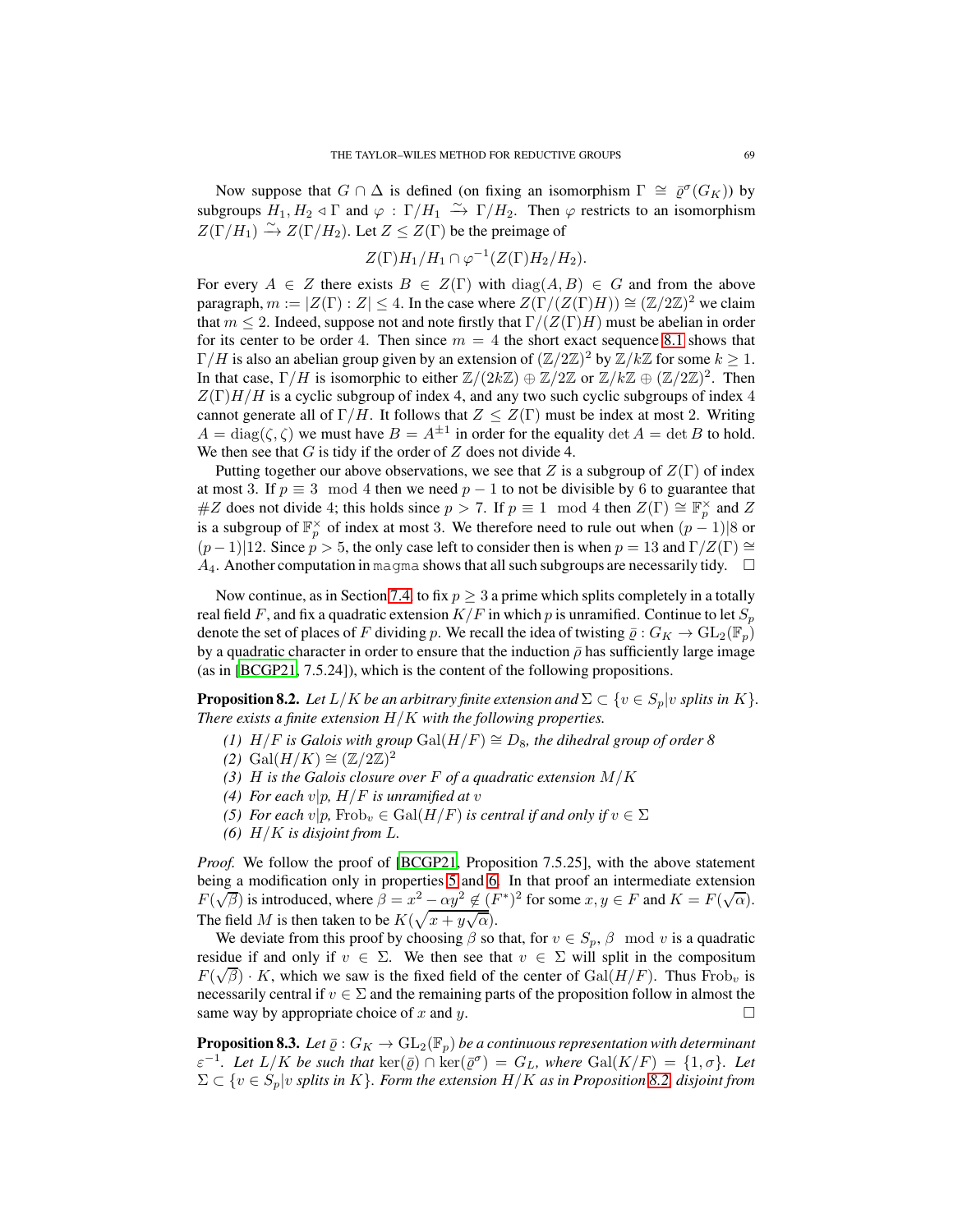Now suppose that $G \cap \Delta$ is defined (on fixing an isomorphism $\Gamma \cong \bar{\varrho}^\sigma(G_K)$) by subgroups $H_1, H_2 \lhd \Gamma$ and $\varphi : \Gamma/H_1 \xrightarrow{\sim} \Gamma/H_2$. Then $\varphi$ restricts to an isomorphism $Z(\Gamma/H_1) \xrightarrow{\sim} Z(\Gamma/H_2)$. Let $Z \leq Z(\Gamma)$ be the preimage of

$$Z(\Gamma)H_1/H_1 \cap \varphi^{-1}(Z(\Gamma)H_2/H_2).$$

For every $A \in Z$ there exists $B \in Z(\Gamma)$ with $\mathrm{diag}(A, B) \in G$ and from the above paragraph, $m := |Z(\Gamma) : Z| \leq 4$. In the case where $Z(\Gamma/(Z(\Gamma)H)) \cong (\mathbb{Z}/2\mathbb{Z})^2$ we claim that $m \leq 2$. Indeed, suppose not and note firstly that $\Gamma/(Z(\Gamma)H)$ must be abelian in order for its center to be order 4. Then since $m = 4$ the short exact sequence 8.1 shows that $\Gamma/H$ is also an abelian group given by an extension of $(\mathbb{Z}/2\mathbb{Z})^2$ by $\mathbb{Z}/k\mathbb{Z}$ for some $k \geq 1$. In that case, $\Gamma/H$ is isomorphic to either $\mathbb{Z}/(2k\mathbb{Z}) \oplus \mathbb{Z}/2\mathbb{Z}$ or $\mathbb{Z}/k\mathbb{Z} \oplus (\mathbb{Z}/2\mathbb{Z})^2$. Then $Z(\Gamma)H/H$ is a cyclic subgroup of index 4, and any two such cyclic subgroups of index 4 cannot generate all of $\Gamma/H$. It follows that $Z \leq Z(\Gamma)$ must be index at most 2. Writing $A = \mathrm{diag}(\zeta, \zeta)$ we must have $B = A^{\pm 1}$ in order for the equality $\det A = \det B$ to hold. We then see that $G$ is tidy if the order of $Z$ does not divide 4.

Putting together our above observations, we see that $Z$ is a subgroup of $Z(\Gamma)$ of index at most 3. If $p \equiv 3 \mod 4$ then we need $p - 1$ to not be divisible by 6 to guarantee that $\#Z$ does not divide 4; this holds since $p > 7$. If $p \equiv 1 \mod 4$ then $Z(\Gamma) \cong \mathbb{F}_p^\times$ and $Z$ is a subgroup of $\mathbb{F}_p^\times$ of index at most 3. We therefore need to rule out when $(p-1)|8$ or $(p-1)|12$. Since $p > 5$, the only case left to consider then is when $p = 13$ and $\Gamma/Z(\Gamma) \cong A_4$. Another computation in `magma` shows that all such subgroups are necessarily tidy. $\square$

Now continue, as in Section 7.4, to fix $p \geq 3$ a prime which splits completely in a totally real field $F$, and fix a quadratic extension $K/F$ in which $p$ is unramified. Continue to let $S_p$ denote the set of places of $F$ dividing $p$. We recall the idea of twisting $\bar{\varrho} : G_K \to \mathrm{GL}_2(\mathbb{F}_p)$ by a quadratic character in order to ensure that the induction $\bar{\rho}$ has sufficiently large image (as in [BCGP21, 7.5.24]), which is the content of the following propositions.

**Proposition 8.2.** *Let $L/K$ be an arbitrary finite extension and $\Sigma \subset \{v \in S_p | v \text{ splits in } K\}$. There exists a finite extension $H/K$ with the following properties.*

1. *$H/F$ is Galois with group $\mathrm{Gal}(H/F) \cong D_8$, the dihedral group of order 8*
2. *$\mathrm{Gal}(H/K) \cong (\mathbb{Z}/2\mathbb{Z})^2$*
3. *$H$ is the Galois closure over $F$ of a quadratic extension $M/K$*
4. *For each $v|p$, $H/F$ is unramified at $v$*
5. *For each $v|p$, $\mathrm{Frob}_v \in \mathrm{Gal}(H/F)$ is central if and only if $v \in \Sigma$*
6. *$H/K$ is disjoint from $L$.*

*Proof.* We follow the proof of [BCGP21, Proposition 7.5.25], with the above statement being a modification only in properties 5 and 6. In that proof an intermediate extension $F(\sqrt{\beta})$ is introduced, where $\beta = x^2 - \alpha y^2 \notin (F^*)^2$ for some $x, y \in F$ and $K = F(\sqrt{\alpha})$. The field $M$ is then taken to be $K(\sqrt{x + y\sqrt{\alpha}})$.

We deviate from this proof by choosing $\beta$ so that, for $v \in S_p$, $\beta \mod v$ is a quadratic residue if and only if $v \in \Sigma$. We then see that $v \in \Sigma$ will split in the compositum $F(\sqrt{\beta}) \cdot K$, which we saw is the fixed field of the center of $\mathrm{Gal}(H/F)$. Thus $\mathrm{Frob}_v$ is necessarily central if $v \in \Sigma$ and the remaining parts of the proposition follow in almost the same way by appropriate choice of $x$ and $y$. $\square$

**Proposition 8.3.** *Let $\bar{\varrho} : G_K \to \mathrm{GL}_2(\mathbb{F}_p)$ be a continuous representation with determinant $\varepsilon^{-1}$. Let $L/K$ be such that $\ker(\bar{\varrho}) \cap \ker(\bar{\varrho}^\sigma) = G_L$, where $\mathrm{Gal}(K/F) = \{1, \sigma\}$. Let $\Sigma \subset \{v \in S_p | v \text{ splits in } K\}$. Form the extension $H/K$ as in Proposition 8.2, disjoint from*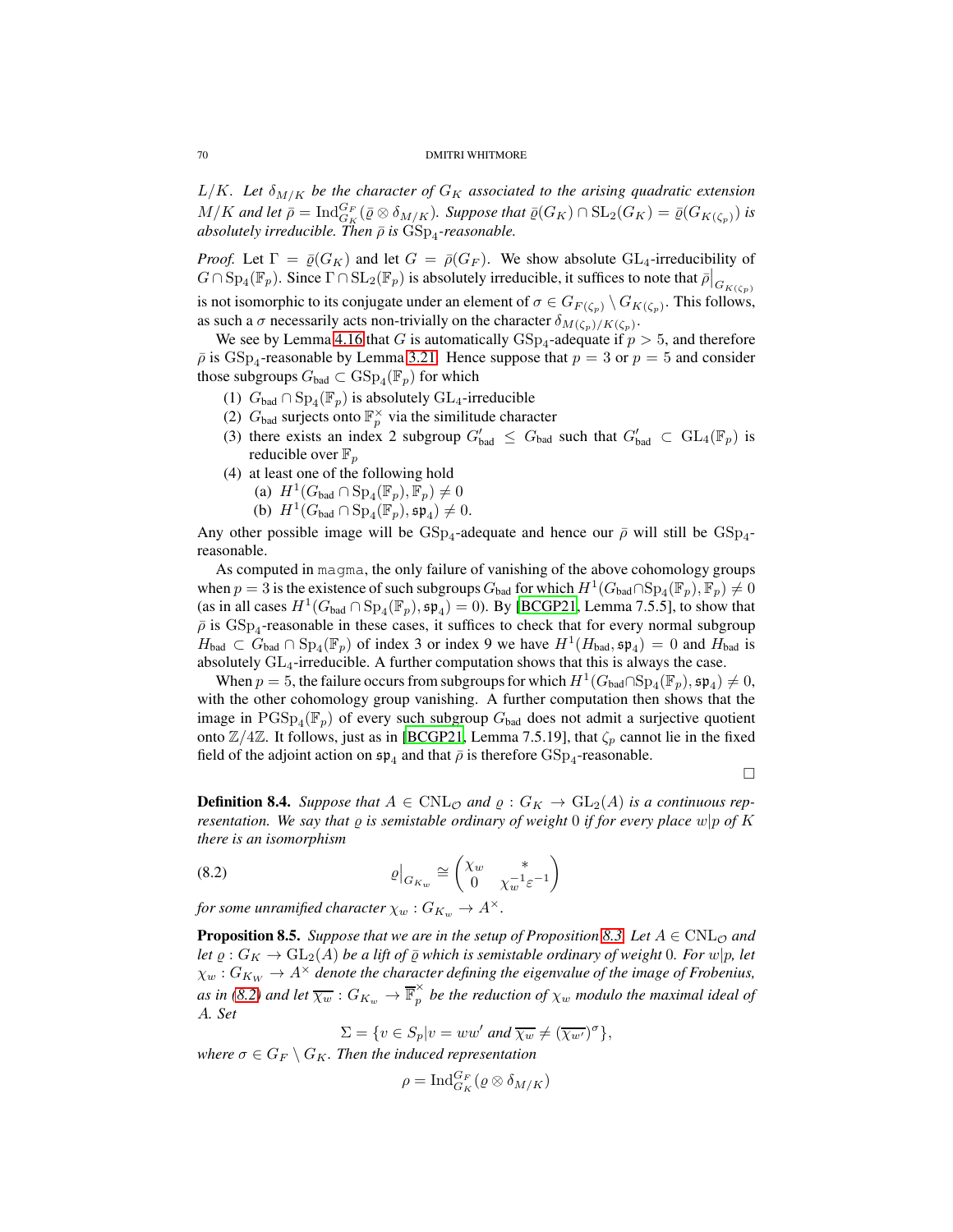*$L/K$. Let $\delta_{M/K}$ be the character of $G_K$ associated to the arising quadratic extension $M/K$ and let $\bar{\rho} = \mathrm{Ind}_{G_K}^{G_F}(\bar{\varrho} \otimes \delta_{M/K})$. Suppose that $\bar{\varrho}(G_K) \cap \mathrm{SL}_2(G_K) = \bar{\varrho}(G_{K(\zeta_p)})$ is absolutely irreducible. Then $\bar{\rho}$ is $\mathrm{GSp}_4$-reasonable.*

*Proof.* Let $\Gamma = \bar{\varrho}(G_K)$ and let $G = \bar{\rho}(G_F)$. We show absolute $\mathrm{GL}_4$-irreducibility of $G \cap \mathrm{Sp}_4(\mathbb{F}_p)$. Since $\Gamma \cap \mathrm{SL}_2(\mathbb{F}_p)$ is absolutely irreducible, it suffices to note that $\bar{\rho}\big|_{G_{K(\zeta_p)}}$ is not isomorphic to its conjugate under an element of $\sigma \in G_{F(\zeta_p)} \setminus G_{K(\zeta_p)}$. This follows, as such a $\sigma$ necessarily acts non-trivially on the character $\delta_{M(\zeta_p)/K(\zeta_p)}$.

We see by Lemma 4.16 that $G$ is automatically $\mathrm{GSp}_4$-adequate if $p > 5$, and therefore $\bar{\rho}$ is $\mathrm{GSp}_4$-reasonable by Lemma 3.21. Hence suppose that $p = 3$ or $p = 5$ and consider those subgroups $G_{\text{bad}} \subset \mathrm{GSp}_4(\mathbb{F}_p)$ for which

1. $G_{\text{bad}} \cap \mathrm{Sp}_4(\mathbb{F}_p)$ is absolutely $\mathrm{GL}_4$-irreducible
2. $G_{\text{bad}}$ surjects onto $\mathbb{F}_p^\times$ via the similitude character
3. there exists an index 2 subgroup $G'_{\text{bad}} \leq G_{\text{bad}}$ such that $G'_{\text{bad}} \subset \mathrm{GL}_4(\mathbb{F}_p)$ is reducible over $\mathbb{F}_p$
4. at least one of the following hold
   (a) $H^1(G_{\text{bad}} \cap \mathrm{Sp}_4(\mathbb{F}_p), \mathbb{F}_p) \neq 0$
   (b) $H^1(G_{\text{bad}} \cap \mathrm{Sp}_4(\mathbb{F}_p), \mathfrak{sp}_4) \neq 0$.

Any other possible image will be $\mathrm{GSp}_4$-adequate and hence our $\bar{\rho}$ will still be $\mathrm{GSp}_4$-reasonable.

As computed in `magma`, the only failure of vanishing of the above cohomology groups when $p = 3$ is the existence of such subgroups $G_{\text{bad}}$ for which $H^1(G_{\text{bad}} \cap \mathrm{Sp}_4(\mathbb{F}_p), \mathbb{F}_p) \neq 0$ (as in all cases $H^1(G_{\text{bad}} \cap \mathrm{Sp}_4(\mathbb{F}_p), \mathfrak{sp}_4) = 0$). By [BCGP21, Lemma 7.5.5], to show that $\bar{\rho}$ is $\mathrm{GSp}_4$-reasonable in these cases, it suffices to check that for every normal subgroup $H_{\text{bad}} \subset G_{\text{bad}} \cap \mathrm{Sp}_4(\mathbb{F}_p)$ of index 3 or index 9 we have $H^1(H_{\text{bad}}, \mathfrak{sp}_4) = 0$ and $H_{\text{bad}}$ is absolutely $\mathrm{GL}_4$-irreducible. A further computation shows that this is always the case.

When $p = 5$, the failure occurs from subgroups for which $H^1(G_{\text{bad}} \cap \mathrm{Sp}_4(\mathbb{F}_p), \mathfrak{sp}_4) \neq 0$, with the other cohomology group vanishing. A further computation then shows that the image in $\mathrm{PGSp}_4(\mathbb{F}_p)$ of every such subgroup $G_{\text{bad}}$ does not admit a surjective quotient onto $\mathbb{Z}/4\mathbb{Z}$. It follows, just as in [BCGP21, Lemma 7.5.19], that $\zeta_p$ cannot lie in the fixed field of the adjoint action on $\mathfrak{sp}_4$ and that $\bar{\rho}$ is therefore $\mathrm{GSp}_4$-reasonable. $\square$

**Definition 8.4.** *Suppose that $A \in \mathrm{CNL}_{\mathcal{O}}$ and $\varrho : G_K \to \mathrm{GL}_2(A)$ is a continuous representation. We say that $\varrho$ is semistable ordinary of weight 0 if for every place $w|p$ of $K$ there is an isomorphism*

$$\varrho\big|_{G_{K_w}} \cong \begin{pmatrix} \chi_w & * \\ 0 & \chi_w^{-1}\varepsilon^{-1} \end{pmatrix} \tag{8.2}$$

*for some unramified character $\chi_w : G_{K_w} \to A^\times$.*

**Proposition 8.5.** *Suppose that we are in the setup of Proposition 8.3. Let $A \in \mathrm{CNL}_{\mathcal{O}}$ and let $\varrho : G_K \to \mathrm{GL}_2(A)$ be a lift of $\bar{\varrho}$ which is semistable ordinary of weight 0. For $w|p$, let $\chi_w : G_{K_W} \to A^\times$ denote the character defining the eigenvalue of the image of Frobenius, as in (8.2) and let $\overline{\chi_w} : G_{K_w} \to \overline{\mathbb{F}}_p^\times$ be the reduction of $\chi_w$ modulo the maximal ideal of $A$. Set*

$$\Sigma = \{v \in S_p | v = ww' \text{ and } \overline{\chi_w} \neq (\overline{\chi_{w'}})^\sigma\},$$

*where $\sigma \in G_F \setminus G_K$. Then the induced representation*

$$\rho = \mathrm{Ind}_{G_K}^{G_F}(\varrho \otimes \delta_{M/K})$$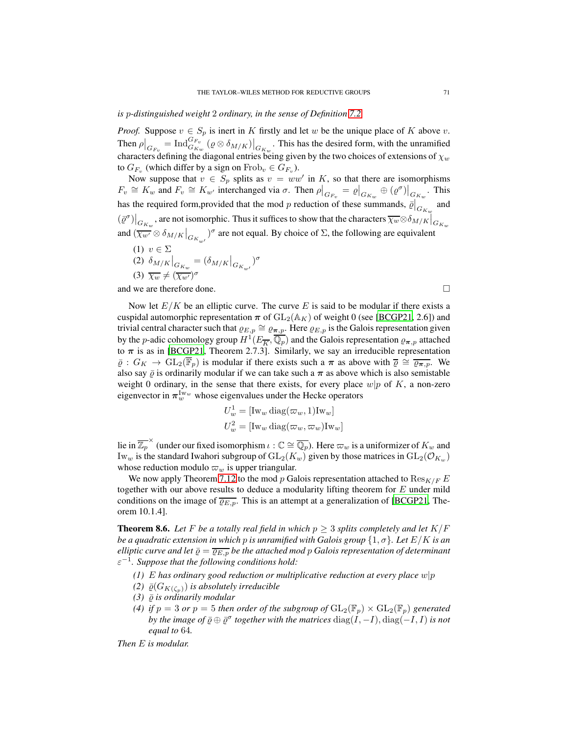*is $p$-distinguished weight 2 ordinary, in the sense of Definition 7.2.*

*Proof.* Suppose $v \in S_p$ is inert in $K$ firstly and let $w$ be the unique place of $K$ above $v$. Then $\rho\big|_{G_{F_v}} = \mathrm{Ind}_{G_{K_w}}^{G_{F_v}} (\varrho \otimes \delta_{M/K})\big|_{G_{K_w}}$. This has the desired form, with the unramified characters defining the diagonal entries being given by the two choices of extensions of $\chi_w$ to $G_{F_v}$ (which differ by a sign on $\mathrm{Frob}_v \in G_{F_v}$).

Now suppose that $v \in S_p$ splits as $v = ww'$ in $K$, so that there are isomorphisms $F_v \cong K_w$ and $F_v \cong K_{w'}$ interchanged via $\sigma$. Then $\rho\big|_{G_{F_v}} = \varrho\big|_{G_{K_w}} \oplus (\varrho^\sigma)\big|_{G_{K_w}}$. This has the required form,provided that the mod $p$ reduction of these summands, $\bar{\varrho}\big|_{G_{K_w}}$ and $(\bar{\varrho}^\sigma)\big|_{G_{K_w}}$, are not isomorphic. Thus it suffices to show that the characters $\overline{\chi_w} \otimes \delta_{M/K}\big|_{G_{K_w}}$ and $(\overline{\chi_{w'}} \otimes \delta_{M/K}\big|_{G_{K_{w'}}})^\sigma$ are not equal. By choice of $\Sigma$, the following are equivalent

(1) $v \in \Sigma$
(2) $\delta_{M/K}\big|_{G_{K_w}} = (\delta_{M/K}\big|_{G_{K_{w'}}})^\sigma$
(3) $\overline{\chi_w} \neq (\overline{\chi_{w'}})^\sigma$

and we are therefore done. □

Now let $E/K$ be an elliptic curve. The curve $E$ is said to be modular if there exists a cuspidal automorphic representation $\boldsymbol{\pi}$ of $\mathrm{GL}_2(\mathbb{A}_K)$ of weight 0 (see [BCGP21, 2.6]) and trivial central character such that $\varrho_{E,p} \cong \varrho_{\boldsymbol{\pi},p}$. Here $\varrho_{E,p}$ is the Galois representation given by the $p$-adic cohomology group $H^1(E_{\overline{K}}, \overline{\mathbb{Q}_p})$ and the Galois representation $\varrho_{\boldsymbol{\pi},p}$ attached to $\boldsymbol{\pi}$ is as in [BCGP21, Theorem 2.7.3]. Similarly, we say an irreducible representation $\bar{\varrho} : G_K \to \mathrm{GL}_2(\overline{\mathbb{F}}_p)$ is modular if there exists such a $\boldsymbol{\pi}$ as above with $\bar{\varrho} \cong \overline{\varrho_{\boldsymbol{\pi},p}}$. We also say $\bar{\varrho}$ is ordinarily modular if we can take such a $\boldsymbol{\pi}$ as above which is also semistable weight 0 ordinary, in the sense that there exists, for every place $w|p$ of $K$, a non-zero eigenvector in $\boldsymbol{\pi}_w^{\mathrm{Iw}_w}$ whose eigenvalues under the Hecke operators

$$U_w^1 = [\mathrm{Iw}_w \operatorname{diag}(\varpi_w, 1)\mathrm{Iw}_w]$$
$$U_w^2 = [\mathrm{Iw}_w \operatorname{diag}(\varpi_w, \varpi_w)\mathrm{Iw}_w]$$

lie in $\overline{\mathbb{Z}_p}^\times$ (under our fixed isomorphism $\iota : \mathbb{C} \cong \overline{\mathbb{Q}_p}$). Here $\varpi_w$ is a uniformizer of $K_w$ and $\mathrm{Iw}_w$ is the standard Iwahori subgroup of $\mathrm{GL}_2(K_w)$ given by those matrices in $\mathrm{GL}_2(\mathcal{O}_{K_w})$ whose reduction modulo $\varpi_w$ is upper triangular.

We now apply Theorem 7.12 to the mod $p$ Galois representation attached to $\mathrm{Res}_{K/F} E$ together with our above results to deduce a modularity lifting theorem for $E$ under mild conditions on the image of $\overline{\varrho_{E,p}}$. This is an attempt at a generalization of [BCGP21, Theorem 10.1.4].

**Theorem 8.6.** *Let $F$ be a totally real field in which $p \geq 3$ splits completely and let $K/F$ be a quadratic extension in which $p$ is unramified with Galois group $\{1, \sigma\}$. Let $E/K$ is an elliptic curve and let $\bar{\varrho} = \overline{\varrho_{E,p}}$ be the attached mod $p$ Galois representation of determinant $\varepsilon^{-1}$. Suppose that the following conditions hold:*

*(1) $E$ has ordinary good reduction or multiplicative reduction at every place $w|p$*
*(2) $\bar{\varrho}(G_{K(\zeta_p)})$ is absolutely irreducible*
*(3) $\bar{\varrho}$ is ordinarily modular*
*(4) if $p = 3$ or $p = 5$ then order of the subgroup of $\mathrm{GL}_2(\mathbb{F}_p) \times \mathrm{GL}_2(\mathbb{F}_p)$ generated by the image of $\bar{\varrho} \oplus \bar{\varrho}^\sigma$ together with the matrices $\operatorname{diag}(I, -I), \operatorname{diag}(-I, I)$ is not equal to 64.*

*Then $E$ is modular.*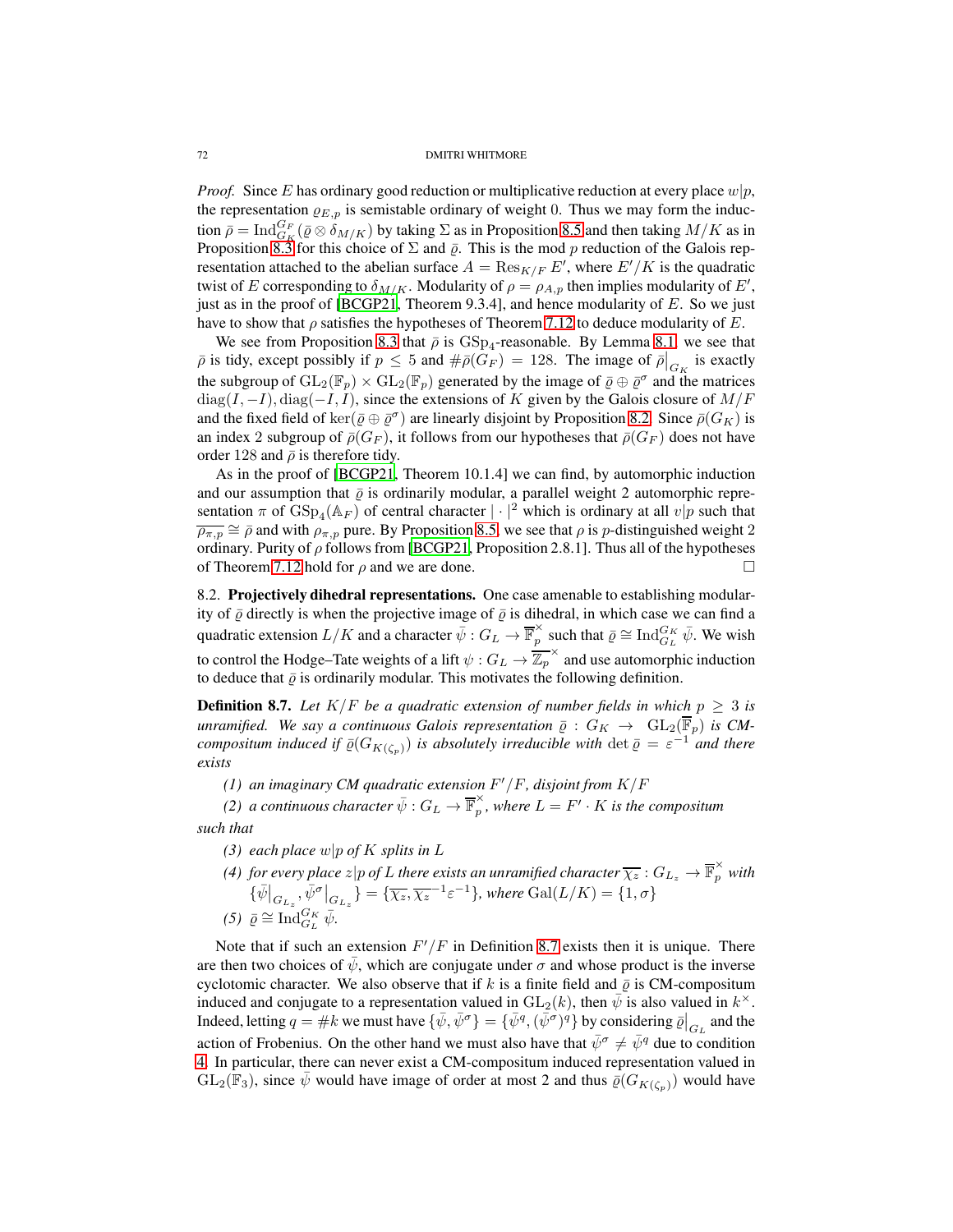*Proof.* Since $E$ has ordinary good reduction or multiplicative reduction at every place $w|p$, the representation $\varrho_{E,p}$ is semistable ordinary of weight 0. Thus we may form the induction $\bar{\rho} = \mathrm{Ind}_{G_K}^{G_F}(\bar{\varrho} \otimes \delta_{M/K})$ by taking $\Sigma$ as in Proposition 8.5 and then taking $M/K$ as in Proposition 8.3 for this choice of $\Sigma$ and $\bar{\varrho}$. This is the mod $p$ reduction of the Galois representation attached to the abelian surface $A = \mathrm{Res}_{K/F} E'$, where $E'/K$ is the quadratic twist of $E$ corresponding to $\delta_{M/K}$. Modularity of $\rho = \rho_{A,p}$ then implies modularity of $E'$, just as in the proof of [BCGP21, Theorem 9.3.4], and hence modularity of $E$. So we just have to show that $\rho$ satisfies the hypotheses of Theorem 7.12 to deduce modularity of $E$.

We see from Proposition 8.3 that $\bar{\rho}$ is $\mathrm{GSp}_4$-reasonable. By Lemma 8.1, we see that $\bar{\rho}$ is tidy, except possibly if $p \leq 5$ and $\#\bar{\rho}(G_F) = 128$. The image of $\bar{\rho}\big|_{G_K}$ is exactly the subgroup of $\mathrm{GL}_2(\mathbb{F}_p) \times \mathrm{GL}_2(\mathbb{F}_p)$ generated by the image of $\bar{\varrho} \oplus \bar{\varrho}^{\sigma}$ and the matrices $\mathrm{diag}(I, -I), \mathrm{diag}(-I, I)$, since the extensions of $K$ given by the Galois closure of $M/F$ and the fixed field of $\ker(\bar{\varrho} \oplus \bar{\varrho}^{\sigma})$ are linearly disjoint by Proposition 8.2. Since $\bar{\rho}(G_K)$ is an index 2 subgroup of $\bar{\rho}(G_F)$, it follows from our hypotheses that $\bar{\rho}(G_F)$ does not have order 128 and $\bar{\rho}$ is therefore tidy.

As in the proof of [BCGP21, Theorem 10.1.4] we can find, by automorphic induction and our assumption that $\bar{\varrho}$ is ordinarily modular, a parallel weight 2 automorphic representation $\pi$ of $\mathrm{GSp}_4(\mathbb{A}_F)$ of central character $|\cdot|^2$ which is ordinary at all $v|p$ such that $\overline{\rho_{\pi,p}} \cong \bar{\rho}$ and with $\rho_{\pi,p}$ pure. By Proposition 8.5, we see that $\rho$ is $p$-distinguished weight 2 ordinary. Purity of $\rho$ follows from [BCGP21, Proposition 2.8.1]. Thus all of the hypotheses of Theorem 7.12 hold for $\rho$ and we are done. $\square$

8.2. **Projectively dihedral representations.** One case amenable to establishing modularity of $\bar{\varrho}$ directly is when the projective image of $\bar{\varrho}$ is dihedral, in which case we can find a quadratic extension $L/K$ and a character $\bar{\psi} : G_L \to \overline{\mathbb{F}}_p^{\times}$ such that $\bar{\varrho} \cong \mathrm{Ind}_{G_L}^{G_K} \bar{\psi}$. We wish to control the Hodge–Tate weights of a lift $\psi : G_L \to \overline{\mathbb{Z}_p}^{\times}$ and use automorphic induction to deduce that $\bar{\varrho}$ is ordinarily modular. This motivates the following definition.

**Definition 8.7.** *Let $K/F$ be a quadratic extension of number fields in which $p \geq 3$ is unramified. We say a continuous Galois representation $\bar{\varrho} : G_K \to \mathrm{GL}_2(\overline{\mathbb{F}}_p)$ is CM-compositum induced if $\bar{\varrho}(G_{K(\zeta_p)})$ is absolutely irreducible with $\det \bar{\varrho} = \varepsilon^{-1}$ and there exists*

*(1) an imaginary CM quadratic extension $F'/F$, disjoint from $K/F$*

*(2) a continuous character $\bar{\psi} : G_L \to \overline{\mathbb{F}}_p^{\times}$, where $L = F' \cdot K$ is the compositum*

*such that*

*(3) each place $w|p$ of $K$ splits in $L$*

*(4) for every place $z|p$ of $L$ there exists an unramified character $\overline{\chi_z} : G_{L_z} \to \overline{\mathbb{F}}_p^{\times}$ with $\{\bar{\psi}\big|_{G_{L_z}}, \bar{\psi}^{\sigma}\big|_{G_{L_z}}\} = \{\overline{\chi_z}, \overline{\chi_z}^{-1}\varepsilon^{-1}\}$, where $\mathrm{Gal}(L/K) = \{1, \sigma\}$*

*(5) $\bar{\varrho} \cong \mathrm{Ind}_{G_L}^{G_K} \bar{\psi}$.*

Note that if such an extension $F'/F$ in Definition 8.7 exists then it is unique. There are then two choices of $\bar{\psi}$, which are conjugate under $\sigma$ and whose product is the inverse cyclotomic character. We also observe that if $k$ is a finite field and $\bar{\varrho}$ is CM-compositum induced and conjugate to a representation valued in $\mathrm{GL}_2(k)$, then $\bar{\psi}$ is also valued in $k^{\times}$. Indeed, letting $q = \#k$ we must have $\{\bar{\psi}, \bar{\psi}^{\sigma}\} = \{\bar{\psi}^q, (\bar{\psi}^{\sigma})^q\}$ by considering $\bar{\varrho}\big|_{G_L}$ and the action of Frobenius. On the other hand we must also have that $\bar{\psi}^{\sigma} \neq \bar{\psi}^q$ due to condition 4. In particular, there can never exist a CM-compositum induced representation valued in $\mathrm{GL}_2(\mathbb{F}_3)$, since $\bar{\psi}$ would have image of order at most 2 and thus $\bar{\varrho}(G_{K(\zeta_p)})$ would have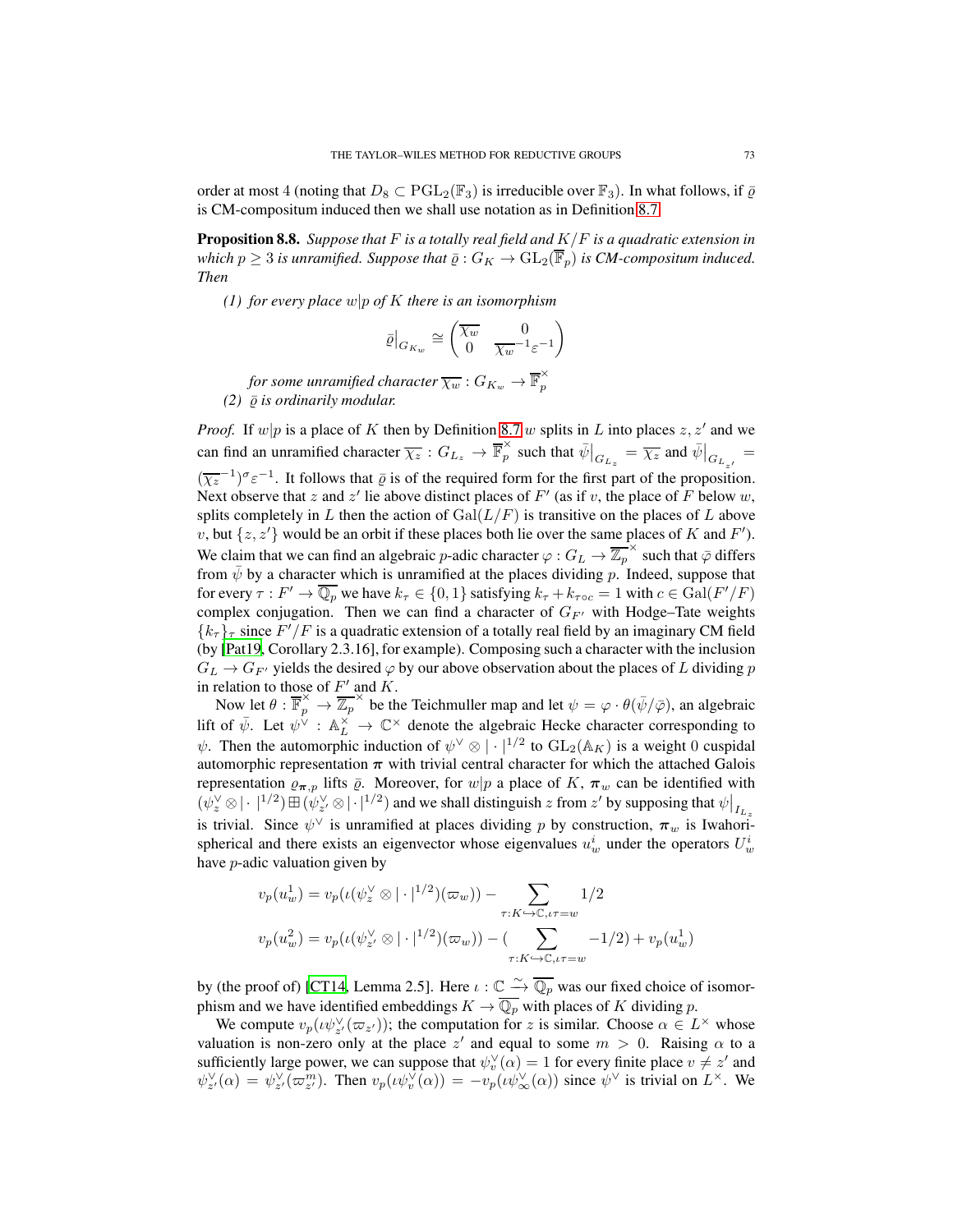order at most 4 (noting that $D_8 \subset \mathrm{PGL}_2(\mathbb{F}_3)$ is irreducible over $\mathbb{F}_3$). In what follows, if $\bar{\varrho}$ is CM-compositum induced then we shall use notation as in Definition 8.7.

**Proposition 8.8.** *Suppose that $F$ is a totally real field and $K/F$ is a quadratic extension in which $p \geq 3$ is unramified. Suppose that $\bar{\varrho} : G_K \to \mathrm{GL}_2(\overline{\mathbb{F}}_p)$ is CM-compositum induced. Then*

*(1) for every place $w|p$ of $K$ there is an isomorphism*

$$\bar{\varrho}\big|_{G_{K_w}} \cong \begin{pmatrix} \overline{\chi_w} & 0 \\ 0 & \overline{\chi_w}^{-1}\varepsilon^{-1} \end{pmatrix}$$

*for some unramified character $\overline{\chi_w} : G_{K_w} \to \overline{\mathbb{F}}_p^\times$*

*(2) $\bar{\varrho}$ is ordinarily modular.*

*Proof.* If $w|p$ is a place of $K$ then by Definition 8.7 $w$ splits in $L$ into places $z, z'$ and we can find an unramified character $\overline{\chi_z} : G_{L_z} \to \overline{\mathbb{F}}_p^\times$ such that $\bar{\psi}\big|_{G_{L_z}} = \overline{\chi_z}$ and $\bar{\psi}\big|_{G_{L_{z'}}} = (\overline{\chi_z}^{-1})^\sigma \varepsilon^{-1}$. It follows that $\bar{\varrho}$ is of the required form for the first part of the proposition. Next observe that $z$ and $z'$ lie above distinct places of $F'$ (as if $v$, the place of $F$ below $w$, splits completely in $L$ then the action of $\mathrm{Gal}(L/F)$ is transitive on the places of $L$ above $v$, but $\{z, z'\}$ would be an orbit if these places both lie over the same places of $K$ and $F'$). We claim that we can find an algebraic $p$-adic character $\varphi : G_L \to \overline{\mathbb{Z}_p}^\times$ such that $\bar{\varphi}$ differs from $\bar{\psi}$ by a character which is unramified at the places dividing $p$. Indeed, suppose that for every $\tau : F' \to \overline{\mathbb{Q}_p}$ we have $k_\tau \in \{0, 1\}$ satisfying $k_\tau + k_{\tau \circ c} = 1$ with $c \in \mathrm{Gal}(F'/F)$ complex conjugation. Then we can find a character of $G_{F'}$ with Hodge–Tate weights $\{k_\tau\}_\tau$ since $F'/F$ is a quadratic extension of a totally real field by an imaginary CM field (by [Pat19, Corollary 2.3.16], for example). Composing such a character with the inclusion $G_L \to G_{F'}$ yields the desired $\varphi$ by our above observation about the places of $L$ dividing $p$ in relation to those of $F'$ and $K$.

Now let $\theta : \overline{\mathbb{F}}_p^\times \to \overline{\mathbb{Z}_p}^\times$ be the Teichmuller map and let $\psi = \varphi \cdot \theta(\bar{\psi}/\bar{\varphi})$, an algebraic lift of $\bar{\psi}$. Let $\psi^\vee : \mathbb{A}_L^\times \to \mathbb{C}^\times$ denote the algebraic Hecke character corresponding to $\psi$. Then the automorphic induction of $\psi^\vee \otimes |\cdot|^{1/2}$ to $\mathrm{GL}_2(\mathbb{A}_K)$ is a weight 0 cuspidal automorphic representation $\boldsymbol{\pi}$ with trivial central character for which the attached Galois representation $\varrho_{\boldsymbol{\pi},p}$ lifts $\bar{\varrho}$. Moreover, for $w|p$ a place of $K$, $\boldsymbol{\pi}_w$ can be identified with $(\psi_z^\vee \otimes |\cdot|^{1/2}) \boxplus (\psi_{z'}^\vee \otimes |\cdot|^{1/2})$ and we shall distinguish $z$ from $z'$ by supposing that $\psi\big|_{I_{L_z}}$ is trivial. Since $\psi^\vee$ is unramified at places dividing $p$ by construction, $\boldsymbol{\pi}_w$ is Iwahori-spherical and there exists an eigenvector whose eigenvalues $u_w^i$ under the operators $U_w^i$ have $p$-adic valuation given by

$$v_p(u_w^1) = v_p(\iota(\psi_z^\vee \otimes |\cdot|^{1/2})(\varpi_w)) - \sum_{\tau : K \hookrightarrow \mathbb{C}, \iota\tau = w} 1/2$$

$$v_p(u_w^2) = v_p(\iota(\psi_{z'}^\vee \otimes |\cdot|^{1/2})(\varpi_w)) - (\sum_{\tau : K \hookrightarrow \mathbb{C}, \iota\tau = w} -1/2) + v_p(u_w^1)$$

by (the proof of) [CT14, Lemma 2.5]. Here $\iota : \mathbb{C} \xrightarrow{\sim} \overline{\mathbb{Q}_p}$ was our fixed choice of isomorphism and we have identified embeddings $K \to \overline{\mathbb{Q}_p}$ with places of $K$ dividing $p$.

We compute $v_p(\iota\psi_{z'}^\vee(\varpi_{z'}))$; the computation for $z$ is similar. Choose $\alpha \in L^\times$ whose valuation is non-zero only at the place $z'$ and equal to some $m > 0$. Raising $\alpha$ to a sufficiently large power, we can suppose that $\psi_v^\vee(\alpha) = 1$ for every finite place $v \neq z'$ and $\psi_{z'}^\vee(\alpha) = \psi_{z'}^\vee(\varpi_{z'}^m)$. Then $v_p(\iota\psi_v^\vee(\alpha)) = -v_p(\iota\psi_\infty^\vee(\alpha))$ since $\psi^\vee$ is trivial on $L^\times$. We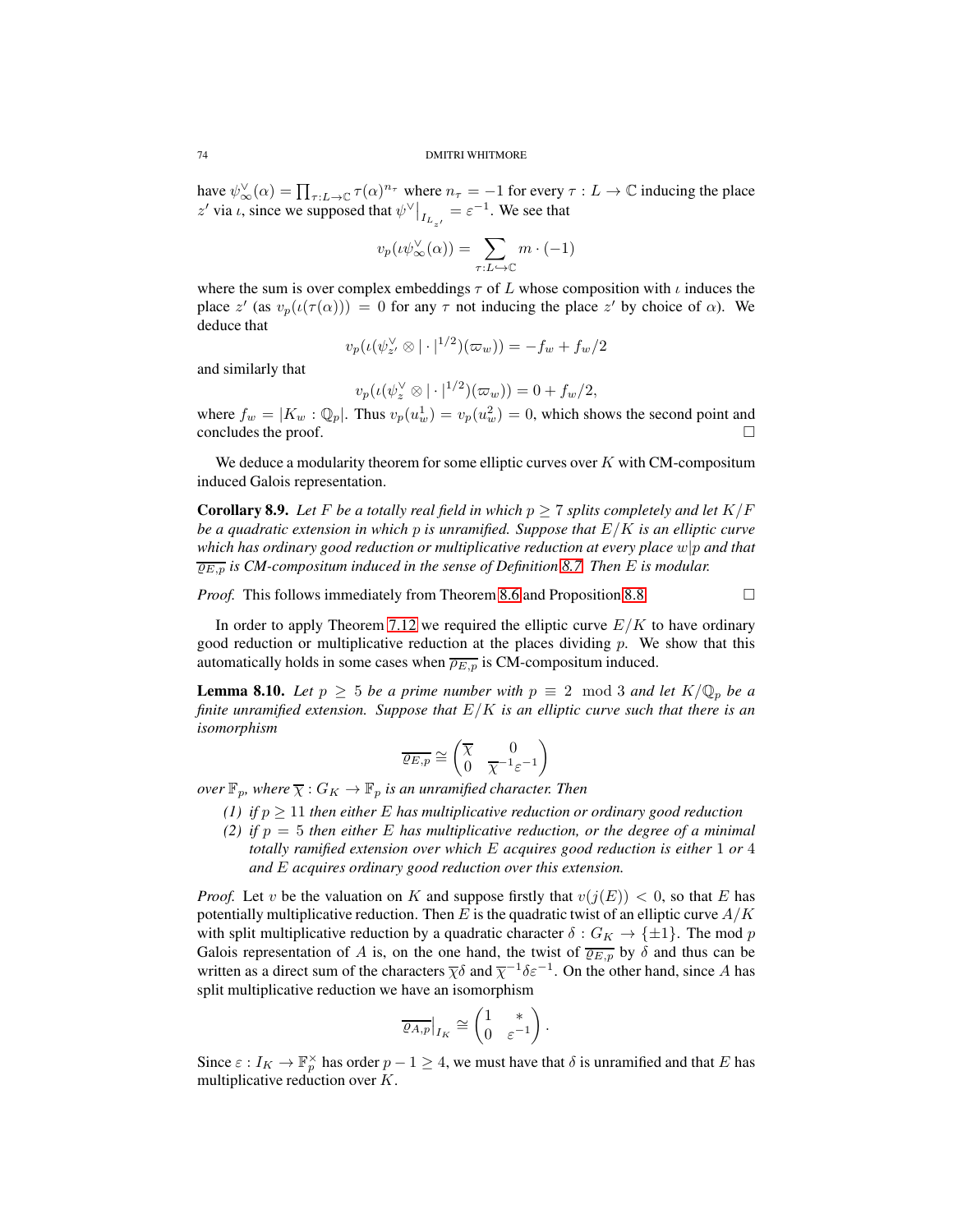have $\psi_\infty^\vee(\alpha) = \prod_{\tau: L \to \mathbb{C}} \tau(\alpha)^{n_\tau}$ where $n_\tau = -1$ for every $\tau : L \to \mathbb{C}$ inducing the place $z'$ via $\iota$, since we supposed that $\psi^\vee\big|_{I_{L_{z'}}} = \varepsilon^{-1}$. We see that

$$v_p(\iota\psi_\infty^\vee(\alpha)) = \sum_{\tau: L \hookrightarrow \mathbb{C}} m \cdot (-1)$$

where the sum is over complex embeddings $\tau$ of $L$ whose composition with $\iota$ induces the place $z'$ (as $v_p(\iota(\tau(\alpha))) = 0$ for any $\tau$ not inducing the place $z'$ by choice of $\alpha$). We deduce that

$$v_p(\iota(\psi_{z'}^\vee \otimes |\cdot|^{1/2})(\varpi_w)) = -f_w + f_w/2$$

and similarly that

$$v_p(\iota(\psi_z^\vee \otimes |\cdot|^{1/2})(\varpi_w)) = 0 + f_w/2,$$

where $f_w = |K_w : \mathbb{Q}_p|$. Thus $v_p(u_w^1) = v_p(u_w^2) = 0$, which shows the second point and concludes the proof. □

We deduce a modularity theorem for some elliptic curves over $K$ with CM-compositum induced Galois representation.

**Corollary 8.9.** *Let $F$ be a totally real field in which $p \geq 7$ splits completely and let $K/F$ be a quadratic extension in which $p$ is unramified. Suppose that $E/K$ is an elliptic curve which has ordinary good reduction or multiplicative reduction at every place $w|p$ and that $\overline{\varrho_{E,p}}$ is CM-compositum induced in the sense of Definition 8.7. Then $E$ is modular.*

*Proof.* This follows immediately from Theorem 8.6 and Proposition 8.8. □

In order to apply Theorem 7.12 we required the elliptic curve $E/K$ to have ordinary good reduction or multiplicative reduction at the places dividing $p$. We show that this automatically holds in some cases when $\overline{\rho_{E,p}}$ is CM-compositum induced.

**Lemma 8.10.** *Let $p \geq 5$ be a prime number with $p \equiv 2 \mod 3$ and let $K/\mathbb{Q}_p$ be a finite unramified extension. Suppose that $E/K$ is an elliptic curve such that there is an isomorphism*

$$\overline{\varrho_{E,p}} \cong \begin{pmatrix} \overline{\chi} & 0 \\ 0 & \overline{\chi}^{-1}\varepsilon^{-1} \end{pmatrix}$$

*over $\mathbb{F}_p$, where $\overline{\chi} : G_K \to \mathbb{F}_p$ is an unramified character. Then*

1. *if $p \geq 11$ then either $E$ has multiplicative reduction or ordinary good reduction*
2. *if $p = 5$ then either $E$ has multiplicative reduction, or the degree of a minimal totally ramified extension over which $E$ acquires good reduction is either 1 or 4 and $E$ acquires ordinary good reduction over this extension.*

*Proof.* Let $v$ be the valuation on $K$ and suppose firstly that $v(j(E)) < 0$, so that $E$ has potentially multiplicative reduction. Then $E$ is the quadratic twist of an elliptic curve $A/K$ with split multiplicative reduction by a quadratic character $\delta : G_K \to \{\pm 1\}$. The mod $p$ Galois representation of $A$ is, on the one hand, the twist of $\overline{\varrho_{E,p}}$ by $\delta$ and thus can be written as a direct sum of the characters $\overline{\chi}\delta$ and $\overline{\chi}^{-1}\delta\varepsilon^{-1}$. On the other hand, since $A$ has split multiplicative reduction we have an isomorphism

$$\overline{\varrho_{A,p}}\big|_{I_K} \cong \begin{pmatrix} 1 & * \\ 0 & \varepsilon^{-1} \end{pmatrix}.$$

Since $\varepsilon : I_K \to \mathbb{F}_p^\times$ has order $p - 1 \geq 4$, we must have that $\delta$ is unramified and that $E$ has multiplicative reduction over $K$.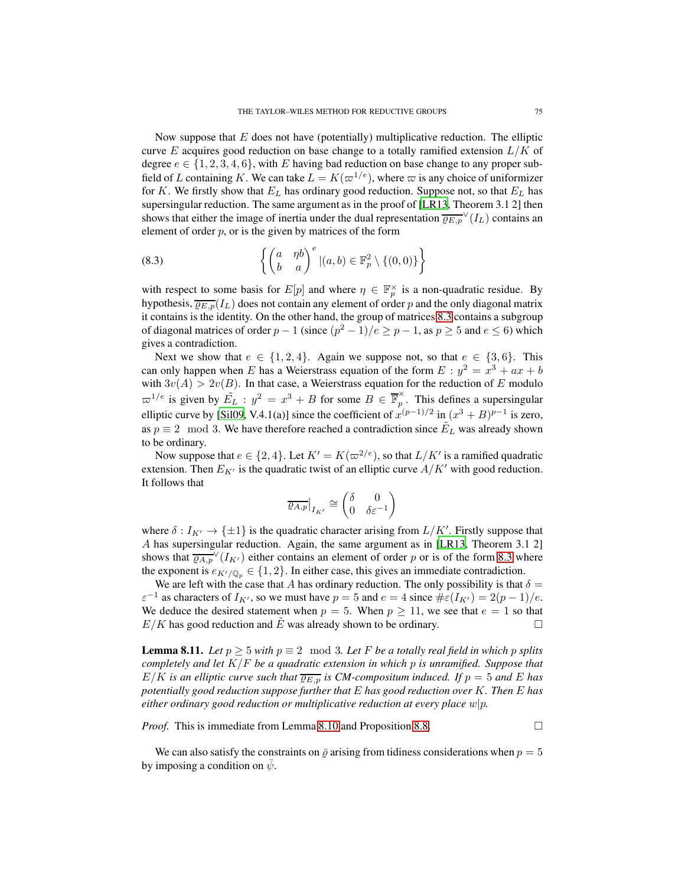Now suppose that $E$ does not have (potentially) multiplicative reduction. The elliptic curve $E$ acquires good reduction on base change to a totally ramified extension $L/K$ of degree $e \in \{1, 2, 3, 4, 6\}$, with $E$ having bad reduction on base change to any proper subfield of $L$ containing $K$. We can take $L = K(\varpi^{1/e})$, where $\varpi$ is any choice of uniformizer for $K$. We firstly show that $E_L$ has ordinary good reduction. Suppose not, so that $E_L$ has supersingular reduction. The same argument as in the proof of [LR13, Theorem 3.1 2] then shows that either the image of inertia under the dual representation $\overline{\varrho_{E,p}}^\vee(I_L)$ contains an element of order $p$, or is the given by matrices of the form

$$\left\{ \begin{pmatrix} a & \eta b \\ b & a \end{pmatrix}^e | (a, b) \in \mathbb{F}_p^2 \setminus \{(0, 0)\} \right\} \tag{8.3}$$

with respect to some basis for $E[p]$ and where $\eta \in \mathbb{F}_p^\times$ is a non-quadratic residue. By hypothesis, $\overline{\varrho_{E,p}}(I_L)$ does not contain any element of order $p$ and the only diagonal matrix it contains is the identity. On the other hand, the group of matrices 8.3 contains a subgroup of diagonal matrices of order $p - 1$ (since $(p^2 - 1)/e \geq p - 1$, as $p \geq 5$ and $e \leq 6$) which gives a contradiction.

Next we show that $e \in \{1, 2, 4\}$. Again we suppose not, so that $e \in \{3, 6\}$. This can only happen when $E$ has a Weierstrass equation of the form $E : y^2 = x^3 + ax + b$ with $3v(A) > 2v(B)$. In that case, a Weierstrass equation for the reduction of $E$ modulo $\varpi^{1/e}$ is given by $\tilde{E_L} : y^2 = x^3 + B$ for some $B \in \overline{\mathbb{F}}_p^\times$. This defines a supersingular elliptic curve by [Sil09, V.4.1(a)] since the coefficient of $x^{(p-1)/2}$ in $(x^3 + B)^{p-1}$ is zero, as $p \equiv 2 \mod 3$. We have therefore reached a contradiction since $\tilde{E}_L$ was already shown to be ordinary.

Now suppose that $e \in \{2, 4\}$. Let $K' = K(\varpi^{2/e})$, so that $L/K'$ is a ramified quadratic extension. Then $E_{K'}$ is the quadratic twist of an elliptic curve $A/K'$ with good reduction. It follows that

$$\overline{\varrho_{A,p}}\big|_{I_{K'}} \cong \begin{pmatrix} \delta & 0 \\ 0 & \delta\varepsilon^{-1} \end{pmatrix}$$

where $\delta : I_{K'} \to \{\pm 1\}$ is the quadratic character arising from $L/K'$. Firstly suppose that $A$ has supersingular reduction. Again, the same argument as in [LR13, Theorem 3.1 2] shows that $\overline{\varrho_{A,p}}^\vee(I_{K'})$ either contains an element of order $p$ or is of the form 8.3 where the exponent is $e_{K'/\mathbb{Q}_p} \in \{1, 2\}$. In either case, this gives an immediate contradiction.

We are left with the case that $A$ has ordinary reduction. The only possibility is that $\delta = \varepsilon^{-1}$ as characters of $I_{K'}$, so we must have $p = 5$ and $e = 4$ since $\#\varepsilon(I_{K'}) = 2(p - 1)/e$. We deduce the desired statement when $p = 5$. When $p \geq 11$, we see that $e = 1$ so that $E/K$ has good reduction and $\tilde{E}$ was already shown to be ordinary. $\square$

**Lemma 8.11.** *Let $p \geq 5$ with $p \equiv 2 \mod 3$. Let $F$ be a totally real field in which $p$ splits completely and let $K/F$ be a quadratic extension in which $p$ is unramified. Suppose that $E/K$ is an elliptic curve such that $\overline{\varrho_{E,p}}$ is CM-compositum induced. If $p = 5$ and $E$ has potentially good reduction suppose further that $E$ has good reduction over $K$. Then $E$ has either ordinary good reduction or multiplicative reduction at every place $w|p$.*

*Proof.* This is immediate from Lemma 8.10 and Proposition 8.8. $\square$

We can also satisfy the constraints on $\bar{\varrho}$ arising from tidiness considerations when $p = 5$ by imposing a condition on $\bar{\psi}$.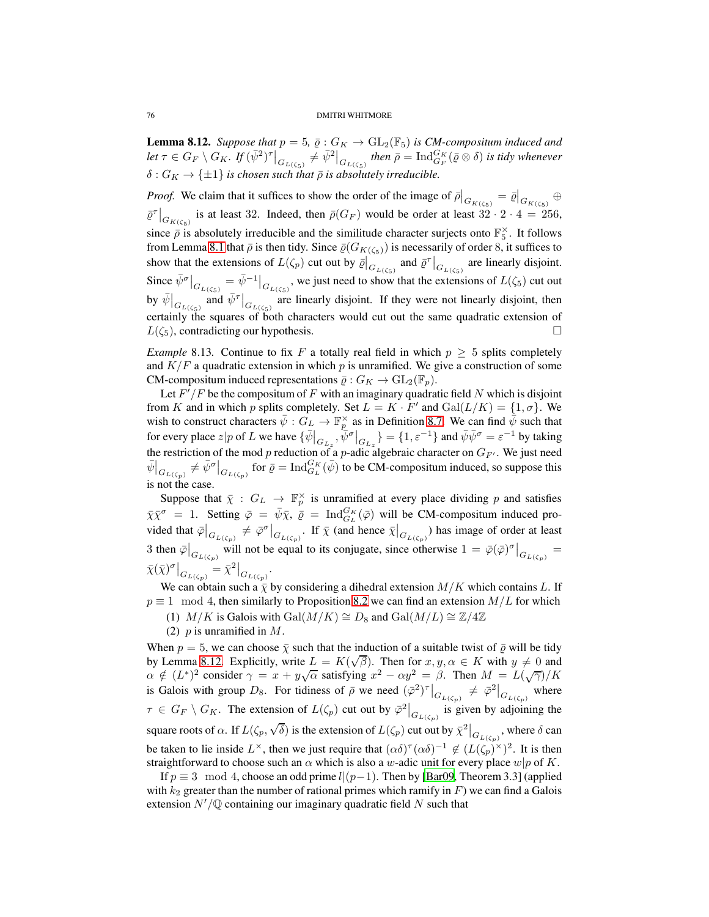**Lemma 8.12.** *Suppose that $p = 5$, $\bar{\varrho} : G_K \to \mathrm{GL}_2(\mathbb{F}_5)$ is CM-compositum induced and let $\tau \in G_F \setminus G_K$. If $(\bar{\psi}^2)^\tau\big|_{G_{L(\zeta_5)}} \neq \bar{\psi}^2\big|_{G_{L(\zeta_5)}}$ then $\bar{\rho} = \mathrm{Ind}_{G_F}^{G_K}(\bar{\varrho} \otimes \delta)$ is tidy whenever $\delta : G_K \to \{\pm 1\}$ is chosen such that $\bar{\rho}$ is absolutely irreducible.*

*Proof.* We claim that it suffices to show the order of the image of $\bar{\rho}\big|_{G_{K(\zeta_5)}} = \bar{\varrho}\big|_{G_{K(\zeta_5)}} \oplus \bar{\varrho}^\tau\big|_{G_{K(\zeta_5)}}$ is at least 32. Indeed, then $\bar{\rho}(G_F)$ would be order at least $32 \cdot 2 \cdot 4 = 256$, since $\bar{\rho}$ is absolutely irreducible and the similitude character surjects onto $\mathbb{F}_5^\times$. It follows from Lemma 8.1 that $\bar{\rho}$ is then tidy. Since $\bar{\varrho}(G_{K(\zeta_5)})$ is necessarily of order 8, it suffices to show that the extensions of $L(\zeta_p)$ cut out by $\bar{\varrho}\big|_{G_{L(\zeta_5)}}$ and $\bar{\varrho}^\tau\big|_{G_{L(\zeta_5)}}$ are linearly disjoint. Since $\bar{\psi}^\sigma\big|_{G_{L(\zeta_5)}} = \bar{\psi}^{-1}\big|_{G_{L(\zeta_5)}}$, we just need to show that the extensions of $L(\zeta_5)$ cut out by $\bar{\psi}\big|_{G_{L(\zeta_5)}}$ and $\bar{\psi}^\tau\big|_{G_{L(\zeta_5)}}$ are linearly disjoint. If they were not linearly disjoint, then certainly the squares of both characters would cut out the same quadratic extension of $L(\zeta_5)$, contradicting our hypothesis. $\square$

*Example* 8.13. Continue to fix $F$ a totally real field in which $p \geq 5$ splits completely and $K/F$ a quadratic extension in which $p$ is unramified. We give a construction of some CM-compositum induced representations $\bar{\varrho} : G_K \to \mathrm{GL}_2(\mathbb{F}_p)$.

Let $F'/F$ be the compositum of $F$ with an imaginary quadratic field $N$ which is disjoint from $K$ and in which $p$ splits completely. Set $L = K \cdot F'$ and $\mathrm{Gal}(L/K) = \{1, \sigma\}$. We wish to construct characters $\bar{\psi} : G_L \to \mathbb{F}_p^\times$ as in Definition 8.7. We can find $\bar{\psi}$ such that for every place $z|p$ of $L$ we have $\{\bar{\psi}\big|_{G_{L_z}}, \bar{\psi}^\sigma\big|_{G_{L_z}}\} = \{1, \varepsilon^{-1}\}$ and $\bar{\psi}\bar{\psi}^\sigma = \varepsilon^{-1}$ by taking the restriction of the mod $p$ reduction of a $p$-adic algebraic character on $G_{F'}$. We just need $\bar{\psi}\big|_{G_{L(\zeta_p)}} \neq \bar{\psi}^\sigma\big|_{G_{L(\zeta_p)}}$ for $\bar{\varrho} = \mathrm{Ind}_{G_L}^{G_K}(\bar{\psi})$ to be CM-compositum induced, so suppose this is not the case.

Suppose that $\bar{\chi} : G_L \to \mathbb{F}_p^\times$ is unramified at every place dividing $p$ and satisfies $\bar{\chi}\bar{\chi}^\sigma = 1$. Setting $\bar{\varphi} = \bar{\psi}\bar{\chi}$, $\bar{\varrho} = \mathrm{Ind}_{G_L}^{G_K}(\bar{\varphi})$ will be CM-compositum induced provided that $\bar{\varphi}\big|_{G_{L(\zeta_p)}} \neq \bar{\varphi}^\sigma\big|_{G_{L(\zeta_p)}}$. If $\bar{\chi}$ (and hence $\bar{\chi}\big|_{G_{L(\zeta_p)}}$) has image of order at least 3 then $\bar{\varphi}\big|_{G_{L(\zeta_p)}}$ will not be equal to its conjugate, since otherwise $1 = \bar{\varphi}(\bar{\varphi})^\sigma\big|_{G_{L(\zeta_p)}} = \bar{\chi}(\bar{\chi})^\sigma\big|_{G_{L(\zeta_p)}} = \bar{\chi}^2\big|_{G_{L(\zeta_p)}}$.

We can obtain such a $\bar{\chi}$ by considering a dihedral extension $M/K$ which contains $L$. If $p \equiv 1 \mod 4$, then similarly to Proposition 8.2 we can find an extension $M/L$ for which

(1) $M/K$ is Galois with $\mathrm{Gal}(M/K) \cong D_8$ and $\mathrm{Gal}(M/L) \cong \mathbb{Z}/4\mathbb{Z}$
(2) $p$ is unramified in $M$.

When $p = 5$, we can choose $\bar{\chi}$ such that the induction of a suitable twist of $\bar{\varrho}$ will be tidy by Lemma 8.12. Explicitly, write $L = K(\sqrt{\beta})$. Then for $x, y, \alpha \in K$ with $y \neq 0$ and $\alpha \notin (L^*)^2$ consider $\gamma = x + y\sqrt{\alpha}$ satisfying $x^2 - \alpha y^2 = \beta$. Then $M = L(\sqrt{\gamma})/K$ is Galois with group $D_8$. For tidiness of $\bar{\rho}$ we need $(\bar{\varphi}^2)^\tau\big|_{G_{L(\zeta_p)}} \neq \bar{\varphi}^2\big|_{G_{L(\zeta_p)}}$ where $\tau \in G_F \setminus G_K$. The extension of $L(\zeta_p)$ cut out by $\bar{\varphi}^2\big|_{G_{L(\zeta_p)}}$ is given by adjoining the square roots of $\alpha$. If $L(\zeta_p, \sqrt{\delta})$ is the extension of $L(\zeta_p)$ cut out by $\bar{\chi}^2\big|_{G_{L(\zeta_p)}}$, where $\delta$ can be taken to lie inside $L^\times$, then we just require that $(\alpha\delta)^\tau(\alpha\delta)^{-1} \notin (L(\zeta_p)^\times)^2$. It is then straightforward to choose such an $\alpha$ which is also a $w$-adic unit for every place $w|p$ of $K$.

If $p \equiv 3 \mod 4$, choose an odd prime $l|(p-1)$. Then by [Bar09, Theorem 3.3] (applied with $k_2$ greater than the number of rational primes which ramify in $F$) we can find a Galois extension $N'/\mathbb{Q}$ containing our imaginary quadratic field $N$ such that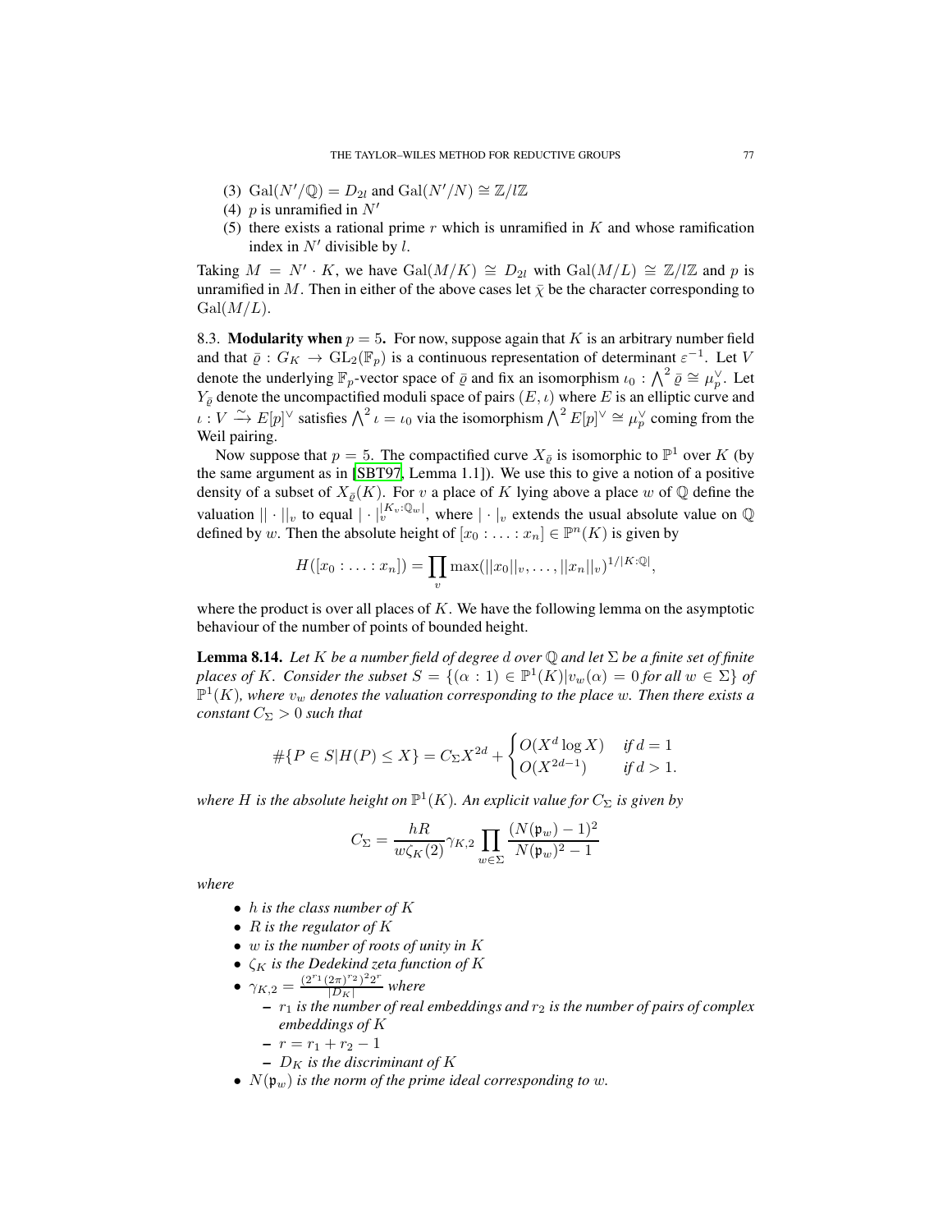(3) $\mathrm{Gal}(N'/\mathbb{Q}) = D_{2l}$ and $\mathrm{Gal}(N'/N) \cong \mathbb{Z}/l\mathbb{Z}$
(4) $p$ is unramified in $N'$
(5) there exists a rational prime $r$ which is unramified in $K$ and whose ramification index in $N'$ divisible by $l$.

Taking $M = N' \cdot K$, we have $\mathrm{Gal}(M/K) \cong D_{2l}$ with $\mathrm{Gal}(M/L) \cong \mathbb{Z}/l\mathbb{Z}$ and $p$ is unramified in $M$. Then in either of the above cases let $\bar{\chi}$ be the character corresponding to $\mathrm{Gal}(M/L)$.

8.3. **Modularity when** $p = 5$**.** For now, suppose again that $K$ is an arbitrary number field and that $\bar{\varrho} : G_K \to \mathrm{GL}_2(\mathbb{F}_p)$ is a continuous representation of determinant $\varepsilon^{-1}$. Let $V$ denote the underlying $\mathbb{F}_p$-vector space of $\bar{\varrho}$ and fix an isomorphism $\iota_0 : \bigwedge^2 \bar{\varrho} \cong \mu_p^\vee$. Let $Y_{\bar{\varrho}}$ denote the uncompactified moduli space of pairs $(E, \iota)$ where $E$ is an elliptic curve and $\iota : V \xrightarrow{\sim} E[p]^\vee$ satisfies $\bigwedge^2 \iota = \iota_0$ via the isomorphism $\bigwedge^2 E[p]^\vee \cong \mu_p^\vee$ coming from the Weil pairing.

Now suppose that $p = 5$. The compactified curve $X_{\bar{\varrho}}$ is isomorphic to $\mathbb{P}^1$ over $K$ (by the same argument as in [SBT97, Lemma 1.1]). We use this to give a notion of a positive density of a subset of $X_{\bar{\varrho}}(K)$. For $v$ a place of $K$ lying above a place $w$ of $\mathbb{Q}$ define the valuation $|| \cdot ||_v$ to equal $| \cdot |_v^{|K_v:\mathbb{Q}_w|}$, where $| \cdot |_v$ extends the usual absolute value on $\mathbb{Q}$ defined by $w$. Then the absolute height of $[x_0 : \ldots : x_n] \in \mathbb{P}^n(K)$ is given by

$$H([x_0 : \ldots : x_n]) = \prod_v \max(||x_0||_v, \ldots, ||x_n||_v)^{1/|K:\mathbb{Q}|},$$

where the product is over all places of $K$. We have the following lemma on the asymptotic behaviour of the number of points of bounded height.

**Lemma 8.14.** *Let $K$ be a number field of degree $d$ over $\mathbb{Q}$ and let $\Sigma$ be a finite set of finite places of $K$. Consider the subset $S = \{(\alpha : 1) \in \mathbb{P}^1(K) | v_w(\alpha) = 0 \text{ for all } w \in \Sigma\}$ of $\mathbb{P}^1(K)$, where $v_w$ denotes the valuation corresponding to the place $w$. Then there exists a constant $C_\Sigma > 0$ such that*

$$\#\{P \in S | H(P) \leq X\} = C_\Sigma X^{2d} + \begin{cases} O(X^d \log X) & \text{if } d = 1 \\ O(X^{2d-1}) & \text{if } d > 1. \end{cases}$$

*where $H$ is the absolute height on $\mathbb{P}^1(K)$. An explicit value for $C_\Sigma$ is given by*

$$C_\Sigma = \frac{hR}{w\zeta_K(2)} \gamma_{K,2} \prod_{w \in \Sigma} \frac{(N(\mathfrak{p}_w) - 1)^2}{N(\mathfrak{p}_w)^2 - 1}$$

*where*

- *$h$ is the class number of $K$*
- *$R$ is the regulator of $K$*
- *$w$ is the number of roots of unity in $K$*
- *$\zeta_K$ is the Dedekind zeta function of $K$*
- *$\gamma_{K,2} = \frac{(2^{r_1}(2\pi)^{r_2})^2 2^r}{|D_K|}$ where*
  - *$r_1$ is the number of real embeddings and $r_2$ is the number of pairs of complex embeddings of $K$*
  - *$r = r_1 + r_2 - 1$*
  - *$D_K$ is the discriminant of $K$*
- *$N(\mathfrak{p}_w)$ is the norm of the prime ideal corresponding to $w$.*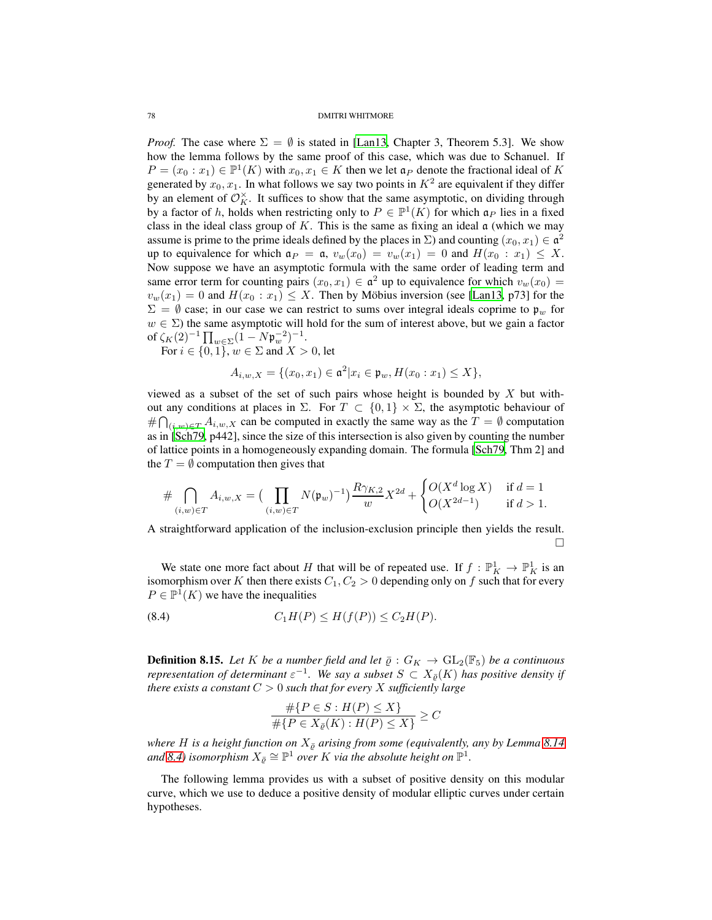*Proof.* The case where $\Sigma = \emptyset$ is stated in [Lan13, Chapter 3, Theorem 5.3]. We show how the lemma follows by the same proof of this case, which was due to Schanuel. If $P = (x_0 : x_1) \in \mathbb{P}^1(K)$ with $x_0, x_1 \in K$ then we let $\mathfrak{a}_P$ denote the fractional ideal of $K$ generated by $x_0, x_1$. In what follows we say two points in $K^2$ are equivalent if they differ by an element of $\mathcal{O}_K^\times$. It suffices to show that the same asymptotic, on dividing through by a factor of $h$, holds when restricting only to $P \in \mathbb{P}^1(K)$ for which $\mathfrak{a}_P$ lies in a fixed class in the ideal class group of $K$. This is the same as fixing an ideal $\mathfrak{a}$ (which we may assume is prime to the prime ideals defined by the places in $\Sigma$) and counting $(x_0, x_1) \in \mathfrak{a}^2$ up to equivalence for which $\mathfrak{a}_P = \mathfrak{a}$, $v_w(x_0) = v_w(x_1) = 0$ and $H(x_0 : x_1) \leq X$. Now suppose we have an asymptotic formula with the same order of leading term and same error term for counting pairs $(x_0, x_1) \in \mathfrak{a}^2$ up to equivalence for which $v_w(x_0) = v_w(x_1) = 0$ and $H(x_0 : x_1) \leq X$. Then by Möbius inversion (see [Lan13, p73] for the $\Sigma = \emptyset$ case; in our case we can restrict to sums over integral ideals coprime to $\mathfrak{p}_w$ for $w \in \Sigma$) the same asymptotic will hold for the sum of interest above, but we gain a factor of $\zeta_K(2)^{-1} \prod_{w \in \Sigma}(1 - N\mathfrak{p}_w^{-2})^{-1}$.

For $i \in \{0, 1\}$, $w \in \Sigma$ and $X > 0$, let

$$A_{i,w,X} = \{(x_0, x_1) \in \mathfrak{a}^2 | x_i \in \mathfrak{p}_w, H(x_0 : x_1) \leq X\},$$

viewed as a subset of the set of such pairs whose height is bounded by $X$ but without any conditions at places in $\Sigma$. For $T \subset \{0, 1\} \times \Sigma$, the asymptotic behaviour of $\# \bigcap_{(i,w) \in T} A_{i,w,X}$ can be computed in exactly the same way as the $T = \emptyset$ computation as in [Sch79, p442], since the size of this intersection is also given by counting the number of lattice points in a homogeneously expanding domain. The formula [Sch79, Thm 2] and the $T = \emptyset$ computation then gives that

$$\# \bigcap_{(i,w) \in T} A_{i,w,X} = \Big( \prod_{(i,w) \in T} N(\mathfrak{p}_w)^{-1} \Big) \frac{R \gamma_{K,2}}{w} X^{2d} + \begin{cases} O(X^d \log X) & \text{if } d = 1 \\ O(X^{2d-1}) & \text{if } d > 1. \end{cases}$$

A straightforward application of the inclusion-exclusion principle then yields the result. $\square$

We state one more fact about $H$ that will be of repeated use. If $f : \mathbb{P}^1_K \to \mathbb{P}^1_K$ is an isomorphism over $K$ then there exists $C_1, C_2 > 0$ depending only on $f$ such that for every $P \in \mathbb{P}^1(K)$ we have the inequalities

$$C_1 H(P) \leq H(f(P)) \leq C_2 H(P). \tag{8.4}$$

**Definition 8.15.** *Let $K$ be a number field and let $\bar{\varrho} : G_K \to \mathrm{GL}_2(\mathbb{F}_5)$ be a continuous representation of determinant $\varepsilon^{-1}$. We say a subset $S \subset X_{\bar{\varrho}}(K)$ has positive density if there exists a constant $C > 0$ such that for every $X$ sufficiently large*

$$\frac{\#\{P \in S : H(P) \leq X\}}{\#\{P \in X_{\bar{\varrho}}(K) : H(P) \leq X\}} \geq C$$

*where $H$ is a height function on $X_{\bar{\varrho}}$ arising from some (equivalently, any by Lemma 8.14 and 8.4) isomorphism $X_{\bar{\varrho}} \cong \mathbb{P}^1$ over $K$ via the absolute height on $\mathbb{P}^1$.*

The following lemma provides us with a subset of positive density on this modular curve, which we use to deduce a positive density of modular elliptic curves under certain hypotheses.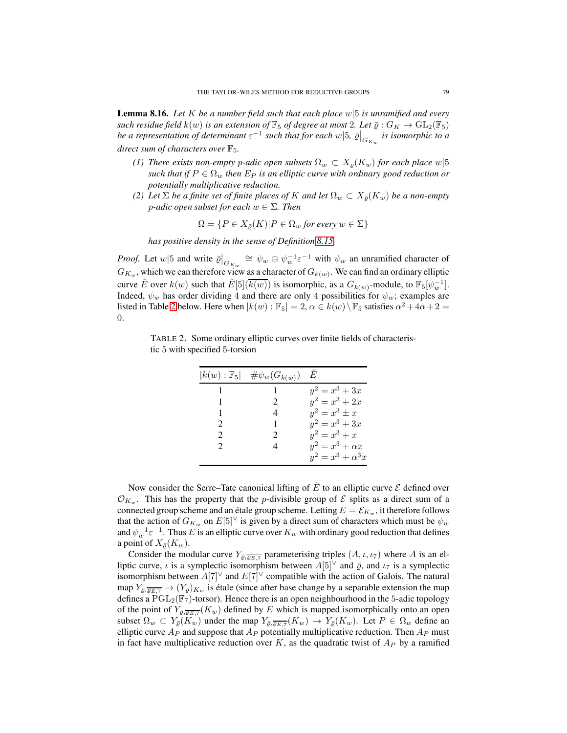**Lemma 8.16.** *Let $K$ be a number field such that each place $w|5$ is unramified and every such residue field $k(w)$ is an extension of $\mathbb{F}_5$ of degree at most 2. Let $\bar{\varrho} : G_K \to \mathrm{GL}_2(\mathbb{F}_5)$ be a representation of determinant $\varepsilon^{-1}$ such that for each $w|5$, $\bar{\varrho}\big|_{G_{K_w}}$ is isomorphic to a direct sum of characters over $\mathbb{F}_5$.*

1. *There exists non-empty $p$-adic open subsets $\Omega_w \subset X_{\bar{\varrho}}(K_w)$ for each place $w|5$ such that if $P \in \Omega_w$ then $E_P$ is an elliptic curve with ordinary good reduction or potentially multiplicative reduction.*
2. *Let $\Sigma$ be a finite set of finite places of $K$ and let $\Omega_w \subset X_{\bar{\varrho}}(K_w)$ be a non-empty $p$-adic open subset for each $w \in \Sigma$. Then*
$$\Omega = \{P \in X_{\bar{\varrho}}(K) | P \in \Omega_w \text{ for every } w \in \Sigma\}$$
*has positive density in the sense of Definition 8.15.*

*Proof.* Let $w|5$ and write $\bar{\varrho}\big|_{G_{K_w}} \cong \psi_w \oplus \psi_w^{-1}\varepsilon^{-1}$ with $\psi_w$ an unramified character of $G_{K_w}$, which we can therefore view as a character of $G_{k(w)}$. We can find an ordinary elliptic curve $\tilde{E}$ over $k(w)$ such that $\tilde{E}[5](\overline{k(w)})$ is isomorphic, as a $G_{k(w)}$-module, to $\mathbb{F}_5[\psi_w^{-1}]$. Indeed, $\psi_w$ has order dividing 4 and there are only 4 possibilities for $\psi_w$; examples are listed in Table 2 below. Here when $|k(w) : \mathbb{F}_5| = 2$, $\alpha \in k(w) \setminus \mathbb{F}_5$ satisfies $\alpha^2 + 4\alpha + 2 = 0$.

TABLE 2. Some ordinary elliptic curves over finite fields of characteristic 5 with specified 5-torsion

| $\lvert k(w) : \mathbb{F}_5 \rvert$ | $\#\psi_w(G_{k(w)})$ | $\tilde{E}$ |
|---|---|---|
| 1 | 1 | $y^2 = x^3 + 3x$ |
| 1 | 2 | $y^2 = x^3 + 2x$ |
| 1 | 4 | $y^2 = x^3 \pm x$ |
| 2 | 1 | $y^2 = x^3 + 3x$ |
| 2 | 2 | $y^2 = x^3 + x$ |
| 2 | 4 | $y^2 = x^3 + \alpha x$ |
| | | $y^2 = x^3 + \alpha^3 x$ |

Now consider the Serre–Tate canonical lifting of $\tilde{E}$ to an elliptic curve $\mathcal{E}$ defined over $\mathcal{O}_{K_w}$. This has the property that the $p$-divisible group of $\mathcal{E}$ splits as a direct sum of a connected group scheme and an étale group scheme. Letting $E = \mathcal{E}_{K_w}$, it therefore follows that the action of $G_{K_w}$ on $E[5]^\vee$ is given by a direct sum of characters which must be $\psi_w$ and $\psi_w^{-1}\varepsilon^{-1}$. Thus $E$ is an elliptic curve over $K_w$ with ordinary good reduction that defines a point of $X_{\bar{\varrho}}(K_w)$.

Consider the modular curve $Y_{\bar{\varrho},\overline{\varrho_{E,7}}}$ parameterising triples $(A, \iota, \iota_7)$ where $A$ is an elliptic curve, $\iota$ is a symplectic isomorphism between $A[5]^\vee$ and $\bar{\varrho}$, and $\iota_7$ is a symplectic isomorphism between $A[7]^\vee$ and $E[7]^\vee$ compatible with the action of Galois. The natural map $Y_{\bar{\varrho},\overline{\varrho_{E,7}}} \to (Y_{\bar{\varrho}})_{K_w}$ is étale (since after base change by a separable extension the map defines a $\mathrm{PGL}_2(\mathbb{F}_7)$-torsor). Hence there is an open neighbourhood in the 5-adic topology of the point of $Y_{\bar{\varrho},\overline{\varrho_{E,7}}}(K_w)$ defined by $E$ which is mapped isomorphically onto an open subset $\Omega_w \subset Y_{\bar{\varrho}}(K_w)$ under the map $Y_{\bar{\varrho},\overline{\varrho_{E,7}}}(K_w) \to Y_{\bar{\varrho}}(K_w)$. Let $P \in \Omega_w$ define an elliptic curve $A_P$ and suppose that $A_P$ potentially multiplicative reduction. Then $A_P$ must in fact have multiplicative reduction over $K$, as the quadratic twist of $A_P$ by a ramified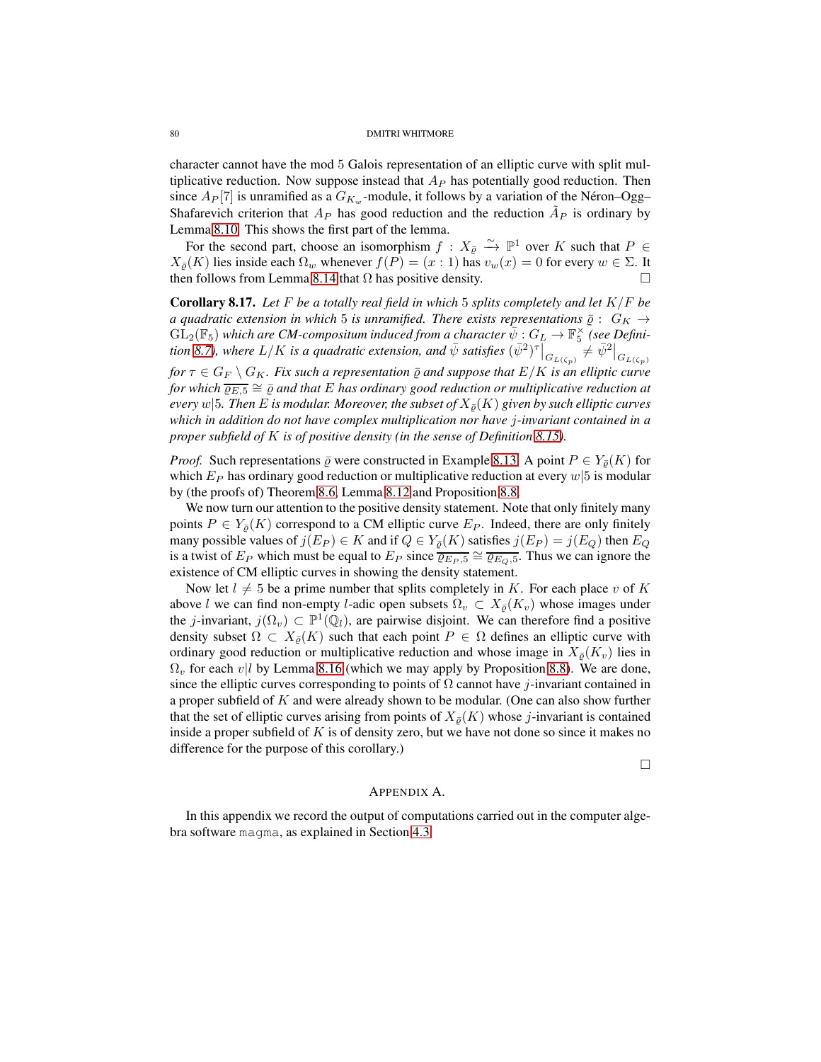character cannot have the mod 5 Galois representation of an elliptic curve with split multiplicative reduction. Now suppose instead that $A_P$ has potentially good reduction. Then since $A_P[7]$ is unramified as a $G_{K_w}$-module, it follows by a variation of the Néron–Ogg–Shafarevich criterion that $A_P$ has good reduction and the reduction $\tilde{A}_P$ is ordinary by Lemma 8.10. This shows the first part of the lemma.

For the second part, choose an isomorphism $f : X_{\bar{\varrho}} \xrightarrow{\sim} \mathbb{P}^1$ over $K$ such that $P \in X_{\bar{\varrho}}(K)$ lies inside each $\Omega_w$ whenever $f(P) = (x : 1)$ has $v_w(x) = 0$ for every $w \in \Sigma$. It then follows from Lemma 8.14 that $\Omega$ has positive density. $\square$

**Corollary 8.17.** *Let $F$ be a totally real field in which 5 splits completely and let $K/F$ be a quadratic extension in which 5 is unramified. There exists representations $\bar{\varrho} : G_K \to \mathrm{GL}_2(\mathbb{F}_5)$ which are CM-compositum induced from a character $\bar{\psi} : G_L \to \mathbb{F}_5^\times$ (see Definition 8.7), where $L/K$ is a quadratic extension, and $\bar{\psi}$ satisfies $(\bar{\psi}^2)^\tau\big|_{G_{L(\zeta_p)}} \neq \bar{\psi}^2\big|_{G_{L(\zeta_p)}}$ for $\tau \in G_F \setminus G_K$. Fix such a representation $\bar{\varrho}$ and suppose that $E/K$ is an elliptic curve for which $\overline{\varrho_{E,5}} \cong \bar{\varrho}$ and that $E$ has ordinary good reduction or multiplicative reduction at every $w|5$. Then $E$ is modular. Moreover, the subset of $X_{\bar{\varrho}}(K)$ given by such elliptic curves which in addition do not have complex multiplication nor have $j$-invariant contained in a proper subfield of $K$ is of positive density (in the sense of Definition 8.15).*

*Proof.* Such representations $\bar{\varrho}$ were constructed in Example 8.13. A point $P \in Y_{\bar{\varrho}}(K)$ for which $E_P$ has ordinary good reduction or multiplicative reduction at every $w|5$ is modular by (the proofs of) Theorem 8.6, Lemma 8.12 and Proposition 8.8.

We now turn our attention to the positive density statement. Note that only finitely many points $P \in Y_{\bar{\varrho}}(K)$ correspond to a CM elliptic curve $E_P$. Indeed, there are only finitely many possible values of $j(E_P) \in K$ and if $Q \in Y_{\bar{\varrho}}(K)$ satisfies $j(E_P) = j(E_Q)$ then $E_Q$ is a twist of $E_P$ which must be equal to $E_P$ since $\overline{\varrho_{E_P,5}} \cong \overline{\varrho_{E_Q,5}}$. Thus we can ignore the existence of CM elliptic curves in showing the density statement.

Now let $l \neq 5$ be a prime number that splits completely in $K$. For each place $v$ of $K$ above $l$ we can find non-empty $l$-adic open subsets $\Omega_v \subset X_{\bar{\varrho}}(K_v)$ whose images under the $j$-invariant, $j(\Omega_v) \subset \mathbb{P}^1(\mathbb{Q}_l)$, are pairwise disjoint. We can therefore find a positive density subset $\Omega \subset X_{\bar{\varrho}}(K)$ such that each point $P \in \Omega$ defines an elliptic curve with ordinary good reduction or multiplicative reduction and whose image in $X_{\bar{\varrho}}(K_v)$ lies in $\Omega_v$ for each $v|l$ by Lemma 8.16 (which we may apply by Proposition 8.8). We are done, since the elliptic curves corresponding to points of $\Omega$ cannot have $j$-invariant contained in a proper subfield of $K$ and were already shown to be modular. (One can also show further that the set of elliptic curves arising from points of $X_{\bar{\varrho}}(K)$ whose $j$-invariant is contained inside a proper subfield of $K$ is of density zero, but we have not done so since it makes no difference for the purpose of this corollary.)

$\square$

## Appendix A.

In this appendix we record the output of computations carried out in the computer algebra software `magma`, as explained in Section 4.3.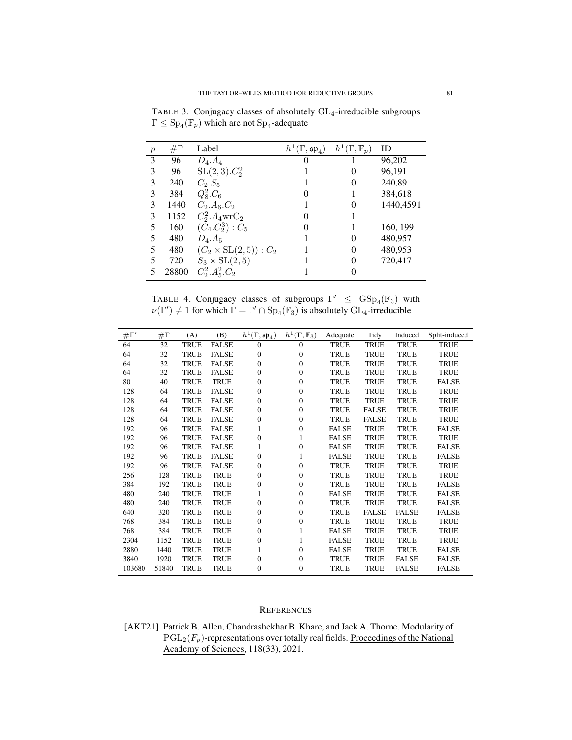TABLE 3. Conjugacy classes of absolutely $\mathrm{GL}_4$-irreducible subgroups $\Gamma \leq \mathrm{Sp}_4(\mathbb{F}_p)$ which are not $\mathrm{Sp}_4$-adequate

| $p$ | $\#\Gamma$ | Label | $h^1(\Gamma, \mathfrak{sp}_4)$ | $h^1(\Gamma, \mathbb{F}_p)$ | ID |
|---|---|---|---|---|---|
| 3 | 96 | $D_4.A_4$ | 0 | 1 | 96,202 |
| 3 | 96 | $\mathrm{SL}(2,3).C_2^2$ | 1 | 0 | 96,191 |
| 3 | 240 | $C_2.S_5$ | 1 | 0 | 240,89 |
| 3 | 384 | $Q_8^2.C_6$ | 0 | 1 | 384,618 |
| 3 | 1440 | $C_2.A_6.C_2$ | 1 | 0 | 1440,4591 |
| 3 | 1152 | $C_2^2.A_4\mathrm{wr}C_2$ | 0 | 1 | |
| 5 | 160 | $(C_4.C_2^3):C_5$ | 0 | 1 | 160, 199 |
| 5 | 480 | $D_4.A_5$ | 1 | 0 | 480,957 |
| 5 | 480 | $(C_2 \times \mathrm{SL}(2,5)):C_2$ | 1 | 0 | 480,953 |
| 5 | 720 | $S_3 \times \mathrm{SL}(2,5)$ | 1 | 0 | 720,417 |
| 5 | 28800 | $C_2^2.A_5^2.C_2$ | 1 | 0 | |

TABLE 4. Conjugacy classes of subgroups $\Gamma' \leq \mathrm{GSp}_4(\mathbb{F}_3)$ with $\nu(\Gamma') \neq 1$ for which $\Gamma = \Gamma' \cap \mathrm{Sp}_4(\mathbb{F}_3)$ is absolutely $\mathrm{GL}_4$-irreducible

| $\#\Gamma'$ | $\#\Gamma$ | (A) | (B) | $h^1(\Gamma, \mathfrak{sp}_4)$ | $h^1(\Gamma, \mathbb{F}_3)$ | Adequate | Tidy | Induced | Split-induced |
|---|---|---|---|---|---|---|---|---|---|
| 64 | 32 | TRUE | FALSE | 0 | 0 | TRUE | TRUE | TRUE | TRUE |
| 64 | 32 | TRUE | FALSE | 0 | 0 | TRUE | TRUE | TRUE | TRUE |
| 64 | 32 | TRUE | FALSE | 0 | 0 | TRUE | TRUE | TRUE | TRUE |
| 64 | 32 | TRUE | FALSE | 0 | 0 | TRUE | TRUE | TRUE | TRUE |
| 80 | 40 | TRUE | TRUE | 0 | 0 | TRUE | TRUE | TRUE | FALSE |
| 128 | 64 | TRUE | FALSE | 0 | 0 | TRUE | TRUE | TRUE | TRUE |
| 128 | 64 | TRUE | FALSE | 0 | 0 | TRUE | TRUE | TRUE | TRUE |
| 128 | 64 | TRUE | FALSE | 0 | 0 | TRUE | FALSE | TRUE | TRUE |
| 128 | 64 | TRUE | FALSE | 0 | 0 | TRUE | FALSE | TRUE | TRUE |
| 192 | 96 | TRUE | FALSE | 1 | 0 | FALSE | TRUE | TRUE | FALSE |
| 192 | 96 | TRUE | FALSE | 0 | 1 | FALSE | TRUE | TRUE | TRUE |
| 192 | 96 | TRUE | FALSE | 1 | 0 | FALSE | TRUE | TRUE | FALSE |
| 192 | 96 | TRUE | FALSE | 0 | 1 | FALSE | TRUE | TRUE | FALSE |
| 192 | 96 | TRUE | FALSE | 0 | 0 | TRUE | TRUE | TRUE | TRUE |
| 256 | 128 | TRUE | TRUE | 0 | 0 | TRUE | TRUE | TRUE | TRUE |
| 384 | 192 | TRUE | TRUE | 0 | 0 | TRUE | TRUE | TRUE | FALSE |
| 480 | 240 | TRUE | TRUE | 1 | 0 | FALSE | TRUE | TRUE | FALSE |
| 480 | 240 | TRUE | TRUE | 0 | 0 | TRUE | TRUE | TRUE | FALSE |
| 640 | 320 | TRUE | TRUE | 0 | 0 | TRUE | FALSE | FALSE | FALSE |
| 768 | 384 | TRUE | TRUE | 0 | 0 | TRUE | TRUE | TRUE | TRUE |
| 768 | 384 | TRUE | TRUE | 0 | 1 | FALSE | TRUE | TRUE | TRUE |
| 2304 | 1152 | TRUE | TRUE | 0 | 1 | FALSE | TRUE | TRUE | TRUE |
| 2880 | 1440 | TRUE | TRUE | 1 | 0 | FALSE | TRUE | TRUE | FALSE |
| 3840 | 1920 | TRUE | TRUE | 0 | 0 | TRUE | TRUE | FALSE | FALSE |
| 103680 | 51840 | TRUE | TRUE | 0 | 0 | TRUE | TRUE | FALSE | FALSE |

# REFERENCES

[AKT21] Patrick B. Allen, Chandrashekhar B. Khare, and Jack A. Thorne. Modularity of $\mathrm{PGL}_2(F_p)$-representations over totally real fields. Proceedings of the National Academy of Sciences, 118(33), 2021.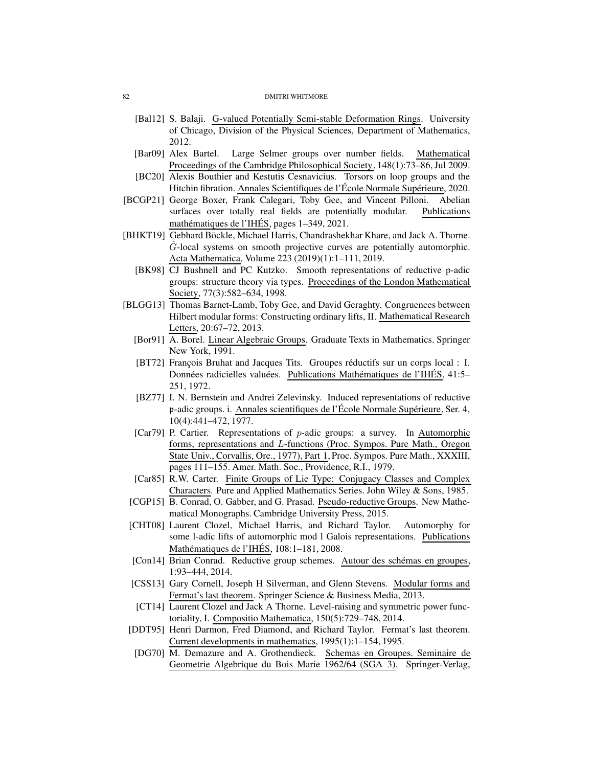- [Bal12] S. Balaji. G-valued Potentially Semi-stable Deformation Rings. University of Chicago, Division of the Physical Sciences, Department of Mathematics, 2012.
- [Bar09] Alex Bartel. Large Selmer groups over number fields. Mathematical Proceedings of the Cambridge Philosophical Society, 148(1):73–86, Jul 2009.
- [BC20] Alexis Bouthier and Kestutis Cesnavicius. Torsors on loop groups and the Hitchin fibration. Annales Scientifiques de l'École Normale Supérieure, 2020.
- [BCGP21] George Boxer, Frank Calegari, Toby Gee, and Vincent Pilloni. Abelian surfaces over totally real fields are potentially modular. Publications mathématiques de l'IHÉS, pages 1–349, 2021.
- [BHKT19] Gebhard Böckle, Michael Harris, Chandrashekhar Khare, and Jack A. Thorne. $\hat{G}$-local systems on smooth projective curves are potentially automorphic. Acta Mathematica, Volume 223 (2019)(1):1–111, 2019.
- [BK98] CJ Bushnell and PC Kutzko. Smooth representations of reductive p-adic groups: structure theory via types. Proceedings of the London Mathematical Society, 77(3):582–634, 1998.
- [BLGG13] Thomas Barnet-Lamb, Toby Gee, and David Geraghty. Congruences between Hilbert modular forms: Constructing ordinary lifts, II. Mathematical Research Letters, 20:67–72, 2013.
- [Bor91] A. Borel. Linear Algebraic Groups. Graduate Texts in Mathematics. Springer New York, 1991.
- [BT72] François Bruhat and Jacques Tits. Groupes réductifs sur un corps local : I. Données radicielles valuées. Publications Mathématiques de l'IHÉS, 41:5–251, 1972.
- [BZ77] I. N. Bernstein and Andrei Zelevinsky. Induced representations of reductive $\mathfrak{p}$-adic groups. i. Annales scientifiques de l'École Normale Supérieure, Ser. 4, 10(4):441–472, 1977.
- [Car79] P. Cartier. Representations of $p$-adic groups: a survey. In Automorphic forms, representations and $L$-functions (Proc. Sympos. Pure Math., Oregon State Univ., Corvallis, Ore., 1977), Part 1, Proc. Sympos. Pure Math., XXXIII, pages 111–155. Amer. Math. Soc., Providence, R.I., 1979.
- [Car85] R.W. Carter. Finite Groups of Lie Type: Conjugacy Classes and Complex Characters. Pure and Applied Mathematics Series. John Wiley & Sons, 1985.
- [CGP15] B. Conrad, O. Gabber, and G. Prasad. Pseudo-reductive Groups. New Mathematical Monographs. Cambridge University Press, 2015.
- [CHT08] Laurent Clozel, Michael Harris, and Richard Taylor. Automorphy for some l-adic lifts of automorphic mod l Galois representations. Publications Mathématiques de l'IHÉS, 108:1–181, 2008.
- [Con14] Brian Conrad. Reductive group schemes. Autour des schémas en groupes, 1:93–444, 2014.
- [CSS13] Gary Cornell, Joseph H Silverman, and Glenn Stevens. Modular forms and Fermat's last theorem. Springer Science & Business Media, 2013.
- [CT14] Laurent Clozel and Jack A Thorne. Level-raising and symmetric power functoriality, I. Compositio Mathematica, 150(5):729–748, 2014.
- [DDT95] Henri Darmon, Fred Diamond, and Richard Taylor. Fermat's last theorem. Current developments in mathematics, 1995(1):1–154, 1995.
- [DG70] M. Demazure and A. Grothendieck. Schemas en Groupes. Seminaire de Geometrie Algebrique du Bois Marie 1962/64 (SGA 3). Springer-Verlag,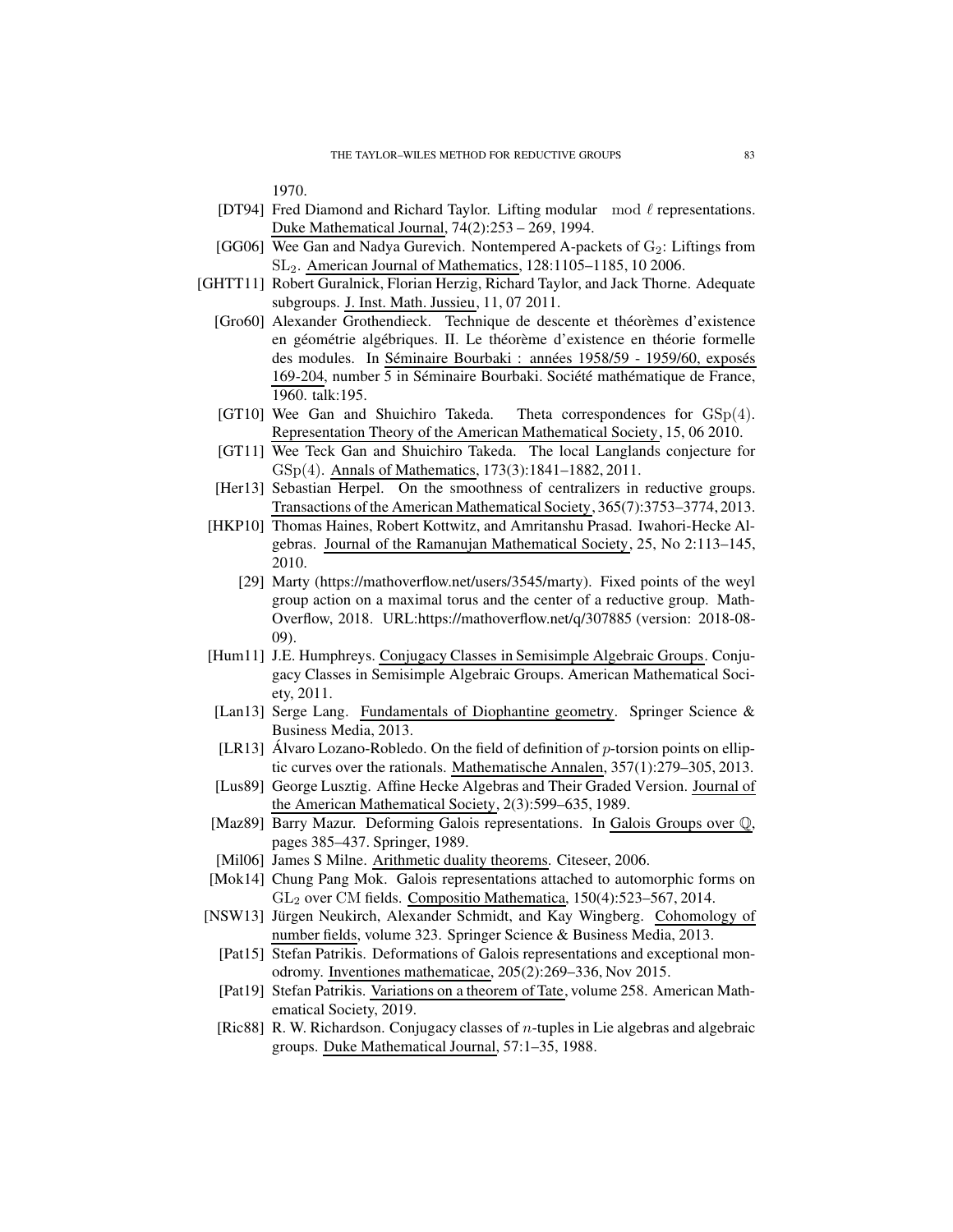1970.

- [DT94] Fred Diamond and Richard Taylor. Lifting modular $\mod \ell$ representations. Duke Mathematical Journal, 74(2):253 – 269, 1994.
- [GG06] Wee Gan and Nadya Gurevich. Nontempered A-packets of $G_2$: Liftings from $SL_2$. American Journal of Mathematics, 128:1105–1185, 10 2006.
- [GHTT11] Robert Guralnick, Florian Herzig, Richard Taylor, and Jack Thorne. Adequate subgroups. J. Inst. Math. Jussieu, 11, 07 2011.
- [Gro60] Alexander Grothendieck. Technique de descente et théorèmes d'existence en géométrie algébriques. II. Le théorème d'existence en théorie formelle des modules. In Séminaire Bourbaki : années 1958/59 - 1959/60, exposés 169-204, number 5 in Séminaire Bourbaki. Société mathématique de France, 1960. talk:195.
- [GT10] Wee Gan and Shuichiro Takeda. Theta correspondences for $GSp(4)$. Representation Theory of the American Mathematical Society, 15, 06 2010.
- [GT11] Wee Teck Gan and Shuichiro Takeda. The local Langlands conjecture for $GSp(4)$. Annals of Mathematics, 173(3):1841–1882, 2011.
- [Her13] Sebastian Herpel. On the smoothness of centralizers in reductive groups. Transactions of the American Mathematical Society, 365(7):3753–3774, 2013.
- [HKP10] Thomas Haines, Robert Kottwitz, and Amritanshu Prasad. Iwahori-Hecke Algebras. Journal of the Ramanujan Mathematical Society, 25, No 2:113–145, 2010.
- [29] Marty (https://mathoverflow.net/users/3545/marty). Fixed points of the weyl group action on a maximal torus and the center of a reductive group. MathOverflow, 2018. URL:https://mathoverflow.net/q/307885 (version: 2018-08-09).
- [Hum11] J.E. Humphreys. Conjugacy Classes in Semisimple Algebraic Groups. Conjugacy Classes in Semisimple Algebraic Groups. American Mathematical Society, 2011.
- [Lan13] Serge Lang. Fundamentals of Diophantine geometry. Springer Science & Business Media, 2013.
- [LR13] Álvaro Lozano-Robledo. On the field of definition of $p$-torsion points on elliptic curves over the rationals. Mathematische Annalen, 357(1):279–305, 2013.
- [Lus89] George Lusztig. Affine Hecke Algebras and Their Graded Version. Journal of the American Mathematical Society, 2(3):599–635, 1989.
- [Maz89] Barry Mazur. Deforming Galois representations. In Galois Groups over $\mathbb{Q}$, pages 385–437. Springer, 1989.
- [Mil06] James S Milne. Arithmetic duality theorems. Citeseer, 2006.
- [Mok14] Chung Pang Mok. Galois representations attached to automorphic forms on $GL_2$ over CM fields. Compositio Mathematica, 150(4):523–567, 2014.
- [NSW13] Jürgen Neukirch, Alexander Schmidt, and Kay Wingberg. Cohomology of number fields, volume 323. Springer Science & Business Media, 2013.
- [Pat15] Stefan Patrikis. Deformations of Galois representations and exceptional monodromy. Inventiones mathematicae, 205(2):269–336, Nov 2015.
- [Pat19] Stefan Patrikis. Variations on a theorem of Tate, volume 258. American Mathematical Society, 2019.
- [Ric88] R. W. Richardson. Conjugacy classes of $n$-tuples in Lie algebras and algebraic groups. Duke Mathematical Journal, 57:1–35, 1988.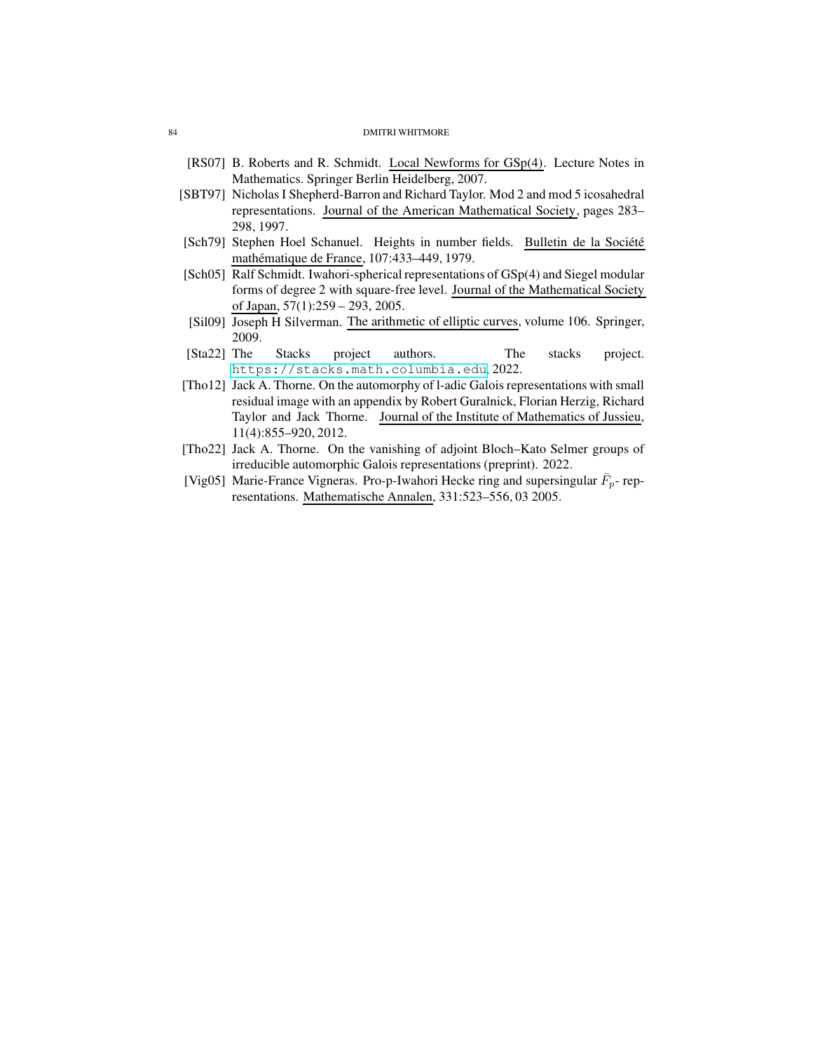[RS07] B. Roberts and R. Schmidt. Local Newforms for GSp(4). Lecture Notes in Mathematics. Springer Berlin Heidelberg, 2007.

[SBT97] Nicholas I Shepherd-Barron and Richard Taylor. Mod 2 and mod 5 icosahedral representations. Journal of the American Mathematical Society, pages 283–298, 1997.

[Sch79] Stephen Hoel Schanuel. Heights in number fields. Bulletin de la Société mathématique de France, 107:433–449, 1979.

[Sch05] Ralf Schmidt. Iwahori-spherical representations of GSp(4) and Siegel modular forms of degree 2 with square-free level. Journal of the Mathematical Society of Japan, 57(1):259 – 293, 2005.

[Sil09] Joseph H Silverman. The arithmetic of elliptic curves, volume 106. Springer, 2009.

[Sta22] The Stacks project authors. The stacks project. https://stacks.math.columbia.edu, 2022.

[Tho12] Jack A. Thorne. On the automorphy of l-adic Galois representations with small residual image with an appendix by Robert Guralnick, Florian Herzig, Richard Taylor and Jack Thorne. Journal of the Institute of Mathematics of Jussieu, 11(4):855–920, 2012.

[Tho22] Jack A. Thorne. On the vanishing of adjoint Bloch–Kato Selmer groups of irreducible automorphic Galois representations (preprint). 2022.

[Vig05] Marie-France Vigneras. Pro-p-Iwahori Hecke ring and supersingular $\bar{F}_p$- representations. Mathematische Annalen, 331:523–556, 03 2005.